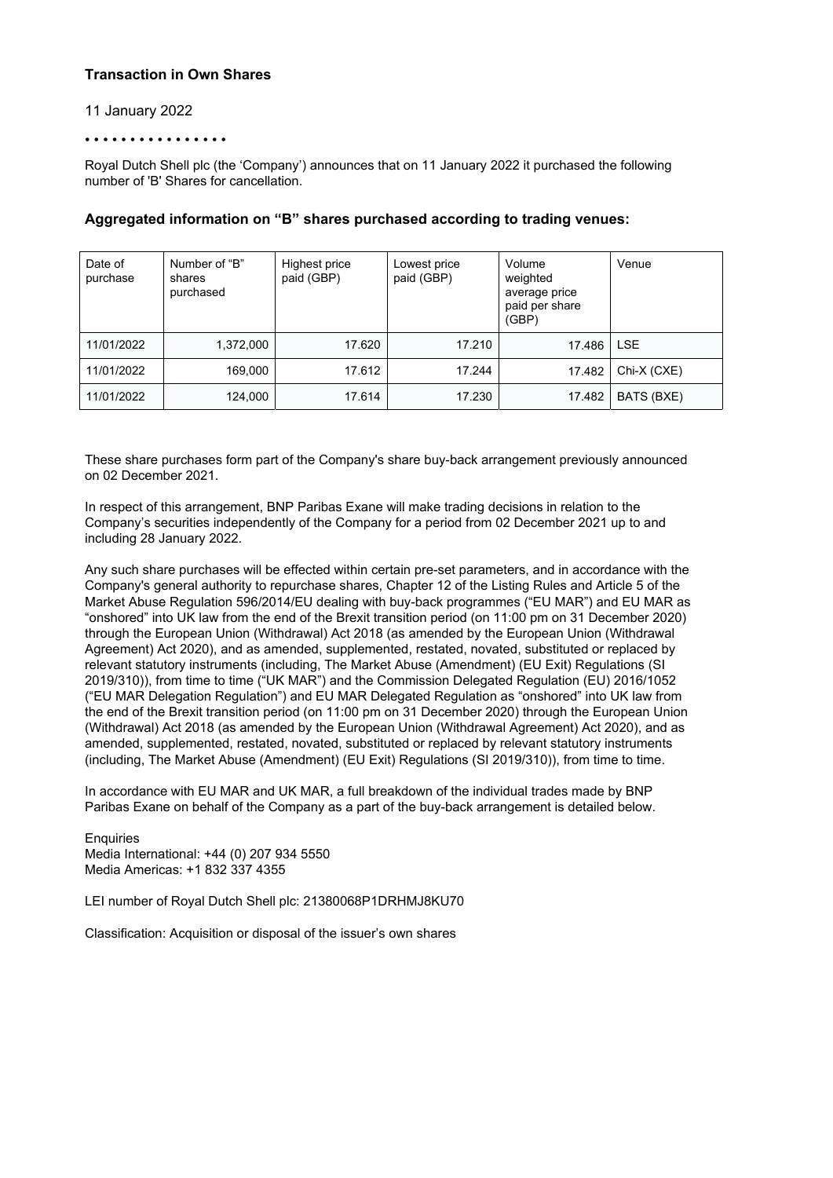### Transaction in Own Shares

11 January 2022

• • • • • • • • • • • • • • • •

Royal Dutch Shell plc (the 'Company') announces that on 11 January 2022 it purchased the following number of 'B' Shares for cancellation.

### Aggregated information on "B" shares purchased according to trading venues:

| Date of purchase | Number of "B" shares purchased | Highest price paid (GBP) | Lowest price paid (GBP) | Volume weighted average price paid per share (GBP) | Venue |
|---|---|---|---|---|---|
| 11/01/2022 | 1,372,000 | 17.620 | 17.210 | 17.486 | LSE |
| 11/01/2022 | 169,000 | 17.612 | 17.244 | 17.482 | Chi-X (CXE) |
| 11/01/2022 | 124,000 | 17.614 | 17.230 | 17.482 | BATS (BXE) |

These share purchases form part of the Company's share buy-back arrangement previously announced on 02 December 2021.

In respect of this arrangement, BNP Paribas Exane will make trading decisions in relation to the Company's securities independently of the Company for a period from 02 December 2021 up to and including 28 January 2022.

Any such share purchases will be effected within certain pre-set parameters, and in accordance with the Company's general authority to repurchase shares, Chapter 12 of the Listing Rules and Article 5 of the Market Abuse Regulation 596/2014/EU dealing with buy-back programmes ("EU MAR") and EU MAR as "onshored" into UK law from the end of the Brexit transition period (on 11:00 pm on 31 December 2020) through the European Union (Withdrawal) Act 2018 (as amended by the European Union (Withdrawal Agreement) Act 2020), and as amended, supplemented, restated, novated, substituted or replaced by relevant statutory instruments (including, The Market Abuse (Amendment) (EU Exit) Regulations (SI 2019/310)), from time to time ("UK MAR") and the Commission Delegated Regulation (EU) 2016/1052 ("EU MAR Delegation Regulation") and EU MAR Delegated Regulation as "onshored" into UK law from the end of the Brexit transition period (on 11:00 pm on 31 December 2020) through the European Union (Withdrawal) Act 2018 (as amended by the European Union (Withdrawal Agreement) Act 2020), and as amended, supplemented, restated, novated, substituted or replaced by relevant statutory instruments (including, The Market Abuse (Amendment) (EU Exit) Regulations (SI 2019/310)), from time to time.

In accordance with EU MAR and UK MAR, a full breakdown of the individual trades made by BNP Paribas Exane on behalf of the Company as a part of the buy-back arrangement is detailed below.

Enquiries
Media International: +44 (0) 207 934 5550
Media Americas: +1 832 337 4355

LEI number of Royal Dutch Shell plc: 21380068P1DRHMJ8KU70

Classification: Acquisition or disposal of the issuer's own shares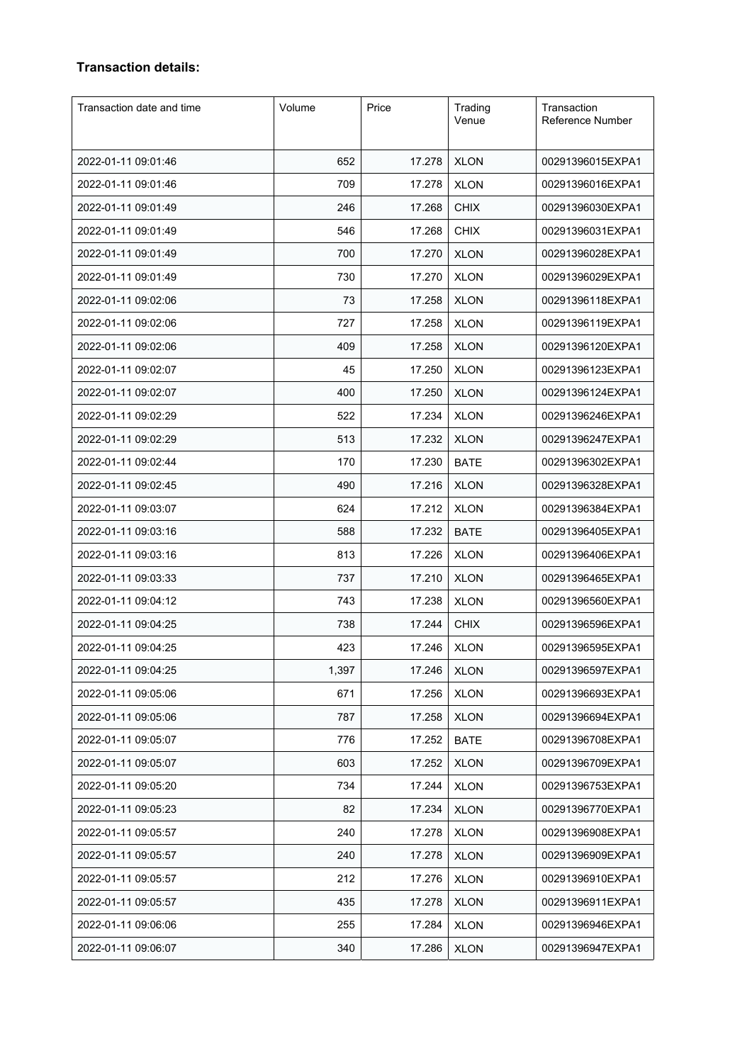### Transaction details:

| Transaction date and time | Volume | Price | Trading Venue | Transaction Reference Number |
|---|---|---|---|---|
| 2022-01-11 09:01:46 | 652 | 17.278 | XLON | 00291396015EXPA1 |
| 2022-01-11 09:01:46 | 709 | 17.278 | XLON | 00291396016EXPA1 |
| 2022-01-11 09:01:49 | 246 | 17.268 | CHIX | 00291396030EXPA1 |
| 2022-01-11 09:01:49 | 546 | 17.268 | CHIX | 00291396031EXPA1 |
| 2022-01-11 09:01:49 | 700 | 17.270 | XLON | 00291396028EXPA1 |
| 2022-01-11 09:01:49 | 730 | 17.270 | XLON | 00291396029EXPA1 |
| 2022-01-11 09:02:06 | 73 | 17.258 | XLON | 00291396118EXPA1 |
| 2022-01-11 09:02:06 | 727 | 17.258 | XLON | 00291396119EXPA1 |
| 2022-01-11 09:02:06 | 409 | 17.258 | XLON | 00291396120EXPA1 |
| 2022-01-11 09:02:07 | 45 | 17.250 | XLON | 00291396123EXPA1 |
| 2022-01-11 09:02:07 | 400 | 17.250 | XLON | 00291396124EXPA1 |
| 2022-01-11 09:02:29 | 522 | 17.234 | XLON | 00291396246EXPA1 |
| 2022-01-11 09:02:29 | 513 | 17.232 | XLON | 00291396247EXPA1 |
| 2022-01-11 09:02:44 | 170 | 17.230 | BATE | 00291396302EXPA1 |
| 2022-01-11 09:02:45 | 490 | 17.216 | XLON | 00291396328EXPA1 |
| 2022-01-11 09:03:07 | 624 | 17.212 | XLON | 00291396384EXPA1 |
| 2022-01-11 09:03:16 | 588 | 17.232 | BATE | 00291396405EXPA1 |
| 2022-01-11 09:03:16 | 813 | 17.226 | XLON | 00291396406EXPA1 |
| 2022-01-11 09:03:33 | 737 | 17.210 | XLON | 00291396465EXPA1 |
| 2022-01-11 09:04:12 | 743 | 17.238 | XLON | 00291396560EXPA1 |
| 2022-01-11 09:04:25 | 738 | 17.244 | CHIX | 00291396596EXPA1 |
| 2022-01-11 09:04:25 | 423 | 17.246 | XLON | 00291396595EXPA1 |
| 2022-01-11 09:04:25 | 1,397 | 17.246 | XLON | 00291396597EXPA1 |
| 2022-01-11 09:05:06 | 671 | 17.256 | XLON | 00291396693EXPA1 |
| 2022-01-11 09:05:06 | 787 | 17.258 | XLON | 00291396694EXPA1 |
| 2022-01-11 09:05:07 | 776 | 17.252 | BATE | 00291396708EXPA1 |
| 2022-01-11 09:05:07 | 603 | 17.252 | XLON | 00291396709EXPA1 |
| 2022-01-11 09:05:20 | 734 | 17.244 | XLON | 00291396753EXPA1 |
| 2022-01-11 09:05:23 | 82 | 17.234 | XLON | 00291396770EXPA1 |
| 2022-01-11 09:05:57 | 240 | 17.278 | XLON | 00291396908EXPA1 |
| 2022-01-11 09:05:57 | 240 | 17.278 | XLON | 00291396909EXPA1 |
| 2022-01-11 09:05:57 | 212 | 17.276 | XLON | 00291396910EXPA1 |
| 2022-01-11 09:05:57 | 435 | 17.278 | XLON | 00291396911EXPA1 |
| 2022-01-11 09:06:06 | 255 | 17.284 | XLON | 00291396946EXPA1 |
| 2022-01-11 09:06:07 | 340 | 17.286 | XLON | 00291396947EXPA1 |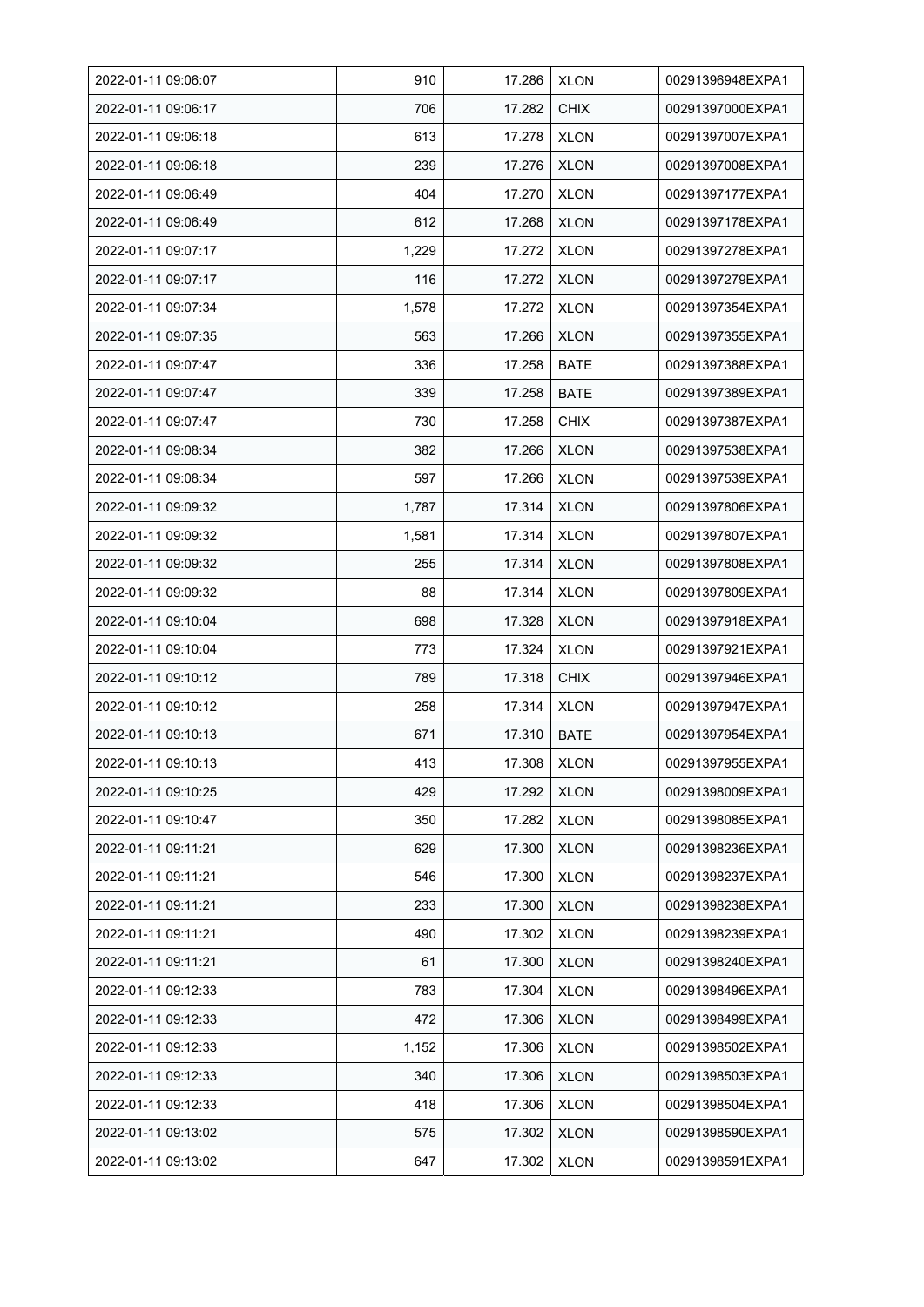| | | | | |
|---|---|---|---|---|
| 2022-01-11 09:06:07 | 910 | 17.286 | XLON | 00291396948EXPA1 |
| 2022-01-11 09:06:17 | 706 | 17.282 | CHIX | 00291397000EXPA1 |
| 2022-01-11 09:06:18 | 613 | 17.278 | XLON | 00291397007EXPA1 |
| 2022-01-11 09:06:18 | 239 | 17.276 | XLON | 00291397008EXPA1 |
| 2022-01-11 09:06:49 | 404 | 17.270 | XLON | 00291397177EXPA1 |
| 2022-01-11 09:06:49 | 612 | 17.268 | XLON | 00291397178EXPA1 |
| 2022-01-11 09:07:17 | 1,229 | 17.272 | XLON | 00291397278EXPA1 |
| 2022-01-11 09:07:17 | 116 | 17.272 | XLON | 00291397279EXPA1 |
| 2022-01-11 09:07:34 | 1,578 | 17.272 | XLON | 00291397354EXPA1 |
| 2022-01-11 09:07:35 | 563 | 17.266 | XLON | 00291397355EXPA1 |
| 2022-01-11 09:07:47 | 336 | 17.258 | BATE | 00291397388EXPA1 |
| 2022-01-11 09:07:47 | 339 | 17.258 | BATE | 00291397389EXPA1 |
| 2022-01-11 09:07:47 | 730 | 17.258 | CHIX | 00291397387EXPA1 |
| 2022-01-11 09:08:34 | 382 | 17.266 | XLON | 00291397538EXPA1 |
| 2022-01-11 09:08:34 | 597 | 17.266 | XLON | 00291397539EXPA1 |
| 2022-01-11 09:09:32 | 1,787 | 17.314 | XLON | 00291397806EXPA1 |
| 2022-01-11 09:09:32 | 1,581 | 17.314 | XLON | 00291397807EXPA1 |
| 2022-01-11 09:09:32 | 255 | 17.314 | XLON | 00291397808EXPA1 |
| 2022-01-11 09:09:32 | 88 | 17.314 | XLON | 00291397809EXPA1 |
| 2022-01-11 09:10:04 | 698 | 17.328 | XLON | 00291397918EXPA1 |
| 2022-01-11 09:10:04 | 773 | 17.324 | XLON | 00291397921EXPA1 |
| 2022-01-11 09:10:12 | 789 | 17.318 | CHIX | 00291397946EXPA1 |
| 2022-01-11 09:10:12 | 258 | 17.314 | XLON | 00291397947EXPA1 |
| 2022-01-11 09:10:13 | 671 | 17.310 | BATE | 00291397954EXPA1 |
| 2022-01-11 09:10:13 | 413 | 17.308 | XLON | 00291397955EXPA1 |
| 2022-01-11 09:10:25 | 429 | 17.292 | XLON | 00291398009EXPA1 |
| 2022-01-11 09:10:47 | 350 | 17.282 | XLON | 00291398085EXPA1 |
| 2022-01-11 09:11:21 | 629 | 17.300 | XLON | 00291398236EXPA1 |
| 2022-01-11 09:11:21 | 546 | 17.300 | XLON | 00291398237EXPA1 |
| 2022-01-11 09:11:21 | 233 | 17.300 | XLON | 00291398238EXPA1 |
| 2022-01-11 09:11:21 | 490 | 17.302 | XLON | 00291398239EXPA1 |
| 2022-01-11 09:11:21 | 61 | 17.300 | XLON | 00291398240EXPA1 |
| 2022-01-11 09:12:33 | 783 | 17.304 | XLON | 00291398496EXPA1 |
| 2022-01-11 09:12:33 | 472 | 17.306 | XLON | 00291398499EXPA1 |
| 2022-01-11 09:12:33 | 1,152 | 17.306 | XLON | 00291398502EXPA1 |
| 2022-01-11 09:12:33 | 340 | 17.306 | XLON | 00291398503EXPA1 |
| 2022-01-11 09:12:33 | 418 | 17.306 | XLON | 00291398504EXPA1 |
| 2022-01-11 09:13:02 | 575 | 17.302 | XLON | 00291398590EXPA1 |
| 2022-01-11 09:13:02 | 647 | 17.302 | XLON | 00291398591EXPA1 |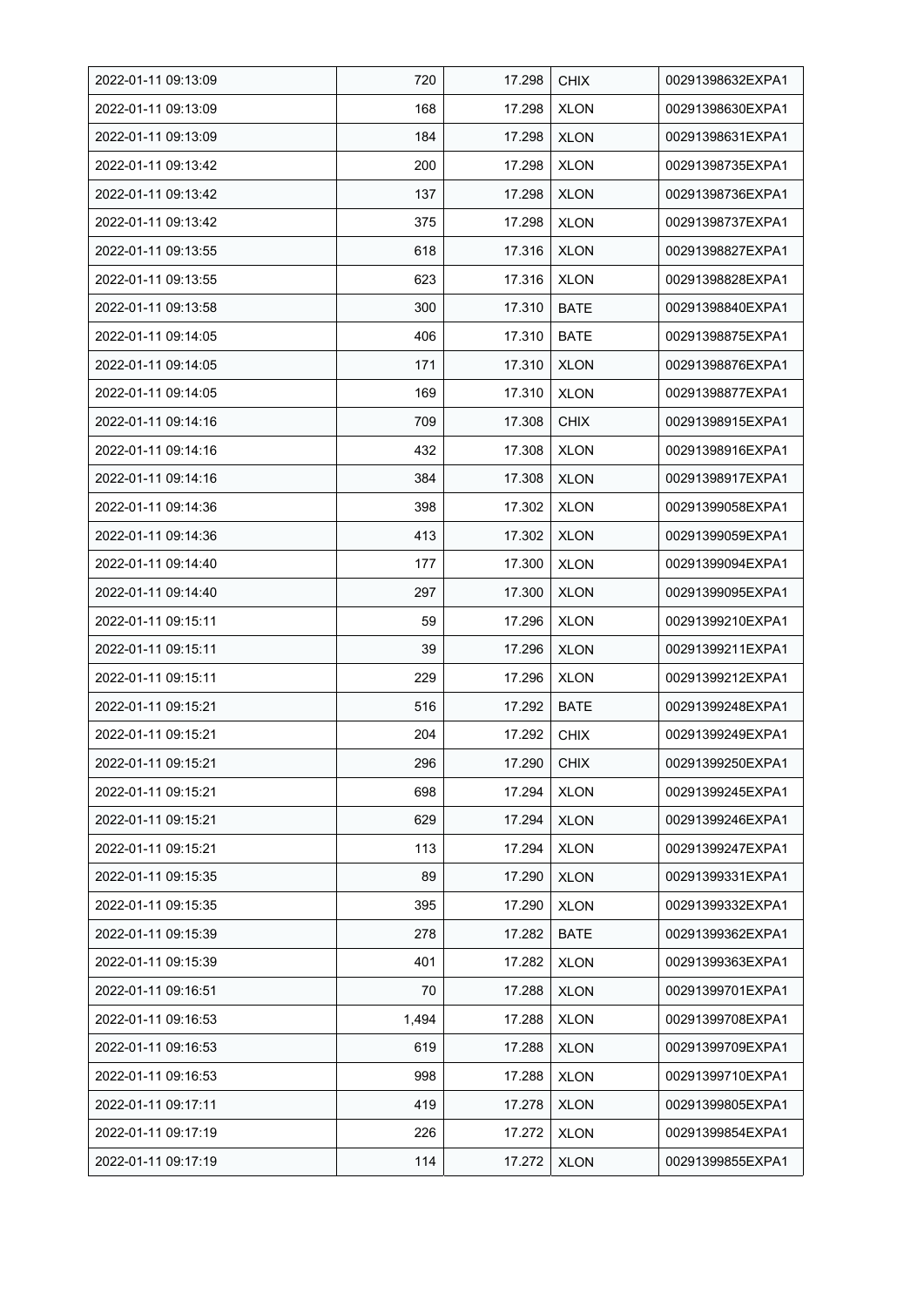| 2022-01-11 09:13:09 | 720 | 17.298 | CHIX | 00291398632EXPA1 |
|---|---|---|---|---|
| 2022-01-11 09:13:09 | 168 | 17.298 | XLON | 00291398630EXPA1 |
| 2022-01-11 09:13:09 | 184 | 17.298 | XLON | 00291398631EXPA1 |
| 2022-01-11 09:13:42 | 200 | 17.298 | XLON | 00291398735EXPA1 |
| 2022-01-11 09:13:42 | 137 | 17.298 | XLON | 00291398736EXPA1 |
| 2022-01-11 09:13:42 | 375 | 17.298 | XLON | 00291398737EXPA1 |
| 2022-01-11 09:13:55 | 618 | 17.316 | XLON | 00291398827EXPA1 |
| 2022-01-11 09:13:55 | 623 | 17.316 | XLON | 00291398828EXPA1 |
| 2022-01-11 09:13:58 | 300 | 17.310 | BATE | 00291398840EXPA1 |
| 2022-01-11 09:14:05 | 406 | 17.310 | BATE | 00291398875EXPA1 |
| 2022-01-11 09:14:05 | 171 | 17.310 | XLON | 00291398876EXPA1 |
| 2022-01-11 09:14:05 | 169 | 17.310 | XLON | 00291398877EXPA1 |
| 2022-01-11 09:14:16 | 709 | 17.308 | CHIX | 00291398915EXPA1 |
| 2022-01-11 09:14:16 | 432 | 17.308 | XLON | 00291398916EXPA1 |
| 2022-01-11 09:14:16 | 384 | 17.308 | XLON | 00291398917EXPA1 |
| 2022-01-11 09:14:36 | 398 | 17.302 | XLON | 00291399058EXPA1 |
| 2022-01-11 09:14:36 | 413 | 17.302 | XLON | 00291399059EXPA1 |
| 2022-01-11 09:14:40 | 177 | 17.300 | XLON | 00291399094EXPA1 |
| 2022-01-11 09:14:40 | 297 | 17.300 | XLON | 00291399095EXPA1 |
| 2022-01-11 09:15:11 | 59 | 17.296 | XLON | 00291399210EXPA1 |
| 2022-01-11 09:15:11 | 39 | 17.296 | XLON | 00291399211EXPA1 |
| 2022-01-11 09:15:11 | 229 | 17.296 | XLON | 00291399212EXPA1 |
| 2022-01-11 09:15:21 | 516 | 17.292 | BATE | 00291399248EXPA1 |
| 2022-01-11 09:15:21 | 204 | 17.292 | CHIX | 00291399249EXPA1 |
| 2022-01-11 09:15:21 | 296 | 17.290 | CHIX | 00291399250EXPA1 |
| 2022-01-11 09:15:21 | 698 | 17.294 | XLON | 00291399245EXPA1 |
| 2022-01-11 09:15:21 | 629 | 17.294 | XLON | 00291399246EXPA1 |
| 2022-01-11 09:15:21 | 113 | 17.294 | XLON | 00291399247EXPA1 |
| 2022-01-11 09:15:35 | 89 | 17.290 | XLON | 00291399331EXPA1 |
| 2022-01-11 09:15:35 | 395 | 17.290 | XLON | 00291399332EXPA1 |
| 2022-01-11 09:15:39 | 278 | 17.282 | BATE | 00291399362EXPA1 |
| 2022-01-11 09:15:39 | 401 | 17.282 | XLON | 00291399363EXPA1 |
| 2022-01-11 09:16:51 | 70 | 17.288 | XLON | 00291399701EXPA1 |
| 2022-01-11 09:16:53 | 1,494 | 17.288 | XLON | 00291399708EXPA1 |
| 2022-01-11 09:16:53 | 619 | 17.288 | XLON | 00291399709EXPA1 |
| 2022-01-11 09:16:53 | 998 | 17.288 | XLON | 00291399710EXPA1 |
| 2022-01-11 09:17:11 | 419 | 17.278 | XLON | 00291399805EXPA1 |
| 2022-01-11 09:17:19 | 226 | 17.272 | XLON | 00291399854EXPA1 |
| 2022-01-11 09:17:19 | 114 | 17.272 | XLON | 00291399855EXPA1 |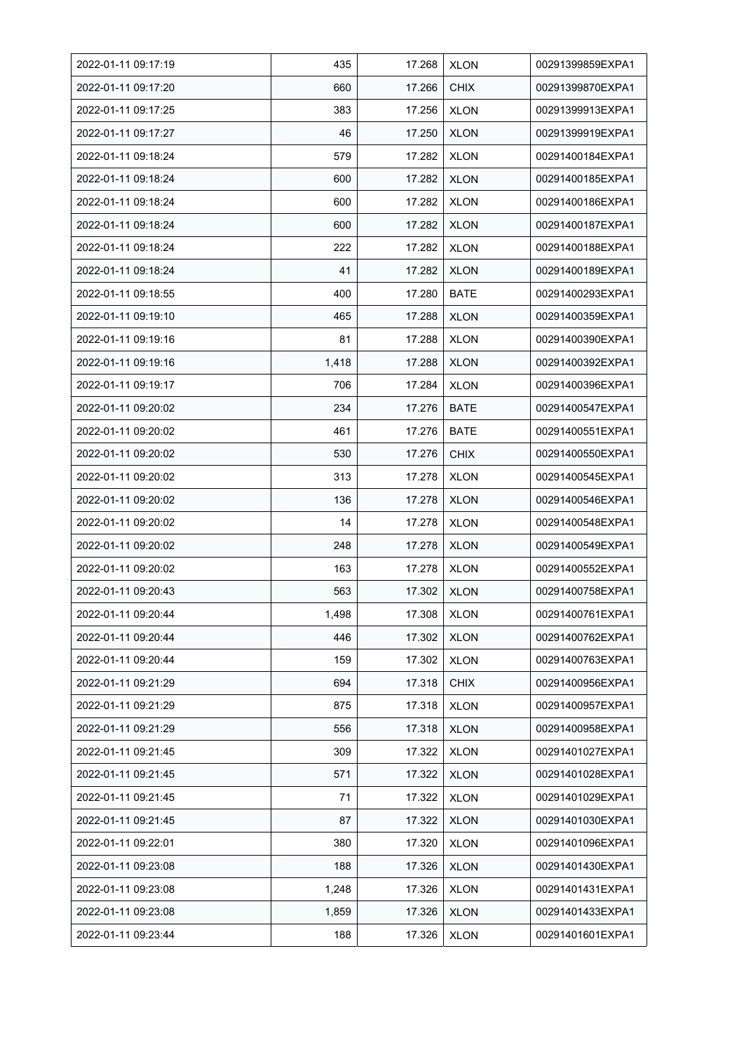| 2022-01-11 09:17:19 | 435 | 17.268 | XLON | 00291399859EXPA1 |
|---|---|---|---|---|
| 2022-01-11 09:17:20 | 660 | 17.266 | CHIX | 00291399870EXPA1 |
| 2022-01-11 09:17:25 | 383 | 17.256 | XLON | 00291399913EXPA1 |
| 2022-01-11 09:17:27 | 46 | 17.250 | XLON | 00291399919EXPA1 |
| 2022-01-11 09:18:24 | 579 | 17.282 | XLON | 00291400184EXPA1 |
| 2022-01-11 09:18:24 | 600 | 17.282 | XLON | 00291400185EXPA1 |
| 2022-01-11 09:18:24 | 600 | 17.282 | XLON | 00291400186EXPA1 |
| 2022-01-11 09:18:24 | 600 | 17.282 | XLON | 00291400187EXPA1 |
| 2022-01-11 09:18:24 | 222 | 17.282 | XLON | 00291400188EXPA1 |
| 2022-01-11 09:18:24 | 41 | 17.282 | XLON | 00291400189EXPA1 |
| 2022-01-11 09:18:55 | 400 | 17.280 | BATE | 00291400293EXPA1 |
| 2022-01-11 09:19:10 | 465 | 17.288 | XLON | 00291400359EXPA1 |
| 2022-01-11 09:19:16 | 81 | 17.288 | XLON | 00291400390EXPA1 |
| 2022-01-11 09:19:16 | 1,418 | 17.288 | XLON | 00291400392EXPA1 |
| 2022-01-11 09:19:17 | 706 | 17.284 | XLON | 00291400396EXPA1 |
| 2022-01-11 09:20:02 | 234 | 17.276 | BATE | 00291400547EXPA1 |
| 2022-01-11 09:20:02 | 461 | 17.276 | BATE | 00291400551EXPA1 |
| 2022-01-11 09:20:02 | 530 | 17.276 | CHIX | 00291400550EXPA1 |
| 2022-01-11 09:20:02 | 313 | 17.278 | XLON | 00291400545EXPA1 |
| 2022-01-11 09:20:02 | 136 | 17.278 | XLON | 00291400546EXPA1 |
| 2022-01-11 09:20:02 | 14 | 17.278 | XLON | 00291400548EXPA1 |
| 2022-01-11 09:20:02 | 248 | 17.278 | XLON | 00291400549EXPA1 |
| 2022-01-11 09:20:02 | 163 | 17.278 | XLON | 00291400552EXPA1 |
| 2022-01-11 09:20:43 | 563 | 17.302 | XLON | 00291400758EXPA1 |
| 2022-01-11 09:20:44 | 1,498 | 17.308 | XLON | 00291400761EXPA1 |
| 2022-01-11 09:20:44 | 446 | 17.302 | XLON | 00291400762EXPA1 |
| 2022-01-11 09:20:44 | 159 | 17.302 | XLON | 00291400763EXPA1 |
| 2022-01-11 09:21:29 | 694 | 17.318 | CHIX | 00291400956EXPA1 |
| 2022-01-11 09:21:29 | 875 | 17.318 | XLON | 00291400957EXPA1 |
| 2022-01-11 09:21:29 | 556 | 17.318 | XLON | 00291400958EXPA1 |
| 2022-01-11 09:21:45 | 309 | 17.322 | XLON | 00291401027EXPA1 |
| 2022-01-11 09:21:45 | 571 | 17.322 | XLON | 00291401028EXPA1 |
| 2022-01-11 09:21:45 | 71 | 17.322 | XLON | 00291401029EXPA1 |
| 2022-01-11 09:21:45 | 87 | 17.322 | XLON | 00291401030EXPA1 |
| 2022-01-11 09:22:01 | 380 | 17.320 | XLON | 00291401096EXPA1 |
| 2022-01-11 09:23:08 | 188 | 17.326 | XLON | 00291401430EXPA1 |
| 2022-01-11 09:23:08 | 1,248 | 17.326 | XLON | 00291401431EXPA1 |
| 2022-01-11 09:23:08 | 1,859 | 17.326 | XLON | 00291401433EXPA1 |
| 2022-01-11 09:23:44 | 188 | 17.326 | XLON | 00291401601EXPA1 |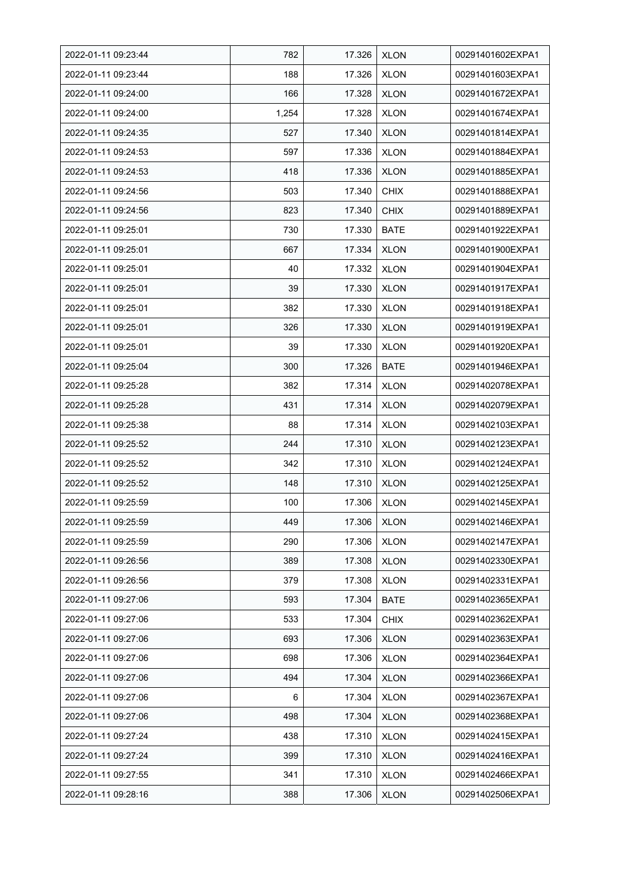| 2022-01-11 09:23:44 | 782 | 17.326 | XLON | 00291401602EXPA1 |
|---|---|---|---|---|
| 2022-01-11 09:23:44 | 188 | 17.326 | XLON | 00291401603EXPA1 |
| 2022-01-11 09:24:00 | 166 | 17.328 | XLON | 00291401672EXPA1 |
| 2022-01-11 09:24:00 | 1,254 | 17.328 | XLON | 00291401674EXPA1 |
| 2022-01-11 09:24:35 | 527 | 17.340 | XLON | 00291401814EXPA1 |
| 2022-01-11 09:24:53 | 597 | 17.336 | XLON | 00291401884EXPA1 |
| 2022-01-11 09:24:53 | 418 | 17.336 | XLON | 00291401885EXPA1 |
| 2022-01-11 09:24:56 | 503 | 17.340 | CHIX | 00291401888EXPA1 |
| 2022-01-11 09:24:56 | 823 | 17.340 | CHIX | 00291401889EXPA1 |
| 2022-01-11 09:25:01 | 730 | 17.330 | BATE | 00291401922EXPA1 |
| 2022-01-11 09:25:01 | 667 | 17.334 | XLON | 00291401900EXPA1 |
| 2022-01-11 09:25:01 | 40 | 17.332 | XLON | 00291401904EXPA1 |
| 2022-01-11 09:25:01 | 39 | 17.330 | XLON | 00291401917EXPA1 |
| 2022-01-11 09:25:01 | 382 | 17.330 | XLON | 00291401918EXPA1 |
| 2022-01-11 09:25:01 | 326 | 17.330 | XLON | 00291401919EXPA1 |
| 2022-01-11 09:25:01 | 39 | 17.330 | XLON | 00291401920EXPA1 |
| 2022-01-11 09:25:04 | 300 | 17.326 | BATE | 00291401946EXPA1 |
| 2022-01-11 09:25:28 | 382 | 17.314 | XLON | 00291402078EXPA1 |
| 2022-01-11 09:25:28 | 431 | 17.314 | XLON | 00291402079EXPA1 |
| 2022-01-11 09:25:38 | 88 | 17.314 | XLON | 00291402103EXPA1 |
| 2022-01-11 09:25:52 | 244 | 17.310 | XLON | 00291402123EXPA1 |
| 2022-01-11 09:25:52 | 342 | 17.310 | XLON | 00291402124EXPA1 |
| 2022-01-11 09:25:52 | 148 | 17.310 | XLON | 00291402125EXPA1 |
| 2022-01-11 09:25:59 | 100 | 17.306 | XLON | 00291402145EXPA1 |
| 2022-01-11 09:25:59 | 449 | 17.306 | XLON | 00291402146EXPA1 |
| 2022-01-11 09:25:59 | 290 | 17.306 | XLON | 00291402147EXPA1 |
| 2022-01-11 09:26:56 | 389 | 17.308 | XLON | 00291402330EXPA1 |
| 2022-01-11 09:26:56 | 379 | 17.308 | XLON | 00291402331EXPA1 |
| 2022-01-11 09:27:06 | 593 | 17.304 | BATE | 00291402365EXPA1 |
| 2022-01-11 09:27:06 | 533 | 17.304 | CHIX | 00291402362EXPA1 |
| 2022-01-11 09:27:06 | 693 | 17.306 | XLON | 00291402363EXPA1 |
| 2022-01-11 09:27:06 | 698 | 17.306 | XLON | 00291402364EXPA1 |
| 2022-01-11 09:27:06 | 494 | 17.304 | XLON | 00291402366EXPA1 |
| 2022-01-11 09:27:06 | 6 | 17.304 | XLON | 00291402367EXPA1 |
| 2022-01-11 09:27:06 | 498 | 17.304 | XLON | 00291402368EXPA1 |
| 2022-01-11 09:27:24 | 438 | 17.310 | XLON | 00291402415EXPA1 |
| 2022-01-11 09:27:24 | 399 | 17.310 | XLON | 00291402416EXPA1 |
| 2022-01-11 09:27:55 | 341 | 17.310 | XLON | 00291402466EXPA1 |
| 2022-01-11 09:28:16 | 388 | 17.306 | XLON | 00291402506EXPA1 |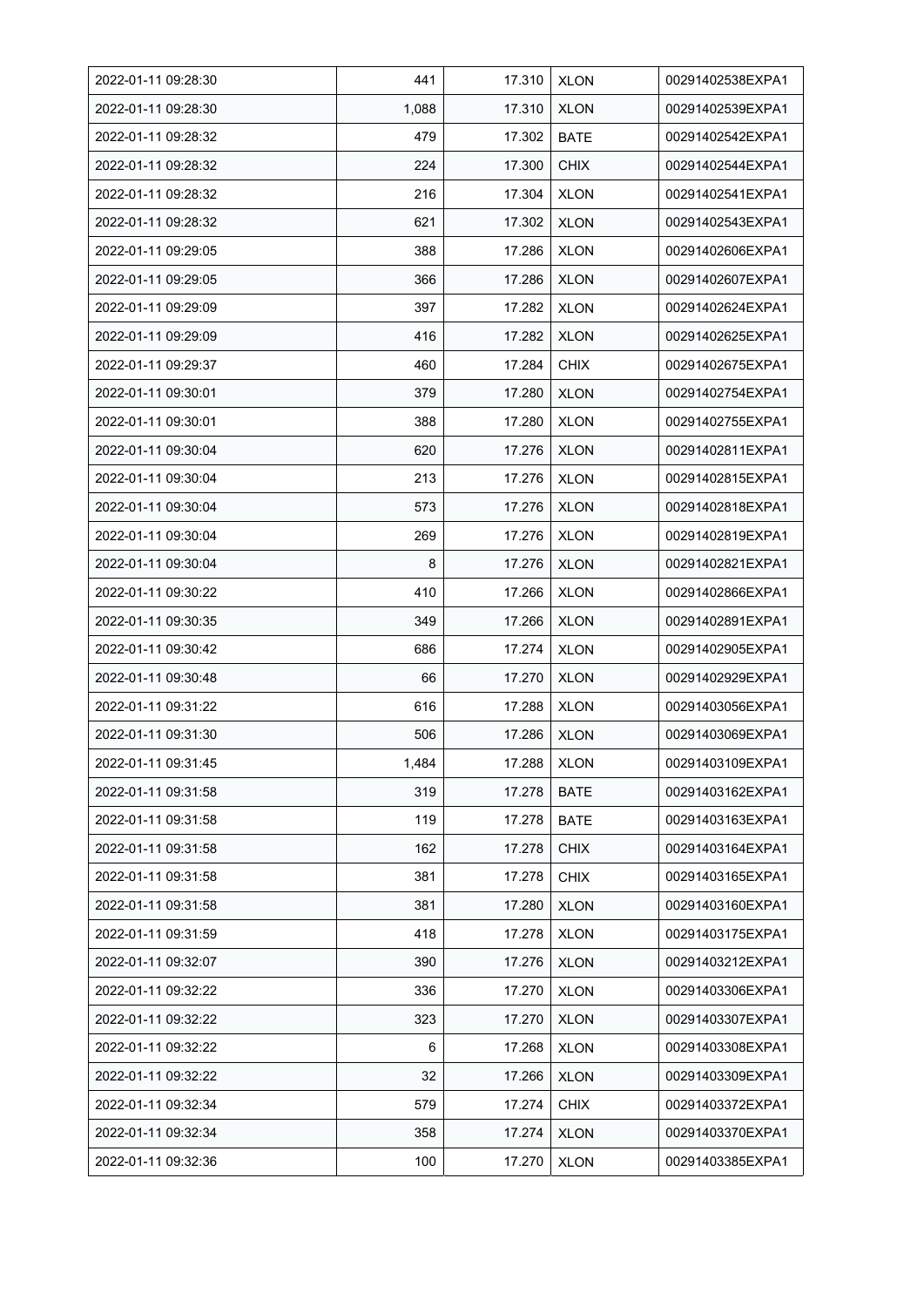| | | | | |
|---|---|---|---|---|
| 2022-01-11 09:28:30 | 441 | 17.310 | XLON | 00291402538EXPA1 |
| 2022-01-11 09:28:30 | 1,088 | 17.310 | XLON | 00291402539EXPA1 |
| 2022-01-11 09:28:32 | 479 | 17.302 | BATE | 00291402542EXPA1 |
| 2022-01-11 09:28:32 | 224 | 17.300 | CHIX | 00291402544EXPA1 |
| 2022-01-11 09:28:32 | 216 | 17.304 | XLON | 00291402541EXPA1 |
| 2022-01-11 09:28:32 | 621 | 17.302 | XLON | 00291402543EXPA1 |
| 2022-01-11 09:29:05 | 388 | 17.286 | XLON | 00291402606EXPA1 |
| 2022-01-11 09:29:05 | 366 | 17.286 | XLON | 00291402607EXPA1 |
| 2022-01-11 09:29:09 | 397 | 17.282 | XLON | 00291402624EXPA1 |
| 2022-01-11 09:29:09 | 416 | 17.282 | XLON | 00291402625EXPA1 |
| 2022-01-11 09:29:37 | 460 | 17.284 | CHIX | 00291402675EXPA1 |
| 2022-01-11 09:30:01 | 379 | 17.280 | XLON | 00291402754EXPA1 |
| 2022-01-11 09:30:01 | 388 | 17.280 | XLON | 00291402755EXPA1 |
| 2022-01-11 09:30:04 | 620 | 17.276 | XLON | 00291402811EXPA1 |
| 2022-01-11 09:30:04 | 213 | 17.276 | XLON | 00291402815EXPA1 |
| 2022-01-11 09:30:04 | 573 | 17.276 | XLON | 00291402818EXPA1 |
| 2022-01-11 09:30:04 | 269 | 17.276 | XLON | 00291402819EXPA1 |
| 2022-01-11 09:30:04 | 8 | 17.276 | XLON | 00291402821EXPA1 |
| 2022-01-11 09:30:22 | 410 | 17.266 | XLON | 00291402866EXPA1 |
| 2022-01-11 09:30:35 | 349 | 17.266 | XLON | 00291402891EXPA1 |
| 2022-01-11 09:30:42 | 686 | 17.274 | XLON | 00291402905EXPA1 |
| 2022-01-11 09:30:48 | 66 | 17.270 | XLON | 00291402929EXPA1 |
| 2022-01-11 09:31:22 | 616 | 17.288 | XLON | 00291403056EXPA1 |
| 2022-01-11 09:31:30 | 506 | 17.286 | XLON | 00291403069EXPA1 |
| 2022-01-11 09:31:45 | 1,484 | 17.288 | XLON | 00291403109EXPA1 |
| 2022-01-11 09:31:58 | 319 | 17.278 | BATE | 00291403162EXPA1 |
| 2022-01-11 09:31:58 | 119 | 17.278 | BATE | 00291403163EXPA1 |
| 2022-01-11 09:31:58 | 162 | 17.278 | CHIX | 00291403164EXPA1 |
| 2022-01-11 09:31:58 | 381 | 17.278 | CHIX | 00291403165EXPA1 |
| 2022-01-11 09:31:58 | 381 | 17.280 | XLON | 00291403160EXPA1 |
| 2022-01-11 09:31:59 | 418 | 17.278 | XLON | 00291403175EXPA1 |
| 2022-01-11 09:32:07 | 390 | 17.276 | XLON | 00291403212EXPA1 |
| 2022-01-11 09:32:22 | 336 | 17.270 | XLON | 00291403306EXPA1 |
| 2022-01-11 09:32:22 | 323 | 17.270 | XLON | 00291403307EXPA1 |
| 2022-01-11 09:32:22 | 6 | 17.268 | XLON | 00291403308EXPA1 |
| 2022-01-11 09:32:22 | 32 | 17.266 | XLON | 00291403309EXPA1 |
| 2022-01-11 09:32:34 | 579 | 17.274 | CHIX | 00291403372EXPA1 |
| 2022-01-11 09:32:34 | 358 | 17.274 | XLON | 00291403370EXPA1 |
| 2022-01-11 09:32:36 | 100 | 17.270 | XLON | 00291403385EXPA1 |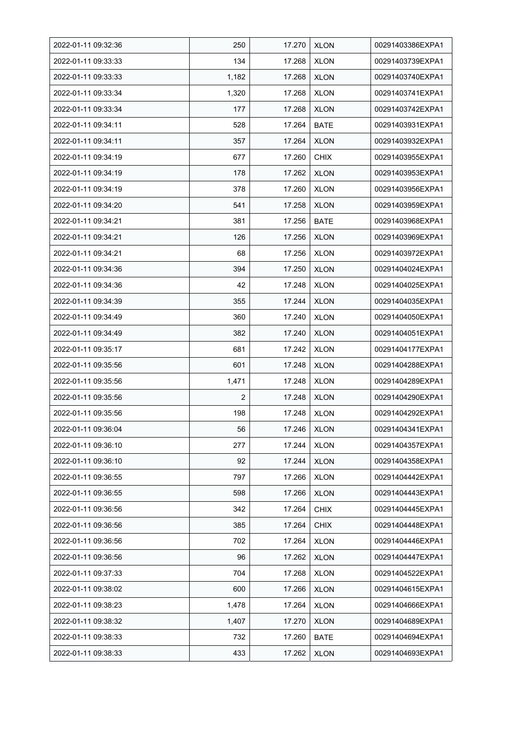| | | | | |
|---|---|---|---|---|
| 2022-01-11 09:32:36 | 250 | 17.270 | XLON | 00291403386EXPA1 |
| 2022-01-11 09:33:33 | 134 | 17.268 | XLON | 00291403739EXPA1 |
| 2022-01-11 09:33:33 | 1,182 | 17.268 | XLON | 00291403740EXPA1 |
| 2022-01-11 09:33:34 | 1,320 | 17.268 | XLON | 00291403741EXPA1 |
| 2022-01-11 09:33:34 | 177 | 17.268 | XLON | 00291403742EXPA1 |
| 2022-01-11 09:34:11 | 528 | 17.264 | BATE | 00291403931EXPA1 |
| 2022-01-11 09:34:11 | 357 | 17.264 | XLON | 00291403932EXPA1 |
| 2022-01-11 09:34:19 | 677 | 17.260 | CHIX | 00291403955EXPA1 |
| 2022-01-11 09:34:19 | 178 | 17.262 | XLON | 00291403953EXPA1 |
| 2022-01-11 09:34:19 | 378 | 17.260 | XLON | 00291403956EXPA1 |
| 2022-01-11 09:34:20 | 541 | 17.258 | XLON | 00291403959EXPA1 |
| 2022-01-11 09:34:21 | 381 | 17.256 | BATE | 00291403968EXPA1 |
| 2022-01-11 09:34:21 | 126 | 17.256 | XLON | 00291403969EXPA1 |
| 2022-01-11 09:34:21 | 68 | 17.256 | XLON | 00291403972EXPA1 |
| 2022-01-11 09:34:36 | 394 | 17.250 | XLON | 00291404024EXPA1 |
| 2022-01-11 09:34:36 | 42 | 17.248 | XLON | 00291404025EXPA1 |
| 2022-01-11 09:34:39 | 355 | 17.244 | XLON | 00291404035EXPA1 |
| 2022-01-11 09:34:49 | 360 | 17.240 | XLON | 00291404050EXPA1 |
| 2022-01-11 09:34:49 | 382 | 17.240 | XLON | 00291404051EXPA1 |
| 2022-01-11 09:35:17 | 681 | 17.242 | XLON | 00291404177EXPA1 |
| 2022-01-11 09:35:56 | 601 | 17.248 | XLON | 00291404288EXPA1 |
| 2022-01-11 09:35:56 | 1,471 | 17.248 | XLON | 00291404289EXPA1 |
| 2022-01-11 09:35:56 | 2 | 17.248 | XLON | 00291404290EXPA1 |
| 2022-01-11 09:35:56 | 198 | 17.248 | XLON | 00291404292EXPA1 |
| 2022-01-11 09:36:04 | 56 | 17.246 | XLON | 00291404341EXPA1 |
| 2022-01-11 09:36:10 | 277 | 17.244 | XLON | 00291404357EXPA1 |
| 2022-01-11 09:36:10 | 92 | 17.244 | XLON | 00291404358EXPA1 |
| 2022-01-11 09:36:55 | 797 | 17.266 | XLON | 00291404442EXPA1 |
| 2022-01-11 09:36:55 | 598 | 17.266 | XLON | 00291404443EXPA1 |
| 2022-01-11 09:36:56 | 342 | 17.264 | CHIX | 00291404445EXPA1 |
| 2022-01-11 09:36:56 | 385 | 17.264 | CHIX | 00291404448EXPA1 |
| 2022-01-11 09:36:56 | 702 | 17.264 | XLON | 00291404446EXPA1 |
| 2022-01-11 09:36:56 | 96 | 17.262 | XLON | 00291404447EXPA1 |
| 2022-01-11 09:37:33 | 704 | 17.268 | XLON | 00291404522EXPA1 |
| 2022-01-11 09:38:02 | 600 | 17.266 | XLON | 00291404615EXPA1 |
| 2022-01-11 09:38:23 | 1,478 | 17.264 | XLON | 00291404666EXPA1 |
| 2022-01-11 09:38:32 | 1,407 | 17.270 | XLON | 00291404689EXPA1 |
| 2022-01-11 09:38:33 | 732 | 17.260 | BATE | 00291404694EXPA1 |
| 2022-01-11 09:38:33 | 433 | 17.262 | XLON | 00291404693EXPA1 |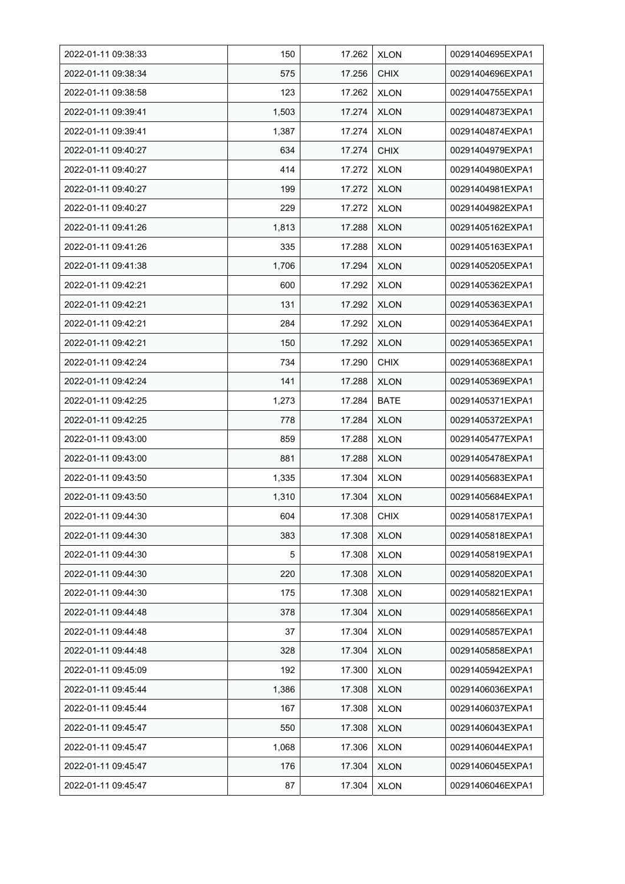| 2022-01-11 09:38:33 | 150 | 17.262 | XLON | 00291404695EXPA1 |
|---|---|---|---|---|
| 2022-01-11 09:38:34 | 575 | 17.256 | CHIX | 00291404696EXPA1 |
| 2022-01-11 09:38:58 | 123 | 17.262 | XLON | 00291404755EXPA1 |
| 2022-01-11 09:39:41 | 1,503 | 17.274 | XLON | 00291404873EXPA1 |
| 2022-01-11 09:39:41 | 1,387 | 17.274 | XLON | 00291404874EXPA1 |
| 2022-01-11 09:40:27 | 634 | 17.274 | CHIX | 00291404979EXPA1 |
| 2022-01-11 09:40:27 | 414 | 17.272 | XLON | 00291404980EXPA1 |
| 2022-01-11 09:40:27 | 199 | 17.272 | XLON | 00291404981EXPA1 |
| 2022-01-11 09:40:27 | 229 | 17.272 | XLON | 00291404982EXPA1 |
| 2022-01-11 09:41:26 | 1,813 | 17.288 | XLON | 00291405162EXPA1 |
| 2022-01-11 09:41:26 | 335 | 17.288 | XLON | 00291405163EXPA1 |
| 2022-01-11 09:41:38 | 1,706 | 17.294 | XLON | 00291405205EXPA1 |
| 2022-01-11 09:42:21 | 600 | 17.292 | XLON | 00291405362EXPA1 |
| 2022-01-11 09:42:21 | 131 | 17.292 | XLON | 00291405363EXPA1 |
| 2022-01-11 09:42:21 | 284 | 17.292 | XLON | 00291405364EXPA1 |
| 2022-01-11 09:42:21 | 150 | 17.292 | XLON | 00291405365EXPA1 |
| 2022-01-11 09:42:24 | 734 | 17.290 | CHIX | 00291405368EXPA1 |
| 2022-01-11 09:42:24 | 141 | 17.288 | XLON | 00291405369EXPA1 |
| 2022-01-11 09:42:25 | 1,273 | 17.284 | BATE | 00291405371EXPA1 |
| 2022-01-11 09:42:25 | 778 | 17.284 | XLON | 00291405372EXPA1 |
| 2022-01-11 09:43:00 | 859 | 17.288 | XLON | 00291405477EXPA1 |
| 2022-01-11 09:43:00 | 881 | 17.288 | XLON | 00291405478EXPA1 |
| 2022-01-11 09:43:50 | 1,335 | 17.304 | XLON | 00291405683EXPA1 |
| 2022-01-11 09:43:50 | 1,310 | 17.304 | XLON | 00291405684EXPA1 |
| 2022-01-11 09:44:30 | 604 | 17.308 | CHIX | 00291405817EXPA1 |
| 2022-01-11 09:44:30 | 383 | 17.308 | XLON | 00291405818EXPA1 |
| 2022-01-11 09:44:30 | 5 | 17.308 | XLON | 00291405819EXPA1 |
| 2022-01-11 09:44:30 | 220 | 17.308 | XLON | 00291405820EXPA1 |
| 2022-01-11 09:44:30 | 175 | 17.308 | XLON | 00291405821EXPA1 |
| 2022-01-11 09:44:48 | 378 | 17.304 | XLON | 00291405856EXPA1 |
| 2022-01-11 09:44:48 | 37 | 17.304 | XLON | 00291405857EXPA1 |
| 2022-01-11 09:44:48 | 328 | 17.304 | XLON | 00291405858EXPA1 |
| 2022-01-11 09:45:09 | 192 | 17.300 | XLON | 00291405942EXPA1 |
| 2022-01-11 09:45:44 | 1,386 | 17.308 | XLON | 00291406036EXPA1 |
| 2022-01-11 09:45:44 | 167 | 17.308 | XLON | 00291406037EXPA1 |
| 2022-01-11 09:45:47 | 550 | 17.308 | XLON | 00291406043EXPA1 |
| 2022-01-11 09:45:47 | 1,068 | 17.306 | XLON | 00291406044EXPA1 |
| 2022-01-11 09:45:47 | 176 | 17.304 | XLON | 00291406045EXPA1 |
| 2022-01-11 09:45:47 | 87 | 17.304 | XLON | 00291406046EXPA1 |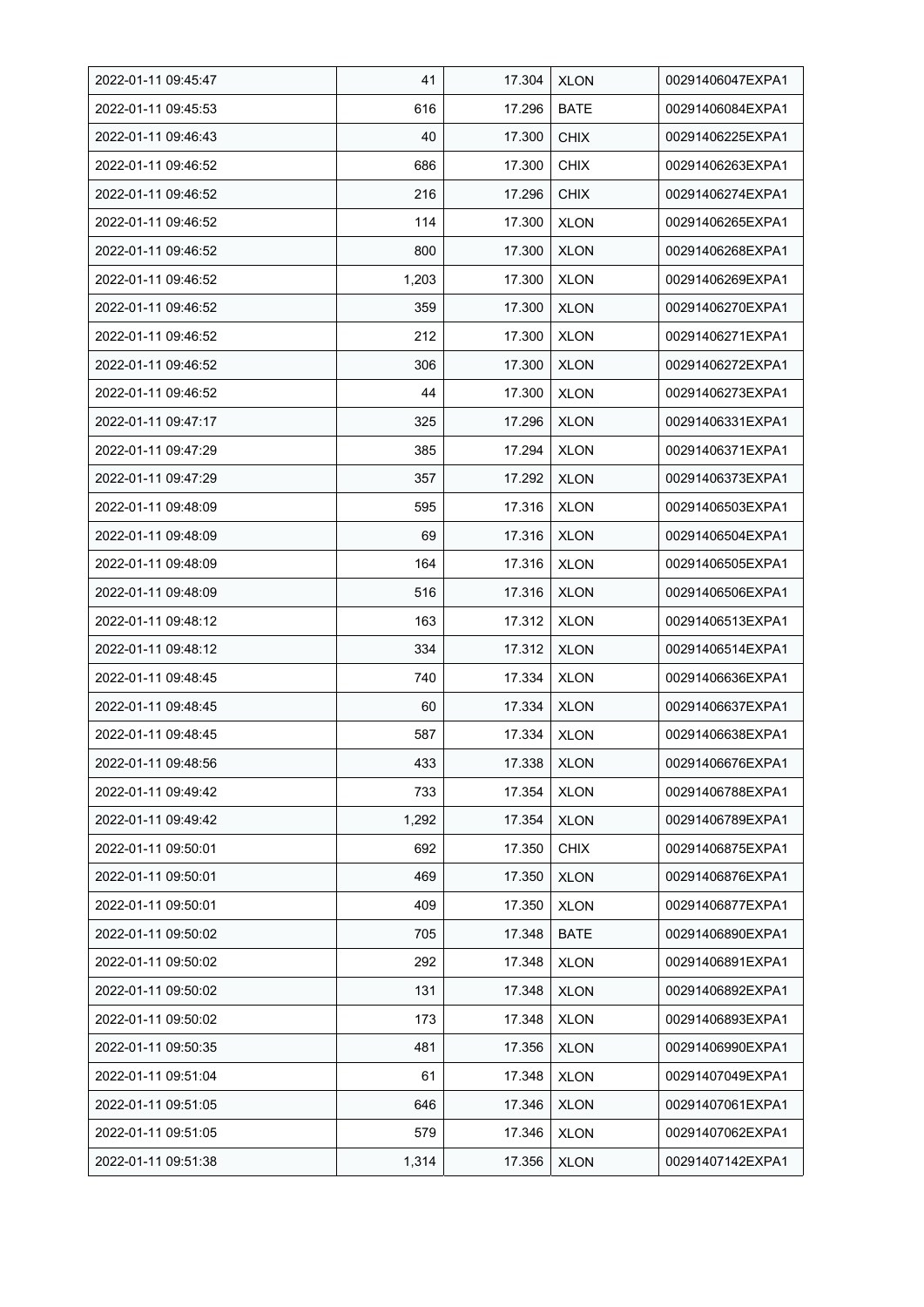| 2022-01-11 09:45:47 | 41 | 17.304 | XLON | 00291406047EXPA1 |
|---|---|---|---|---|
| 2022-01-11 09:45:53 | 616 | 17.296 | BATE | 00291406084EXPA1 |
| 2022-01-11 09:46:43 | 40 | 17.300 | CHIX | 00291406225EXPA1 |
| 2022-01-11 09:46:52 | 686 | 17.300 | CHIX | 00291406263EXPA1 |
| 2022-01-11 09:46:52 | 216 | 17.296 | CHIX | 00291406274EXPA1 |
| 2022-01-11 09:46:52 | 114 | 17.300 | XLON | 00291406265EXPA1 |
| 2022-01-11 09:46:52 | 800 | 17.300 | XLON | 00291406268EXPA1 |
| 2022-01-11 09:46:52 | 1,203 | 17.300 | XLON | 00291406269EXPA1 |
| 2022-01-11 09:46:52 | 359 | 17.300 | XLON | 00291406270EXPA1 |
| 2022-01-11 09:46:52 | 212 | 17.300 | XLON | 00291406271EXPA1 |
| 2022-01-11 09:46:52 | 306 | 17.300 | XLON | 00291406272EXPA1 |
| 2022-01-11 09:46:52 | 44 | 17.300 | XLON | 00291406273EXPA1 |
| 2022-01-11 09:47:17 | 325 | 17.296 | XLON | 00291406331EXPA1 |
| 2022-01-11 09:47:29 | 385 | 17.294 | XLON | 00291406371EXPA1 |
| 2022-01-11 09:47:29 | 357 | 17.292 | XLON | 00291406373EXPA1 |
| 2022-01-11 09:48:09 | 595 | 17.316 | XLON | 00291406503EXPA1 |
| 2022-01-11 09:48:09 | 69 | 17.316 | XLON | 00291406504EXPA1 |
| 2022-01-11 09:48:09 | 164 | 17.316 | XLON | 00291406505EXPA1 |
| 2022-01-11 09:48:09 | 516 | 17.316 | XLON | 00291406506EXPA1 |
| 2022-01-11 09:48:12 | 163 | 17.312 | XLON | 00291406513EXPA1 |
| 2022-01-11 09:48:12 | 334 | 17.312 | XLON | 00291406514EXPA1 |
| 2022-01-11 09:48:45 | 740 | 17.334 | XLON | 00291406636EXPA1 |
| 2022-01-11 09:48:45 | 60 | 17.334 | XLON | 00291406637EXPA1 |
| 2022-01-11 09:48:45 | 587 | 17.334 | XLON | 00291406638EXPA1 |
| 2022-01-11 09:48:56 | 433 | 17.338 | XLON | 00291406676EXPA1 |
| 2022-01-11 09:49:42 | 733 | 17.354 | XLON | 00291406788EXPA1 |
| 2022-01-11 09:49:42 | 1,292 | 17.354 | XLON | 00291406789EXPA1 |
| 2022-01-11 09:50:01 | 692 | 17.350 | CHIX | 00291406875EXPA1 |
| 2022-01-11 09:50:01 | 469 | 17.350 | XLON | 00291406876EXPA1 |
| 2022-01-11 09:50:01 | 409 | 17.350 | XLON | 00291406877EXPA1 |
| 2022-01-11 09:50:02 | 705 | 17.348 | BATE | 00291406890EXPA1 |
| 2022-01-11 09:50:02 | 292 | 17.348 | XLON | 00291406891EXPA1 |
| 2022-01-11 09:50:02 | 131 | 17.348 | XLON | 00291406892EXPA1 |
| 2022-01-11 09:50:02 | 173 | 17.348 | XLON | 00291406893EXPA1 |
| 2022-01-11 09:50:35 | 481 | 17.356 | XLON | 00291406990EXPA1 |
| 2022-01-11 09:51:04 | 61 | 17.348 | XLON | 00291407049EXPA1 |
| 2022-01-11 09:51:05 | 646 | 17.346 | XLON | 00291407061EXPA1 |
| 2022-01-11 09:51:05 | 579 | 17.346 | XLON | 00291407062EXPA1 |
| 2022-01-11 09:51:38 | 1,314 | 17.356 | XLON | 00291407142EXPA1 |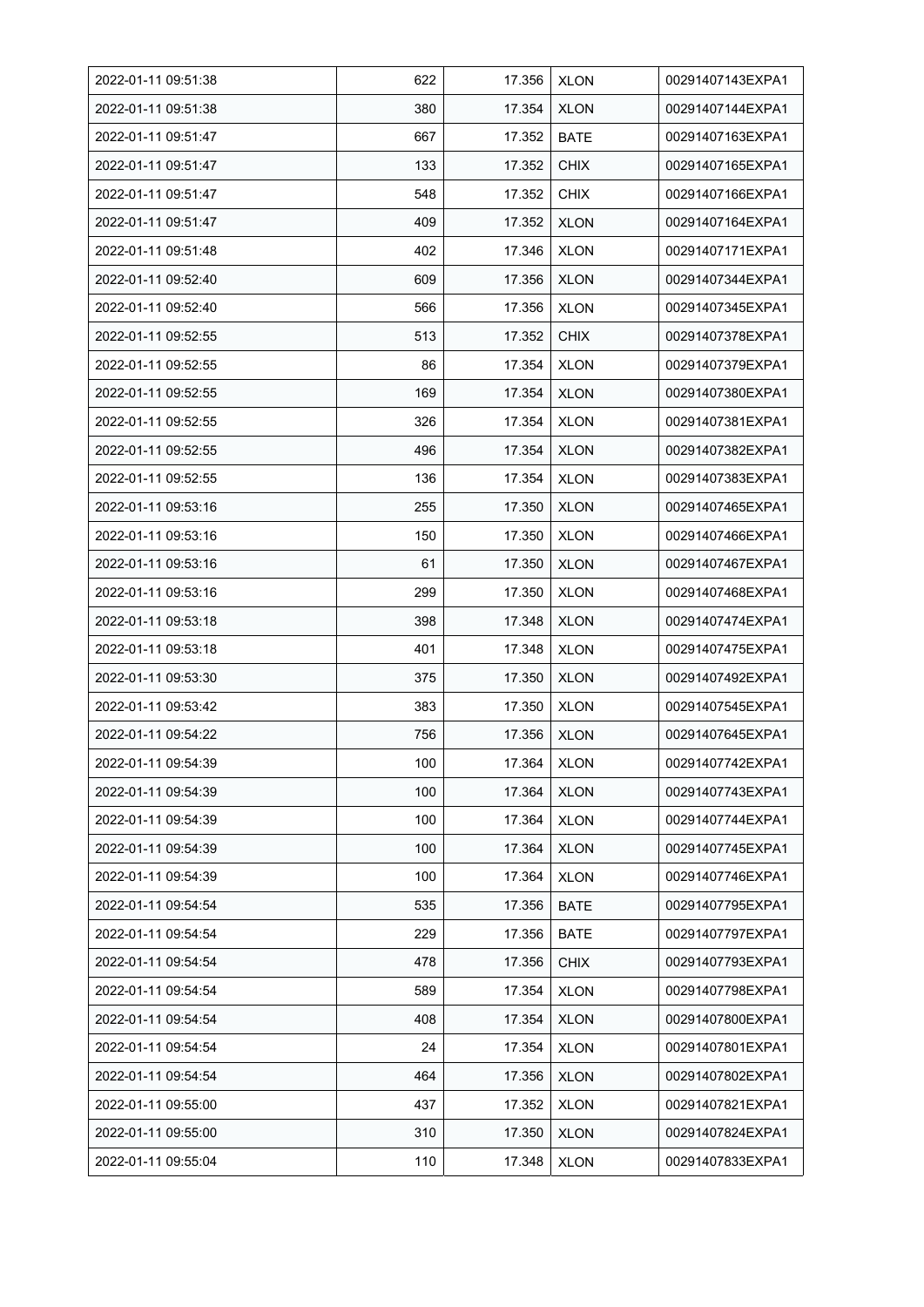| 2022-01-11 09:51:38 | 622 | 17.356 | XLON | 00291407143EXPA1 |
|---|---|---|---|---|
| 2022-01-11 09:51:38 | 380 | 17.354 | XLON | 00291407144EXPA1 |
| 2022-01-11 09:51:47 | 667 | 17.352 | BATE | 00291407163EXPA1 |
| 2022-01-11 09:51:47 | 133 | 17.352 | CHIX | 00291407165EXPA1 |
| 2022-01-11 09:51:47 | 548 | 17.352 | CHIX | 00291407166EXPA1 |
| 2022-01-11 09:51:47 | 409 | 17.352 | XLON | 00291407164EXPA1 |
| 2022-01-11 09:51:48 | 402 | 17.346 | XLON | 00291407171EXPA1 |
| 2022-01-11 09:52:40 | 609 | 17.356 | XLON | 00291407344EXPA1 |
| 2022-01-11 09:52:40 | 566 | 17.356 | XLON | 00291407345EXPA1 |
| 2022-01-11 09:52:55 | 513 | 17.352 | CHIX | 00291407378EXPA1 |
| 2022-01-11 09:52:55 | 86 | 17.354 | XLON | 00291407379EXPA1 |
| 2022-01-11 09:52:55 | 169 | 17.354 | XLON | 00291407380EXPA1 |
| 2022-01-11 09:52:55 | 326 | 17.354 | XLON | 00291407381EXPA1 |
| 2022-01-11 09:52:55 | 496 | 17.354 | XLON | 00291407382EXPA1 |
| 2022-01-11 09:52:55 | 136 | 17.354 | XLON | 00291407383EXPA1 |
| 2022-01-11 09:53:16 | 255 | 17.350 | XLON | 00291407465EXPA1 |
| 2022-01-11 09:53:16 | 150 | 17.350 | XLON | 00291407466EXPA1 |
| 2022-01-11 09:53:16 | 61 | 17.350 | XLON | 00291407467EXPA1 |
| 2022-01-11 09:53:16 | 299 | 17.350 | XLON | 00291407468EXPA1 |
| 2022-01-11 09:53:18 | 398 | 17.348 | XLON | 00291407474EXPA1 |
| 2022-01-11 09:53:18 | 401 | 17.348 | XLON | 00291407475EXPA1 |
| 2022-01-11 09:53:30 | 375 | 17.350 | XLON | 00291407492EXPA1 |
| 2022-01-11 09:53:42 | 383 | 17.350 | XLON | 00291407545EXPA1 |
| 2022-01-11 09:54:22 | 756 | 17.356 | XLON | 00291407645EXPA1 |
| 2022-01-11 09:54:39 | 100 | 17.364 | XLON | 00291407742EXPA1 |
| 2022-01-11 09:54:39 | 100 | 17.364 | XLON | 00291407743EXPA1 |
| 2022-01-11 09:54:39 | 100 | 17.364 | XLON | 00291407744EXPA1 |
| 2022-01-11 09:54:39 | 100 | 17.364 | XLON | 00291407745EXPA1 |
| 2022-01-11 09:54:39 | 100 | 17.364 | XLON | 00291407746EXPA1 |
| 2022-01-11 09:54:54 | 535 | 17.356 | BATE | 00291407795EXPA1 |
| 2022-01-11 09:54:54 | 229 | 17.356 | BATE | 00291407797EXPA1 |
| 2022-01-11 09:54:54 | 478 | 17.356 | CHIX | 00291407793EXPA1 |
| 2022-01-11 09:54:54 | 589 | 17.354 | XLON | 00291407798EXPA1 |
| 2022-01-11 09:54:54 | 408 | 17.354 | XLON | 00291407800EXPA1 |
| 2022-01-11 09:54:54 | 24 | 17.354 | XLON | 00291407801EXPA1 |
| 2022-01-11 09:54:54 | 464 | 17.356 | XLON | 00291407802EXPA1 |
| 2022-01-11 09:55:00 | 437 | 17.352 | XLON | 00291407821EXPA1 |
| 2022-01-11 09:55:00 | 310 | 17.350 | XLON | 00291407824EXPA1 |
| 2022-01-11 09:55:04 | 110 | 17.348 | XLON | 00291407833EXPA1 |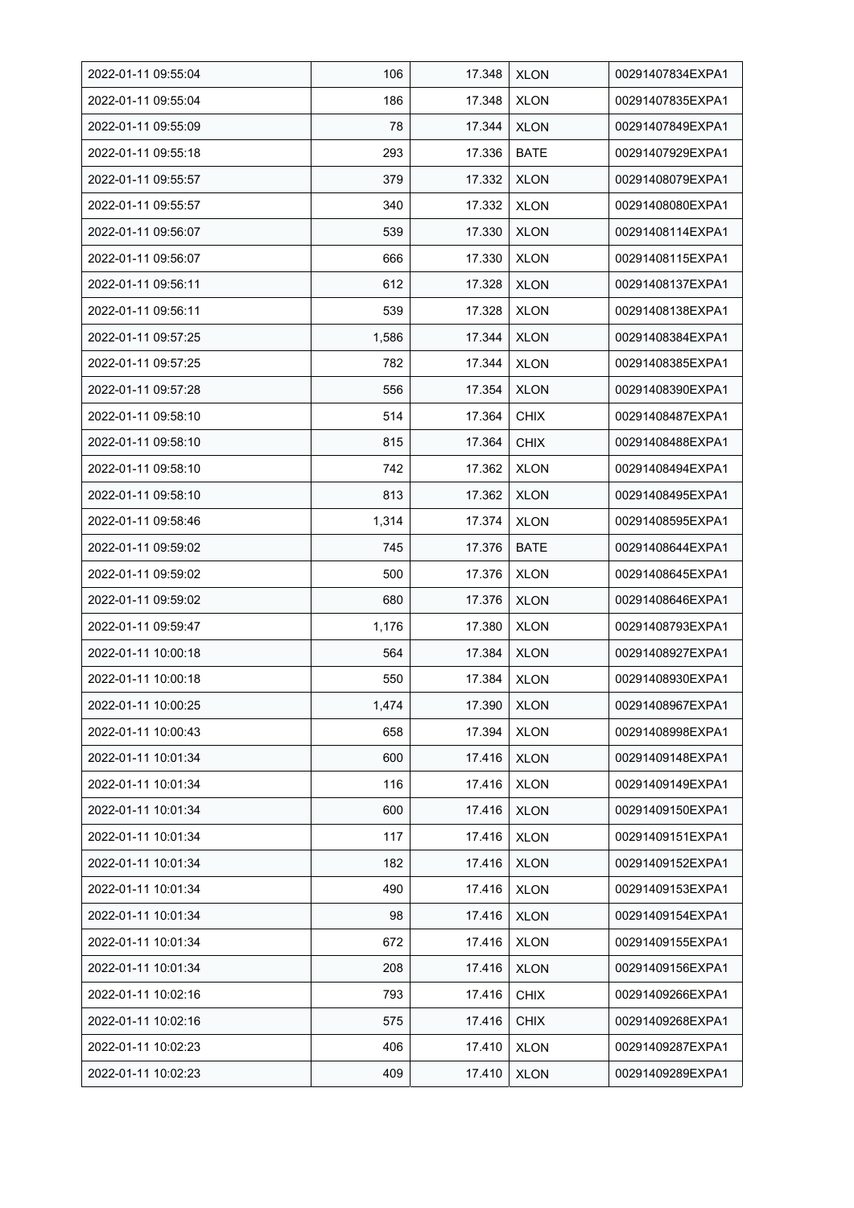| 2022-01-11 09:55:04 | 106 | 17.348 | XLON | 00291407834EXPA1 |
|---|---|---|---|---|
| 2022-01-11 09:55:04 | 186 | 17.348 | XLON | 00291407835EXPA1 |
| 2022-01-11 09:55:09 | 78 | 17.344 | XLON | 00291407849EXPA1 |
| 2022-01-11 09:55:18 | 293 | 17.336 | BATE | 00291407929EXPA1 |
| 2022-01-11 09:55:57 | 379 | 17.332 | XLON | 00291408079EXPA1 |
| 2022-01-11 09:55:57 | 340 | 17.332 | XLON | 00291408080EXPA1 |
| 2022-01-11 09:56:07 | 539 | 17.330 | XLON | 00291408114EXPA1 |
| 2022-01-11 09:56:07 | 666 | 17.330 | XLON | 00291408115EXPA1 |
| 2022-01-11 09:56:11 | 612 | 17.328 | XLON | 00291408137EXPA1 |
| 2022-01-11 09:56:11 | 539 | 17.328 | XLON | 00291408138EXPA1 |
| 2022-01-11 09:57:25 | 1,586 | 17.344 | XLON | 00291408384EXPA1 |
| 2022-01-11 09:57:25 | 782 | 17.344 | XLON | 00291408385EXPA1 |
| 2022-01-11 09:57:28 | 556 | 17.354 | XLON | 00291408390EXPA1 |
| 2022-01-11 09:58:10 | 514 | 17.364 | CHIX | 00291408487EXPA1 |
| 2022-01-11 09:58:10 | 815 | 17.364 | CHIX | 00291408488EXPA1 |
| 2022-01-11 09:58:10 | 742 | 17.362 | XLON | 00291408494EXPA1 |
| 2022-01-11 09:58:10 | 813 | 17.362 | XLON | 00291408495EXPA1 |
| 2022-01-11 09:58:46 | 1,314 | 17.374 | XLON | 00291408595EXPA1 |
| 2022-01-11 09:59:02 | 745 | 17.376 | BATE | 00291408644EXPA1 |
| 2022-01-11 09:59:02 | 500 | 17.376 | XLON | 00291408645EXPA1 |
| 2022-01-11 09:59:02 | 680 | 17.376 | XLON | 00291408646EXPA1 |
| 2022-01-11 09:59:47 | 1,176 | 17.380 | XLON | 00291408793EXPA1 |
| 2022-01-11 10:00:18 | 564 | 17.384 | XLON | 00291408927EXPA1 |
| 2022-01-11 10:00:18 | 550 | 17.384 | XLON | 00291408930EXPA1 |
| 2022-01-11 10:00:25 | 1,474 | 17.390 | XLON | 00291408967EXPA1 |
| 2022-01-11 10:00:43 | 658 | 17.394 | XLON | 00291408998EXPA1 |
| 2022-01-11 10:01:34 | 600 | 17.416 | XLON | 00291409148EXPA1 |
| 2022-01-11 10:01:34 | 116 | 17.416 | XLON | 00291409149EXPA1 |
| 2022-01-11 10:01:34 | 600 | 17.416 | XLON | 00291409150EXPA1 |
| 2022-01-11 10:01:34 | 117 | 17.416 | XLON | 00291409151EXPA1 |
| 2022-01-11 10:01:34 | 182 | 17.416 | XLON | 00291409152EXPA1 |
| 2022-01-11 10:01:34 | 490 | 17.416 | XLON | 00291409153EXPA1 |
| 2022-01-11 10:01:34 | 98 | 17.416 | XLON | 00291409154EXPA1 |
| 2022-01-11 10:01:34 | 672 | 17.416 | XLON | 00291409155EXPA1 |
| 2022-01-11 10:01:34 | 208 | 17.416 | XLON | 00291409156EXPA1 |
| 2022-01-11 10:02:16 | 793 | 17.416 | CHIX | 00291409266EXPA1 |
| 2022-01-11 10:02:16 | 575 | 17.416 | CHIX | 00291409268EXPA1 |
| 2022-01-11 10:02:23 | 406 | 17.410 | XLON | 00291409287EXPA1 |
| 2022-01-11 10:02:23 | 409 | 17.410 | XLON | 00291409289EXPA1 |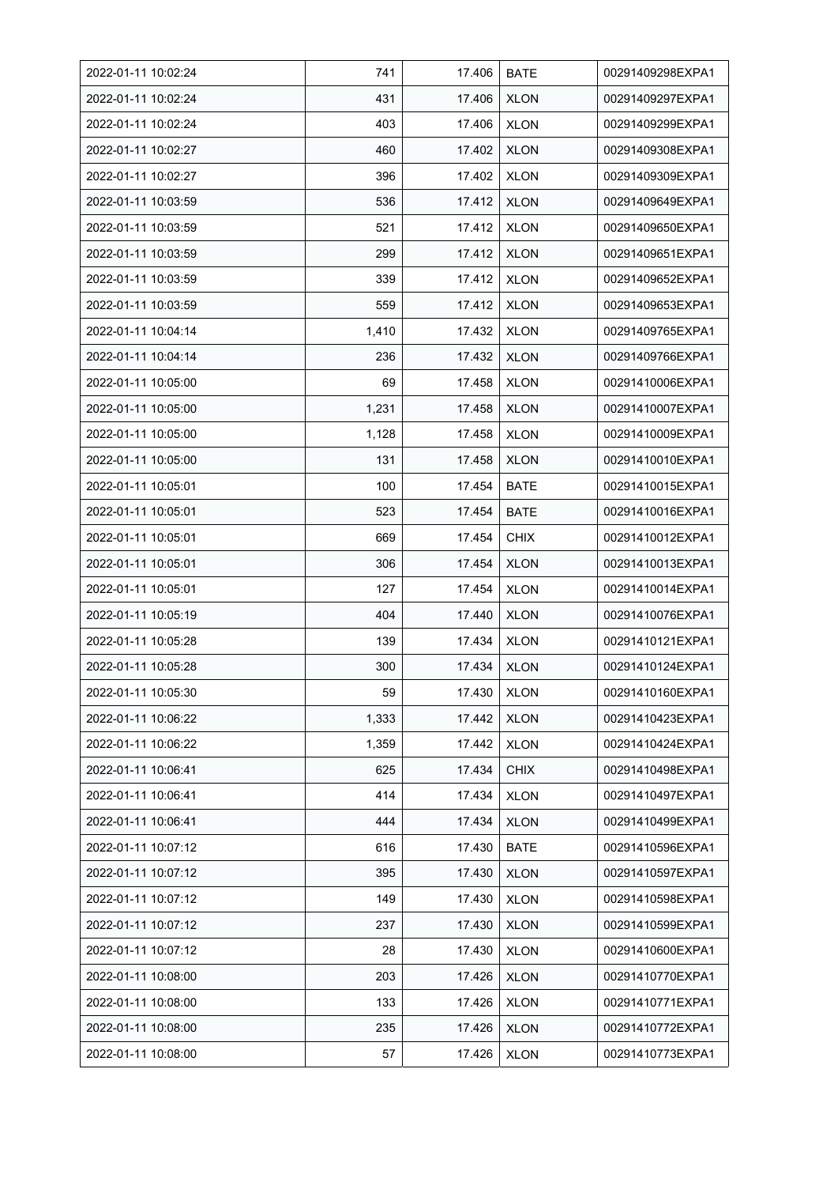| 2022-01-11 10:02:24 | 741 | 17.406 | BATE | 00291409298EXPA1 |
|---|---|---|---|---|
| 2022-01-11 10:02:24 | 431 | 17.406 | XLON | 00291409297EXPA1 |
| 2022-01-11 10:02:24 | 403 | 17.406 | XLON | 00291409299EXPA1 |
| 2022-01-11 10:02:27 | 460 | 17.402 | XLON | 00291409308EXPA1 |
| 2022-01-11 10:02:27 | 396 | 17.402 | XLON | 00291409309EXPA1 |
| 2022-01-11 10:03:59 | 536 | 17.412 | XLON | 00291409649EXPA1 |
| 2022-01-11 10:03:59 | 521 | 17.412 | XLON | 00291409650EXPA1 |
| 2022-01-11 10:03:59 | 299 | 17.412 | XLON | 00291409651EXPA1 |
| 2022-01-11 10:03:59 | 339 | 17.412 | XLON | 00291409652EXPA1 |
| 2022-01-11 10:03:59 | 559 | 17.412 | XLON | 00291409653EXPA1 |
| 2022-01-11 10:04:14 | 1,410 | 17.432 | XLON | 00291409765EXPA1 |
| 2022-01-11 10:04:14 | 236 | 17.432 | XLON | 00291409766EXPA1 |
| 2022-01-11 10:05:00 | 69 | 17.458 | XLON | 00291410006EXPA1 |
| 2022-01-11 10:05:00 | 1,231 | 17.458 | XLON | 00291410007EXPA1 |
| 2022-01-11 10:05:00 | 1,128 | 17.458 | XLON | 00291410009EXPA1 |
| 2022-01-11 10:05:00 | 131 | 17.458 | XLON | 00291410010EXPA1 |
| 2022-01-11 10:05:01 | 100 | 17.454 | BATE | 00291410015EXPA1 |
| 2022-01-11 10:05:01 | 523 | 17.454 | BATE | 00291410016EXPA1 |
| 2022-01-11 10:05:01 | 669 | 17.454 | CHIX | 00291410012EXPA1 |
| 2022-01-11 10:05:01 | 306 | 17.454 | XLON | 00291410013EXPA1 |
| 2022-01-11 10:05:01 | 127 | 17.454 | XLON | 00291410014EXPA1 |
| 2022-01-11 10:05:19 | 404 | 17.440 | XLON | 00291410076EXPA1 |
| 2022-01-11 10:05:28 | 139 | 17.434 | XLON | 00291410121EXPA1 |
| 2022-01-11 10:05:28 | 300 | 17.434 | XLON | 00291410124EXPA1 |
| 2022-01-11 10:05:30 | 59 | 17.430 | XLON | 00291410160EXPA1 |
| 2022-01-11 10:06:22 | 1,333 | 17.442 | XLON | 00291410423EXPA1 |
| 2022-01-11 10:06:22 | 1,359 | 17.442 | XLON | 00291410424EXPA1 |
| 2022-01-11 10:06:41 | 625 | 17.434 | CHIX | 00291410498EXPA1 |
| 2022-01-11 10:06:41 | 414 | 17.434 | XLON | 00291410497EXPA1 |
| 2022-01-11 10:06:41 | 444 | 17.434 | XLON | 00291410499EXPA1 |
| 2022-01-11 10:07:12 | 616 | 17.430 | BATE | 00291410596EXPA1 |
| 2022-01-11 10:07:12 | 395 | 17.430 | XLON | 00291410597EXPA1 |
| 2022-01-11 10:07:12 | 149 | 17.430 | XLON | 00291410598EXPA1 |
| 2022-01-11 10:07:12 | 237 | 17.430 | XLON | 00291410599EXPA1 |
| 2022-01-11 10:07:12 | 28 | 17.430 | XLON | 00291410600EXPA1 |
| 2022-01-11 10:08:00 | 203 | 17.426 | XLON | 00291410770EXPA1 |
| 2022-01-11 10:08:00 | 133 | 17.426 | XLON | 00291410771EXPA1 |
| 2022-01-11 10:08:00 | 235 | 17.426 | XLON | 00291410772EXPA1 |
| 2022-01-11 10:08:00 | 57 | 17.426 | XLON | 00291410773EXPA1 |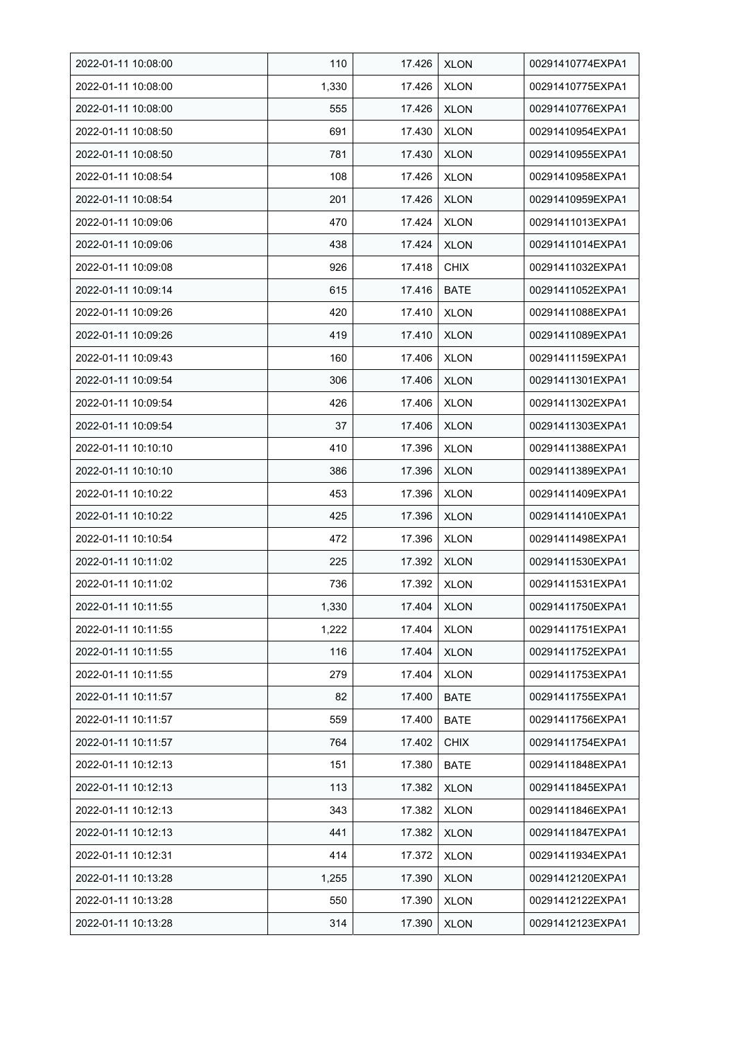| 2022-01-11 10:08:00 | 110 | 17.426 | XLON | 00291410774EXPA1 |
|---|---|---|---|---|
| 2022-01-11 10:08:00 | 1,330 | 17.426 | XLON | 00291410775EXPA1 |
| 2022-01-11 10:08:00 | 555 | 17.426 | XLON | 00291410776EXPA1 |
| 2022-01-11 10:08:50 | 691 | 17.430 | XLON | 00291410954EXPA1 |
| 2022-01-11 10:08:50 | 781 | 17.430 | XLON | 00291410955EXPA1 |
| 2022-01-11 10:08:54 | 108 | 17.426 | XLON | 00291410958EXPA1 |
| 2022-01-11 10:08:54 | 201 | 17.426 | XLON | 00291410959EXPA1 |
| 2022-01-11 10:09:06 | 470 | 17.424 | XLON | 00291411013EXPA1 |
| 2022-01-11 10:09:06 | 438 | 17.424 | XLON | 00291411014EXPA1 |
| 2022-01-11 10:09:08 | 926 | 17.418 | CHIX | 00291411032EXPA1 |
| 2022-01-11 10:09:14 | 615 | 17.416 | BATE | 00291411052EXPA1 |
| 2022-01-11 10:09:26 | 420 | 17.410 | XLON | 00291411088EXPA1 |
| 2022-01-11 10:09:26 | 419 | 17.410 | XLON | 00291411089EXPA1 |
| 2022-01-11 10:09:43 | 160 | 17.406 | XLON | 00291411159EXPA1 |
| 2022-01-11 10:09:54 | 306 | 17.406 | XLON | 00291411301EXPA1 |
| 2022-01-11 10:09:54 | 426 | 17.406 | XLON | 00291411302EXPA1 |
| 2022-01-11 10:09:54 | 37 | 17.406 | XLON | 00291411303EXPA1 |
| 2022-01-11 10:10:10 | 410 | 17.396 | XLON | 00291411388EXPA1 |
| 2022-01-11 10:10:10 | 386 | 17.396 | XLON | 00291411389EXPA1 |
| 2022-01-11 10:10:22 | 453 | 17.396 | XLON | 00291411409EXPA1 |
| 2022-01-11 10:10:22 | 425 | 17.396 | XLON | 00291411410EXPA1 |
| 2022-01-11 10:10:54 | 472 | 17.396 | XLON | 00291411498EXPA1 |
| 2022-01-11 10:11:02 | 225 | 17.392 | XLON | 00291411530EXPA1 |
| 2022-01-11 10:11:02 | 736 | 17.392 | XLON | 00291411531EXPA1 |
| 2022-01-11 10:11:55 | 1,330 | 17.404 | XLON | 00291411750EXPA1 |
| 2022-01-11 10:11:55 | 1,222 | 17.404 | XLON | 00291411751EXPA1 |
| 2022-01-11 10:11:55 | 116 | 17.404 | XLON | 00291411752EXPA1 |
| 2022-01-11 10:11:55 | 279 | 17.404 | XLON | 00291411753EXPA1 |
| 2022-01-11 10:11:57 | 82 | 17.400 | BATE | 00291411755EXPA1 |
| 2022-01-11 10:11:57 | 559 | 17.400 | BATE | 00291411756EXPA1 |
| 2022-01-11 10:11:57 | 764 | 17.402 | CHIX | 00291411754EXPA1 |
| 2022-01-11 10:12:13 | 151 | 17.380 | BATE | 00291411848EXPA1 |
| 2022-01-11 10:12:13 | 113 | 17.382 | XLON | 00291411845EXPA1 |
| 2022-01-11 10:12:13 | 343 | 17.382 | XLON | 00291411846EXPA1 |
| 2022-01-11 10:12:13 | 441 | 17.382 | XLON | 00291411847EXPA1 |
| 2022-01-11 10:12:31 | 414 | 17.372 | XLON | 00291411934EXPA1 |
| 2022-01-11 10:13:28 | 1,255 | 17.390 | XLON | 00291412120EXPA1 |
| 2022-01-11 10:13:28 | 550 | 17.390 | XLON | 00291412122EXPA1 |
| 2022-01-11 10:13:28 | 314 | 17.390 | XLON | 00291412123EXPA1 |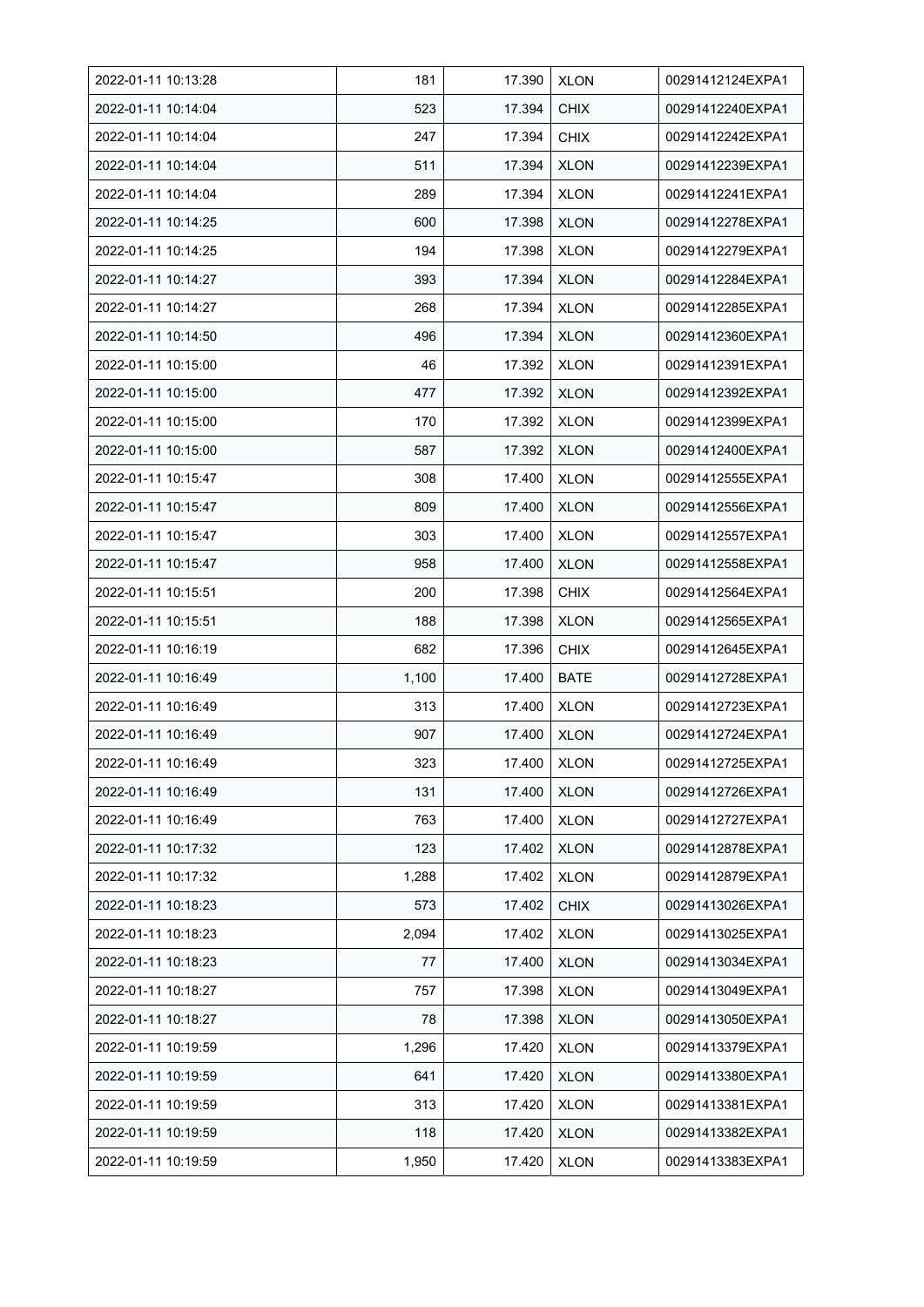| 2022-01-11 10:13:28 | 181 | 17.390 | XLON | 00291412124EXPA1 |
|---|---|---|---|---|
| 2022-01-11 10:14:04 | 523 | 17.394 | CHIX | 00291412240EXPA1 |
| 2022-01-11 10:14:04 | 247 | 17.394 | CHIX | 00291412242EXPA1 |
| 2022-01-11 10:14:04 | 511 | 17.394 | XLON | 00291412239EXPA1 |
| 2022-01-11 10:14:04 | 289 | 17.394 | XLON | 00291412241EXPA1 |
| 2022-01-11 10:14:25 | 600 | 17.398 | XLON | 00291412278EXPA1 |
| 2022-01-11 10:14:25 | 194 | 17.398 | XLON | 00291412279EXPA1 |
| 2022-01-11 10:14:27 | 393 | 17.394 | XLON | 00291412284EXPA1 |
| 2022-01-11 10:14:27 | 268 | 17.394 | XLON | 00291412285EXPA1 |
| 2022-01-11 10:14:50 | 496 | 17.394 | XLON | 00291412360EXPA1 |
| 2022-01-11 10:15:00 | 46 | 17.392 | XLON | 00291412391EXPA1 |
| 2022-01-11 10:15:00 | 477 | 17.392 | XLON | 00291412392EXPA1 |
| 2022-01-11 10:15:00 | 170 | 17.392 | XLON | 00291412399EXPA1 |
| 2022-01-11 10:15:00 | 587 | 17.392 | XLON | 00291412400EXPA1 |
| 2022-01-11 10:15:47 | 308 | 17.400 | XLON | 00291412555EXPA1 |
| 2022-01-11 10:15:47 | 809 | 17.400 | XLON | 00291412556EXPA1 |
| 2022-01-11 10:15:47 | 303 | 17.400 | XLON | 00291412557EXPA1 |
| 2022-01-11 10:15:47 | 958 | 17.400 | XLON | 00291412558EXPA1 |
| 2022-01-11 10:15:51 | 200 | 17.398 | CHIX | 00291412564EXPA1 |
| 2022-01-11 10:15:51 | 188 | 17.398 | XLON | 00291412565EXPA1 |
| 2022-01-11 10:16:19 | 682 | 17.396 | CHIX | 00291412645EXPA1 |
| 2022-01-11 10:16:49 | 1,100 | 17.400 | BATE | 00291412728EXPA1 |
| 2022-01-11 10:16:49 | 313 | 17.400 | XLON | 00291412723EXPA1 |
| 2022-01-11 10:16:49 | 907 | 17.400 | XLON | 00291412724EXPA1 |
| 2022-01-11 10:16:49 | 323 | 17.400 | XLON | 00291412725EXPA1 |
| 2022-01-11 10:16:49 | 131 | 17.400 | XLON | 00291412726EXPA1 |
| 2022-01-11 10:16:49 | 763 | 17.400 | XLON | 00291412727EXPA1 |
| 2022-01-11 10:17:32 | 123 | 17.402 | XLON | 00291412878EXPA1 |
| 2022-01-11 10:17:32 | 1,288 | 17.402 | XLON | 00291412879EXPA1 |
| 2022-01-11 10:18:23 | 573 | 17.402 | CHIX | 00291413026EXPA1 |
| 2022-01-11 10:18:23 | 2,094 | 17.402 | XLON | 00291413025EXPA1 |
| 2022-01-11 10:18:23 | 77 | 17.400 | XLON | 00291413034EXPA1 |
| 2022-01-11 10:18:27 | 757 | 17.398 | XLON | 00291413049EXPA1 |
| 2022-01-11 10:18:27 | 78 | 17.398 | XLON | 00291413050EXPA1 |
| 2022-01-11 10:19:59 | 1,296 | 17.420 | XLON | 00291413379EXPA1 |
| 2022-01-11 10:19:59 | 641 | 17.420 | XLON | 00291413380EXPA1 |
| 2022-01-11 10:19:59 | 313 | 17.420 | XLON | 00291413381EXPA1 |
| 2022-01-11 10:19:59 | 118 | 17.420 | XLON | 00291413382EXPA1 |
| 2022-01-11 10:19:59 | 1,950 | 17.420 | XLON | 00291413383EXPA1 |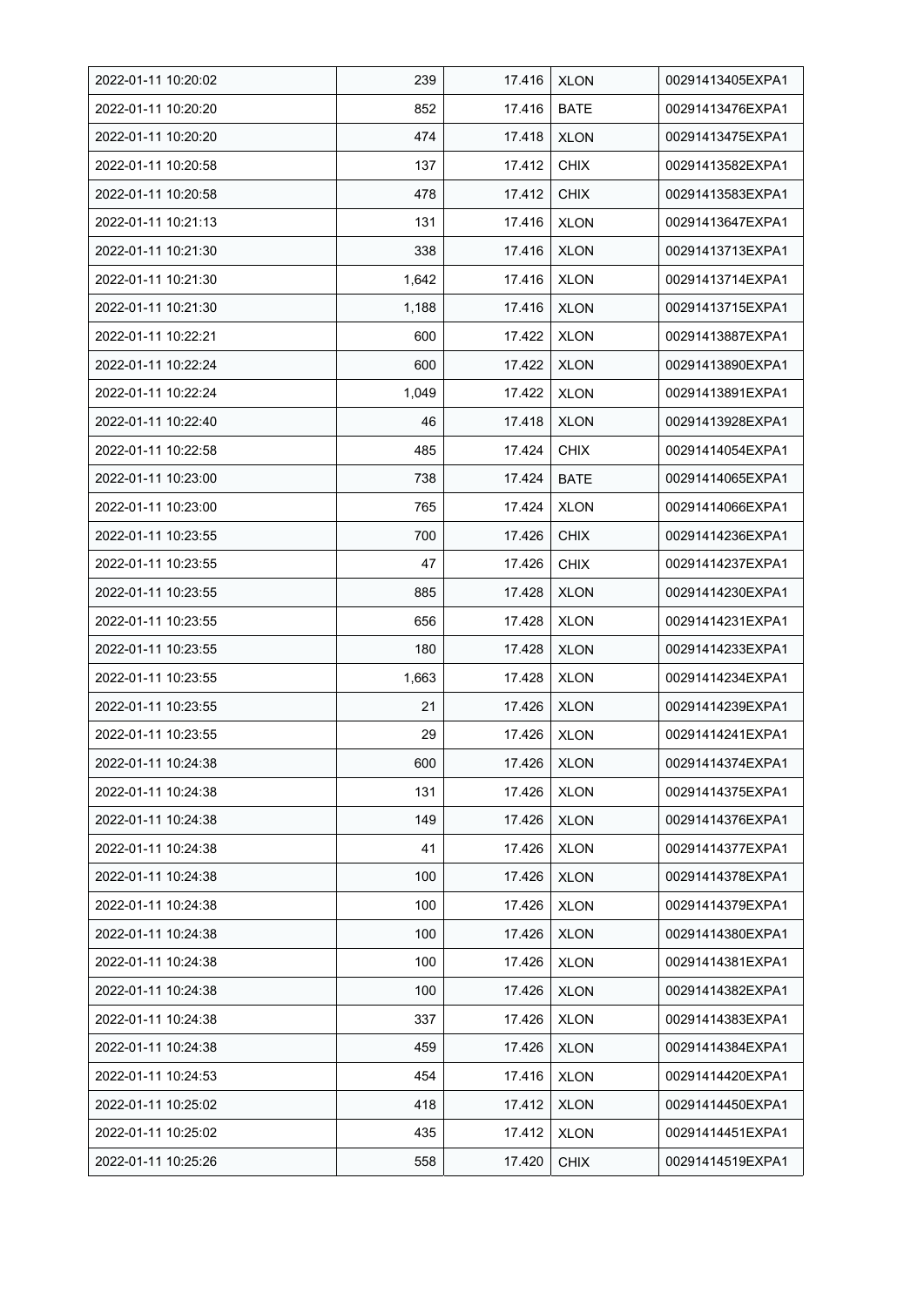| 2022-01-11 10:20:02 | 239 | 17.416 | XLON | 00291413405EXPA1 |
|---|---|---|---|---|
| 2022-01-11 10:20:20 | 852 | 17.416 | BATE | 00291413476EXPA1 |
| 2022-01-11 10:20:20 | 474 | 17.418 | XLON | 00291413475EXPA1 |
| 2022-01-11 10:20:58 | 137 | 17.412 | CHIX | 00291413582EXPA1 |
| 2022-01-11 10:20:58 | 478 | 17.412 | CHIX | 00291413583EXPA1 |
| 2022-01-11 10:21:13 | 131 | 17.416 | XLON | 00291413647EXPA1 |
| 2022-01-11 10:21:30 | 338 | 17.416 | XLON | 00291413713EXPA1 |
| 2022-01-11 10:21:30 | 1,642 | 17.416 | XLON | 00291413714EXPA1 |
| 2022-01-11 10:21:30 | 1,188 | 17.416 | XLON | 00291413715EXPA1 |
| 2022-01-11 10:22:21 | 600 | 17.422 | XLON | 00291413887EXPA1 |
| 2022-01-11 10:22:24 | 600 | 17.422 | XLON | 00291413890EXPA1 |
| 2022-01-11 10:22:24 | 1,049 | 17.422 | XLON | 00291413891EXPA1 |
| 2022-01-11 10:22:40 | 46 | 17.418 | XLON | 00291413928EXPA1 |
| 2022-01-11 10:22:58 | 485 | 17.424 | CHIX | 00291414054EXPA1 |
| 2022-01-11 10:23:00 | 738 | 17.424 | BATE | 00291414065EXPA1 |
| 2022-01-11 10:23:00 | 765 | 17.424 | XLON | 00291414066EXPA1 |
| 2022-01-11 10:23:55 | 700 | 17.426 | CHIX | 00291414236EXPA1 |
| 2022-01-11 10:23:55 | 47 | 17.426 | CHIX | 00291414237EXPA1 |
| 2022-01-11 10:23:55 | 885 | 17.428 | XLON | 00291414230EXPA1 |
| 2022-01-11 10:23:55 | 656 | 17.428 | XLON | 00291414231EXPA1 |
| 2022-01-11 10:23:55 | 180 | 17.428 | XLON | 00291414233EXPA1 |
| 2022-01-11 10:23:55 | 1,663 | 17.428 | XLON | 00291414234EXPA1 |
| 2022-01-11 10:23:55 | 21 | 17.426 | XLON | 00291414239EXPA1 |
| 2022-01-11 10:23:55 | 29 | 17.426 | XLON | 00291414241EXPA1 |
| 2022-01-11 10:24:38 | 600 | 17.426 | XLON | 00291414374EXPA1 |
| 2022-01-11 10:24:38 | 131 | 17.426 | XLON | 00291414375EXPA1 |
| 2022-01-11 10:24:38 | 149 | 17.426 | XLON | 00291414376EXPA1 |
| 2022-01-11 10:24:38 | 41 | 17.426 | XLON | 00291414377EXPA1 |
| 2022-01-11 10:24:38 | 100 | 17.426 | XLON | 00291414378EXPA1 |
| 2022-01-11 10:24:38 | 100 | 17.426 | XLON | 00291414379EXPA1 |
| 2022-01-11 10:24:38 | 100 | 17.426 | XLON | 00291414380EXPA1 |
| 2022-01-11 10:24:38 | 100 | 17.426 | XLON | 00291414381EXPA1 |
| 2022-01-11 10:24:38 | 100 | 17.426 | XLON | 00291414382EXPA1 |
| 2022-01-11 10:24:38 | 337 | 17.426 | XLON | 00291414383EXPA1 |
| 2022-01-11 10:24:38 | 459 | 17.426 | XLON | 00291414384EXPA1 |
| 2022-01-11 10:24:53 | 454 | 17.416 | XLON | 00291414420EXPA1 |
| 2022-01-11 10:25:02 | 418 | 17.412 | XLON | 00291414450EXPA1 |
| 2022-01-11 10:25:02 | 435 | 17.412 | XLON | 00291414451EXPA1 |
| 2022-01-11 10:25:26 | 558 | 17.420 | CHIX | 00291414519EXPA1 |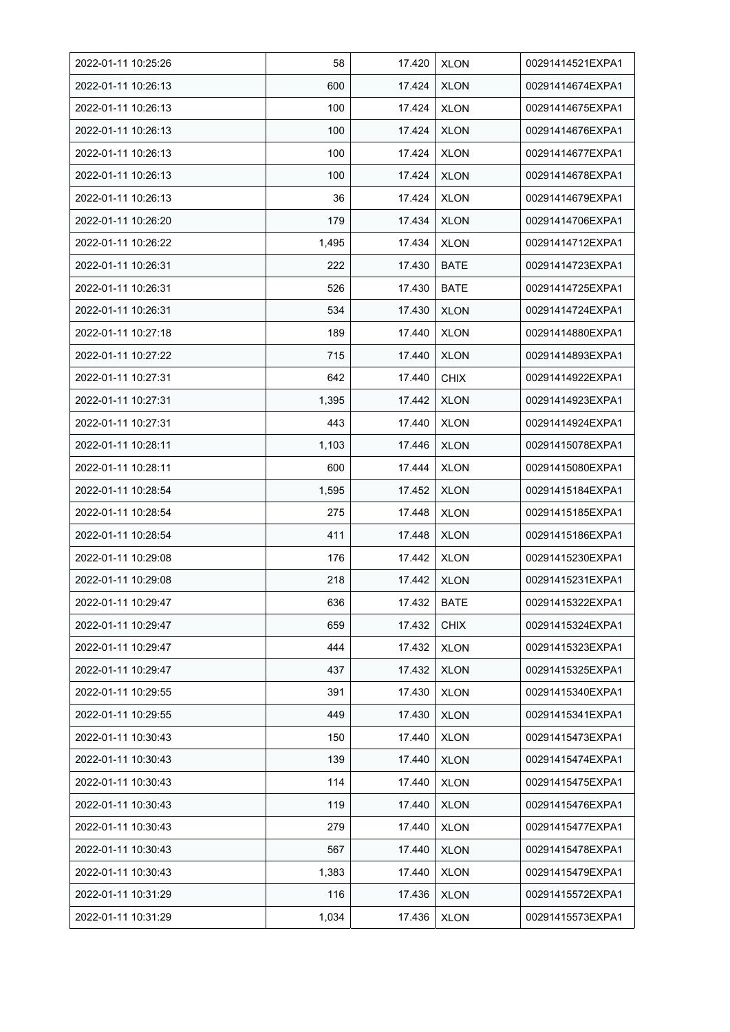| 2022-01-11 10:25:26 | 58 | 17.420 | XLON | 00291414521EXPA1 |
|---|---|---|---|---|
| 2022-01-11 10:26:13 | 600 | 17.424 | XLON | 00291414674EXPA1 |
| 2022-01-11 10:26:13 | 100 | 17.424 | XLON | 00291414675EXPA1 |
| 2022-01-11 10:26:13 | 100 | 17.424 | XLON | 00291414676EXPA1 |
| 2022-01-11 10:26:13 | 100 | 17.424 | XLON | 00291414677EXPA1 |
| 2022-01-11 10:26:13 | 100 | 17.424 | XLON | 00291414678EXPA1 |
| 2022-01-11 10:26:13 | 36 | 17.424 | XLON | 00291414679EXPA1 |
| 2022-01-11 10:26:20 | 179 | 17.434 | XLON | 00291414706EXPA1 |
| 2022-01-11 10:26:22 | 1,495 | 17.434 | XLON | 00291414712EXPA1 |
| 2022-01-11 10:26:31 | 222 | 17.430 | BATE | 00291414723EXPA1 |
| 2022-01-11 10:26:31 | 526 | 17.430 | BATE | 00291414725EXPA1 |
| 2022-01-11 10:26:31 | 534 | 17.430 | XLON | 00291414724EXPA1 |
| 2022-01-11 10:27:18 | 189 | 17.440 | XLON | 00291414880EXPA1 |
| 2022-01-11 10:27:22 | 715 | 17.440 | XLON | 00291414893EXPA1 |
| 2022-01-11 10:27:31 | 642 | 17.440 | CHIX | 00291414922EXPA1 |
| 2022-01-11 10:27:31 | 1,395 | 17.442 | XLON | 00291414923EXPA1 |
| 2022-01-11 10:27:31 | 443 | 17.440 | XLON | 00291414924EXPA1 |
| 2022-01-11 10:28:11 | 1,103 | 17.446 | XLON | 00291415078EXPA1 |
| 2022-01-11 10:28:11 | 600 | 17.444 | XLON | 00291415080EXPA1 |
| 2022-01-11 10:28:54 | 1,595 | 17.452 | XLON | 00291415184EXPA1 |
| 2022-01-11 10:28:54 | 275 | 17.448 | XLON | 00291415185EXPA1 |
| 2022-01-11 10:28:54 | 411 | 17.448 | XLON | 00291415186EXPA1 |
| 2022-01-11 10:29:08 | 176 | 17.442 | XLON | 00291415230EXPA1 |
| 2022-01-11 10:29:08 | 218 | 17.442 | XLON | 00291415231EXPA1 |
| 2022-01-11 10:29:47 | 636 | 17.432 | BATE | 00291415322EXPA1 |
| 2022-01-11 10:29:47 | 659 | 17.432 | CHIX | 00291415324EXPA1 |
| 2022-01-11 10:29:47 | 444 | 17.432 | XLON | 00291415323EXPA1 |
| 2022-01-11 10:29:47 | 437 | 17.432 | XLON | 00291415325EXPA1 |
| 2022-01-11 10:29:55 | 391 | 17.430 | XLON | 00291415340EXPA1 |
| 2022-01-11 10:29:55 | 449 | 17.430 | XLON | 00291415341EXPA1 |
| 2022-01-11 10:30:43 | 150 | 17.440 | XLON | 00291415473EXPA1 |
| 2022-01-11 10:30:43 | 139 | 17.440 | XLON | 00291415474EXPA1 |
| 2022-01-11 10:30:43 | 114 | 17.440 | XLON | 00291415475EXPA1 |
| 2022-01-11 10:30:43 | 119 | 17.440 | XLON | 00291415476EXPA1 |
| 2022-01-11 10:30:43 | 279 | 17.440 | XLON | 00291415477EXPA1 |
| 2022-01-11 10:30:43 | 567 | 17.440 | XLON | 00291415478EXPA1 |
| 2022-01-11 10:30:43 | 1,383 | 17.440 | XLON | 00291415479EXPA1 |
| 2022-01-11 10:31:29 | 116 | 17.436 | XLON | 00291415572EXPA1 |
| 2022-01-11 10:31:29 | 1,034 | 17.436 | XLON | 00291415573EXPA1 |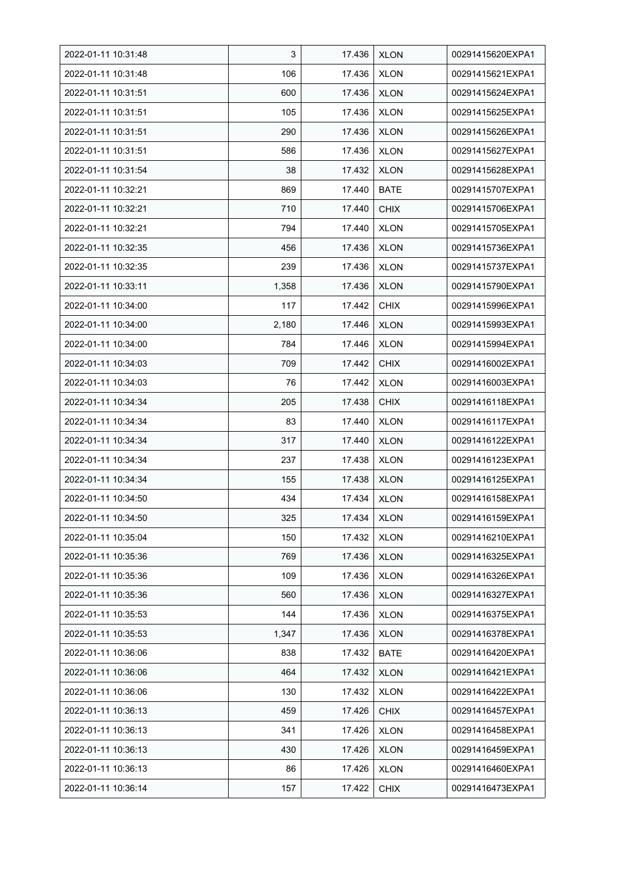| 2022-01-11 10:31:48 | 3 | 17.436 | XLON | 00291415620EXPA1 |
|---|---|---|---|---|
| 2022-01-11 10:31:48 | 106 | 17.436 | XLON | 00291415621EXPA1 |
| 2022-01-11 10:31:51 | 600 | 17.436 | XLON | 00291415624EXPA1 |
| 2022-01-11 10:31:51 | 105 | 17.436 | XLON | 00291415625EXPA1 |
| 2022-01-11 10:31:51 | 290 | 17.436 | XLON | 00291415626EXPA1 |
| 2022-01-11 10:31:51 | 586 | 17.436 | XLON | 00291415627EXPA1 |
| 2022-01-11 10:31:54 | 38 | 17.432 | XLON | 00291415628EXPA1 |
| 2022-01-11 10:32:21 | 869 | 17.440 | BATE | 00291415707EXPA1 |
| 2022-01-11 10:32:21 | 710 | 17.440 | CHIX | 00291415706EXPA1 |
| 2022-01-11 10:32:21 | 794 | 17.440 | XLON | 00291415705EXPA1 |
| 2022-01-11 10:32:35 | 456 | 17.436 | XLON | 00291415736EXPA1 |
| 2022-01-11 10:32:35 | 239 | 17.436 | XLON | 00291415737EXPA1 |
| 2022-01-11 10:33:11 | 1,358 | 17.436 | XLON | 00291415790EXPA1 |
| 2022-01-11 10:34:00 | 117 | 17.442 | CHIX | 00291415996EXPA1 |
| 2022-01-11 10:34:00 | 2,180 | 17.446 | XLON | 00291415993EXPA1 |
| 2022-01-11 10:34:00 | 784 | 17.446 | XLON | 00291415994EXPA1 |
| 2022-01-11 10:34:03 | 709 | 17.442 | CHIX | 00291416002EXPA1 |
| 2022-01-11 10:34:03 | 76 | 17.442 | XLON | 00291416003EXPA1 |
| 2022-01-11 10:34:34 | 205 | 17.438 | CHIX | 00291416118EXPA1 |
| 2022-01-11 10:34:34 | 83 | 17.440 | XLON | 00291416117EXPA1 |
| 2022-01-11 10:34:34 | 317 | 17.440 | XLON | 00291416122EXPA1 |
| 2022-01-11 10:34:34 | 237 | 17.438 | XLON | 00291416123EXPA1 |
| 2022-01-11 10:34:34 | 155 | 17.438 | XLON | 00291416125EXPA1 |
| 2022-01-11 10:34:50 | 434 | 17.434 | XLON | 00291416158EXPA1 |
| 2022-01-11 10:34:50 | 325 | 17.434 | XLON | 00291416159EXPA1 |
| 2022-01-11 10:35:04 | 150 | 17.432 | XLON | 00291416210EXPA1 |
| 2022-01-11 10:35:36 | 769 | 17.436 | XLON | 00291416325EXPA1 |
| 2022-01-11 10:35:36 | 109 | 17.436 | XLON | 00291416326EXPA1 |
| 2022-01-11 10:35:36 | 560 | 17.436 | XLON | 00291416327EXPA1 |
| 2022-01-11 10:35:53 | 144 | 17.436 | XLON | 00291416375EXPA1 |
| 2022-01-11 10:35:53 | 1,347 | 17.436 | XLON | 00291416378EXPA1 |
| 2022-01-11 10:36:06 | 838 | 17.432 | BATE | 00291416420EXPA1 |
| 2022-01-11 10:36:06 | 464 | 17.432 | XLON | 00291416421EXPA1 |
| 2022-01-11 10:36:06 | 130 | 17.432 | XLON | 00291416422EXPA1 |
| 2022-01-11 10:36:13 | 459 | 17.426 | CHIX | 00291416457EXPA1 |
| 2022-01-11 10:36:13 | 341 | 17.426 | XLON | 00291416458EXPA1 |
| 2022-01-11 10:36:13 | 430 | 17.426 | XLON | 00291416459EXPA1 |
| 2022-01-11 10:36:13 | 86 | 17.426 | XLON | 00291416460EXPA1 |
| 2022-01-11 10:36:14 | 157 | 17.422 | CHIX | 00291416473EXPA1 |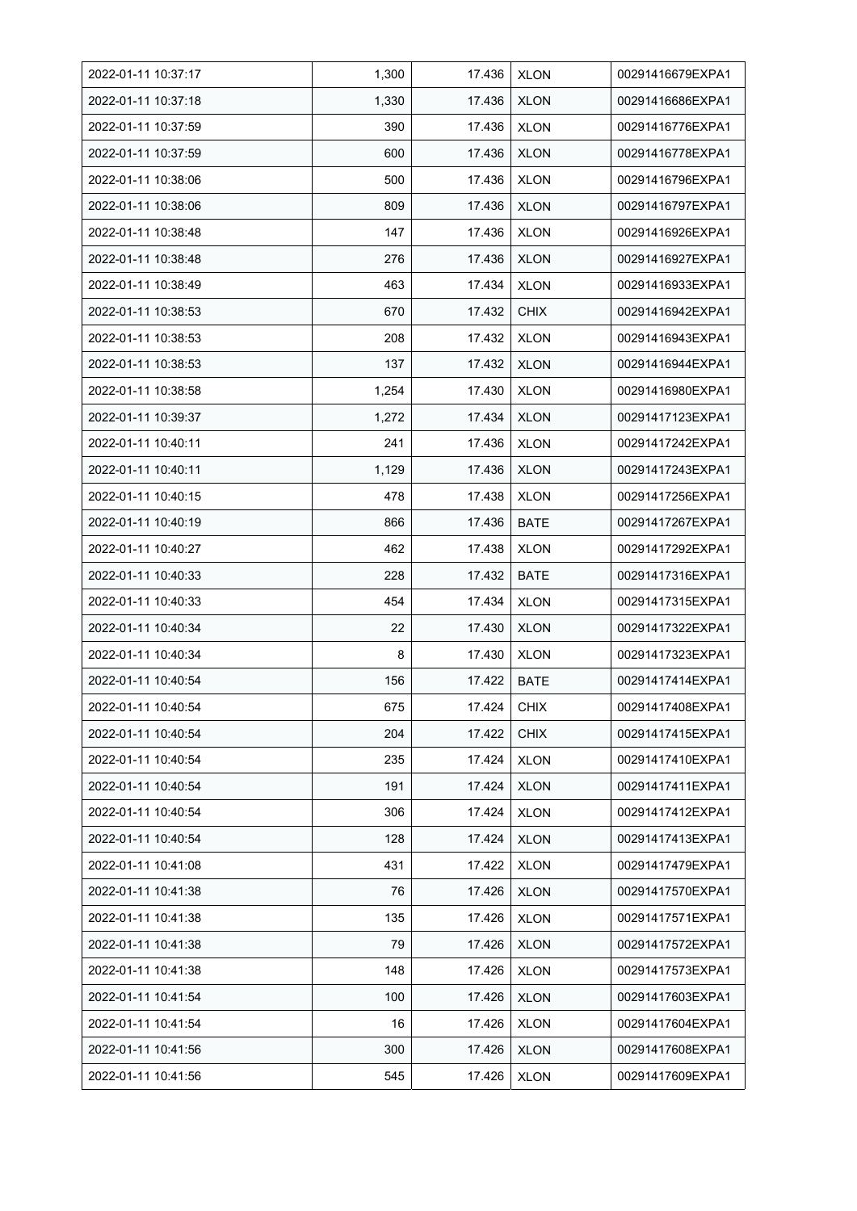| 2022-01-11 10:37:17 | 1,300 | 17.436 | XLON | 00291416679EXPA1 |
|---|---|---|---|---|
| 2022-01-11 10:37:18 | 1,330 | 17.436 | XLON | 00291416686EXPA1 |
| 2022-01-11 10:37:59 | 390 | 17.436 | XLON | 00291416776EXPA1 |
| 2022-01-11 10:37:59 | 600 | 17.436 | XLON | 00291416778EXPA1 |
| 2022-01-11 10:38:06 | 500 | 17.436 | XLON | 00291416796EXPA1 |
| 2022-01-11 10:38:06 | 809 | 17.436 | XLON | 00291416797EXPA1 |
| 2022-01-11 10:38:48 | 147 | 17.436 | XLON | 00291416926EXPA1 |
| 2022-01-11 10:38:48 | 276 | 17.436 | XLON | 00291416927EXPA1 |
| 2022-01-11 10:38:49 | 463 | 17.434 | XLON | 00291416933EXPA1 |
| 2022-01-11 10:38:53 | 670 | 17.432 | CHIX | 00291416942EXPA1 |
| 2022-01-11 10:38:53 | 208 | 17.432 | XLON | 00291416943EXPA1 |
| 2022-01-11 10:38:53 | 137 | 17.432 | XLON | 00291416944EXPA1 |
| 2022-01-11 10:38:58 | 1,254 | 17.430 | XLON | 00291416980EXPA1 |
| 2022-01-11 10:39:37 | 1,272 | 17.434 | XLON | 00291417123EXPA1 |
| 2022-01-11 10:40:11 | 241 | 17.436 | XLON | 00291417242EXPA1 |
| 2022-01-11 10:40:11 | 1,129 | 17.436 | XLON | 00291417243EXPA1 |
| 2022-01-11 10:40:15 | 478 | 17.438 | XLON | 00291417256EXPA1 |
| 2022-01-11 10:40:19 | 866 | 17.436 | BATE | 00291417267EXPA1 |
| 2022-01-11 10:40:27 | 462 | 17.438 | XLON | 00291417292EXPA1 |
| 2022-01-11 10:40:33 | 228 | 17.432 | BATE | 00291417316EXPA1 |
| 2022-01-11 10:40:33 | 454 | 17.434 | XLON | 00291417315EXPA1 |
| 2022-01-11 10:40:34 | 22 | 17.430 | XLON | 00291417322EXPA1 |
| 2022-01-11 10:40:34 | 8 | 17.430 | XLON | 00291417323EXPA1 |
| 2022-01-11 10:40:54 | 156 | 17.422 | BATE | 00291417414EXPA1 |
| 2022-01-11 10:40:54 | 675 | 17.424 | CHIX | 00291417408EXPA1 |
| 2022-01-11 10:40:54 | 204 | 17.422 | CHIX | 00291417415EXPA1 |
| 2022-01-11 10:40:54 | 235 | 17.424 | XLON | 00291417410EXPA1 |
| 2022-01-11 10:40:54 | 191 | 17.424 | XLON | 00291417411EXPA1 |
| 2022-01-11 10:40:54 | 306 | 17.424 | XLON | 00291417412EXPA1 |
| 2022-01-11 10:40:54 | 128 | 17.424 | XLON | 00291417413EXPA1 |
| 2022-01-11 10:41:08 | 431 | 17.422 | XLON | 00291417479EXPA1 |
| 2022-01-11 10:41:38 | 76 | 17.426 | XLON | 00291417570EXPA1 |
| 2022-01-11 10:41:38 | 135 | 17.426 | XLON | 00291417571EXPA1 |
| 2022-01-11 10:41:38 | 79 | 17.426 | XLON | 00291417572EXPA1 |
| 2022-01-11 10:41:38 | 148 | 17.426 | XLON | 00291417573EXPA1 |
| 2022-01-11 10:41:54 | 100 | 17.426 | XLON | 00291417603EXPA1 |
| 2022-01-11 10:41:54 | 16 | 17.426 | XLON | 00291417604EXPA1 |
| 2022-01-11 10:41:56 | 300 | 17.426 | XLON | 00291417608EXPA1 |
| 2022-01-11 10:41:56 | 545 | 17.426 | XLON | 00291417609EXPA1 |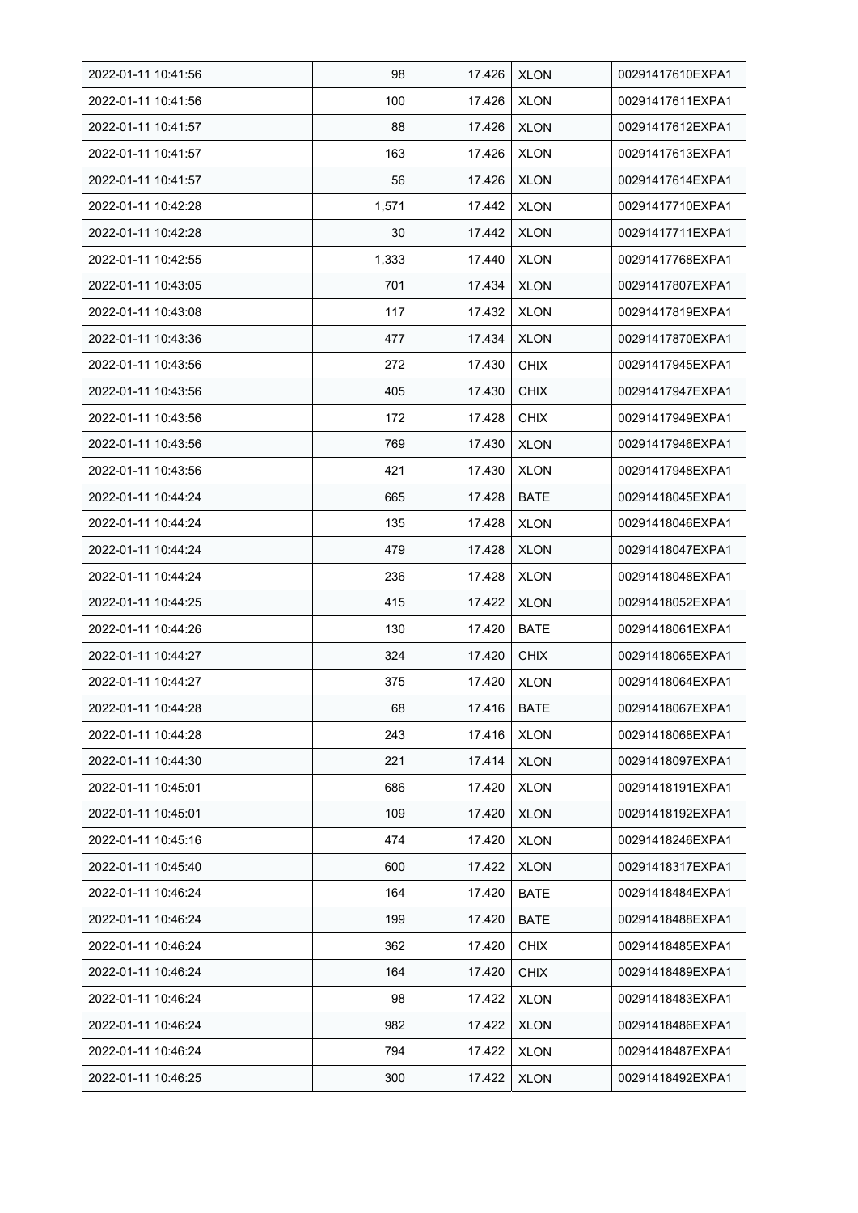| 2022-01-11 10:41:56 | 98 | 17.426 | XLON | 00291417610EXPA1 |
|---|---|---|---|---|
| 2022-01-11 10:41:56 | 100 | 17.426 | XLON | 00291417611EXPA1 |
| 2022-01-11 10:41:57 | 88 | 17.426 | XLON | 00291417612EXPA1 |
| 2022-01-11 10:41:57 | 163 | 17.426 | XLON | 00291417613EXPA1 |
| 2022-01-11 10:41:57 | 56 | 17.426 | XLON | 00291417614EXPA1 |
| 2022-01-11 10:42:28 | 1,571 | 17.442 | XLON | 00291417710EXPA1 |
| 2022-01-11 10:42:28 | 30 | 17.442 | XLON | 00291417711EXPA1 |
| 2022-01-11 10:42:55 | 1,333 | 17.440 | XLON | 00291417768EXPA1 |
| 2022-01-11 10:43:05 | 701 | 17.434 | XLON | 00291417807EXPA1 |
| 2022-01-11 10:43:08 | 117 | 17.432 | XLON | 00291417819EXPA1 |
| 2022-01-11 10:43:36 | 477 | 17.434 | XLON | 00291417870EXPA1 |
| 2022-01-11 10:43:56 | 272 | 17.430 | CHIX | 00291417945EXPA1 |
| 2022-01-11 10:43:56 | 405 | 17.430 | CHIX | 00291417947EXPA1 |
| 2022-01-11 10:43:56 | 172 | 17.428 | CHIX | 00291417949EXPA1 |
| 2022-01-11 10:43:56 | 769 | 17.430 | XLON | 00291417946EXPA1 |
| 2022-01-11 10:43:56 | 421 | 17.430 | XLON | 00291417948EXPA1 |
| 2022-01-11 10:44:24 | 665 | 17.428 | BATE | 00291418045EXPA1 |
| 2022-01-11 10:44:24 | 135 | 17.428 | XLON | 00291418046EXPA1 |
| 2022-01-11 10:44:24 | 479 | 17.428 | XLON | 00291418047EXPA1 |
| 2022-01-11 10:44:24 | 236 | 17.428 | XLON | 00291418048EXPA1 |
| 2022-01-11 10:44:25 | 415 | 17.422 | XLON | 00291418052EXPA1 |
| 2022-01-11 10:44:26 | 130 | 17.420 | BATE | 00291418061EXPA1 |
| 2022-01-11 10:44:27 | 324 | 17.420 | CHIX | 00291418065EXPA1 |
| 2022-01-11 10:44:27 | 375 | 17.420 | XLON | 00291418064EXPA1 |
| 2022-01-11 10:44:28 | 68 | 17.416 | BATE | 00291418067EXPA1 |
| 2022-01-11 10:44:28 | 243 | 17.416 | XLON | 00291418068EXPA1 |
| 2022-01-11 10:44:30 | 221 | 17.414 | XLON | 00291418097EXPA1 |
| 2022-01-11 10:45:01 | 686 | 17.420 | XLON | 00291418191EXPA1 |
| 2022-01-11 10:45:01 | 109 | 17.420 | XLON | 00291418192EXPA1 |
| 2022-01-11 10:45:16 | 474 | 17.420 | XLON | 00291418246EXPA1 |
| 2022-01-11 10:45:40 | 600 | 17.422 | XLON | 00291418317EXPA1 |
| 2022-01-11 10:46:24 | 164 | 17.420 | BATE | 00291418484EXPA1 |
| 2022-01-11 10:46:24 | 199 | 17.420 | BATE | 00291418488EXPA1 |
| 2022-01-11 10:46:24 | 362 | 17.420 | CHIX | 00291418485EXPA1 |
| 2022-01-11 10:46:24 | 164 | 17.420 | CHIX | 00291418489EXPA1 |
| 2022-01-11 10:46:24 | 98 | 17.422 | XLON | 00291418483EXPA1 |
| 2022-01-11 10:46:24 | 982 | 17.422 | XLON | 00291418486EXPA1 |
| 2022-01-11 10:46:24 | 794 | 17.422 | XLON | 00291418487EXPA1 |
| 2022-01-11 10:46:25 | 300 | 17.422 | XLON | 00291418492EXPA1 |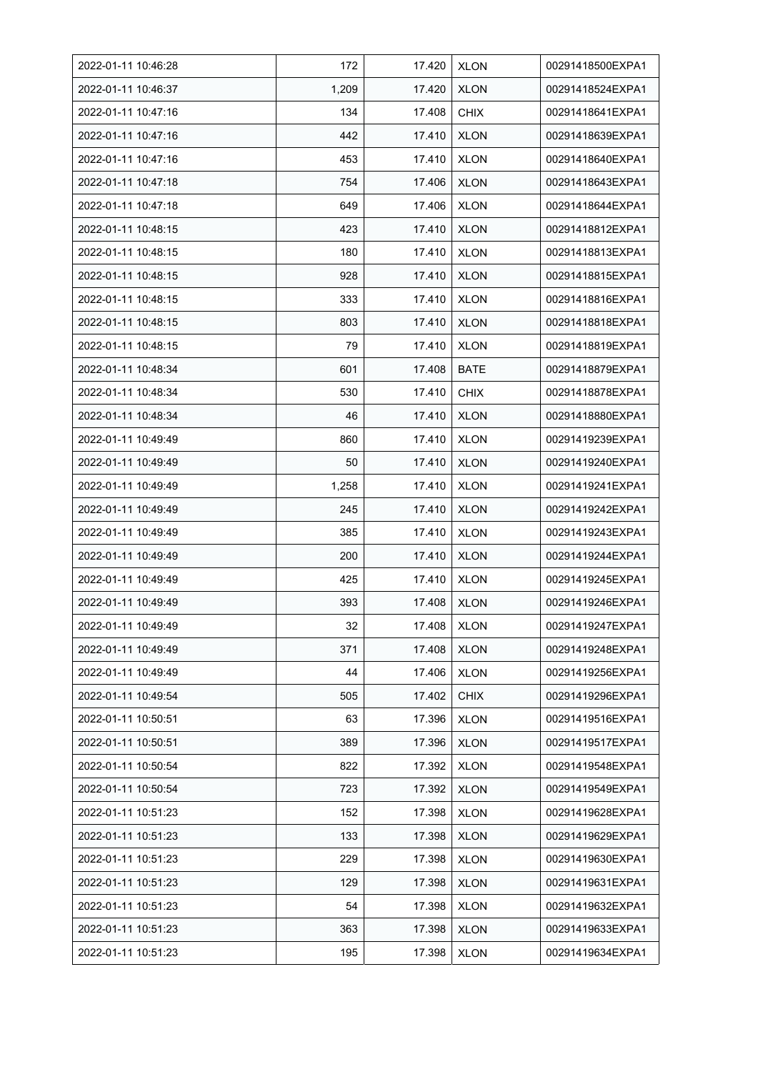| 2022-01-11 10:46:28 | 172 | 17.420 | XLON | 00291418500EXPA1 |
|---|---|---|---|---|
| 2022-01-11 10:46:37 | 1,209 | 17.420 | XLON | 00291418524EXPA1 |
| 2022-01-11 10:47:16 | 134 | 17.408 | CHIX | 00291418641EXPA1 |
| 2022-01-11 10:47:16 | 442 | 17.410 | XLON | 00291418639EXPA1 |
| 2022-01-11 10:47:16 | 453 | 17.410 | XLON | 00291418640EXPA1 |
| 2022-01-11 10:47:18 | 754 | 17.406 | XLON | 00291418643EXPA1 |
| 2022-01-11 10:47:18 | 649 | 17.406 | XLON | 00291418644EXPA1 |
| 2022-01-11 10:48:15 | 423 | 17.410 | XLON | 00291418812EXPA1 |
| 2022-01-11 10:48:15 | 180 | 17.410 | XLON | 00291418813EXPA1 |
| 2022-01-11 10:48:15 | 928 | 17.410 | XLON | 00291418815EXPA1 |
| 2022-01-11 10:48:15 | 333 | 17.410 | XLON | 00291418816EXPA1 |
| 2022-01-11 10:48:15 | 803 | 17.410 | XLON | 00291418818EXPA1 |
| 2022-01-11 10:48:15 | 79 | 17.410 | XLON | 00291418819EXPA1 |
| 2022-01-11 10:48:34 | 601 | 17.408 | BATE | 00291418879EXPA1 |
| 2022-01-11 10:48:34 | 530 | 17.410 | CHIX | 00291418878EXPA1 |
| 2022-01-11 10:48:34 | 46 | 17.410 | XLON | 00291418880EXPA1 |
| 2022-01-11 10:49:49 | 860 | 17.410 | XLON | 00291419239EXPA1 |
| 2022-01-11 10:49:49 | 50 | 17.410 | XLON | 00291419240EXPA1 |
| 2022-01-11 10:49:49 | 1,258 | 17.410 | XLON | 00291419241EXPA1 |
| 2022-01-11 10:49:49 | 245 | 17.410 | XLON | 00291419242EXPA1 |
| 2022-01-11 10:49:49 | 385 | 17.410 | XLON | 00291419243EXPA1 |
| 2022-01-11 10:49:49 | 200 | 17.410 | XLON | 00291419244EXPA1 |
| 2022-01-11 10:49:49 | 425 | 17.410 | XLON | 00291419245EXPA1 |
| 2022-01-11 10:49:49 | 393 | 17.408 | XLON | 00291419246EXPA1 |
| 2022-01-11 10:49:49 | 32 | 17.408 | XLON | 00291419247EXPA1 |
| 2022-01-11 10:49:49 | 371 | 17.408 | XLON | 00291419248EXPA1 |
| 2022-01-11 10:49:49 | 44 | 17.406 | XLON | 00291419256EXPA1 |
| 2022-01-11 10:49:54 | 505 | 17.402 | CHIX | 00291419296EXPA1 |
| 2022-01-11 10:50:51 | 63 | 17.396 | XLON | 00291419516EXPA1 |
| 2022-01-11 10:50:51 | 389 | 17.396 | XLON | 00291419517EXPA1 |
| 2022-01-11 10:50:54 | 822 | 17.392 | XLON | 00291419548EXPA1 |
| 2022-01-11 10:50:54 | 723 | 17.392 | XLON | 00291419549EXPA1 |
| 2022-01-11 10:51:23 | 152 | 17.398 | XLON | 00291419628EXPA1 |
| 2022-01-11 10:51:23 | 133 | 17.398 | XLON | 00291419629EXPA1 |
| 2022-01-11 10:51:23 | 229 | 17.398 | XLON | 00291419630EXPA1 |
| 2022-01-11 10:51:23 | 129 | 17.398 | XLON | 00291419631EXPA1 |
| 2022-01-11 10:51:23 | 54 | 17.398 | XLON | 00291419632EXPA1 |
| 2022-01-11 10:51:23 | 363 | 17.398 | XLON | 00291419633EXPA1 |
| 2022-01-11 10:51:23 | 195 | 17.398 | XLON | 00291419634EXPA1 |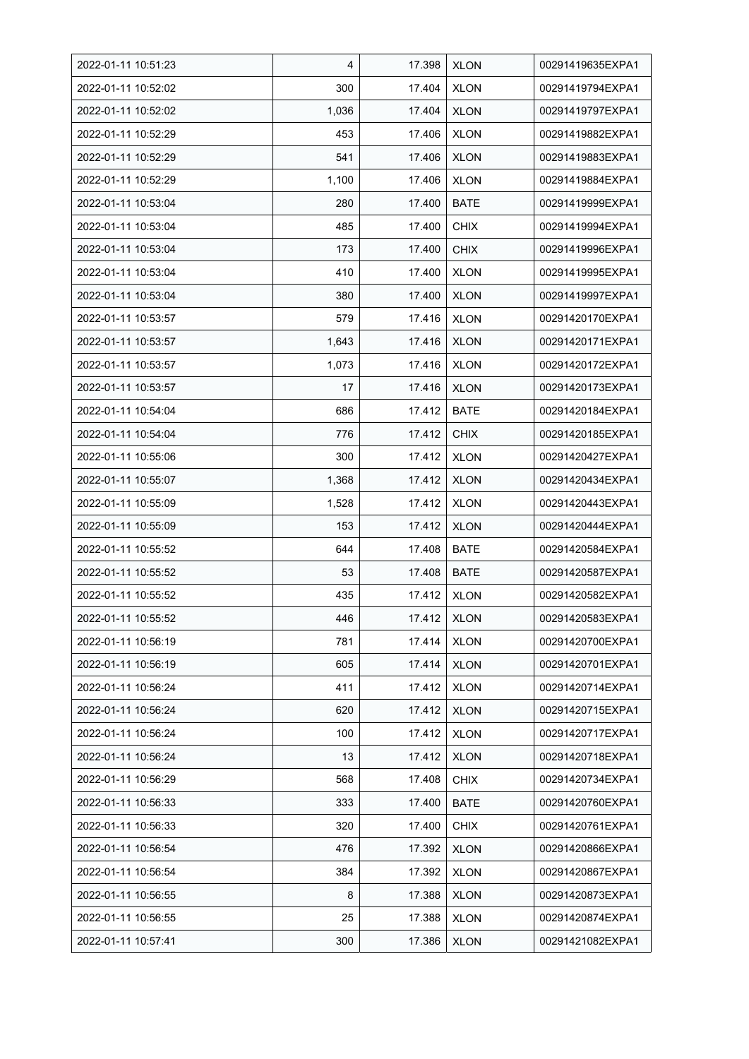| 2022-01-11 10:51:23 | 4 | 17.398 | XLON | 00291419635EXPA1 |
|---|---|---|---|---|
| 2022-01-11 10:52:02 | 300 | 17.404 | XLON | 00291419794EXPA1 |
| 2022-01-11 10:52:02 | 1,036 | 17.404 | XLON | 00291419797EXPA1 |
| 2022-01-11 10:52:29 | 453 | 17.406 | XLON | 00291419882EXPA1 |
| 2022-01-11 10:52:29 | 541 | 17.406 | XLON | 00291419883EXPA1 |
| 2022-01-11 10:52:29 | 1,100 | 17.406 | XLON | 00291419884EXPA1 |
| 2022-01-11 10:53:04 | 280 | 17.400 | BATE | 00291419999EXPA1 |
| 2022-01-11 10:53:04 | 485 | 17.400 | CHIX | 00291419994EXPA1 |
| 2022-01-11 10:53:04 | 173 | 17.400 | CHIX | 00291419996EXPA1 |
| 2022-01-11 10:53:04 | 410 | 17.400 | XLON | 00291419995EXPA1 |
| 2022-01-11 10:53:04 | 380 | 17.400 | XLON | 00291419997EXPA1 |
| 2022-01-11 10:53:57 | 579 | 17.416 | XLON | 00291420170EXPA1 |
| 2022-01-11 10:53:57 | 1,643 | 17.416 | XLON | 00291420171EXPA1 |
| 2022-01-11 10:53:57 | 1,073 | 17.416 | XLON | 00291420172EXPA1 |
| 2022-01-11 10:53:57 | 17 | 17.416 | XLON | 00291420173EXPA1 |
| 2022-01-11 10:54:04 | 686 | 17.412 | BATE | 00291420184EXPA1 |
| 2022-01-11 10:54:04 | 776 | 17.412 | CHIX | 00291420185EXPA1 |
| 2022-01-11 10:55:06 | 300 | 17.412 | XLON | 00291420427EXPA1 |
| 2022-01-11 10:55:07 | 1,368 | 17.412 | XLON | 00291420434EXPA1 |
| 2022-01-11 10:55:09 | 1,528 | 17.412 | XLON | 00291420443EXPA1 |
| 2022-01-11 10:55:09 | 153 | 17.412 | XLON | 00291420444EXPA1 |
| 2022-01-11 10:55:52 | 644 | 17.408 | BATE | 00291420584EXPA1 |
| 2022-01-11 10:55:52 | 53 | 17.408 | BATE | 00291420587EXPA1 |
| 2022-01-11 10:55:52 | 435 | 17.412 | XLON | 00291420582EXPA1 |
| 2022-01-11 10:55:52 | 446 | 17.412 | XLON | 00291420583EXPA1 |
| 2022-01-11 10:56:19 | 781 | 17.414 | XLON | 00291420700EXPA1 |
| 2022-01-11 10:56:19 | 605 | 17.414 | XLON | 00291420701EXPA1 |
| 2022-01-11 10:56:24 | 411 | 17.412 | XLON | 00291420714EXPA1 |
| 2022-01-11 10:56:24 | 620 | 17.412 | XLON | 00291420715EXPA1 |
| 2022-01-11 10:56:24 | 100 | 17.412 | XLON | 00291420717EXPA1 |
| 2022-01-11 10:56:24 | 13 | 17.412 | XLON | 00291420718EXPA1 |
| 2022-01-11 10:56:29 | 568 | 17.408 | CHIX | 00291420734EXPA1 |
| 2022-01-11 10:56:33 | 333 | 17.400 | BATE | 00291420760EXPA1 |
| 2022-01-11 10:56:33 | 320 | 17.400 | CHIX | 00291420761EXPA1 |
| 2022-01-11 10:56:54 | 476 | 17.392 | XLON | 00291420866EXPA1 |
| 2022-01-11 10:56:54 | 384 | 17.392 | XLON | 00291420867EXPA1 |
| 2022-01-11 10:56:55 | 8 | 17.388 | XLON | 00291420873EXPA1 |
| 2022-01-11 10:56:55 | 25 | 17.388 | XLON | 00291420874EXPA1 |
| 2022-01-11 10:57:41 | 300 | 17.386 | XLON | 00291421082EXPA1 |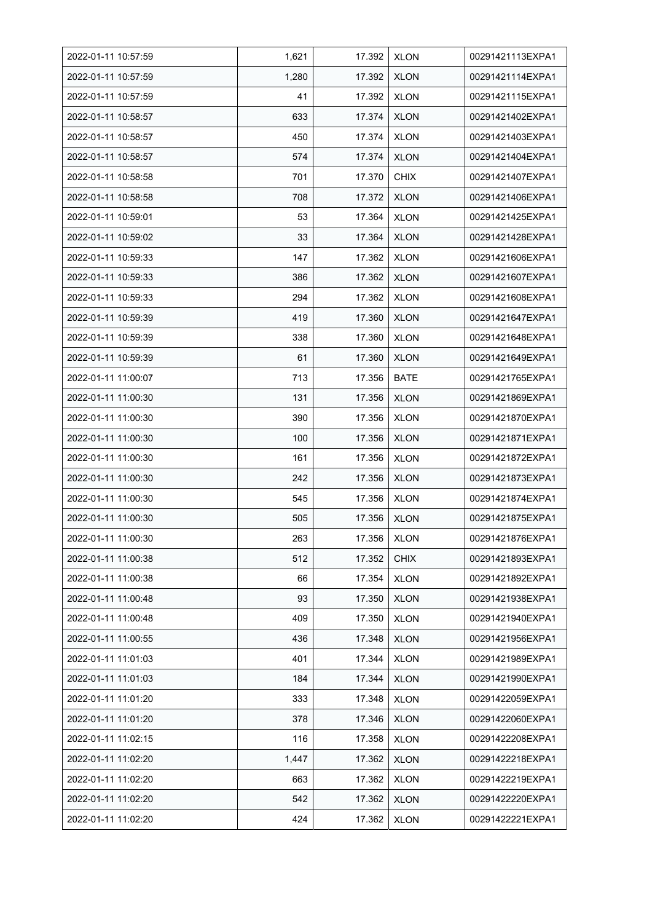| 2022-01-11 10:57:59 | 1,621 | 17.392 | XLON | 00291421113EXPA1 |
|---|---|---|---|---|
| 2022-01-11 10:57:59 | 1,280 | 17.392 | XLON | 00291421114EXPA1 |
| 2022-01-11 10:57:59 | 41 | 17.392 | XLON | 00291421115EXPA1 |
| 2022-01-11 10:58:57 | 633 | 17.374 | XLON | 00291421402EXPA1 |
| 2022-01-11 10:58:57 | 450 | 17.374 | XLON | 00291421403EXPA1 |
| 2022-01-11 10:58:57 | 574 | 17.374 | XLON | 00291421404EXPA1 |
| 2022-01-11 10:58:58 | 701 | 17.370 | CHIX | 00291421407EXPA1 |
| 2022-01-11 10:58:58 | 708 | 17.372 | XLON | 00291421406EXPA1 |
| 2022-01-11 10:59:01 | 53 | 17.364 | XLON | 00291421425EXPA1 |
| 2022-01-11 10:59:02 | 33 | 17.364 | XLON | 00291421428EXPA1 |
| 2022-01-11 10:59:33 | 147 | 17.362 | XLON | 00291421606EXPA1 |
| 2022-01-11 10:59:33 | 386 | 17.362 | XLON | 00291421607EXPA1 |
| 2022-01-11 10:59:33 | 294 | 17.362 | XLON | 00291421608EXPA1 |
| 2022-01-11 10:59:39 | 419 | 17.360 | XLON | 00291421647EXPA1 |
| 2022-01-11 10:59:39 | 338 | 17.360 | XLON | 00291421648EXPA1 |
| 2022-01-11 10:59:39 | 61 | 17.360 | XLON | 00291421649EXPA1 |
| 2022-01-11 11:00:07 | 713 | 17.356 | BATE | 00291421765EXPA1 |
| 2022-01-11 11:00:30 | 131 | 17.356 | XLON | 00291421869EXPA1 |
| 2022-01-11 11:00:30 | 390 | 17.356 | XLON | 00291421870EXPA1 |
| 2022-01-11 11:00:30 | 100 | 17.356 | XLON | 00291421871EXPA1 |
| 2022-01-11 11:00:30 | 161 | 17.356 | XLON | 00291421872EXPA1 |
| 2022-01-11 11:00:30 | 242 | 17.356 | XLON | 00291421873EXPA1 |
| 2022-01-11 11:00:30 | 545 | 17.356 | XLON | 00291421874EXPA1 |
| 2022-01-11 11:00:30 | 505 | 17.356 | XLON | 00291421875EXPA1 |
| 2022-01-11 11:00:30 | 263 | 17.356 | XLON | 00291421876EXPA1 |
| 2022-01-11 11:00:38 | 512 | 17.352 | CHIX | 00291421893EXPA1 |
| 2022-01-11 11:00:38 | 66 | 17.354 | XLON | 00291421892EXPA1 |
| 2022-01-11 11:00:48 | 93 | 17.350 | XLON | 00291421938EXPA1 |
| 2022-01-11 11:00:48 | 409 | 17.350 | XLON | 00291421940EXPA1 |
| 2022-01-11 11:00:55 | 436 | 17.348 | XLON | 00291421956EXPA1 |
| 2022-01-11 11:01:03 | 401 | 17.344 | XLON | 00291421989EXPA1 |
| 2022-01-11 11:01:03 | 184 | 17.344 | XLON | 00291421990EXPA1 |
| 2022-01-11 11:01:20 | 333 | 17.348 | XLON | 00291422059EXPA1 |
| 2022-01-11 11:01:20 | 378 | 17.346 | XLON | 00291422060EXPA1 |
| 2022-01-11 11:02:15 | 116 | 17.358 | XLON | 00291422208EXPA1 |
| 2022-01-11 11:02:20 | 1,447 | 17.362 | XLON | 00291422218EXPA1 |
| 2022-01-11 11:02:20 | 663 | 17.362 | XLON | 00291422219EXPA1 |
| 2022-01-11 11:02:20 | 542 | 17.362 | XLON | 00291422220EXPA1 |
| 2022-01-11 11:02:20 | 424 | 17.362 | XLON | 00291422221EXPA1 |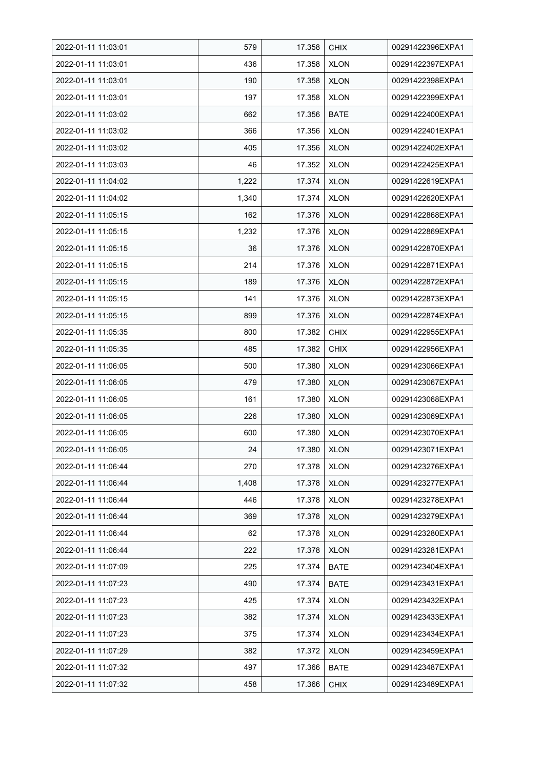| 2022-01-11 11:03:01 | 579 | 17.358 | CHIX | 00291422396EXPA1 |
|---|---|---|---|---|
| 2022-01-11 11:03:01 | 436 | 17.358 | XLON | 00291422397EXPA1 |
| 2022-01-11 11:03:01 | 190 | 17.358 | XLON | 00291422398EXPA1 |
| 2022-01-11 11:03:01 | 197 | 17.358 | XLON | 00291422399EXPA1 |
| 2022-01-11 11:03:02 | 662 | 17.356 | BATE | 00291422400EXPA1 |
| 2022-01-11 11:03:02 | 366 | 17.356 | XLON | 00291422401EXPA1 |
| 2022-01-11 11:03:02 | 405 | 17.356 | XLON | 00291422402EXPA1 |
| 2022-01-11 11:03:03 | 46 | 17.352 | XLON | 00291422425EXPA1 |
| 2022-01-11 11:04:02 | 1,222 | 17.374 | XLON | 00291422619EXPA1 |
| 2022-01-11 11:04:02 | 1,340 | 17.374 | XLON | 00291422620EXPA1 |
| 2022-01-11 11:05:15 | 162 | 17.376 | XLON | 00291422868EXPA1 |
| 2022-01-11 11:05:15 | 1,232 | 17.376 | XLON | 00291422869EXPA1 |
| 2022-01-11 11:05:15 | 36 | 17.376 | XLON | 00291422870EXPA1 |
| 2022-01-11 11:05:15 | 214 | 17.376 | XLON | 00291422871EXPA1 |
| 2022-01-11 11:05:15 | 189 | 17.376 | XLON | 00291422872EXPA1 |
| 2022-01-11 11:05:15 | 141 | 17.376 | XLON | 00291422873EXPA1 |
| 2022-01-11 11:05:15 | 899 | 17.376 | XLON | 00291422874EXPA1 |
| 2022-01-11 11:05:35 | 800 | 17.382 | CHIX | 00291422955EXPA1 |
| 2022-01-11 11:05:35 | 485 | 17.382 | CHIX | 00291422956EXPA1 |
| 2022-01-11 11:06:05 | 500 | 17.380 | XLON | 00291423066EXPA1 |
| 2022-01-11 11:06:05 | 479 | 17.380 | XLON | 00291423067EXPA1 |
| 2022-01-11 11:06:05 | 161 | 17.380 | XLON | 00291423068EXPA1 |
| 2022-01-11 11:06:05 | 226 | 17.380 | XLON | 00291423069EXPA1 |
| 2022-01-11 11:06:05 | 600 | 17.380 | XLON | 00291423070EXPA1 |
| 2022-01-11 11:06:05 | 24 | 17.380 | XLON | 00291423071EXPA1 |
| 2022-01-11 11:06:44 | 270 | 17.378 | XLON | 00291423276EXPA1 |
| 2022-01-11 11:06:44 | 1,408 | 17.378 | XLON | 00291423277EXPA1 |
| 2022-01-11 11:06:44 | 446 | 17.378 | XLON | 00291423278EXPA1 |
| 2022-01-11 11:06:44 | 369 | 17.378 | XLON | 00291423279EXPA1 |
| 2022-01-11 11:06:44 | 62 | 17.378 | XLON | 00291423280EXPA1 |
| 2022-01-11 11:06:44 | 222 | 17.378 | XLON | 00291423281EXPA1 |
| 2022-01-11 11:07:09 | 225 | 17.374 | BATE | 00291423404EXPA1 |
| 2022-01-11 11:07:23 | 490 | 17.374 | BATE | 00291423431EXPA1 |
| 2022-01-11 11:07:23 | 425 | 17.374 | XLON | 00291423432EXPA1 |
| 2022-01-11 11:07:23 | 382 | 17.374 | XLON | 00291423433EXPA1 |
| 2022-01-11 11:07:23 | 375 | 17.374 | XLON | 00291423434EXPA1 |
| 2022-01-11 11:07:29 | 382 | 17.372 | XLON | 00291423459EXPA1 |
| 2022-01-11 11:07:32 | 497 | 17.366 | BATE | 00291423487EXPA1 |
| 2022-01-11 11:07:32 | 458 | 17.366 | CHIX | 00291423489EXPA1 |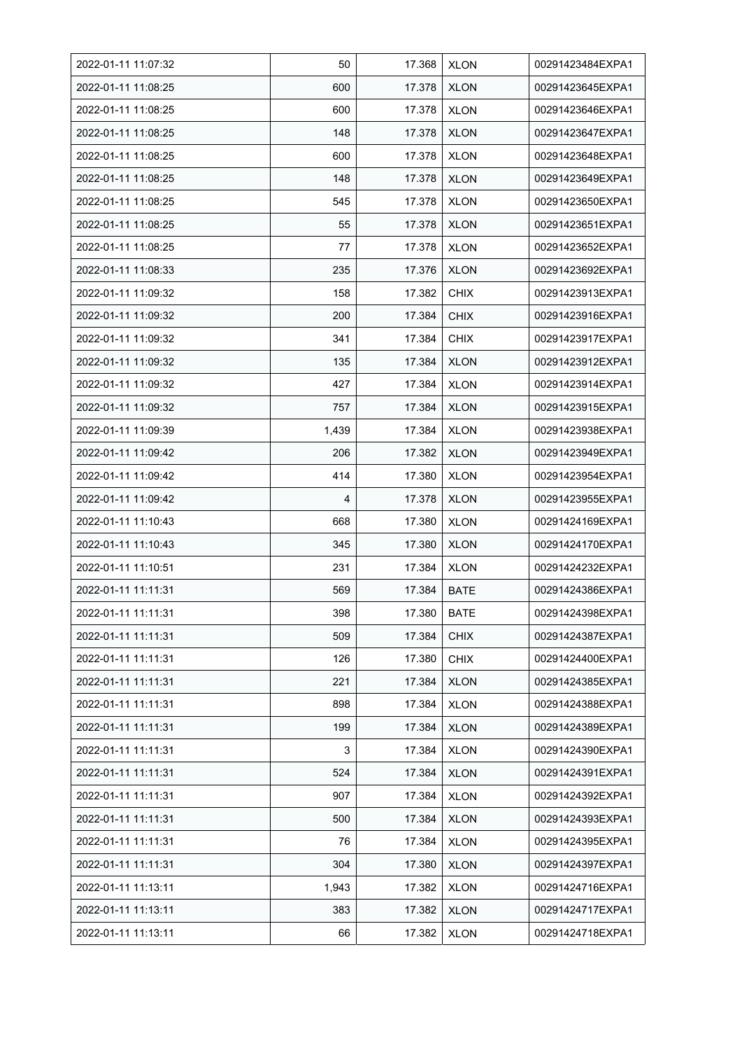| 2022-01-11 11:07:32 | 50 | 17.368 | XLON | 00291423484EXPA1 |
|---|---|---|---|---|
| 2022-01-11 11:08:25 | 600 | 17.378 | XLON | 00291423645EXPA1 |
| 2022-01-11 11:08:25 | 600 | 17.378 | XLON | 00291423646EXPA1 |
| 2022-01-11 11:08:25 | 148 | 17.378 | XLON | 00291423647EXPA1 |
| 2022-01-11 11:08:25 | 600 | 17.378 | XLON | 00291423648EXPA1 |
| 2022-01-11 11:08:25 | 148 | 17.378 | XLON | 00291423649EXPA1 |
| 2022-01-11 11:08:25 | 545 | 17.378 | XLON | 00291423650EXPA1 |
| 2022-01-11 11:08:25 | 55 | 17.378 | XLON | 00291423651EXPA1 |
| 2022-01-11 11:08:25 | 77 | 17.378 | XLON | 00291423652EXPA1 |
| 2022-01-11 11:08:33 | 235 | 17.376 | XLON | 00291423692EXPA1 |
| 2022-01-11 11:09:32 | 158 | 17.382 | CHIX | 00291423913EXPA1 |
| 2022-01-11 11:09:32 | 200 | 17.384 | CHIX | 00291423916EXPA1 |
| 2022-01-11 11:09:32 | 341 | 17.384 | CHIX | 00291423917EXPA1 |
| 2022-01-11 11:09:32 | 135 | 17.384 | XLON | 00291423912EXPA1 |
| 2022-01-11 11:09:32 | 427 | 17.384 | XLON | 00291423914EXPA1 |
| 2022-01-11 11:09:32 | 757 | 17.384 | XLON | 00291423915EXPA1 |
| 2022-01-11 11:09:39 | 1,439 | 17.384 | XLON | 00291423938EXPA1 |
| 2022-01-11 11:09:42 | 206 | 17.382 | XLON | 00291423949EXPA1 |
| 2022-01-11 11:09:42 | 414 | 17.380 | XLON | 00291423954EXPA1 |
| 2022-01-11 11:09:42 | 4 | 17.378 | XLON | 00291423955EXPA1 |
| 2022-01-11 11:10:43 | 668 | 17.380 | XLON | 00291424169EXPA1 |
| 2022-01-11 11:10:43 | 345 | 17.380 | XLON | 00291424170EXPA1 |
| 2022-01-11 11:10:51 | 231 | 17.384 | XLON | 00291424232EXPA1 |
| 2022-01-11 11:11:31 | 569 | 17.384 | BATE | 00291424386EXPA1 |
| 2022-01-11 11:11:31 | 398 | 17.380 | BATE | 00291424398EXPA1 |
| 2022-01-11 11:11:31 | 509 | 17.384 | CHIX | 00291424387EXPA1 |
| 2022-01-11 11:11:31 | 126 | 17.380 | CHIX | 00291424400EXPA1 |
| 2022-01-11 11:11:31 | 221 | 17.384 | XLON | 00291424385EXPA1 |
| 2022-01-11 11:11:31 | 898 | 17.384 | XLON | 00291424388EXPA1 |
| 2022-01-11 11:11:31 | 199 | 17.384 | XLON | 00291424389EXPA1 |
| 2022-01-11 11:11:31 | 3 | 17.384 | XLON | 00291424390EXPA1 |
| 2022-01-11 11:11:31 | 524 | 17.384 | XLON | 00291424391EXPA1 |
| 2022-01-11 11:11:31 | 907 | 17.384 | XLON | 00291424392EXPA1 |
| 2022-01-11 11:11:31 | 500 | 17.384 | XLON | 00291424393EXPA1 |
| 2022-01-11 11:11:31 | 76 | 17.384 | XLON | 00291424395EXPA1 |
| 2022-01-11 11:11:31 | 304 | 17.380 | XLON | 00291424397EXPA1 |
| 2022-01-11 11:13:11 | 1,943 | 17.382 | XLON | 00291424716EXPA1 |
| 2022-01-11 11:13:11 | 383 | 17.382 | XLON | 00291424717EXPA1 |
| 2022-01-11 11:13:11 | 66 | 17.382 | XLON | 00291424718EXPA1 |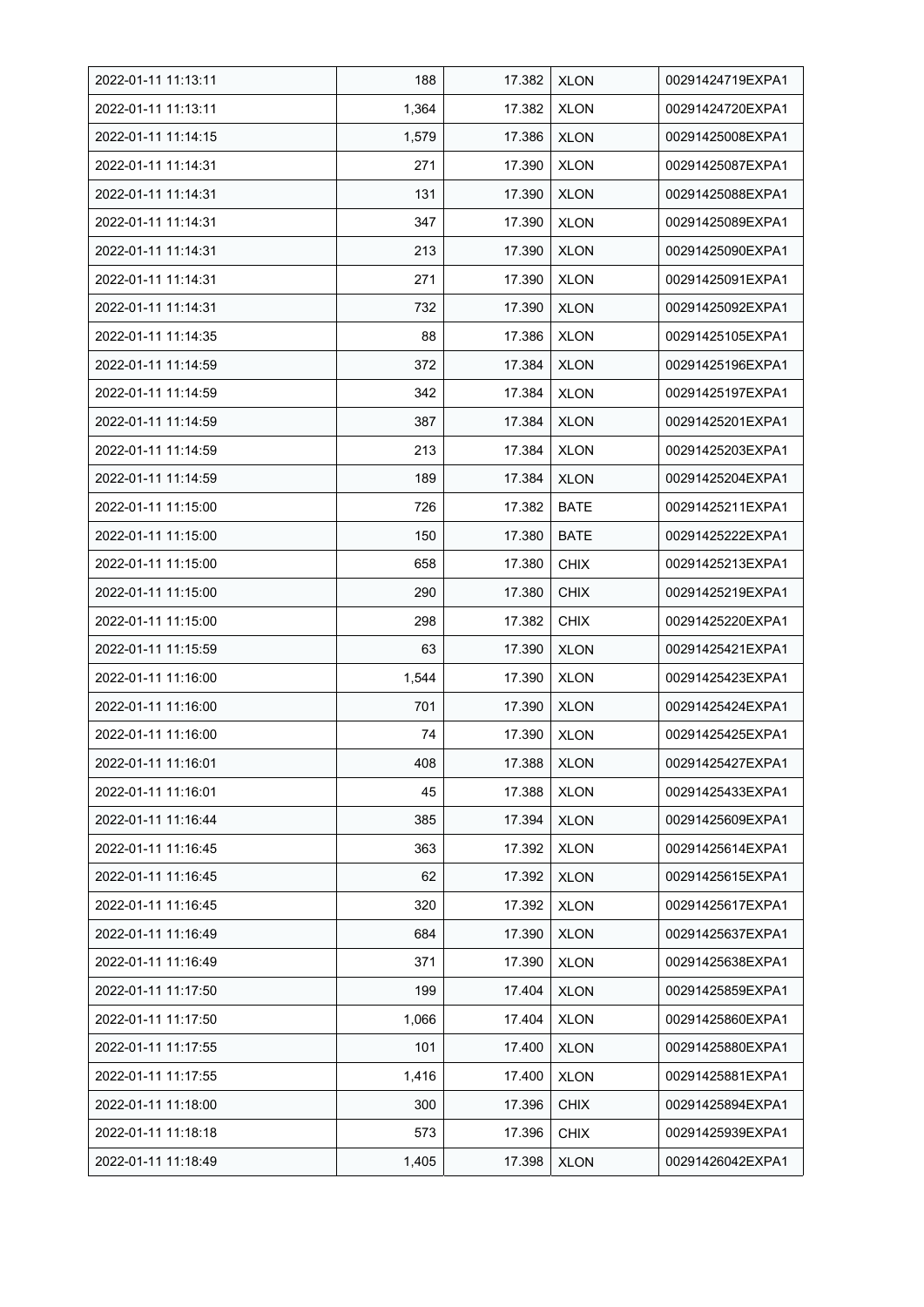| | | | | |
|---|---|---|---|---|
| 2022-01-11 11:13:11 | 188 | 17.382 | XLON | 00291424719EXPA1 |
| 2022-01-11 11:13:11 | 1,364 | 17.382 | XLON | 00291424720EXPA1 |
| 2022-01-11 11:14:15 | 1,579 | 17.386 | XLON | 00291425008EXPA1 |
| 2022-01-11 11:14:31 | 271 | 17.390 | XLON | 00291425087EXPA1 |
| 2022-01-11 11:14:31 | 131 | 17.390 | XLON | 00291425088EXPA1 |
| 2022-01-11 11:14:31 | 347 | 17.390 | XLON | 00291425089EXPA1 |
| 2022-01-11 11:14:31 | 213 | 17.390 | XLON | 00291425090EXPA1 |
| 2022-01-11 11:14:31 | 271 | 17.390 | XLON | 00291425091EXPA1 |
| 2022-01-11 11:14:31 | 732 | 17.390 | XLON | 00291425092EXPA1 |
| 2022-01-11 11:14:35 | 88 | 17.386 | XLON | 00291425105EXPA1 |
| 2022-01-11 11:14:59 | 372 | 17.384 | XLON | 00291425196EXPA1 |
| 2022-01-11 11:14:59 | 342 | 17.384 | XLON | 00291425197EXPA1 |
| 2022-01-11 11:14:59 | 387 | 17.384 | XLON | 00291425201EXPA1 |
| 2022-01-11 11:14:59 | 213 | 17.384 | XLON | 00291425203EXPA1 |
| 2022-01-11 11:14:59 | 189 | 17.384 | XLON | 00291425204EXPA1 |
| 2022-01-11 11:15:00 | 726 | 17.382 | BATE | 00291425211EXPA1 |
| 2022-01-11 11:15:00 | 150 | 17.380 | BATE | 00291425222EXPA1 |
| 2022-01-11 11:15:00 | 658 | 17.380 | CHIX | 00291425213EXPA1 |
| 2022-01-11 11:15:00 | 290 | 17.380 | CHIX | 00291425219EXPA1 |
| 2022-01-11 11:15:00 | 298 | 17.382 | CHIX | 00291425220EXPA1 |
| 2022-01-11 11:15:59 | 63 | 17.390 | XLON | 00291425421EXPA1 |
| 2022-01-11 11:16:00 | 1,544 | 17.390 | XLON | 00291425423EXPA1 |
| 2022-01-11 11:16:00 | 701 | 17.390 | XLON | 00291425424EXPA1 |
| 2022-01-11 11:16:00 | 74 | 17.390 | XLON | 00291425425EXPA1 |
| 2022-01-11 11:16:01 | 408 | 17.388 | XLON | 00291425427EXPA1 |
| 2022-01-11 11:16:01 | 45 | 17.388 | XLON | 00291425433EXPA1 |
| 2022-01-11 11:16:44 | 385 | 17.394 | XLON | 00291425609EXPA1 |
| 2022-01-11 11:16:45 | 363 | 17.392 | XLON | 00291425614EXPA1 |
| 2022-01-11 11:16:45 | 62 | 17.392 | XLON | 00291425615EXPA1 |
| 2022-01-11 11:16:45 | 320 | 17.392 | XLON | 00291425617EXPA1 |
| 2022-01-11 11:16:49 | 684 | 17.390 | XLON | 00291425637EXPA1 |
| 2022-01-11 11:16:49 | 371 | 17.390 | XLON | 00291425638EXPA1 |
| 2022-01-11 11:17:50 | 199 | 17.404 | XLON | 00291425859EXPA1 |
| 2022-01-11 11:17:50 | 1,066 | 17.404 | XLON | 00291425860EXPA1 |
| 2022-01-11 11:17:55 | 101 | 17.400 | XLON | 00291425880EXPA1 |
| 2022-01-11 11:17:55 | 1,416 | 17.400 | XLON | 00291425881EXPA1 |
| 2022-01-11 11:18:00 | 300 | 17.396 | CHIX | 00291425894EXPA1 |
| 2022-01-11 11:18:18 | 573 | 17.396 | CHIX | 00291425939EXPA1 |
| 2022-01-11 11:18:49 | 1,405 | 17.398 | XLON | 00291426042EXPA1 |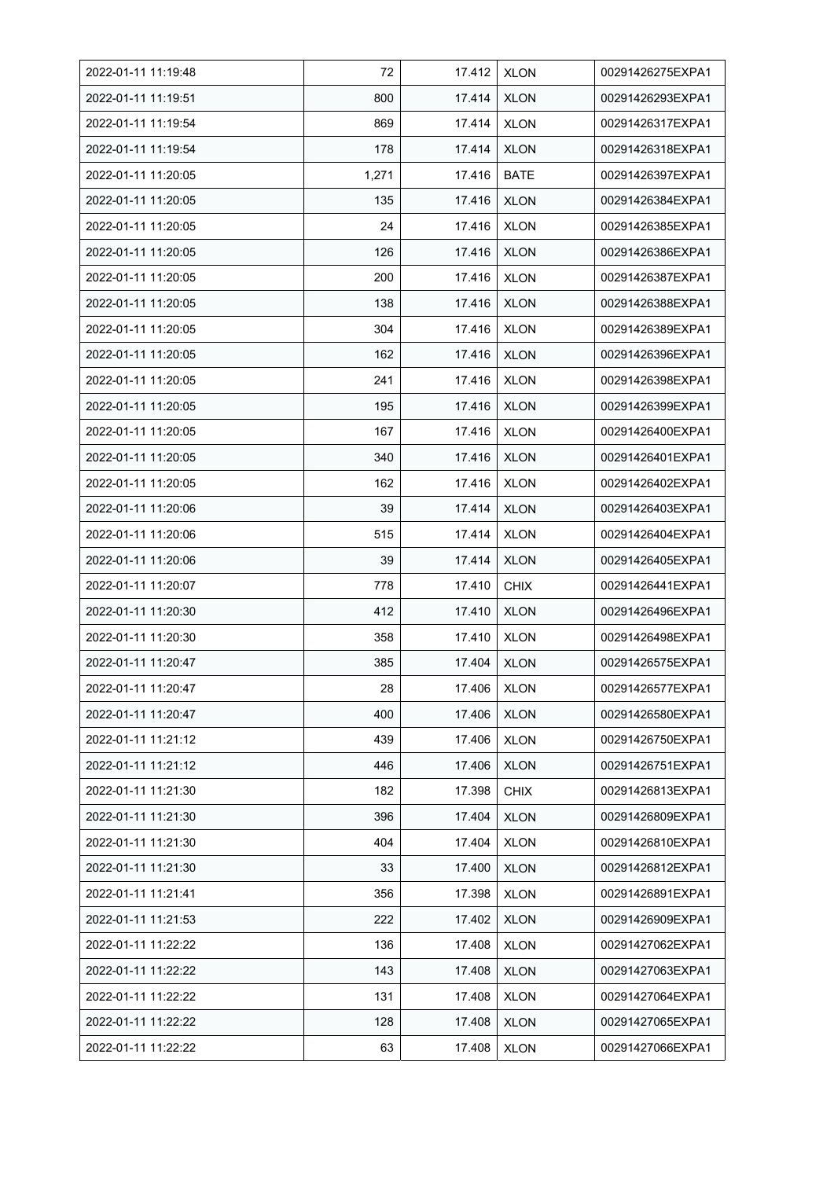| | | | | |
|---|---|---|---|---|
| 2022-01-11 11:19:48 | 72 | 17.412 | XLON | 00291426275EXPA1 |
| 2022-01-11 11:19:51 | 800 | 17.414 | XLON | 00291426293EXPA1 |
| 2022-01-11 11:19:54 | 869 | 17.414 | XLON | 00291426317EXPA1 |
| 2022-01-11 11:19:54 | 178 | 17.414 | XLON | 00291426318EXPA1 |
| 2022-01-11 11:20:05 | 1,271 | 17.416 | BATE | 00291426397EXPA1 |
| 2022-01-11 11:20:05 | 135 | 17.416 | XLON | 00291426384EXPA1 |
| 2022-01-11 11:20:05 | 24 | 17.416 | XLON | 00291426385EXPA1 |
| 2022-01-11 11:20:05 | 126 | 17.416 | XLON | 00291426386EXPA1 |
| 2022-01-11 11:20:05 | 200 | 17.416 | XLON | 00291426387EXPA1 |
| 2022-01-11 11:20:05 | 138 | 17.416 | XLON | 00291426388EXPA1 |
| 2022-01-11 11:20:05 | 304 | 17.416 | XLON | 00291426389EXPA1 |
| 2022-01-11 11:20:05 | 162 | 17.416 | XLON | 00291426396EXPA1 |
| 2022-01-11 11:20:05 | 241 | 17.416 | XLON | 00291426398EXPA1 |
| 2022-01-11 11:20:05 | 195 | 17.416 | XLON | 00291426399EXPA1 |
| 2022-01-11 11:20:05 | 167 | 17.416 | XLON | 00291426400EXPA1 |
| 2022-01-11 11:20:05 | 340 | 17.416 | XLON | 00291426401EXPA1 |
| 2022-01-11 11:20:05 | 162 | 17.416 | XLON | 00291426402EXPA1 |
| 2022-01-11 11:20:06 | 39 | 17.414 | XLON | 00291426403EXPA1 |
| 2022-01-11 11:20:06 | 515 | 17.414 | XLON | 00291426404EXPA1 |
| 2022-01-11 11:20:06 | 39 | 17.414 | XLON | 00291426405EXPA1 |
| 2022-01-11 11:20:07 | 778 | 17.410 | CHIX | 00291426441EXPA1 |
| 2022-01-11 11:20:30 | 412 | 17.410 | XLON | 00291426496EXPA1 |
| 2022-01-11 11:20:30 | 358 | 17.410 | XLON | 00291426498EXPA1 |
| 2022-01-11 11:20:47 | 385 | 17.404 | XLON | 00291426575EXPA1 |
| 2022-01-11 11:20:47 | 28 | 17.406 | XLON | 00291426577EXPA1 |
| 2022-01-11 11:20:47 | 400 | 17.406 | XLON | 00291426580EXPA1 |
| 2022-01-11 11:21:12 | 439 | 17.406 | XLON | 00291426750EXPA1 |
| 2022-01-11 11:21:12 | 446 | 17.406 | XLON | 00291426751EXPA1 |
| 2022-01-11 11:21:30 | 182 | 17.398 | CHIX | 00291426813EXPA1 |
| 2022-01-11 11:21:30 | 396 | 17.404 | XLON | 00291426809EXPA1 |
| 2022-01-11 11:21:30 | 404 | 17.404 | XLON | 00291426810EXPA1 |
| 2022-01-11 11:21:30 | 33 | 17.400 | XLON | 00291426812EXPA1 |
| 2022-01-11 11:21:41 | 356 | 17.398 | XLON | 00291426891EXPA1 |
| 2022-01-11 11:21:53 | 222 | 17.402 | XLON | 00291426909EXPA1 |
| 2022-01-11 11:22:22 | 136 | 17.408 | XLON | 00291427062EXPA1 |
| 2022-01-11 11:22:22 | 143 | 17.408 | XLON | 00291427063EXPA1 |
| 2022-01-11 11:22:22 | 131 | 17.408 | XLON | 00291427064EXPA1 |
| 2022-01-11 11:22:22 | 128 | 17.408 | XLON | 00291427065EXPA1 |
| 2022-01-11 11:22:22 | 63 | 17.408 | XLON | 00291427066EXPA1 |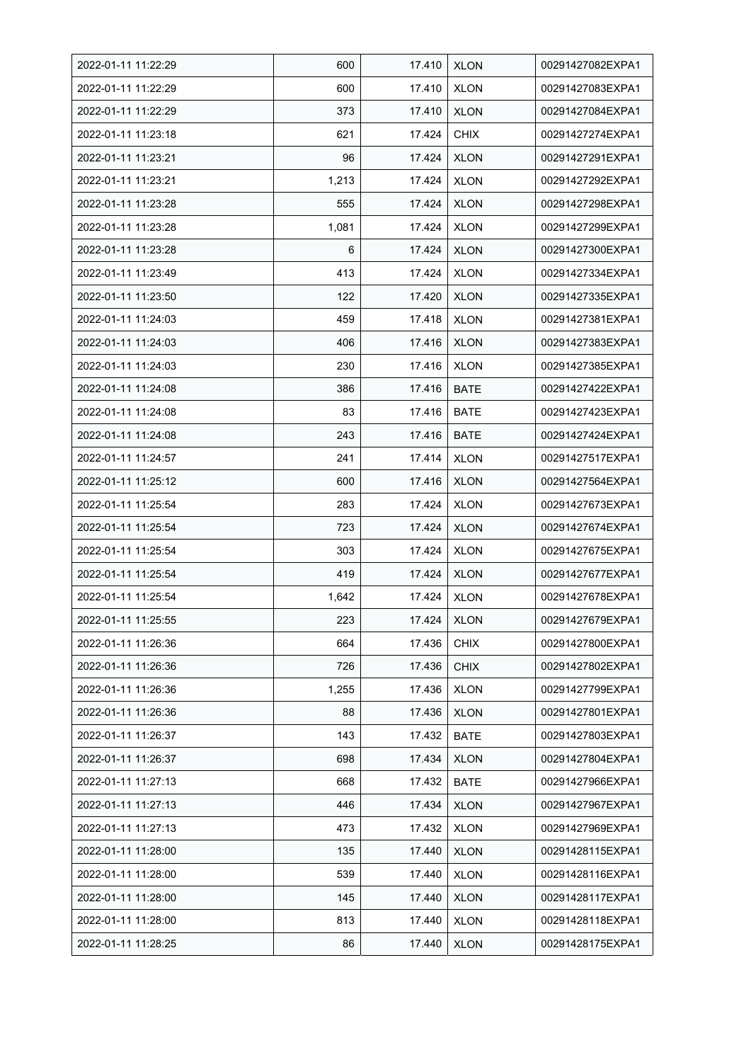| 2022-01-11 11:22:29 | 600 | 17.410 | XLON | 00291427082EXPA1 |
|---|---|---|---|---|
| 2022-01-11 11:22:29 | 600 | 17.410 | XLON | 00291427083EXPA1 |
| 2022-01-11 11:22:29 | 373 | 17.410 | XLON | 00291427084EXPA1 |
| 2022-01-11 11:23:18 | 621 | 17.424 | CHIX | 00291427274EXPA1 |
| 2022-01-11 11:23:21 | 96 | 17.424 | XLON | 00291427291EXPA1 |
| 2022-01-11 11:23:21 | 1,213 | 17.424 | XLON | 00291427292EXPA1 |
| 2022-01-11 11:23:28 | 555 | 17.424 | XLON | 00291427298EXPA1 |
| 2022-01-11 11:23:28 | 1,081 | 17.424 | XLON | 00291427299EXPA1 |
| 2022-01-11 11:23:28 | 6 | 17.424 | XLON | 00291427300EXPA1 |
| 2022-01-11 11:23:49 | 413 | 17.424 | XLON | 00291427334EXPA1 |
| 2022-01-11 11:23:50 | 122 | 17.420 | XLON | 00291427335EXPA1 |
| 2022-01-11 11:24:03 | 459 | 17.418 | XLON | 00291427381EXPA1 |
| 2022-01-11 11:24:03 | 406 | 17.416 | XLON | 00291427383EXPA1 |
| 2022-01-11 11:24:03 | 230 | 17.416 | XLON | 00291427385EXPA1 |
| 2022-01-11 11:24:08 | 386 | 17.416 | BATE | 00291427422EXPA1 |
| 2022-01-11 11:24:08 | 83 | 17.416 | BATE | 00291427423EXPA1 |
| 2022-01-11 11:24:08 | 243 | 17.416 | BATE | 00291427424EXPA1 |
| 2022-01-11 11:24:57 | 241 | 17.414 | XLON | 00291427517EXPA1 |
| 2022-01-11 11:25:12 | 600 | 17.416 | XLON | 00291427564EXPA1 |
| 2022-01-11 11:25:54 | 283 | 17.424 | XLON | 00291427673EXPA1 |
| 2022-01-11 11:25:54 | 723 | 17.424 | XLON | 00291427674EXPA1 |
| 2022-01-11 11:25:54 | 303 | 17.424 | XLON | 00291427675EXPA1 |
| 2022-01-11 11:25:54 | 419 | 17.424 | XLON | 00291427677EXPA1 |
| 2022-01-11 11:25:54 | 1,642 | 17.424 | XLON | 00291427678EXPA1 |
| 2022-01-11 11:25:55 | 223 | 17.424 | XLON | 00291427679EXPA1 |
| 2022-01-11 11:26:36 | 664 | 17.436 | CHIX | 00291427800EXPA1 |
| 2022-01-11 11:26:36 | 726 | 17.436 | CHIX | 00291427802EXPA1 |
| 2022-01-11 11:26:36 | 1,255 | 17.436 | XLON | 00291427799EXPA1 |
| 2022-01-11 11:26:36 | 88 | 17.436 | XLON | 00291427801EXPA1 |
| 2022-01-11 11:26:37 | 143 | 17.432 | BATE | 00291427803EXPA1 |
| 2022-01-11 11:26:37 | 698 | 17.434 | XLON | 00291427804EXPA1 |
| 2022-01-11 11:27:13 | 668 | 17.432 | BATE | 00291427966EXPA1 |
| 2022-01-11 11:27:13 | 446 | 17.434 | XLON | 00291427967EXPA1 |
| 2022-01-11 11:27:13 | 473 | 17.432 | XLON | 00291427969EXPA1 |
| 2022-01-11 11:28:00 | 135 | 17.440 | XLON | 00291428115EXPA1 |
| 2022-01-11 11:28:00 | 539 | 17.440 | XLON | 00291428116EXPA1 |
| 2022-01-11 11:28:00 | 145 | 17.440 | XLON | 00291428117EXPA1 |
| 2022-01-11 11:28:00 | 813 | 17.440 | XLON | 00291428118EXPA1 |
| 2022-01-11 11:28:25 | 86 | 17.440 | XLON | 00291428175EXPA1 |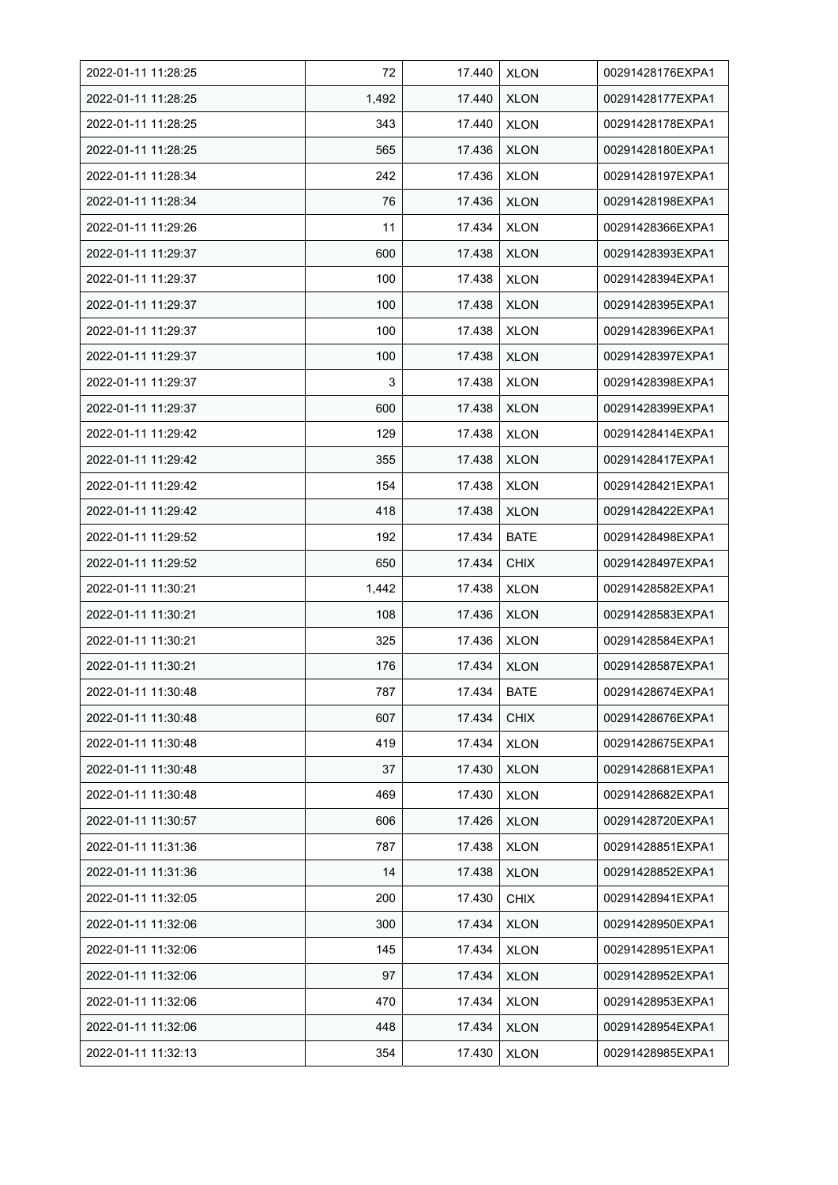| 2022-01-11 11:28:25 | 72 | 17.440 | XLON | 00291428176EXPA1 |
|---|---|---|---|---|
| 2022-01-11 11:28:25 | 1,492 | 17.440 | XLON | 00291428177EXPA1 |
| 2022-01-11 11:28:25 | 343 | 17.440 | XLON | 00291428178EXPA1 |
| 2022-01-11 11:28:25 | 565 | 17.436 | XLON | 00291428180EXPA1 |
| 2022-01-11 11:28:34 | 242 | 17.436 | XLON | 00291428197EXPA1 |
| 2022-01-11 11:28:34 | 76 | 17.436 | XLON | 00291428198EXPA1 |
| 2022-01-11 11:29:26 | 11 | 17.434 | XLON | 00291428366EXPA1 |
| 2022-01-11 11:29:37 | 600 | 17.438 | XLON | 00291428393EXPA1 |
| 2022-01-11 11:29:37 | 100 | 17.438 | XLON | 00291428394EXPA1 |
| 2022-01-11 11:29:37 | 100 | 17.438 | XLON | 00291428395EXPA1 |
| 2022-01-11 11:29:37 | 100 | 17.438 | XLON | 00291428396EXPA1 |
| 2022-01-11 11:29:37 | 100 | 17.438 | XLON | 00291428397EXPA1 |
| 2022-01-11 11:29:37 | 3 | 17.438 | XLON | 00291428398EXPA1 |
| 2022-01-11 11:29:37 | 600 | 17.438 | XLON | 00291428399EXPA1 |
| 2022-01-11 11:29:42 | 129 | 17.438 | XLON | 00291428414EXPA1 |
| 2022-01-11 11:29:42 | 355 | 17.438 | XLON | 00291428417EXPA1 |
| 2022-01-11 11:29:42 | 154 | 17.438 | XLON | 00291428421EXPA1 |
| 2022-01-11 11:29:42 | 418 | 17.438 | XLON | 00291428422EXPA1 |
| 2022-01-11 11:29:52 | 192 | 17.434 | BATE | 00291428498EXPA1 |
| 2022-01-11 11:29:52 | 650 | 17.434 | CHIX | 00291428497EXPA1 |
| 2022-01-11 11:30:21 | 1,442 | 17.438 | XLON | 00291428582EXPA1 |
| 2022-01-11 11:30:21 | 108 | 17.436 | XLON | 00291428583EXPA1 |
| 2022-01-11 11:30:21 | 325 | 17.436 | XLON | 00291428584EXPA1 |
| 2022-01-11 11:30:21 | 176 | 17.434 | XLON | 00291428587EXPA1 |
| 2022-01-11 11:30:48 | 787 | 17.434 | BATE | 00291428674EXPA1 |
| 2022-01-11 11:30:48 | 607 | 17.434 | CHIX | 00291428676EXPA1 |
| 2022-01-11 11:30:48 | 419 | 17.434 | XLON | 00291428675EXPA1 |
| 2022-01-11 11:30:48 | 37 | 17.430 | XLON | 00291428681EXPA1 |
| 2022-01-11 11:30:48 | 469 | 17.430 | XLON | 00291428682EXPA1 |
| 2022-01-11 11:30:57 | 606 | 17.426 | XLON | 00291428720EXPA1 |
| 2022-01-11 11:31:36 | 787 | 17.438 | XLON | 00291428851EXPA1 |
| 2022-01-11 11:31:36 | 14 | 17.438 | XLON | 00291428852EXPA1 |
| 2022-01-11 11:32:05 | 200 | 17.430 | CHIX | 00291428941EXPA1 |
| 2022-01-11 11:32:06 | 300 | 17.434 | XLON | 00291428950EXPA1 |
| 2022-01-11 11:32:06 | 145 | 17.434 | XLON | 00291428951EXPA1 |
| 2022-01-11 11:32:06 | 97 | 17.434 | XLON | 00291428952EXPA1 |
| 2022-01-11 11:32:06 | 470 | 17.434 | XLON | 00291428953EXPA1 |
| 2022-01-11 11:32:06 | 448 | 17.434 | XLON | 00291428954EXPA1 |
| 2022-01-11 11:32:13 | 354 | 17.430 | XLON | 00291428985EXPA1 |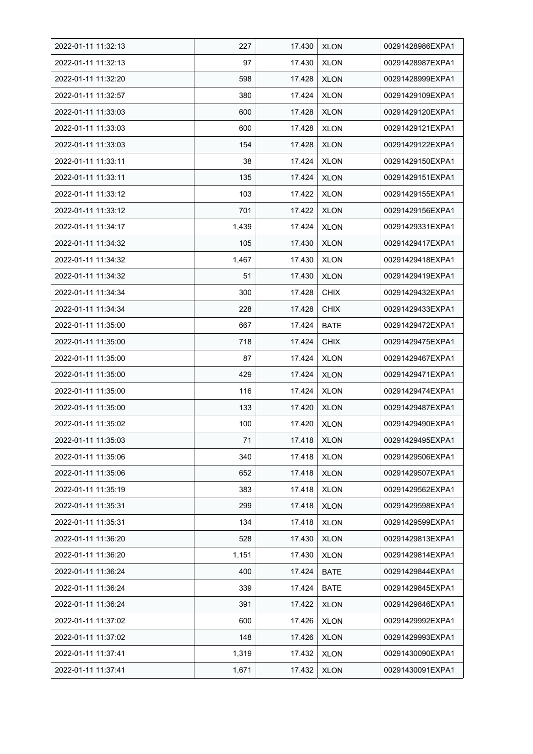| 2022-01-11 11:32:13 | 227 | 17.430 | XLON | 00291428986EXPA1 |
|---|---|---|---|---|
| 2022-01-11 11:32:13 | 97 | 17.430 | XLON | 00291428987EXPA1 |
| 2022-01-11 11:32:20 | 598 | 17.428 | XLON | 00291428999EXPA1 |
| 2022-01-11 11:32:57 | 380 | 17.424 | XLON | 00291429109EXPA1 |
| 2022-01-11 11:33:03 | 600 | 17.428 | XLON | 00291429120EXPA1 |
| 2022-01-11 11:33:03 | 600 | 17.428 | XLON | 00291429121EXPA1 |
| 2022-01-11 11:33:03 | 154 | 17.428 | XLON | 00291429122EXPA1 |
| 2022-01-11 11:33:11 | 38 | 17.424 | XLON | 00291429150EXPA1 |
| 2022-01-11 11:33:11 | 135 | 17.424 | XLON | 00291429151EXPA1 |
| 2022-01-11 11:33:12 | 103 | 17.422 | XLON | 00291429155EXPA1 |
| 2022-01-11 11:33:12 | 701 | 17.422 | XLON | 00291429156EXPA1 |
| 2022-01-11 11:34:17 | 1,439 | 17.424 | XLON | 00291429331EXPA1 |
| 2022-01-11 11:34:32 | 105 | 17.430 | XLON | 00291429417EXPA1 |
| 2022-01-11 11:34:32 | 1,467 | 17.430 | XLON | 00291429418EXPA1 |
| 2022-01-11 11:34:32 | 51 | 17.430 | XLON | 00291429419EXPA1 |
| 2022-01-11 11:34:34 | 300 | 17.428 | CHIX | 00291429432EXPA1 |
| 2022-01-11 11:34:34 | 228 | 17.428 | CHIX | 00291429433EXPA1 |
| 2022-01-11 11:35:00 | 667 | 17.424 | BATE | 00291429472EXPA1 |
| 2022-01-11 11:35:00 | 718 | 17.424 | CHIX | 00291429475EXPA1 |
| 2022-01-11 11:35:00 | 87 | 17.424 | XLON | 00291429467EXPA1 |
| 2022-01-11 11:35:00 | 429 | 17.424 | XLON | 00291429471EXPA1 |
| 2022-01-11 11:35:00 | 116 | 17.424 | XLON | 00291429474EXPA1 |
| 2022-01-11 11:35:00 | 133 | 17.420 | XLON | 00291429487EXPA1 |
| 2022-01-11 11:35:02 | 100 | 17.420 | XLON | 00291429490EXPA1 |
| 2022-01-11 11:35:03 | 71 | 17.418 | XLON | 00291429495EXPA1 |
| 2022-01-11 11:35:06 | 340 | 17.418 | XLON | 00291429506EXPA1 |
| 2022-01-11 11:35:06 | 652 | 17.418 | XLON | 00291429507EXPA1 |
| 2022-01-11 11:35:19 | 383 | 17.418 | XLON | 00291429562EXPA1 |
| 2022-01-11 11:35:31 | 299 | 17.418 | XLON | 00291429598EXPA1 |
| 2022-01-11 11:35:31 | 134 | 17.418 | XLON | 00291429599EXPA1 |
| 2022-01-11 11:36:20 | 528 | 17.430 | XLON | 00291429813EXPA1 |
| 2022-01-11 11:36:20 | 1,151 | 17.430 | XLON | 00291429814EXPA1 |
| 2022-01-11 11:36:24 | 400 | 17.424 | BATE | 00291429844EXPA1 |
| 2022-01-11 11:36:24 | 339 | 17.424 | BATE | 00291429845EXPA1 |
| 2022-01-11 11:36:24 | 391 | 17.422 | XLON | 00291429846EXPA1 |
| 2022-01-11 11:37:02 | 600 | 17.426 | XLON | 00291429992EXPA1 |
| 2022-01-11 11:37:02 | 148 | 17.426 | XLON | 00291429993EXPA1 |
| 2022-01-11 11:37:41 | 1,319 | 17.432 | XLON | 00291430090EXPA1 |
| 2022-01-11 11:37:41 | 1,671 | 17.432 | XLON | 00291430091EXPA1 |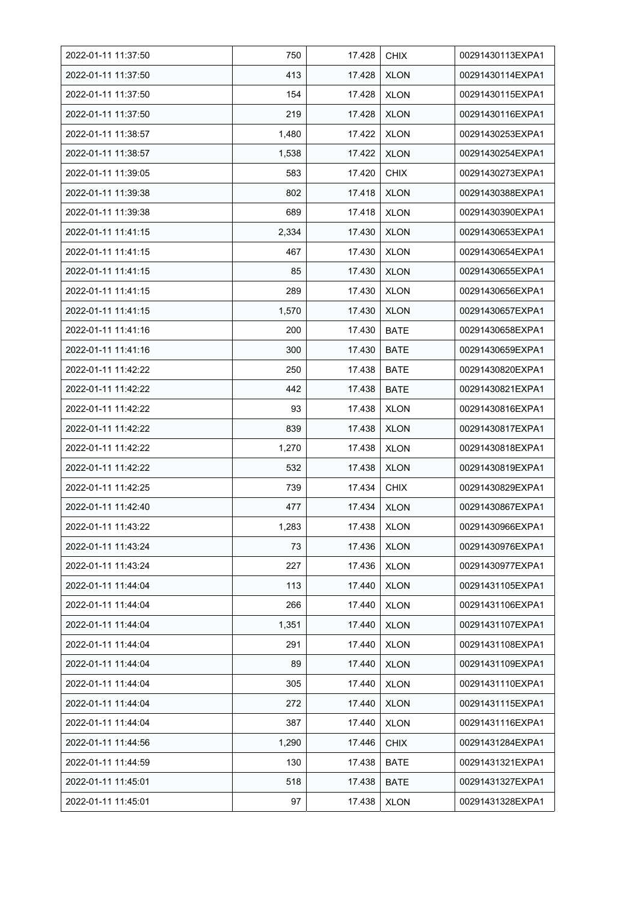| 2022-01-11 11:37:50 | 750 | 17.428 | CHIX | 00291430113EXPA1 |
|---|---|---|---|---|
| 2022-01-11 11:37:50 | 413 | 17.428 | XLON | 00291430114EXPA1 |
| 2022-01-11 11:37:50 | 154 | 17.428 | XLON | 00291430115EXPA1 |
| 2022-01-11 11:37:50 | 219 | 17.428 | XLON | 00291430116EXPA1 |
| 2022-01-11 11:38:57 | 1,480 | 17.422 | XLON | 00291430253EXPA1 |
| 2022-01-11 11:38:57 | 1,538 | 17.422 | XLON | 00291430254EXPA1 |
| 2022-01-11 11:39:05 | 583 | 17.420 | CHIX | 00291430273EXPA1 |
| 2022-01-11 11:39:38 | 802 | 17.418 | XLON | 00291430388EXPA1 |
| 2022-01-11 11:39:38 | 689 | 17.418 | XLON | 00291430390EXPA1 |
| 2022-01-11 11:41:15 | 2,334 | 17.430 | XLON | 00291430653EXPA1 |
| 2022-01-11 11:41:15 | 467 | 17.430 | XLON | 00291430654EXPA1 |
| 2022-01-11 11:41:15 | 85 | 17.430 | XLON | 00291430655EXPA1 |
| 2022-01-11 11:41:15 | 289 | 17.430 | XLON | 00291430656EXPA1 |
| 2022-01-11 11:41:15 | 1,570 | 17.430 | XLON | 00291430657EXPA1 |
| 2022-01-11 11:41:16 | 200 | 17.430 | BATE | 00291430658EXPA1 |
| 2022-01-11 11:41:16 | 300 | 17.430 | BATE | 00291430659EXPA1 |
| 2022-01-11 11:42:22 | 250 | 17.438 | BATE | 00291430820EXPA1 |
| 2022-01-11 11:42:22 | 442 | 17.438 | BATE | 00291430821EXPA1 |
| 2022-01-11 11:42:22 | 93 | 17.438 | XLON | 00291430816EXPA1 |
| 2022-01-11 11:42:22 | 839 | 17.438 | XLON | 00291430817EXPA1 |
| 2022-01-11 11:42:22 | 1,270 | 17.438 | XLON | 00291430818EXPA1 |
| 2022-01-11 11:42:22 | 532 | 17.438 | XLON | 00291430819EXPA1 |
| 2022-01-11 11:42:25 | 739 | 17.434 | CHIX | 00291430829EXPA1 |
| 2022-01-11 11:42:40 | 477 | 17.434 | XLON | 00291430867EXPA1 |
| 2022-01-11 11:43:22 | 1,283 | 17.438 | XLON | 00291430966EXPA1 |
| 2022-01-11 11:43:24 | 73 | 17.436 | XLON | 00291430976EXPA1 |
| 2022-01-11 11:43:24 | 227 | 17.436 | XLON | 00291430977EXPA1 |
| 2022-01-11 11:44:04 | 113 | 17.440 | XLON | 00291431105EXPA1 |
| 2022-01-11 11:44:04 | 266 | 17.440 | XLON | 00291431106EXPA1 |
| 2022-01-11 11:44:04 | 1,351 | 17.440 | XLON | 00291431107EXPA1 |
| 2022-01-11 11:44:04 | 291 | 17.440 | XLON | 00291431108EXPA1 |
| 2022-01-11 11:44:04 | 89 | 17.440 | XLON | 00291431109EXPA1 |
| 2022-01-11 11:44:04 | 305 | 17.440 | XLON | 00291431110EXPA1 |
| 2022-01-11 11:44:04 | 272 | 17.440 | XLON | 00291431115EXPA1 |
| 2022-01-11 11:44:04 | 387 | 17.440 | XLON | 00291431116EXPA1 |
| 2022-01-11 11:44:56 | 1,290 | 17.446 | CHIX | 00291431284EXPA1 |
| 2022-01-11 11:44:59 | 130 | 17.438 | BATE | 00291431321EXPA1 |
| 2022-01-11 11:45:01 | 518 | 17.438 | BATE | 00291431327EXPA1 |
| 2022-01-11 11:45:01 | 97 | 17.438 | XLON | 00291431328EXPA1 |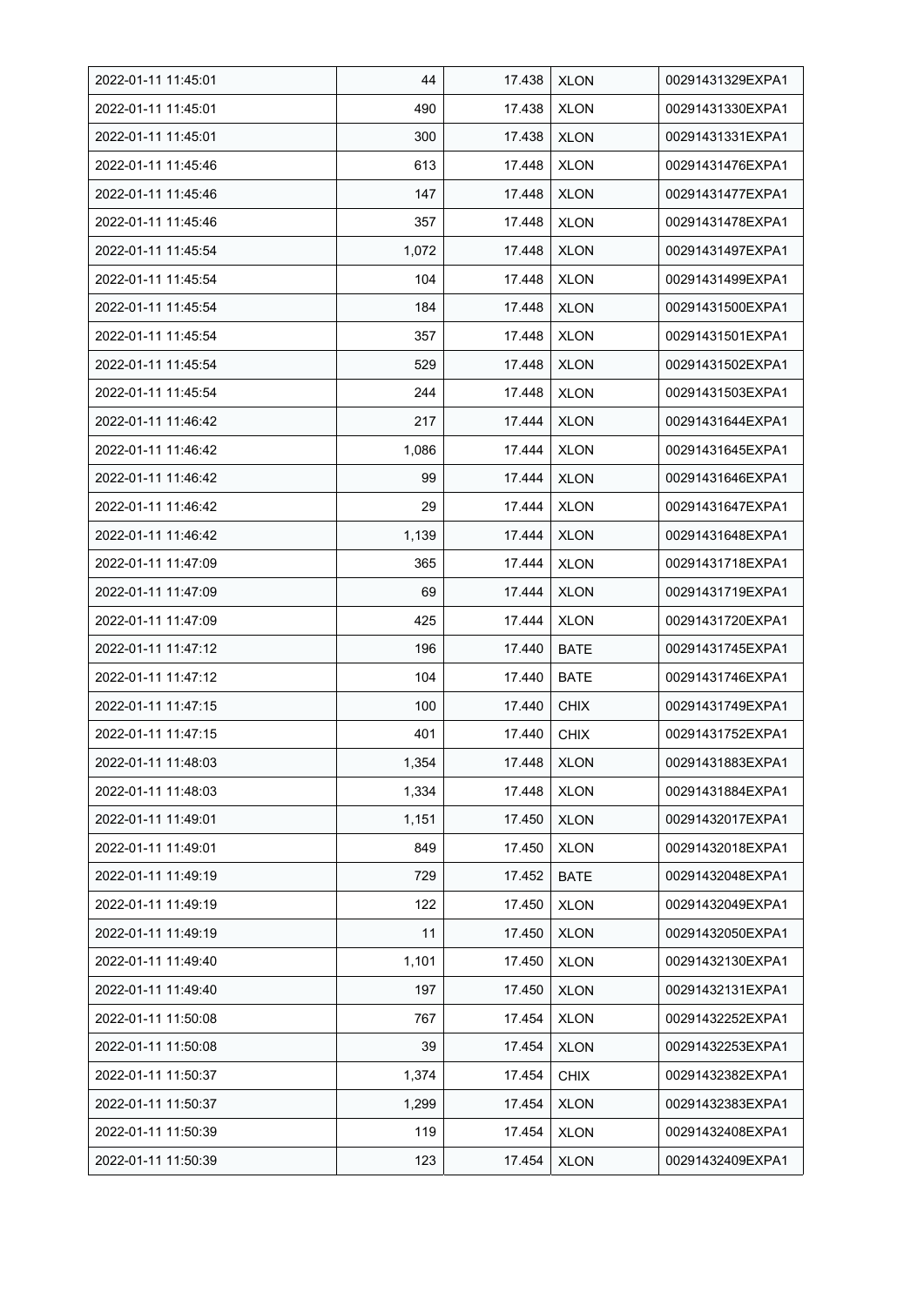| 2022-01-11 11:45:01 | 44 | 17.438 | XLON | 00291431329EXPA1 |
|---|---|---|---|---|
| 2022-01-11 11:45:01 | 490 | 17.438 | XLON | 00291431330EXPA1 |
| 2022-01-11 11:45:01 | 300 | 17.438 | XLON | 00291431331EXPA1 |
| 2022-01-11 11:45:46 | 613 | 17.448 | XLON | 00291431476EXPA1 |
| 2022-01-11 11:45:46 | 147 | 17.448 | XLON | 00291431477EXPA1 |
| 2022-01-11 11:45:46 | 357 | 17.448 | XLON | 00291431478EXPA1 |
| 2022-01-11 11:45:54 | 1,072 | 17.448 | XLON | 00291431497EXPA1 |
| 2022-01-11 11:45:54 | 104 | 17.448 | XLON | 00291431499EXPA1 |
| 2022-01-11 11:45:54 | 184 | 17.448 | XLON | 00291431500EXPA1 |
| 2022-01-11 11:45:54 | 357 | 17.448 | XLON | 00291431501EXPA1 |
| 2022-01-11 11:45:54 | 529 | 17.448 | XLON | 00291431502EXPA1 |
| 2022-01-11 11:45:54 | 244 | 17.448 | XLON | 00291431503EXPA1 |
| 2022-01-11 11:46:42 | 217 | 17.444 | XLON | 00291431644EXPA1 |
| 2022-01-11 11:46:42 | 1,086 | 17.444 | XLON | 00291431645EXPA1 |
| 2022-01-11 11:46:42 | 99 | 17.444 | XLON | 00291431646EXPA1 |
| 2022-01-11 11:46:42 | 29 | 17.444 | XLON | 00291431647EXPA1 |
| 2022-01-11 11:46:42 | 1,139 | 17.444 | XLON | 00291431648EXPA1 |
| 2022-01-11 11:47:09 | 365 | 17.444 | XLON | 00291431718EXPA1 |
| 2022-01-11 11:47:09 | 69 | 17.444 | XLON | 00291431719EXPA1 |
| 2022-01-11 11:47:09 | 425 | 17.444 | XLON | 00291431720EXPA1 |
| 2022-01-11 11:47:12 | 196 | 17.440 | BATE | 00291431745EXPA1 |
| 2022-01-11 11:47:12 | 104 | 17.440 | BATE | 00291431746EXPA1 |
| 2022-01-11 11:47:15 | 100 | 17.440 | CHIX | 00291431749EXPA1 |
| 2022-01-11 11:47:15 | 401 | 17.440 | CHIX | 00291431752EXPA1 |
| 2022-01-11 11:48:03 | 1,354 | 17.448 | XLON | 00291431883EXPA1 |
| 2022-01-11 11:48:03 | 1,334 | 17.448 | XLON | 00291431884EXPA1 |
| 2022-01-11 11:49:01 | 1,151 | 17.450 | XLON | 00291432017EXPA1 |
| 2022-01-11 11:49:01 | 849 | 17.450 | XLON | 00291432018EXPA1 |
| 2022-01-11 11:49:19 | 729 | 17.452 | BATE | 00291432048EXPA1 |
| 2022-01-11 11:49:19 | 122 | 17.450 | XLON | 00291432049EXPA1 |
| 2022-01-11 11:49:19 | 11 | 17.450 | XLON | 00291432050EXPA1 |
| 2022-01-11 11:49:40 | 1,101 | 17.450 | XLON | 00291432130EXPA1 |
| 2022-01-11 11:49:40 | 197 | 17.450 | XLON | 00291432131EXPA1 |
| 2022-01-11 11:50:08 | 767 | 17.454 | XLON | 00291432252EXPA1 |
| 2022-01-11 11:50:08 | 39 | 17.454 | XLON | 00291432253EXPA1 |
| 2022-01-11 11:50:37 | 1,374 | 17.454 | CHIX | 00291432382EXPA1 |
| 2022-01-11 11:50:37 | 1,299 | 17.454 | XLON | 00291432383EXPA1 |
| 2022-01-11 11:50:39 | 119 | 17.454 | XLON | 00291432408EXPA1 |
| 2022-01-11 11:50:39 | 123 | 17.454 | XLON | 00291432409EXPA1 |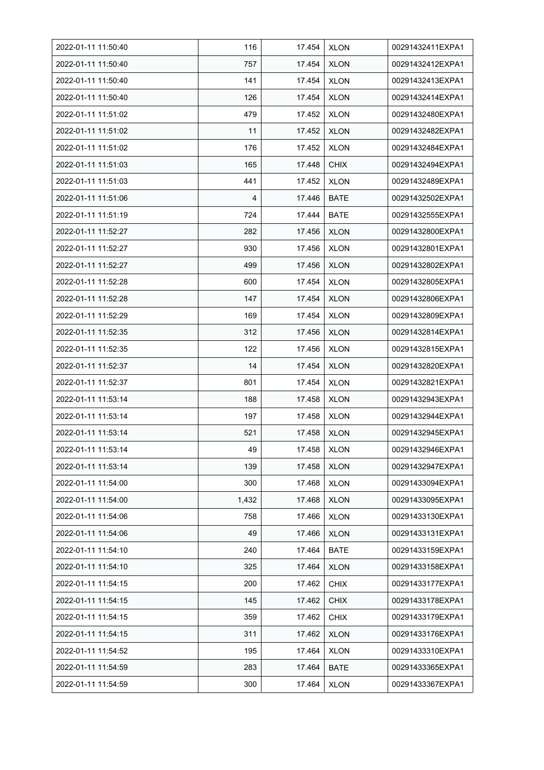| 2022-01-11 11:50:40 | 116 | 17.454 | XLON | 00291432411EXPA1 |
|---|---|---|---|---|
| 2022-01-11 11:50:40 | 757 | 17.454 | XLON | 00291432412EXPA1 |
| 2022-01-11 11:50:40 | 141 | 17.454 | XLON | 00291432413EXPA1 |
| 2022-01-11 11:50:40 | 126 | 17.454 | XLON | 00291432414EXPA1 |
| 2022-01-11 11:51:02 | 479 | 17.452 | XLON | 00291432480EXPA1 |
| 2022-01-11 11:51:02 | 11 | 17.452 | XLON | 00291432482EXPA1 |
| 2022-01-11 11:51:02 | 176 | 17.452 | XLON | 00291432484EXPA1 |
| 2022-01-11 11:51:03 | 165 | 17.448 | CHIX | 00291432494EXPA1 |
| 2022-01-11 11:51:03 | 441 | 17.452 | XLON | 00291432489EXPA1 |
| 2022-01-11 11:51:06 | 4 | 17.446 | BATE | 00291432502EXPA1 |
| 2022-01-11 11:51:19 | 724 | 17.444 | BATE | 00291432555EXPA1 |
| 2022-01-11 11:52:27 | 282 | 17.456 | XLON | 00291432800EXPA1 |
| 2022-01-11 11:52:27 | 930 | 17.456 | XLON | 00291432801EXPA1 |
| 2022-01-11 11:52:27 | 499 | 17.456 | XLON | 00291432802EXPA1 |
| 2022-01-11 11:52:28 | 600 | 17.454 | XLON | 00291432805EXPA1 |
| 2022-01-11 11:52:28 | 147 | 17.454 | XLON | 00291432806EXPA1 |
| 2022-01-11 11:52:29 | 169 | 17.454 | XLON | 00291432809EXPA1 |
| 2022-01-11 11:52:35 | 312 | 17.456 | XLON | 00291432814EXPA1 |
| 2022-01-11 11:52:35 | 122 | 17.456 | XLON | 00291432815EXPA1 |
| 2022-01-11 11:52:37 | 14 | 17.454 | XLON | 00291432820EXPA1 |
| 2022-01-11 11:52:37 | 801 | 17.454 | XLON | 00291432821EXPA1 |
| 2022-01-11 11:53:14 | 188 | 17.458 | XLON | 00291432943EXPA1 |
| 2022-01-11 11:53:14 | 197 | 17.458 | XLON | 00291432944EXPA1 |
| 2022-01-11 11:53:14 | 521 | 17.458 | XLON | 00291432945EXPA1 |
| 2022-01-11 11:53:14 | 49 | 17.458 | XLON | 00291432946EXPA1 |
| 2022-01-11 11:53:14 | 139 | 17.458 | XLON | 00291432947EXPA1 |
| 2022-01-11 11:54:00 | 300 | 17.468 | XLON | 00291433094EXPA1 |
| 2022-01-11 11:54:00 | 1,432 | 17.468 | XLON | 00291433095EXPA1 |
| 2022-01-11 11:54:06 | 758 | 17.466 | XLON | 00291433130EXPA1 |
| 2022-01-11 11:54:06 | 49 | 17.466 | XLON | 00291433131EXPA1 |
| 2022-01-11 11:54:10 | 240 | 17.464 | BATE | 00291433159EXPA1 |
| 2022-01-11 11:54:10 | 325 | 17.464 | XLON | 00291433158EXPA1 |
| 2022-01-11 11:54:15 | 200 | 17.462 | CHIX | 00291433177EXPA1 |
| 2022-01-11 11:54:15 | 145 | 17.462 | CHIX | 00291433178EXPA1 |
| 2022-01-11 11:54:15 | 359 | 17.462 | CHIX | 00291433179EXPA1 |
| 2022-01-11 11:54:15 | 311 | 17.462 | XLON | 00291433176EXPA1 |
| 2022-01-11 11:54:52 | 195 | 17.464 | XLON | 00291433310EXPA1 |
| 2022-01-11 11:54:59 | 283 | 17.464 | BATE | 00291433365EXPA1 |
| 2022-01-11 11:54:59 | 300 | 17.464 | XLON | 00291433367EXPA1 |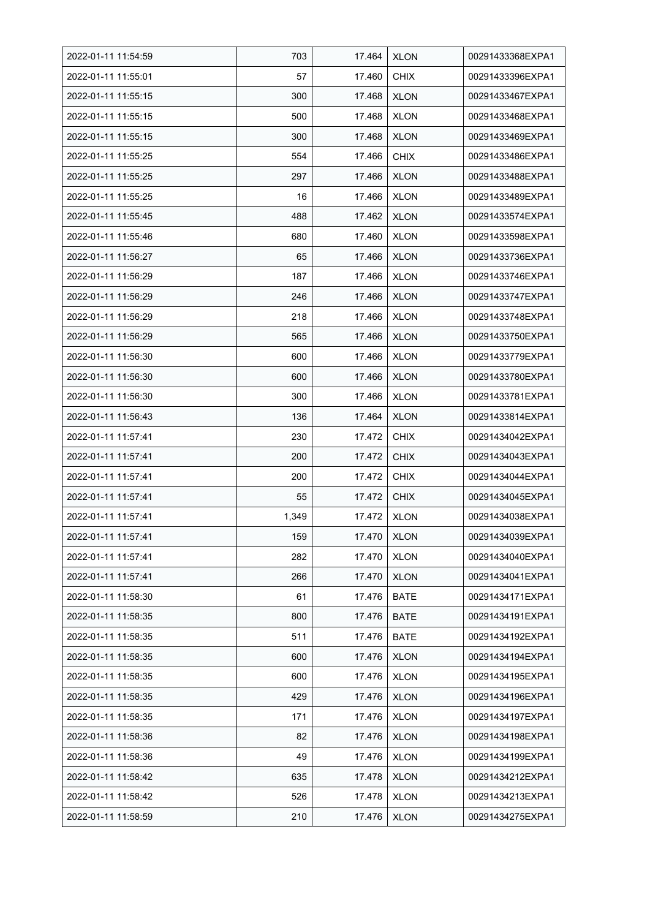| 2022-01-11 11:54:59 | 703 | 17.464 | XLON | 00291433368EXPA1 |
|---|---|---|---|---|
| 2022-01-11 11:55:01 | 57 | 17.460 | CHIX | 00291433396EXPA1 |
| 2022-01-11 11:55:15 | 300 | 17.468 | XLON | 00291433467EXPA1 |
| 2022-01-11 11:55:15 | 500 | 17.468 | XLON | 00291433468EXPA1 |
| 2022-01-11 11:55:15 | 300 | 17.468 | XLON | 00291433469EXPA1 |
| 2022-01-11 11:55:25 | 554 | 17.466 | CHIX | 00291433486EXPA1 |
| 2022-01-11 11:55:25 | 297 | 17.466 | XLON | 00291433488EXPA1 |
| 2022-01-11 11:55:25 | 16 | 17.466 | XLON | 00291433489EXPA1 |
| 2022-01-11 11:55:45 | 488 | 17.462 | XLON | 00291433574EXPA1 |
| 2022-01-11 11:55:46 | 680 | 17.460 | XLON | 00291433598EXPA1 |
| 2022-01-11 11:56:27 | 65 | 17.466 | XLON | 00291433736EXPA1 |
| 2022-01-11 11:56:29 | 187 | 17.466 | XLON | 00291433746EXPA1 |
| 2022-01-11 11:56:29 | 246 | 17.466 | XLON | 00291433747EXPA1 |
| 2022-01-11 11:56:29 | 218 | 17.466 | XLON | 00291433748EXPA1 |
| 2022-01-11 11:56:29 | 565 | 17.466 | XLON | 00291433750EXPA1 |
| 2022-01-11 11:56:30 | 600 | 17.466 | XLON | 00291433779EXPA1 |
| 2022-01-11 11:56:30 | 600 | 17.466 | XLON | 00291433780EXPA1 |
| 2022-01-11 11:56:30 | 300 | 17.466 | XLON | 00291433781EXPA1 |
| 2022-01-11 11:56:43 | 136 | 17.464 | XLON | 00291433814EXPA1 |
| 2022-01-11 11:57:41 | 230 | 17.472 | CHIX | 00291434042EXPA1 |
| 2022-01-11 11:57:41 | 200 | 17.472 | CHIX | 00291434043EXPA1 |
| 2022-01-11 11:57:41 | 200 | 17.472 | CHIX | 00291434044EXPA1 |
| 2022-01-11 11:57:41 | 55 | 17.472 | CHIX | 00291434045EXPA1 |
| 2022-01-11 11:57:41 | 1,349 | 17.472 | XLON | 00291434038EXPA1 |
| 2022-01-11 11:57:41 | 159 | 17.470 | XLON | 00291434039EXPA1 |
| 2022-01-11 11:57:41 | 282 | 17.470 | XLON | 00291434040EXPA1 |
| 2022-01-11 11:57:41 | 266 | 17.470 | XLON | 00291434041EXPA1 |
| 2022-01-11 11:58:30 | 61 | 17.476 | BATE | 00291434171EXPA1 |
| 2022-01-11 11:58:35 | 800 | 17.476 | BATE | 00291434191EXPA1 |
| 2022-01-11 11:58:35 | 511 | 17.476 | BATE | 00291434192EXPA1 |
| 2022-01-11 11:58:35 | 600 | 17.476 | XLON | 00291434194EXPA1 |
| 2022-01-11 11:58:35 | 600 | 17.476 | XLON | 00291434195EXPA1 |
| 2022-01-11 11:58:35 | 429 | 17.476 | XLON | 00291434196EXPA1 |
| 2022-01-11 11:58:35 | 171 | 17.476 | XLON | 00291434197EXPA1 |
| 2022-01-11 11:58:36 | 82 | 17.476 | XLON | 00291434198EXPA1 |
| 2022-01-11 11:58:36 | 49 | 17.476 | XLON | 00291434199EXPA1 |
| 2022-01-11 11:58:42 | 635 | 17.478 | XLON | 00291434212EXPA1 |
| 2022-01-11 11:58:42 | 526 | 17.478 | XLON | 00291434213EXPA1 |
| 2022-01-11 11:58:59 | 210 | 17.476 | XLON | 00291434275EXPA1 |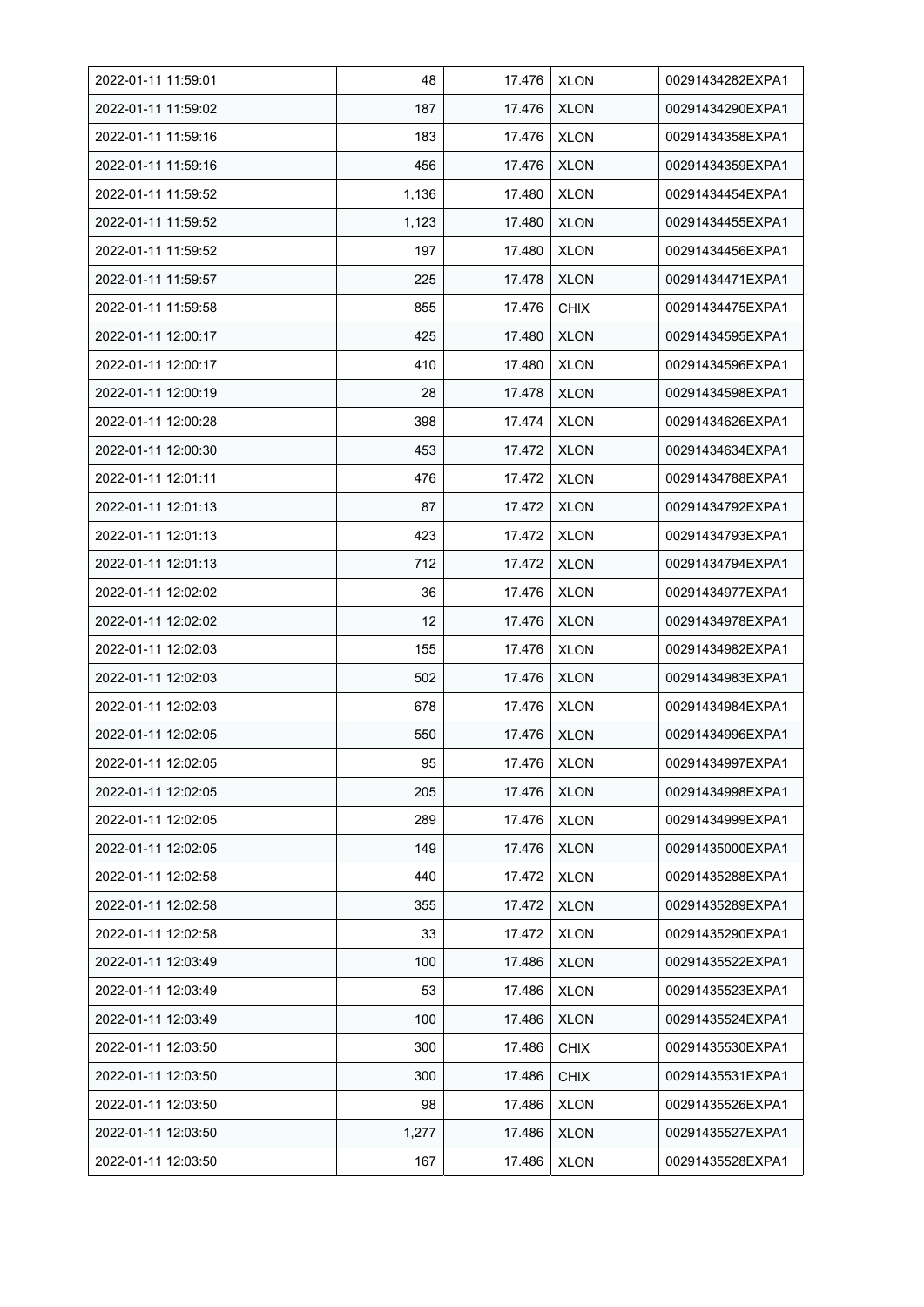| 2022-01-11 11:59:01 | 48 | 17.476 | XLON | 00291434282EXPA1 |
|---|---|---|---|---|
| 2022-01-11 11:59:02 | 187 | 17.476 | XLON | 00291434290EXPA1 |
| 2022-01-11 11:59:16 | 183 | 17.476 | XLON | 00291434358EXPA1 |
| 2022-01-11 11:59:16 | 456 | 17.476 | XLON | 00291434359EXPA1 |
| 2022-01-11 11:59:52 | 1,136 | 17.480 | XLON | 00291434454EXPA1 |
| 2022-01-11 11:59:52 | 1,123 | 17.480 | XLON | 00291434455EXPA1 |
| 2022-01-11 11:59:52 | 197 | 17.480 | XLON | 00291434456EXPA1 |
| 2022-01-11 11:59:57 | 225 | 17.478 | XLON | 00291434471EXPA1 |
| 2022-01-11 11:59:58 | 855 | 17.476 | CHIX | 00291434475EXPA1 |
| 2022-01-11 12:00:17 | 425 | 17.480 | XLON | 00291434595EXPA1 |
| 2022-01-11 12:00:17 | 410 | 17.480 | XLON | 00291434596EXPA1 |
| 2022-01-11 12:00:19 | 28 | 17.478 | XLON | 00291434598EXPA1 |
| 2022-01-11 12:00:28 | 398 | 17.474 | XLON | 00291434626EXPA1 |
| 2022-01-11 12:00:30 | 453 | 17.472 | XLON | 00291434634EXPA1 |
| 2022-01-11 12:01:11 | 476 | 17.472 | XLON | 00291434788EXPA1 |
| 2022-01-11 12:01:13 | 87 | 17.472 | XLON | 00291434792EXPA1 |
| 2022-01-11 12:01:13 | 423 | 17.472 | XLON | 00291434793EXPA1 |
| 2022-01-11 12:01:13 | 712 | 17.472 | XLON | 00291434794EXPA1 |
| 2022-01-11 12:02:02 | 36 | 17.476 | XLON | 00291434977EXPA1 |
| 2022-01-11 12:02:02 | 12 | 17.476 | XLON | 00291434978EXPA1 |
| 2022-01-11 12:02:03 | 155 | 17.476 | XLON | 00291434982EXPA1 |
| 2022-01-11 12:02:03 | 502 | 17.476 | XLON | 00291434983EXPA1 |
| 2022-01-11 12:02:03 | 678 | 17.476 | XLON | 00291434984EXPA1 |
| 2022-01-11 12:02:05 | 550 | 17.476 | XLON | 00291434996EXPA1 |
| 2022-01-11 12:02:05 | 95 | 17.476 | XLON | 00291434997EXPA1 |
| 2022-01-11 12:02:05 | 205 | 17.476 | XLON | 00291434998EXPA1 |
| 2022-01-11 12:02:05 | 289 | 17.476 | XLON | 00291434999EXPA1 |
| 2022-01-11 12:02:05 | 149 | 17.476 | XLON | 00291435000EXPA1 |
| 2022-01-11 12:02:58 | 440 | 17.472 | XLON | 00291435288EXPA1 |
| 2022-01-11 12:02:58 | 355 | 17.472 | XLON | 00291435289EXPA1 |
| 2022-01-11 12:02:58 | 33 | 17.472 | XLON | 00291435290EXPA1 |
| 2022-01-11 12:03:49 | 100 | 17.486 | XLON | 00291435522EXPA1 |
| 2022-01-11 12:03:49 | 53 | 17.486 | XLON | 00291435523EXPA1 |
| 2022-01-11 12:03:49 | 100 | 17.486 | XLON | 00291435524EXPA1 |
| 2022-01-11 12:03:50 | 300 | 17.486 | CHIX | 00291435530EXPA1 |
| 2022-01-11 12:03:50 | 300 | 17.486 | CHIX | 00291435531EXPA1 |
| 2022-01-11 12:03:50 | 98 | 17.486 | XLON | 00291435526EXPA1 |
| 2022-01-11 12:03:50 | 1,277 | 17.486 | XLON | 00291435527EXPA1 |
| 2022-01-11 12:03:50 | 167 | 17.486 | XLON | 00291435528EXPA1 |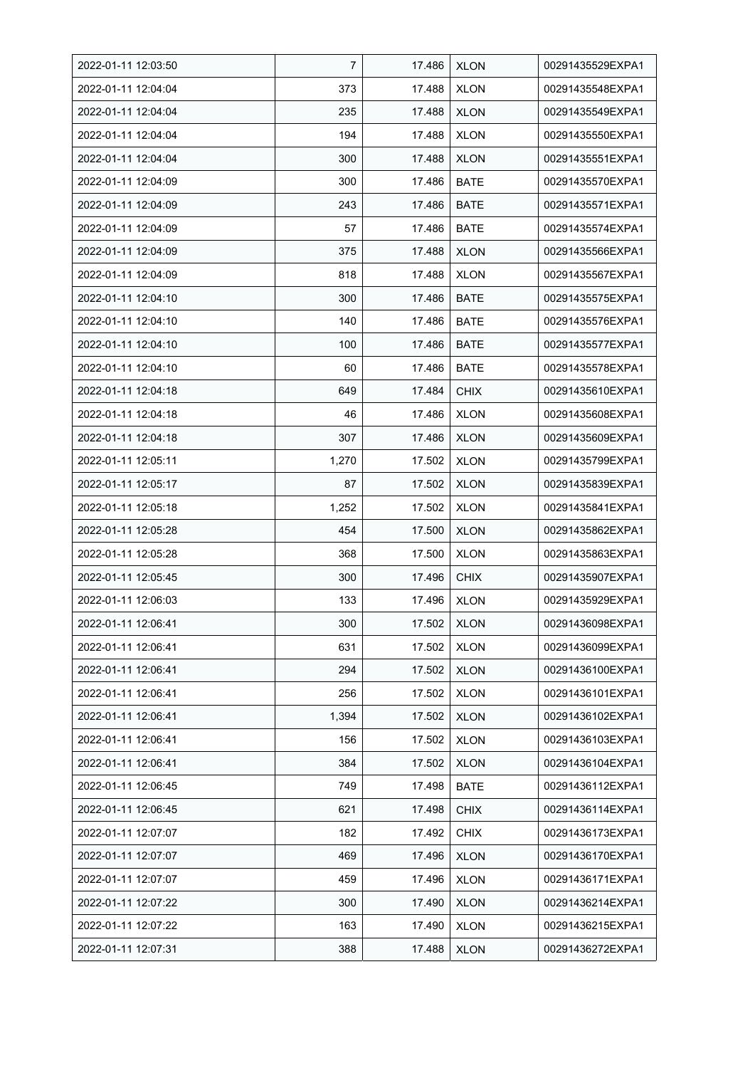| 2022-01-11 12:03:50 | 7 | 17.486 | XLON | 00291435529EXPA1 |
|---|---|---|---|---|
| 2022-01-11 12:04:04 | 373 | 17.488 | XLON | 00291435548EXPA1 |
| 2022-01-11 12:04:04 | 235 | 17.488 | XLON | 00291435549EXPA1 |
| 2022-01-11 12:04:04 | 194 | 17.488 | XLON | 00291435550EXPA1 |
| 2022-01-11 12:04:04 | 300 | 17.488 | XLON | 00291435551EXPA1 |
| 2022-01-11 12:04:09 | 300 | 17.486 | BATE | 00291435570EXPA1 |
| 2022-01-11 12:04:09 | 243 | 17.486 | BATE | 00291435571EXPA1 |
| 2022-01-11 12:04:09 | 57 | 17.486 | BATE | 00291435574EXPA1 |
| 2022-01-11 12:04:09 | 375 | 17.488 | XLON | 00291435566EXPA1 |
| 2022-01-11 12:04:09 | 818 | 17.488 | XLON | 00291435567EXPA1 |
| 2022-01-11 12:04:10 | 300 | 17.486 | BATE | 00291435575EXPA1 |
| 2022-01-11 12:04:10 | 140 | 17.486 | BATE | 00291435576EXPA1 |
| 2022-01-11 12:04:10 | 100 | 17.486 | BATE | 00291435577EXPA1 |
| 2022-01-11 12:04:10 | 60 | 17.486 | BATE | 00291435578EXPA1 |
| 2022-01-11 12:04:18 | 649 | 17.484 | CHIX | 00291435610EXPA1 |
| 2022-01-11 12:04:18 | 46 | 17.486 | XLON | 00291435608EXPA1 |
| 2022-01-11 12:04:18 | 307 | 17.486 | XLON | 00291435609EXPA1 |
| 2022-01-11 12:05:11 | 1,270 | 17.502 | XLON | 00291435799EXPA1 |
| 2022-01-11 12:05:17 | 87 | 17.502 | XLON | 00291435839EXPA1 |
| 2022-01-11 12:05:18 | 1,252 | 17.502 | XLON | 00291435841EXPA1 |
| 2022-01-11 12:05:28 | 454 | 17.500 | XLON | 00291435862EXPA1 |
| 2022-01-11 12:05:28 | 368 | 17.500 | XLON | 00291435863EXPA1 |
| 2022-01-11 12:05:45 | 300 | 17.496 | CHIX | 00291435907EXPA1 |
| 2022-01-11 12:06:03 | 133 | 17.496 | XLON | 00291435929EXPA1 |
| 2022-01-11 12:06:41 | 300 | 17.502 | XLON | 00291436098EXPA1 |
| 2022-01-11 12:06:41 | 631 | 17.502 | XLON | 00291436099EXPA1 |
| 2022-01-11 12:06:41 | 294 | 17.502 | XLON | 00291436100EXPA1 |
| 2022-01-11 12:06:41 | 256 | 17.502 | XLON | 00291436101EXPA1 |
| 2022-01-11 12:06:41 | 1,394 | 17.502 | XLON | 00291436102EXPA1 |
| 2022-01-11 12:06:41 | 156 | 17.502 | XLON | 00291436103EXPA1 |
| 2022-01-11 12:06:41 | 384 | 17.502 | XLON | 00291436104EXPA1 |
| 2022-01-11 12:06:45 | 749 | 17.498 | BATE | 00291436112EXPA1 |
| 2022-01-11 12:06:45 | 621 | 17.498 | CHIX | 00291436114EXPA1 |
| 2022-01-11 12:07:07 | 182 | 17.492 | CHIX | 00291436173EXPA1 |
| 2022-01-11 12:07:07 | 469 | 17.496 | XLON | 00291436170EXPA1 |
| 2022-01-11 12:07:07 | 459 | 17.496 | XLON | 00291436171EXPA1 |
| 2022-01-11 12:07:22 | 300 | 17.490 | XLON | 00291436214EXPA1 |
| 2022-01-11 12:07:22 | 163 | 17.490 | XLON | 00291436215EXPA1 |
| 2022-01-11 12:07:31 | 388 | 17.488 | XLON | 00291436272EXPA1 |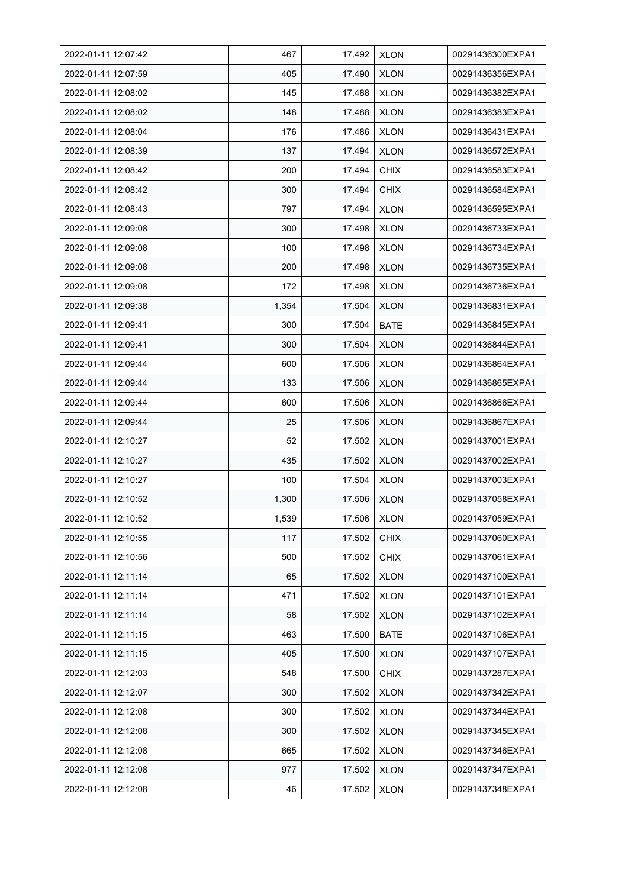| 2022-01-11 12:07:42 | 467 | 17.492 | XLON | 00291436300EXPA1 |
|---|---|---|---|---|
| 2022-01-11 12:07:59 | 405 | 17.490 | XLON | 00291436356EXPA1 |
| 2022-01-11 12:08:02 | 145 | 17.488 | XLON | 00291436382EXPA1 |
| 2022-01-11 12:08:02 | 148 | 17.488 | XLON | 00291436383EXPA1 |
| 2022-01-11 12:08:04 | 176 | 17.486 | XLON | 00291436431EXPA1 |
| 2022-01-11 12:08:39 | 137 | 17.494 | XLON | 00291436572EXPA1 |
| 2022-01-11 12:08:42 | 200 | 17.494 | CHIX | 00291436583EXPA1 |
| 2022-01-11 12:08:42 | 300 | 17.494 | CHIX | 00291436584EXPA1 |
| 2022-01-11 12:08:43 | 797 | 17.494 | XLON | 00291436595EXPA1 |
| 2022-01-11 12:09:08 | 300 | 17.498 | XLON | 00291436733EXPA1 |
| 2022-01-11 12:09:08 | 100 | 17.498 | XLON | 00291436734EXPA1 |
| 2022-01-11 12:09:08 | 200 | 17.498 | XLON | 00291436735EXPA1 |
| 2022-01-11 12:09:08 | 172 | 17.498 | XLON | 00291436736EXPA1 |
| 2022-01-11 12:09:38 | 1,354 | 17.504 | XLON | 00291436831EXPA1 |
| 2022-01-11 12:09:41 | 300 | 17.504 | BATE | 00291436845EXPA1 |
| 2022-01-11 12:09:41 | 300 | 17.504 | XLON | 00291436844EXPA1 |
| 2022-01-11 12:09:44 | 600 | 17.506 | XLON | 00291436864EXPA1 |
| 2022-01-11 12:09:44 | 133 | 17.506 | XLON | 00291436865EXPA1 |
| 2022-01-11 12:09:44 | 600 | 17.506 | XLON | 00291436866EXPA1 |
| 2022-01-11 12:09:44 | 25 | 17.506 | XLON | 00291436867EXPA1 |
| 2022-01-11 12:10:27 | 52 | 17.502 | XLON | 00291437001EXPA1 |
| 2022-01-11 12:10:27 | 435 | 17.502 | XLON | 00291437002EXPA1 |
| 2022-01-11 12:10:27 | 100 | 17.504 | XLON | 00291437003EXPA1 |
| 2022-01-11 12:10:52 | 1,300 | 17.506 | XLON | 00291437058EXPA1 |
| 2022-01-11 12:10:52 | 1,539 | 17.506 | XLON | 00291437059EXPA1 |
| 2022-01-11 12:10:55 | 117 | 17.502 | CHIX | 00291437060EXPA1 |
| 2022-01-11 12:10:56 | 500 | 17.502 | CHIX | 00291437061EXPA1 |
| 2022-01-11 12:11:14 | 65 | 17.502 | XLON | 00291437100EXPA1 |
| 2022-01-11 12:11:14 | 471 | 17.502 | XLON | 00291437101EXPA1 |
| 2022-01-11 12:11:14 | 58 | 17.502 | XLON | 00291437102EXPA1 |
| 2022-01-11 12:11:15 | 463 | 17.500 | BATE | 00291437106EXPA1 |
| 2022-01-11 12:11:15 | 405 | 17.500 | XLON | 00291437107EXPA1 |
| 2022-01-11 12:12:03 | 548 | 17.500 | CHIX | 00291437287EXPA1 |
| 2022-01-11 12:12:07 | 300 | 17.502 | XLON | 00291437342EXPA1 |
| 2022-01-11 12:12:08 | 300 | 17.502 | XLON | 00291437344EXPA1 |
| 2022-01-11 12:12:08 | 300 | 17.502 | XLON | 00291437345EXPA1 |
| 2022-01-11 12:12:08 | 665 | 17.502 | XLON | 00291437346EXPA1 |
| 2022-01-11 12:12:08 | 977 | 17.502 | XLON | 00291437347EXPA1 |
| 2022-01-11 12:12:08 | 46 | 17.502 | XLON | 00291437348EXPA1 |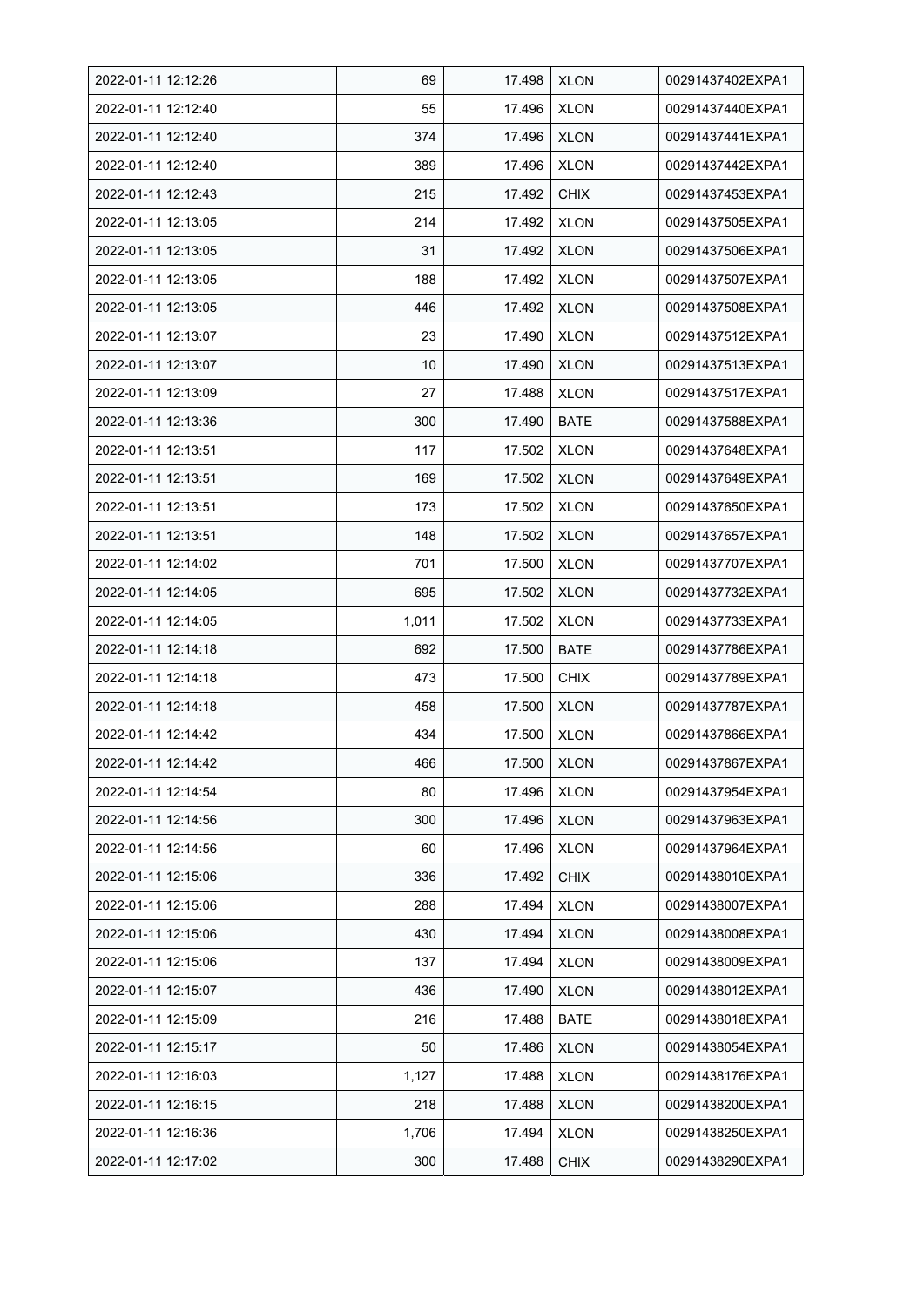| 2022-01-11 12:12:26 | 69 | 17.498 | XLON | 00291437402EXPA1 |
|---|---|---|---|---|
| 2022-01-11 12:12:40 | 55 | 17.496 | XLON | 00291437440EXPA1 |
| 2022-01-11 12:12:40 | 374 | 17.496 | XLON | 00291437441EXPA1 |
| 2022-01-11 12:12:40 | 389 | 17.496 | XLON | 00291437442EXPA1 |
| 2022-01-11 12:12:43 | 215 | 17.492 | CHIX | 00291437453EXPA1 |
| 2022-01-11 12:13:05 | 214 | 17.492 | XLON | 00291437505EXPA1 |
| 2022-01-11 12:13:05 | 31 | 17.492 | XLON | 00291437506EXPA1 |
| 2022-01-11 12:13:05 | 188 | 17.492 | XLON | 00291437507EXPA1 |
| 2022-01-11 12:13:05 | 446 | 17.492 | XLON | 00291437508EXPA1 |
| 2022-01-11 12:13:07 | 23 | 17.490 | XLON | 00291437512EXPA1 |
| 2022-01-11 12:13:07 | 10 | 17.490 | XLON | 00291437513EXPA1 |
| 2022-01-11 12:13:09 | 27 | 17.488 | XLON | 00291437517EXPA1 |
| 2022-01-11 12:13:36 | 300 | 17.490 | BATE | 00291437588EXPA1 |
| 2022-01-11 12:13:51 | 117 | 17.502 | XLON | 00291437648EXPA1 |
| 2022-01-11 12:13:51 | 169 | 17.502 | XLON | 00291437649EXPA1 |
| 2022-01-11 12:13:51 | 173 | 17.502 | XLON | 00291437650EXPA1 |
| 2022-01-11 12:13:51 | 148 | 17.502 | XLON | 00291437657EXPA1 |
| 2022-01-11 12:14:02 | 701 | 17.500 | XLON | 00291437707EXPA1 |
| 2022-01-11 12:14:05 | 695 | 17.502 | XLON | 00291437732EXPA1 |
| 2022-01-11 12:14:05 | 1,011 | 17.502 | XLON | 00291437733EXPA1 |
| 2022-01-11 12:14:18 | 692 | 17.500 | BATE | 00291437786EXPA1 |
| 2022-01-11 12:14:18 | 473 | 17.500 | CHIX | 00291437789EXPA1 |
| 2022-01-11 12:14:18 | 458 | 17.500 | XLON | 00291437787EXPA1 |
| 2022-01-11 12:14:42 | 434 | 17.500 | XLON | 00291437866EXPA1 |
| 2022-01-11 12:14:42 | 466 | 17.500 | XLON | 00291437867EXPA1 |
| 2022-01-11 12:14:54 | 80 | 17.496 | XLON | 00291437954EXPA1 |
| 2022-01-11 12:14:56 | 300 | 17.496 | XLON | 00291437963EXPA1 |
| 2022-01-11 12:14:56 | 60 | 17.496 | XLON | 00291437964EXPA1 |
| 2022-01-11 12:15:06 | 336 | 17.492 | CHIX | 00291438010EXPA1 |
| 2022-01-11 12:15:06 | 288 | 17.494 | XLON | 00291438007EXPA1 |
| 2022-01-11 12:15:06 | 430 | 17.494 | XLON | 00291438008EXPA1 |
| 2022-01-11 12:15:06 | 137 | 17.494 | XLON | 00291438009EXPA1 |
| 2022-01-11 12:15:07 | 436 | 17.490 | XLON | 00291438012EXPA1 |
| 2022-01-11 12:15:09 | 216 | 17.488 | BATE | 00291438018EXPA1 |
| 2022-01-11 12:15:17 | 50 | 17.486 | XLON | 00291438054EXPA1 |
| 2022-01-11 12:16:03 | 1,127 | 17.488 | XLON | 00291438176EXPA1 |
| 2022-01-11 12:16:15 | 218 | 17.488 | XLON | 00291438200EXPA1 |
| 2022-01-11 12:16:36 | 1,706 | 17.494 | XLON | 00291438250EXPA1 |
| 2022-01-11 12:17:02 | 300 | 17.488 | CHIX | 00291438290EXPA1 |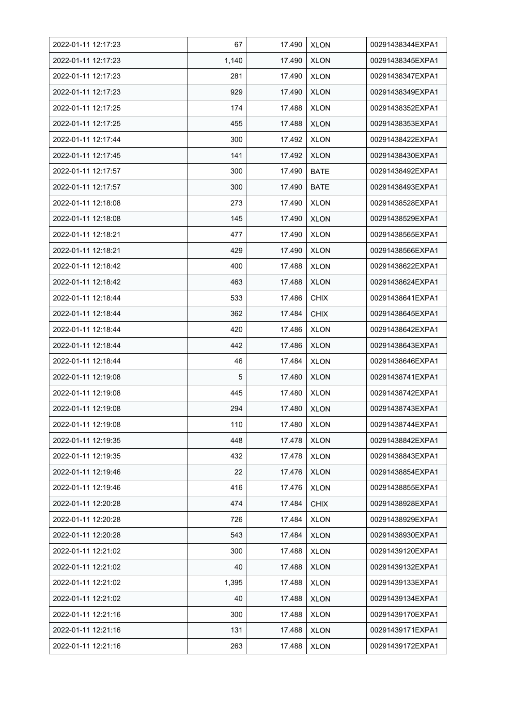| | | | | |
|---|---|---|---|---|
| 2022-01-11 12:17:23 | 67 | 17.490 | XLON | 00291438344EXPA1 |
| 2022-01-11 12:17:23 | 1,140 | 17.490 | XLON | 00291438345EXPA1 |
| 2022-01-11 12:17:23 | 281 | 17.490 | XLON | 00291438347EXPA1 |
| 2022-01-11 12:17:23 | 929 | 17.490 | XLON | 00291438349EXPA1 |
| 2022-01-11 12:17:25 | 174 | 17.488 | XLON | 00291438352EXPA1 |
| 2022-01-11 12:17:25 | 455 | 17.488 | XLON | 00291438353EXPA1 |
| 2022-01-11 12:17:44 | 300 | 17.492 | XLON | 00291438422EXPA1 |
| 2022-01-11 12:17:45 | 141 | 17.492 | XLON | 00291438430EXPA1 |
| 2022-01-11 12:17:57 | 300 | 17.490 | BATE | 00291438492EXPA1 |
| 2022-01-11 12:17:57 | 300 | 17.490 | BATE | 00291438493EXPA1 |
| 2022-01-11 12:18:08 | 273 | 17.490 | XLON | 00291438528EXPA1 |
| 2022-01-11 12:18:08 | 145 | 17.490 | XLON | 00291438529EXPA1 |
| 2022-01-11 12:18:21 | 477 | 17.490 | XLON | 00291438565EXPA1 |
| 2022-01-11 12:18:21 | 429 | 17.490 | XLON | 00291438566EXPA1 |
| 2022-01-11 12:18:42 | 400 | 17.488 | XLON | 00291438622EXPA1 |
| 2022-01-11 12:18:42 | 463 | 17.488 | XLON | 00291438624EXPA1 |
| 2022-01-11 12:18:44 | 533 | 17.486 | CHIX | 00291438641EXPA1 |
| 2022-01-11 12:18:44 | 362 | 17.484 | CHIX | 00291438645EXPA1 |
| 2022-01-11 12:18:44 | 420 | 17.486 | XLON | 00291438642EXPA1 |
| 2022-01-11 12:18:44 | 442 | 17.486 | XLON | 00291438643EXPA1 |
| 2022-01-11 12:18:44 | 46 | 17.484 | XLON | 00291438646EXPA1 |
| 2022-01-11 12:19:08 | 5 | 17.480 | XLON | 00291438741EXPA1 |
| 2022-01-11 12:19:08 | 445 | 17.480 | XLON | 00291438742EXPA1 |
| 2022-01-11 12:19:08 | 294 | 17.480 | XLON | 00291438743EXPA1 |
| 2022-01-11 12:19:08 | 110 | 17.480 | XLON | 00291438744EXPA1 |
| 2022-01-11 12:19:35 | 448 | 17.478 | XLON | 00291438842EXPA1 |
| 2022-01-11 12:19:35 | 432 | 17.478 | XLON | 00291438843EXPA1 |
| 2022-01-11 12:19:46 | 22 | 17.476 | XLON | 00291438854EXPA1 |
| 2022-01-11 12:19:46 | 416 | 17.476 | XLON | 00291438855EXPA1 |
| 2022-01-11 12:20:28 | 474 | 17.484 | CHIX | 00291438928EXPA1 |
| 2022-01-11 12:20:28 | 726 | 17.484 | XLON | 00291438929EXPA1 |
| 2022-01-11 12:20:28 | 543 | 17.484 | XLON | 00291438930EXPA1 |
| 2022-01-11 12:21:02 | 300 | 17.488 | XLON | 00291439120EXPA1 |
| 2022-01-11 12:21:02 | 40 | 17.488 | XLON | 00291439132EXPA1 |
| 2022-01-11 12:21:02 | 1,395 | 17.488 | XLON | 00291439133EXPA1 |
| 2022-01-11 12:21:02 | 40 | 17.488 | XLON | 00291439134EXPA1 |
| 2022-01-11 12:21:16 | 300 | 17.488 | XLON | 00291439170EXPA1 |
| 2022-01-11 12:21:16 | 131 | 17.488 | XLON | 00291439171EXPA1 |
| 2022-01-11 12:21:16 | 263 | 17.488 | XLON | 00291439172EXPA1 |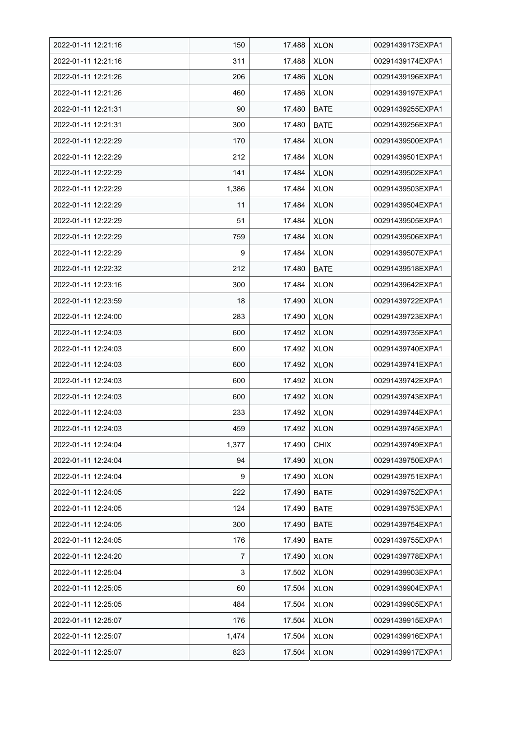| 2022-01-11 12:21:16 | 150 | 17.488 | XLON | 00291439173EXPA1 |
|---|---|---|---|---|
| 2022-01-11 12:21:16 | 311 | 17.488 | XLON | 00291439174EXPA1 |
| 2022-01-11 12:21:26 | 206 | 17.486 | XLON | 00291439196EXPA1 |
| 2022-01-11 12:21:26 | 460 | 17.486 | XLON | 00291439197EXPA1 |
| 2022-01-11 12:21:31 | 90 | 17.480 | BATE | 00291439255EXPA1 |
| 2022-01-11 12:21:31 | 300 | 17.480 | BATE | 00291439256EXPA1 |
| 2022-01-11 12:22:29 | 170 | 17.484 | XLON | 00291439500EXPA1 |
| 2022-01-11 12:22:29 | 212 | 17.484 | XLON | 00291439501EXPA1 |
| 2022-01-11 12:22:29 | 141 | 17.484 | XLON | 00291439502EXPA1 |
| 2022-01-11 12:22:29 | 1,386 | 17.484 | XLON | 00291439503EXPA1 |
| 2022-01-11 12:22:29 | 11 | 17.484 | XLON | 00291439504EXPA1 |
| 2022-01-11 12:22:29 | 51 | 17.484 | XLON | 00291439505EXPA1 |
| 2022-01-11 12:22:29 | 759 | 17.484 | XLON | 00291439506EXPA1 |
| 2022-01-11 12:22:29 | 9 | 17.484 | XLON | 00291439507EXPA1 |
| 2022-01-11 12:22:32 | 212 | 17.480 | BATE | 00291439518EXPA1 |
| 2022-01-11 12:23:16 | 300 | 17.484 | XLON | 00291439642EXPA1 |
| 2022-01-11 12:23:59 | 18 | 17.490 | XLON | 00291439722EXPA1 |
| 2022-01-11 12:24:00 | 283 | 17.490 | XLON | 00291439723EXPA1 |
| 2022-01-11 12:24:03 | 600 | 17.492 | XLON | 00291439735EXPA1 |
| 2022-01-11 12:24:03 | 600 | 17.492 | XLON | 00291439740EXPA1 |
| 2022-01-11 12:24:03 | 600 | 17.492 | XLON | 00291439741EXPA1 |
| 2022-01-11 12:24:03 | 600 | 17.492 | XLON | 00291439742EXPA1 |
| 2022-01-11 12:24:03 | 600 | 17.492 | XLON | 00291439743EXPA1 |
| 2022-01-11 12:24:03 | 233 | 17.492 | XLON | 00291439744EXPA1 |
| 2022-01-11 12:24:03 | 459 | 17.492 | XLON | 00291439745EXPA1 |
| 2022-01-11 12:24:04 | 1,377 | 17.490 | CHIX | 00291439749EXPA1 |
| 2022-01-11 12:24:04 | 94 | 17.490 | XLON | 00291439750EXPA1 |
| 2022-01-11 12:24:04 | 9 | 17.490 | XLON | 00291439751EXPA1 |
| 2022-01-11 12:24:05 | 222 | 17.490 | BATE | 00291439752EXPA1 |
| 2022-01-11 12:24:05 | 124 | 17.490 | BATE | 00291439753EXPA1 |
| 2022-01-11 12:24:05 | 300 | 17.490 | BATE | 00291439754EXPA1 |
| 2022-01-11 12:24:05 | 176 | 17.490 | BATE | 00291439755EXPA1 |
| 2022-01-11 12:24:20 | 7 | 17.490 | XLON | 00291439778EXPA1 |
| 2022-01-11 12:25:04 | 3 | 17.502 | XLON | 00291439903EXPA1 |
| 2022-01-11 12:25:05 | 60 | 17.504 | XLON | 00291439904EXPA1 |
| 2022-01-11 12:25:05 | 484 | 17.504 | XLON | 00291439905EXPA1 |
| 2022-01-11 12:25:07 | 176 | 17.504 | XLON | 00291439915EXPA1 |
| 2022-01-11 12:25:07 | 1,474 | 17.504 | XLON | 00291439916EXPA1 |
| 2022-01-11 12:25:07 | 823 | 17.504 | XLON | 00291439917EXPA1 |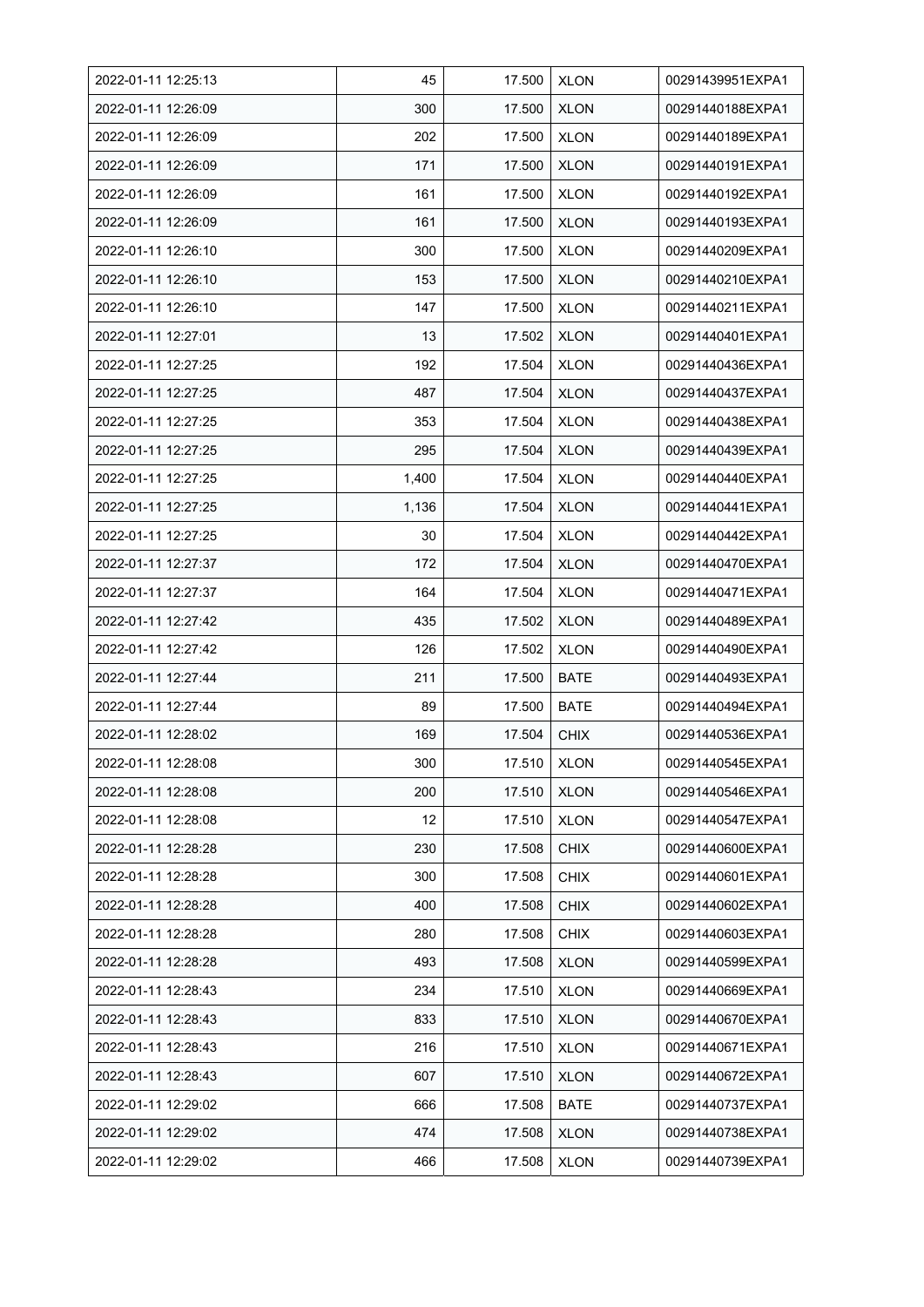| | | | | |
|---|---|---|---|---|
| 2022-01-11 12:25:13 | 45 | 17.500 | XLON | 00291439951EXPA1 |
| 2022-01-11 12:26:09 | 300 | 17.500 | XLON | 00291440188EXPA1 |
| 2022-01-11 12:26:09 | 202 | 17.500 | XLON | 00291440189EXPA1 |
| 2022-01-11 12:26:09 | 171 | 17.500 | XLON | 00291440191EXPA1 |
| 2022-01-11 12:26:09 | 161 | 17.500 | XLON | 00291440192EXPA1 |
| 2022-01-11 12:26:09 | 161 | 17.500 | XLON | 00291440193EXPA1 |
| 2022-01-11 12:26:10 | 300 | 17.500 | XLON | 00291440209EXPA1 |
| 2022-01-11 12:26:10 | 153 | 17.500 | XLON | 00291440210EXPA1 |
| 2022-01-11 12:26:10 | 147 | 17.500 | XLON | 00291440211EXPA1 |
| 2022-01-11 12:27:01 | 13 | 17.502 | XLON | 00291440401EXPA1 |
| 2022-01-11 12:27:25 | 192 | 17.504 | XLON | 00291440436EXPA1 |
| 2022-01-11 12:27:25 | 487 | 17.504 | XLON | 00291440437EXPA1 |
| 2022-01-11 12:27:25 | 353 | 17.504 | XLON | 00291440438EXPA1 |
| 2022-01-11 12:27:25 | 295 | 17.504 | XLON | 00291440439EXPA1 |
| 2022-01-11 12:27:25 | 1,400 | 17.504 | XLON | 00291440440EXPA1 |
| 2022-01-11 12:27:25 | 1,136 | 17.504 | XLON | 00291440441EXPA1 |
| 2022-01-11 12:27:25 | 30 | 17.504 | XLON | 00291440442EXPA1 |
| 2022-01-11 12:27:37 | 172 | 17.504 | XLON | 00291440470EXPA1 |
| 2022-01-11 12:27:37 | 164 | 17.504 | XLON | 00291440471EXPA1 |
| 2022-01-11 12:27:42 | 435 | 17.502 | XLON | 00291440489EXPA1 |
| 2022-01-11 12:27:42 | 126 | 17.502 | XLON | 00291440490EXPA1 |
| 2022-01-11 12:27:44 | 211 | 17.500 | BATE | 00291440493EXPA1 |
| 2022-01-11 12:27:44 | 89 | 17.500 | BATE | 00291440494EXPA1 |
| 2022-01-11 12:28:02 | 169 | 17.504 | CHIX | 00291440536EXPA1 |
| 2022-01-11 12:28:08 | 300 | 17.510 | XLON | 00291440545EXPA1 |
| 2022-01-11 12:28:08 | 200 | 17.510 | XLON | 00291440546EXPA1 |
| 2022-01-11 12:28:08 | 12 | 17.510 | XLON | 00291440547EXPA1 |
| 2022-01-11 12:28:28 | 230 | 17.508 | CHIX | 00291440600EXPA1 |
| 2022-01-11 12:28:28 | 300 | 17.508 | CHIX | 00291440601EXPA1 |
| 2022-01-11 12:28:28 | 400 | 17.508 | CHIX | 00291440602EXPA1 |
| 2022-01-11 12:28:28 | 280 | 17.508 | CHIX | 00291440603EXPA1 |
| 2022-01-11 12:28:28 | 493 | 17.508 | XLON | 00291440599EXPA1 |
| 2022-01-11 12:28:43 | 234 | 17.510 | XLON | 00291440669EXPA1 |
| 2022-01-11 12:28:43 | 833 | 17.510 | XLON | 00291440670EXPA1 |
| 2022-01-11 12:28:43 | 216 | 17.510 | XLON | 00291440671EXPA1 |
| 2022-01-11 12:28:43 | 607 | 17.510 | XLON | 00291440672EXPA1 |
| 2022-01-11 12:29:02 | 666 | 17.508 | BATE | 00291440737EXPA1 |
| 2022-01-11 12:29:02 | 474 | 17.508 | XLON | 00291440738EXPA1 |
| 2022-01-11 12:29:02 | 466 | 17.508 | XLON | 00291440739EXPA1 |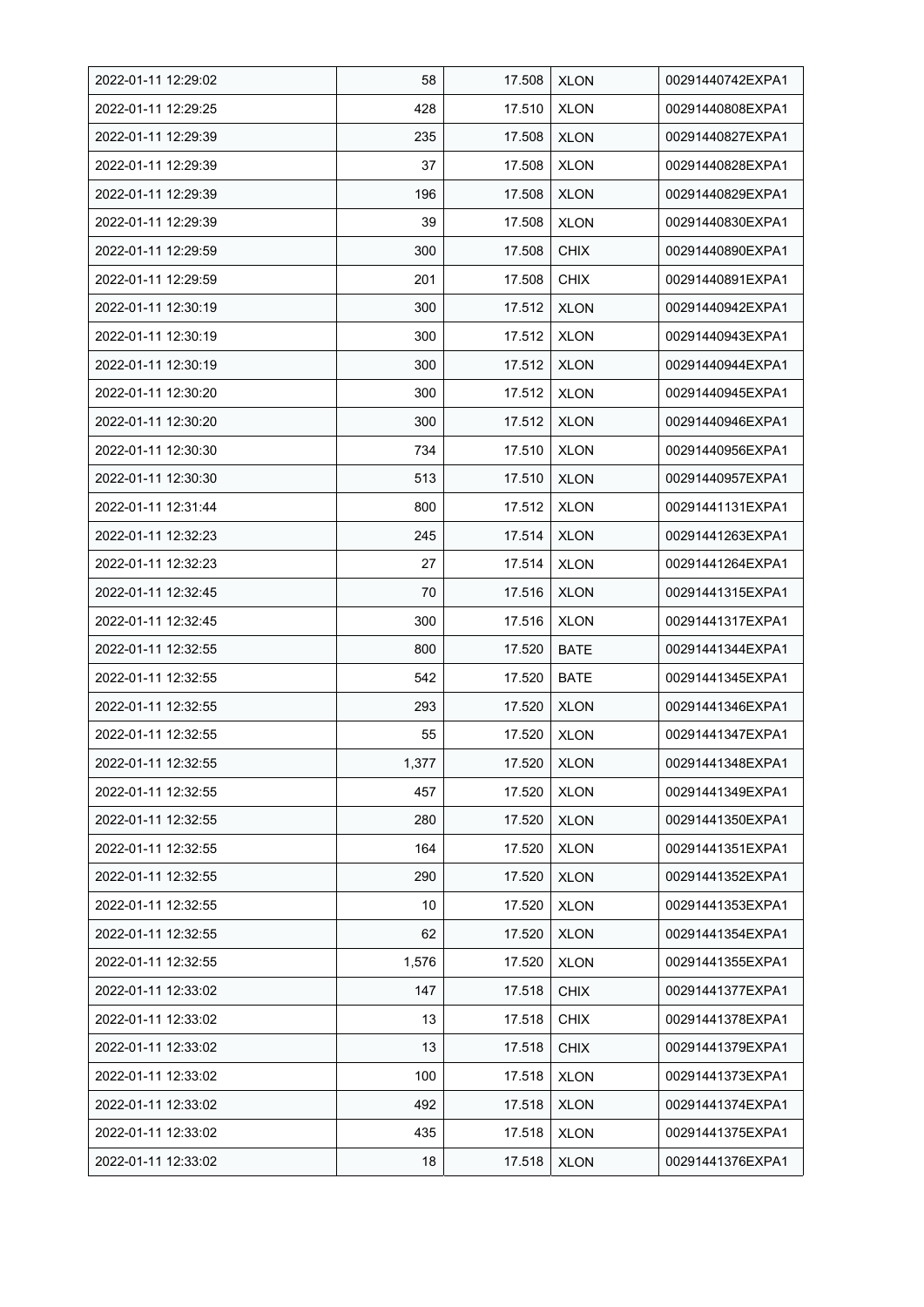| 2022-01-11 12:29:02 | 58 | 17.508 | XLON | 00291440742EXPA1 |
|---|---|---|---|---|
| 2022-01-11 12:29:25 | 428 | 17.510 | XLON | 00291440808EXPA1 |
| 2022-01-11 12:29:39 | 235 | 17.508 | XLON | 00291440827EXPA1 |
| 2022-01-11 12:29:39 | 37 | 17.508 | XLON | 00291440828EXPA1 |
| 2022-01-11 12:29:39 | 196 | 17.508 | XLON | 00291440829EXPA1 |
| 2022-01-11 12:29:39 | 39 | 17.508 | XLON | 00291440830EXPA1 |
| 2022-01-11 12:29:59 | 300 | 17.508 | CHIX | 00291440890EXPA1 |
| 2022-01-11 12:29:59 | 201 | 17.508 | CHIX | 00291440891EXPA1 |
| 2022-01-11 12:30:19 | 300 | 17.512 | XLON | 00291440942EXPA1 |
| 2022-01-11 12:30:19 | 300 | 17.512 | XLON | 00291440943EXPA1 |
| 2022-01-11 12:30:19 | 300 | 17.512 | XLON | 00291440944EXPA1 |
| 2022-01-11 12:30:20 | 300 | 17.512 | XLON | 00291440945EXPA1 |
| 2022-01-11 12:30:20 | 300 | 17.512 | XLON | 00291440946EXPA1 |
| 2022-01-11 12:30:30 | 734 | 17.510 | XLON | 00291440956EXPA1 |
| 2022-01-11 12:30:30 | 513 | 17.510 | XLON | 00291440957EXPA1 |
| 2022-01-11 12:31:44 | 800 | 17.512 | XLON | 00291441131EXPA1 |
| 2022-01-11 12:32:23 | 245 | 17.514 | XLON | 00291441263EXPA1 |
| 2022-01-11 12:32:23 | 27 | 17.514 | XLON | 00291441264EXPA1 |
| 2022-01-11 12:32:45 | 70 | 17.516 | XLON | 00291441315EXPA1 |
| 2022-01-11 12:32:45 | 300 | 17.516 | XLON | 00291441317EXPA1 |
| 2022-01-11 12:32:55 | 800 | 17.520 | BATE | 00291441344EXPA1 |
| 2022-01-11 12:32:55 | 542 | 17.520 | BATE | 00291441345EXPA1 |
| 2022-01-11 12:32:55 | 293 | 17.520 | XLON | 00291441346EXPA1 |
| 2022-01-11 12:32:55 | 55 | 17.520 | XLON | 00291441347EXPA1 |
| 2022-01-11 12:32:55 | 1,377 | 17.520 | XLON | 00291441348EXPA1 |
| 2022-01-11 12:32:55 | 457 | 17.520 | XLON | 00291441349EXPA1 |
| 2022-01-11 12:32:55 | 280 | 17.520 | XLON | 00291441350EXPA1 |
| 2022-01-11 12:32:55 | 164 | 17.520 | XLON | 00291441351EXPA1 |
| 2022-01-11 12:32:55 | 290 | 17.520 | XLON | 00291441352EXPA1 |
| 2022-01-11 12:32:55 | 10 | 17.520 | XLON | 00291441353EXPA1 |
| 2022-01-11 12:32:55 | 62 | 17.520 | XLON | 00291441354EXPA1 |
| 2022-01-11 12:32:55 | 1,576 | 17.520 | XLON | 00291441355EXPA1 |
| 2022-01-11 12:33:02 | 147 | 17.518 | CHIX | 00291441377EXPA1 |
| 2022-01-11 12:33:02 | 13 | 17.518 | CHIX | 00291441378EXPA1 |
| 2022-01-11 12:33:02 | 13 | 17.518 | CHIX | 00291441379EXPA1 |
| 2022-01-11 12:33:02 | 100 | 17.518 | XLON | 00291441373EXPA1 |
| 2022-01-11 12:33:02 | 492 | 17.518 | XLON | 00291441374EXPA1 |
| 2022-01-11 12:33:02 | 435 | 17.518 | XLON | 00291441375EXPA1 |
| 2022-01-11 12:33:02 | 18 | 17.518 | XLON | 00291441376EXPA1 |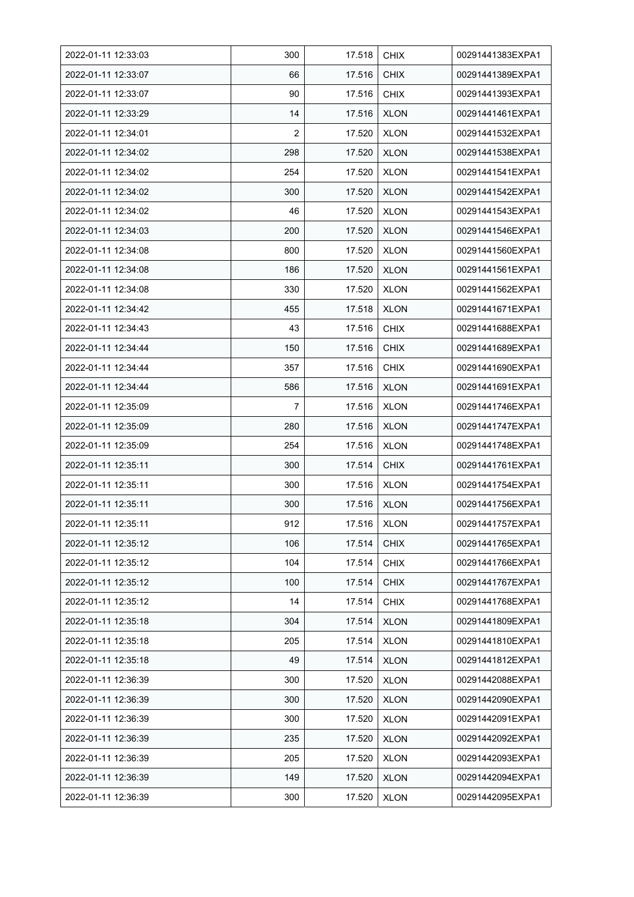| 2022-01-11 12:33:03 | 300 | 17.518 | CHIX | 00291441383EXPA1 |
|---|---|---|---|---|
| 2022-01-11 12:33:07 | 66 | 17.516 | CHIX | 00291441389EXPA1 |
| 2022-01-11 12:33:07 | 90 | 17.516 | CHIX | 00291441393EXPA1 |
| 2022-01-11 12:33:29 | 14 | 17.516 | XLON | 00291441461EXPA1 |
| 2022-01-11 12:34:01 | 2 | 17.520 | XLON | 00291441532EXPA1 |
| 2022-01-11 12:34:02 | 298 | 17.520 | XLON | 00291441538EXPA1 |
| 2022-01-11 12:34:02 | 254 | 17.520 | XLON | 00291441541EXPA1 |
| 2022-01-11 12:34:02 | 300 | 17.520 | XLON | 00291441542EXPA1 |
| 2022-01-11 12:34:02 | 46 | 17.520 | XLON | 00291441543EXPA1 |
| 2022-01-11 12:34:03 | 200 | 17.520 | XLON | 00291441546EXPA1 |
| 2022-01-11 12:34:08 | 800 | 17.520 | XLON | 00291441560EXPA1 |
| 2022-01-11 12:34:08 | 186 | 17.520 | XLON | 00291441561EXPA1 |
| 2022-01-11 12:34:08 | 330 | 17.520 | XLON | 00291441562EXPA1 |
| 2022-01-11 12:34:42 | 455 | 17.518 | XLON | 00291441671EXPA1 |
| 2022-01-11 12:34:43 | 43 | 17.516 | CHIX | 00291441688EXPA1 |
| 2022-01-11 12:34:44 | 150 | 17.516 | CHIX | 00291441689EXPA1 |
| 2022-01-11 12:34:44 | 357 | 17.516 | CHIX | 00291441690EXPA1 |
| 2022-01-11 12:34:44 | 586 | 17.516 | XLON | 00291441691EXPA1 |
| 2022-01-11 12:35:09 | 7 | 17.516 | XLON | 00291441746EXPA1 |
| 2022-01-11 12:35:09 | 280 | 17.516 | XLON | 00291441747EXPA1 |
| 2022-01-11 12:35:09 | 254 | 17.516 | XLON | 00291441748EXPA1 |
| 2022-01-11 12:35:11 | 300 | 17.514 | CHIX | 00291441761EXPA1 |
| 2022-01-11 12:35:11 | 300 | 17.516 | XLON | 00291441754EXPA1 |
| 2022-01-11 12:35:11 | 300 | 17.516 | XLON | 00291441756EXPA1 |
| 2022-01-11 12:35:11 | 912 | 17.516 | XLON | 00291441757EXPA1 |
| 2022-01-11 12:35:12 | 106 | 17.514 | CHIX | 00291441765EXPA1 |
| 2022-01-11 12:35:12 | 104 | 17.514 | CHIX | 00291441766EXPA1 |
| 2022-01-11 12:35:12 | 100 | 17.514 | CHIX | 00291441767EXPA1 |
| 2022-01-11 12:35:12 | 14 | 17.514 | CHIX | 00291441768EXPA1 |
| 2022-01-11 12:35:18 | 304 | 17.514 | XLON | 00291441809EXPA1 |
| 2022-01-11 12:35:18 | 205 | 17.514 | XLON | 00291441810EXPA1 |
| 2022-01-11 12:35:18 | 49 | 17.514 | XLON | 00291441812EXPA1 |
| 2022-01-11 12:36:39 | 300 | 17.520 | XLON | 00291442088EXPA1 |
| 2022-01-11 12:36:39 | 300 | 17.520 | XLON | 00291442090EXPA1 |
| 2022-01-11 12:36:39 | 300 | 17.520 | XLON | 00291442091EXPA1 |
| 2022-01-11 12:36:39 | 235 | 17.520 | XLON | 00291442092EXPA1 |
| 2022-01-11 12:36:39 | 205 | 17.520 | XLON | 00291442093EXPA1 |
| 2022-01-11 12:36:39 | 149 | 17.520 | XLON | 00291442094EXPA1 |
| 2022-01-11 12:36:39 | 300 | 17.520 | XLON | 00291442095EXPA1 |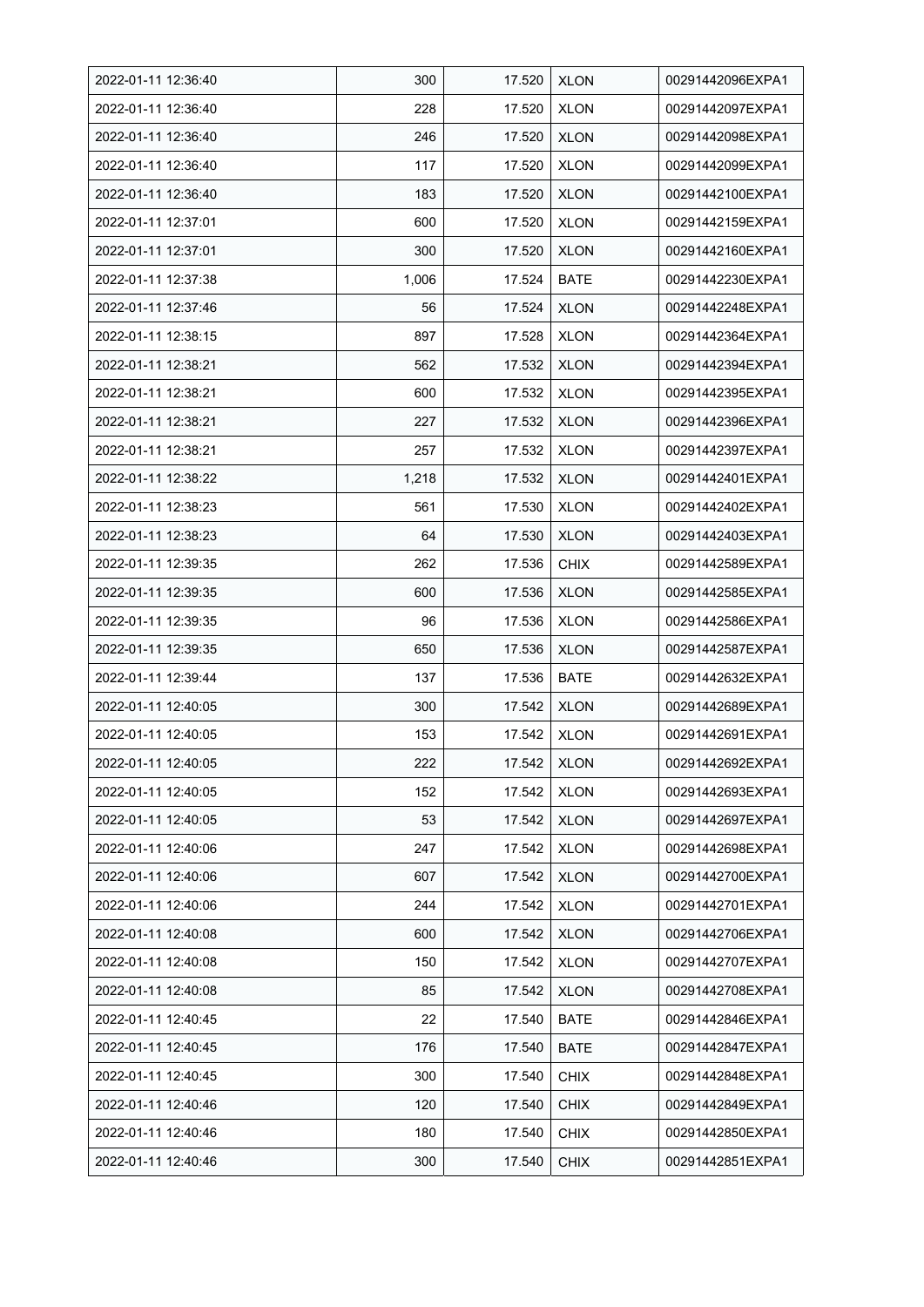| | | | | |
|---|---|---|---|---|
| 2022-01-11 12:36:40 | 300 | 17.520 | XLON | 00291442096EXPA1 |
| 2022-01-11 12:36:40 | 228 | 17.520 | XLON | 00291442097EXPA1 |
| 2022-01-11 12:36:40 | 246 | 17.520 | XLON | 00291442098EXPA1 |
| 2022-01-11 12:36:40 | 117 | 17.520 | XLON | 00291442099EXPA1 |
| 2022-01-11 12:36:40 | 183 | 17.520 | XLON | 00291442100EXPA1 |
| 2022-01-11 12:37:01 | 600 | 17.520 | XLON | 00291442159EXPA1 |
| 2022-01-11 12:37:01 | 300 | 17.520 | XLON | 00291442160EXPA1 |
| 2022-01-11 12:37:38 | 1,006 | 17.524 | BATE | 00291442230EXPA1 |
| 2022-01-11 12:37:46 | 56 | 17.524 | XLON | 00291442248EXPA1 |
| 2022-01-11 12:38:15 | 897 | 17.528 | XLON | 00291442364EXPA1 |
| 2022-01-11 12:38:21 | 562 | 17.532 | XLON | 00291442394EXPA1 |
| 2022-01-11 12:38:21 | 600 | 17.532 | XLON | 00291442395EXPA1 |
| 2022-01-11 12:38:21 | 227 | 17.532 | XLON | 00291442396EXPA1 |
| 2022-01-11 12:38:21 | 257 | 17.532 | XLON | 00291442397EXPA1 |
| 2022-01-11 12:38:22 | 1,218 | 17.532 | XLON | 00291442401EXPA1 |
| 2022-01-11 12:38:23 | 561 | 17.530 | XLON | 00291442402EXPA1 |
| 2022-01-11 12:38:23 | 64 | 17.530 | XLON | 00291442403EXPA1 |
| 2022-01-11 12:39:35 | 262 | 17.536 | CHIX | 00291442589EXPA1 |
| 2022-01-11 12:39:35 | 600 | 17.536 | XLON | 00291442585EXPA1 |
| 2022-01-11 12:39:35 | 96 | 17.536 | XLON | 00291442586EXPA1 |
| 2022-01-11 12:39:35 | 650 | 17.536 | XLON | 00291442587EXPA1 |
| 2022-01-11 12:39:44 | 137 | 17.536 | BATE | 00291442632EXPA1 |
| 2022-01-11 12:40:05 | 300 | 17.542 | XLON | 00291442689EXPA1 |
| 2022-01-11 12:40:05 | 153 | 17.542 | XLON | 00291442691EXPA1 |
| 2022-01-11 12:40:05 | 222 | 17.542 | XLON | 00291442692EXPA1 |
| 2022-01-11 12:40:05 | 152 | 17.542 | XLON | 00291442693EXPA1 |
| 2022-01-11 12:40:05 | 53 | 17.542 | XLON | 00291442697EXPA1 |
| 2022-01-11 12:40:06 | 247 | 17.542 | XLON | 00291442698EXPA1 |
| 2022-01-11 12:40:06 | 607 | 17.542 | XLON | 00291442700EXPA1 |
| 2022-01-11 12:40:06 | 244 | 17.542 | XLON | 00291442701EXPA1 |
| 2022-01-11 12:40:08 | 600 | 17.542 | XLON | 00291442706EXPA1 |
| 2022-01-11 12:40:08 | 150 | 17.542 | XLON | 00291442707EXPA1 |
| 2022-01-11 12:40:08 | 85 | 17.542 | XLON | 00291442708EXPA1 |
| 2022-01-11 12:40:45 | 22 | 17.540 | BATE | 00291442846EXPA1 |
| 2022-01-11 12:40:45 | 176 | 17.540 | BATE | 00291442847EXPA1 |
| 2022-01-11 12:40:45 | 300 | 17.540 | CHIX | 00291442848EXPA1 |
| 2022-01-11 12:40:46 | 120 | 17.540 | CHIX | 00291442849EXPA1 |
| 2022-01-11 12:40:46 | 180 | 17.540 | CHIX | 00291442850EXPA1 |
| 2022-01-11 12:40:46 | 300 | 17.540 | CHIX | 00291442851EXPA1 |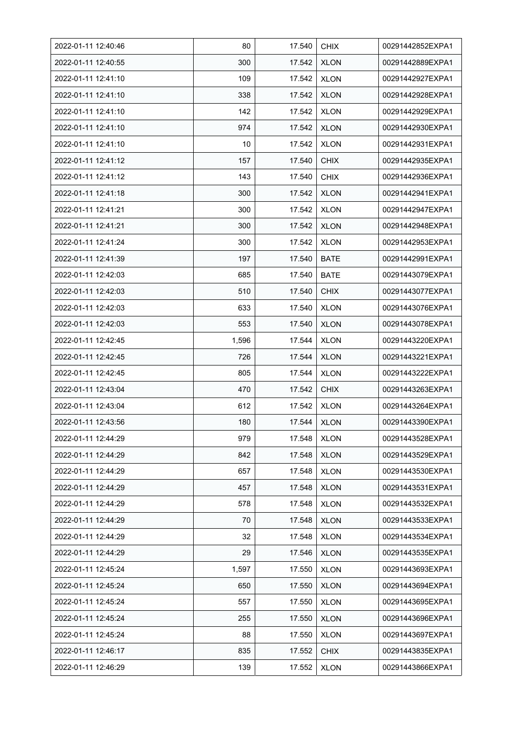| 2022-01-11 12:40:46 | 80 | 17.540 | CHIX | 00291442852EXPA1 |
|---|---|---|---|---|
| 2022-01-11 12:40:55 | 300 | 17.542 | XLON | 00291442889EXPA1 |
| 2022-01-11 12:41:10 | 109 | 17.542 | XLON | 00291442927EXPA1 |
| 2022-01-11 12:41:10 | 338 | 17.542 | XLON | 00291442928EXPA1 |
| 2022-01-11 12:41:10 | 142 | 17.542 | XLON | 00291442929EXPA1 |
| 2022-01-11 12:41:10 | 974 | 17.542 | XLON | 00291442930EXPA1 |
| 2022-01-11 12:41:10 | 10 | 17.542 | XLON | 00291442931EXPA1 |
| 2022-01-11 12:41:12 | 157 | 17.540 | CHIX | 00291442935EXPA1 |
| 2022-01-11 12:41:12 | 143 | 17.540 | CHIX | 00291442936EXPA1 |
| 2022-01-11 12:41:18 | 300 | 17.542 | XLON | 00291442941EXPA1 |
| 2022-01-11 12:41:21 | 300 | 17.542 | XLON | 00291442947EXPA1 |
| 2022-01-11 12:41:21 | 300 | 17.542 | XLON | 00291442948EXPA1 |
| 2022-01-11 12:41:24 | 300 | 17.542 | XLON | 00291442953EXPA1 |
| 2022-01-11 12:41:39 | 197 | 17.540 | BATE | 00291442991EXPA1 |
| 2022-01-11 12:42:03 | 685 | 17.540 | BATE | 00291443079EXPA1 |
| 2022-01-11 12:42:03 | 510 | 17.540 | CHIX | 00291443077EXPA1 |
| 2022-01-11 12:42:03 | 633 | 17.540 | XLON | 00291443076EXPA1 |
| 2022-01-11 12:42:03 | 553 | 17.540 | XLON | 00291443078EXPA1 |
| 2022-01-11 12:42:45 | 1,596 | 17.544 | XLON | 00291443220EXPA1 |
| 2022-01-11 12:42:45 | 726 | 17.544 | XLON | 00291443221EXPA1 |
| 2022-01-11 12:42:45 | 805 | 17.544 | XLON | 00291443222EXPA1 |
| 2022-01-11 12:43:04 | 470 | 17.542 | CHIX | 00291443263EXPA1 |
| 2022-01-11 12:43:04 | 612 | 17.542 | XLON | 00291443264EXPA1 |
| 2022-01-11 12:43:56 | 180 | 17.544 | XLON | 00291443390EXPA1 |
| 2022-01-11 12:44:29 | 979 | 17.548 | XLON | 00291443528EXPA1 |
| 2022-01-11 12:44:29 | 842 | 17.548 | XLON | 00291443529EXPA1 |
| 2022-01-11 12:44:29 | 657 | 17.548 | XLON | 00291443530EXPA1 |
| 2022-01-11 12:44:29 | 457 | 17.548 | XLON | 00291443531EXPA1 |
| 2022-01-11 12:44:29 | 578 | 17.548 | XLON | 00291443532EXPA1 |
| 2022-01-11 12:44:29 | 70 | 17.548 | XLON | 00291443533EXPA1 |
| 2022-01-11 12:44:29 | 32 | 17.548 | XLON | 00291443534EXPA1 |
| 2022-01-11 12:44:29 | 29 | 17.546 | XLON | 00291443535EXPA1 |
| 2022-01-11 12:45:24 | 1,597 | 17.550 | XLON | 00291443693EXPA1 |
| 2022-01-11 12:45:24 | 650 | 17.550 | XLON | 00291443694EXPA1 |
| 2022-01-11 12:45:24 | 557 | 17.550 | XLON | 00291443695EXPA1 |
| 2022-01-11 12:45:24 | 255 | 17.550 | XLON | 00291443696EXPA1 |
| 2022-01-11 12:45:24 | 88 | 17.550 | XLON | 00291443697EXPA1 |
| 2022-01-11 12:46:17 | 835 | 17.552 | CHIX | 00291443835EXPA1 |
| 2022-01-11 12:46:29 | 139 | 17.552 | XLON | 00291443866EXPA1 |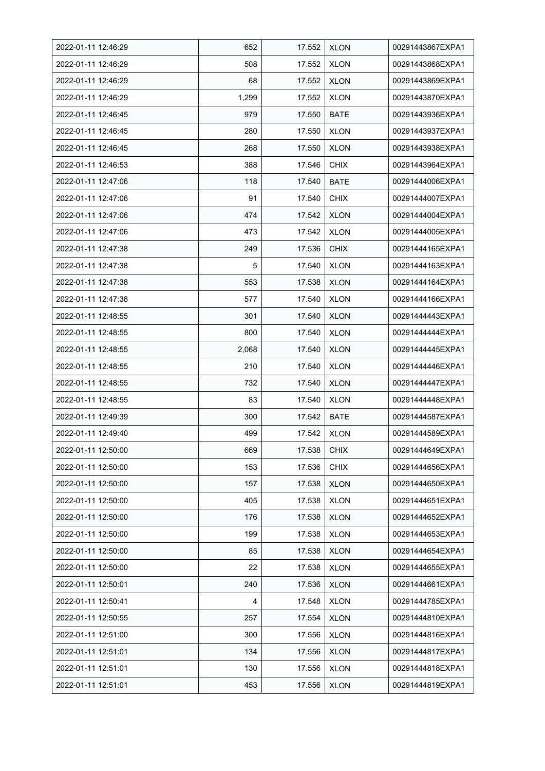| 2022-01-11 12:46:29 | 652 | 17.552 | XLON | 00291443867EXPA1 |
|---|---|---|---|---|
| 2022-01-11 12:46:29 | 508 | 17.552 | XLON | 00291443868EXPA1 |
| 2022-01-11 12:46:29 | 68 | 17.552 | XLON | 00291443869EXPA1 |
| 2022-01-11 12:46:29 | 1,299 | 17.552 | XLON | 00291443870EXPA1 |
| 2022-01-11 12:46:45 | 979 | 17.550 | BATE | 00291443936EXPA1 |
| 2022-01-11 12:46:45 | 280 | 17.550 | XLON | 00291443937EXPA1 |
| 2022-01-11 12:46:45 | 268 | 17.550 | XLON | 00291443938EXPA1 |
| 2022-01-11 12:46:53 | 388 | 17.546 | CHIX | 00291443964EXPA1 |
| 2022-01-11 12:47:06 | 118 | 17.540 | BATE | 00291444006EXPA1 |
| 2022-01-11 12:47:06 | 91 | 17.540 | CHIX | 00291444007EXPA1 |
| 2022-01-11 12:47:06 | 474 | 17.542 | XLON | 00291444004EXPA1 |
| 2022-01-11 12:47:06 | 473 | 17.542 | XLON | 00291444005EXPA1 |
| 2022-01-11 12:47:38 | 249 | 17.536 | CHIX | 00291444165EXPA1 |
| 2022-01-11 12:47:38 | 5 | 17.540 | XLON | 00291444163EXPA1 |
| 2022-01-11 12:47:38 | 553 | 17.538 | XLON | 00291444164EXPA1 |
| 2022-01-11 12:47:38 | 577 | 17.540 | XLON | 00291444166EXPA1 |
| 2022-01-11 12:48:55 | 301 | 17.540 | XLON | 00291444443EXPA1 |
| 2022-01-11 12:48:55 | 800 | 17.540 | XLON | 00291444444EXPA1 |
| 2022-01-11 12:48:55 | 2,068 | 17.540 | XLON | 00291444445EXPA1 |
| 2022-01-11 12:48:55 | 210 | 17.540 | XLON | 00291444446EXPA1 |
| 2022-01-11 12:48:55 | 732 | 17.540 | XLON | 00291444447EXPA1 |
| 2022-01-11 12:48:55 | 83 | 17.540 | XLON | 00291444448EXPA1 |
| 2022-01-11 12:49:39 | 300 | 17.542 | BATE | 00291444587EXPA1 |
| 2022-01-11 12:49:40 | 499 | 17.542 | XLON | 00291444589EXPA1 |
| 2022-01-11 12:50:00 | 669 | 17.538 | CHIX | 00291444649EXPA1 |
| 2022-01-11 12:50:00 | 153 | 17.536 | CHIX | 00291444656EXPA1 |
| 2022-01-11 12:50:00 | 157 | 17.538 | XLON | 00291444650EXPA1 |
| 2022-01-11 12:50:00 | 405 | 17.538 | XLON | 00291444651EXPA1 |
| 2022-01-11 12:50:00 | 176 | 17.538 | XLON | 00291444652EXPA1 |
| 2022-01-11 12:50:00 | 199 | 17.538 | XLON | 00291444653EXPA1 |
| 2022-01-11 12:50:00 | 85 | 17.538 | XLON | 00291444654EXPA1 |
| 2022-01-11 12:50:00 | 22 | 17.538 | XLON | 00291444655EXPA1 |
| 2022-01-11 12:50:01 | 240 | 17.536 | XLON | 00291444661EXPA1 |
| 2022-01-11 12:50:41 | 4 | 17.548 | XLON | 00291444785EXPA1 |
| 2022-01-11 12:50:55 | 257 | 17.554 | XLON | 00291444810EXPA1 |
| 2022-01-11 12:51:00 | 300 | 17.556 | XLON | 00291444816EXPA1 |
| 2022-01-11 12:51:01 | 134 | 17.556 | XLON | 00291444817EXPA1 |
| 2022-01-11 12:51:01 | 130 | 17.556 | XLON | 00291444818EXPA1 |
| 2022-01-11 12:51:01 | 453 | 17.556 | XLON | 00291444819EXPA1 |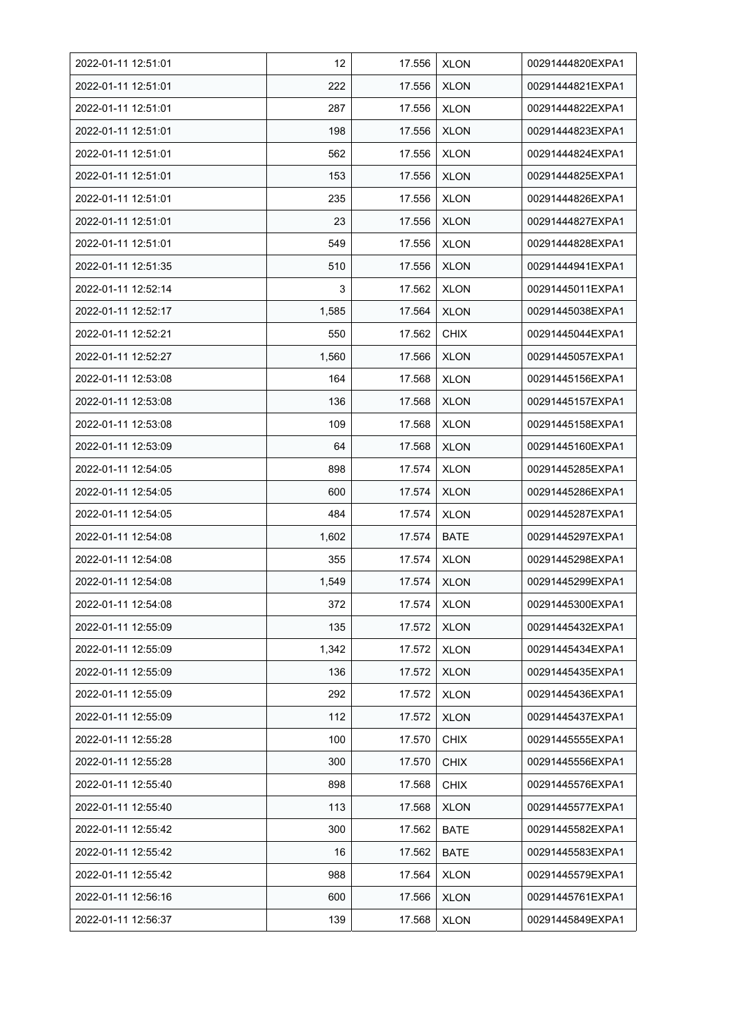| 2022-01-11 12:51:01 | 12 | 17.556 | XLON | 00291444820EXPA1 |
|---|---|---|---|---|
| 2022-01-11 12:51:01 | 222 | 17.556 | XLON | 00291444821EXPA1 |
| 2022-01-11 12:51:01 | 287 | 17.556 | XLON | 00291444822EXPA1 |
| 2022-01-11 12:51:01 | 198 | 17.556 | XLON | 00291444823EXPA1 |
| 2022-01-11 12:51:01 | 562 | 17.556 | XLON | 00291444824EXPA1 |
| 2022-01-11 12:51:01 | 153 | 17.556 | XLON | 00291444825EXPA1 |
| 2022-01-11 12:51:01 | 235 | 17.556 | XLON | 00291444826EXPA1 |
| 2022-01-11 12:51:01 | 23 | 17.556 | XLON | 00291444827EXPA1 |
| 2022-01-11 12:51:01 | 549 | 17.556 | XLON | 00291444828EXPA1 |
| 2022-01-11 12:51:35 | 510 | 17.556 | XLON | 00291444941EXPA1 |
| 2022-01-11 12:52:14 | 3 | 17.562 | XLON | 00291445011EXPA1 |
| 2022-01-11 12:52:17 | 1,585 | 17.564 | XLON | 00291445038EXPA1 |
| 2022-01-11 12:52:21 | 550 | 17.562 | CHIX | 00291445044EXPA1 |
| 2022-01-11 12:52:27 | 1,560 | 17.566 | XLON | 00291445057EXPA1 |
| 2022-01-11 12:53:08 | 164 | 17.568 | XLON | 00291445156EXPA1 |
| 2022-01-11 12:53:08 | 136 | 17.568 | XLON | 00291445157EXPA1 |
| 2022-01-11 12:53:08 | 109 | 17.568 | XLON | 00291445158EXPA1 |
| 2022-01-11 12:53:09 | 64 | 17.568 | XLON | 00291445160EXPA1 |
| 2022-01-11 12:54:05 | 898 | 17.574 | XLON | 00291445285EXPA1 |
| 2022-01-11 12:54:05 | 600 | 17.574 | XLON | 00291445286EXPA1 |
| 2022-01-11 12:54:05 | 484 | 17.574 | XLON | 00291445287EXPA1 |
| 2022-01-11 12:54:08 | 1,602 | 17.574 | BATE | 00291445297EXPA1 |
| 2022-01-11 12:54:08 | 355 | 17.574 | XLON | 00291445298EXPA1 |
| 2022-01-11 12:54:08 | 1,549 | 17.574 | XLON | 00291445299EXPA1 |
| 2022-01-11 12:54:08 | 372 | 17.574 | XLON | 00291445300EXPA1 |
| 2022-01-11 12:55:09 | 135 | 17.572 | XLON | 00291445432EXPA1 |
| 2022-01-11 12:55:09 | 1,342 | 17.572 | XLON | 00291445434EXPA1 |
| 2022-01-11 12:55:09 | 136 | 17.572 | XLON | 00291445435EXPA1 |
| 2022-01-11 12:55:09 | 292 | 17.572 | XLON | 00291445436EXPA1 |
| 2022-01-11 12:55:09 | 112 | 17.572 | XLON | 00291445437EXPA1 |
| 2022-01-11 12:55:28 | 100 | 17.570 | CHIX | 00291445555EXPA1 |
| 2022-01-11 12:55:28 | 300 | 17.570 | CHIX | 00291445556EXPA1 |
| 2022-01-11 12:55:40 | 898 | 17.568 | CHIX | 00291445576EXPA1 |
| 2022-01-11 12:55:40 | 113 | 17.568 | XLON | 00291445577EXPA1 |
| 2022-01-11 12:55:42 | 300 | 17.562 | BATE | 00291445582EXPA1 |
| 2022-01-11 12:55:42 | 16 | 17.562 | BATE | 00291445583EXPA1 |
| 2022-01-11 12:55:42 | 988 | 17.564 | XLON | 00291445579EXPA1 |
| 2022-01-11 12:56:16 | 600 | 17.566 | XLON | 00291445761EXPA1 |
| 2022-01-11 12:56:37 | 139 | 17.568 | XLON | 00291445849EXPA1 |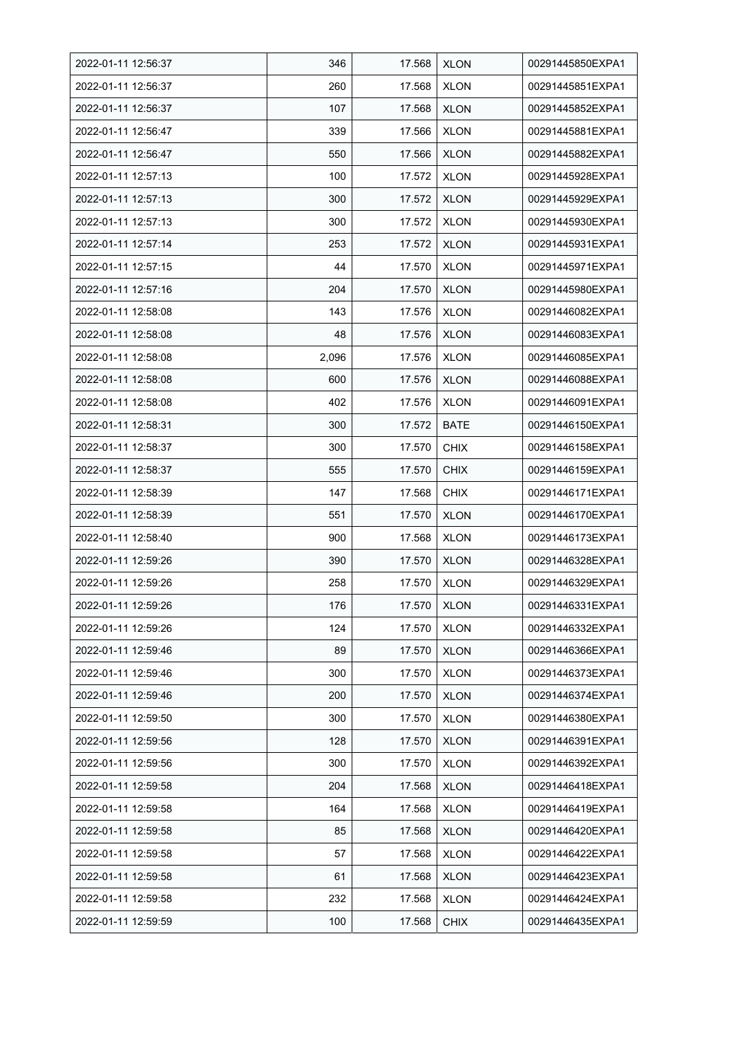| 2022-01-11 12:56:37 | 346 | 17.568 | XLON | 00291445850EXPA1 |
|---|---|---|---|---|
| 2022-01-11 12:56:37 | 260 | 17.568 | XLON | 00291445851EXPA1 |
| 2022-01-11 12:56:37 | 107 | 17.568 | XLON | 00291445852EXPA1 |
| 2022-01-11 12:56:47 | 339 | 17.566 | XLON | 00291445881EXPA1 |
| 2022-01-11 12:56:47 | 550 | 17.566 | XLON | 00291445882EXPA1 |
| 2022-01-11 12:57:13 | 100 | 17.572 | XLON | 00291445928EXPA1 |
| 2022-01-11 12:57:13 | 300 | 17.572 | XLON | 00291445929EXPA1 |
| 2022-01-11 12:57:13 | 300 | 17.572 | XLON | 00291445930EXPA1 |
| 2022-01-11 12:57:14 | 253 | 17.572 | XLON | 00291445931EXPA1 |
| 2022-01-11 12:57:15 | 44 | 17.570 | XLON | 00291445971EXPA1 |
| 2022-01-11 12:57:16 | 204 | 17.570 | XLON | 00291445980EXPA1 |
| 2022-01-11 12:58:08 | 143 | 17.576 | XLON | 00291446082EXPA1 |
| 2022-01-11 12:58:08 | 48 | 17.576 | XLON | 00291446083EXPA1 |
| 2022-01-11 12:58:08 | 2,096 | 17.576 | XLON | 00291446085EXPA1 |
| 2022-01-11 12:58:08 | 600 | 17.576 | XLON | 00291446088EXPA1 |
| 2022-01-11 12:58:08 | 402 | 17.576 | XLON | 00291446091EXPA1 |
| 2022-01-11 12:58:31 | 300 | 17.572 | BATE | 00291446150EXPA1 |
| 2022-01-11 12:58:37 | 300 | 17.570 | CHIX | 00291446158EXPA1 |
| 2022-01-11 12:58:37 | 555 | 17.570 | CHIX | 00291446159EXPA1 |
| 2022-01-11 12:58:39 | 147 | 17.568 | CHIX | 00291446171EXPA1 |
| 2022-01-11 12:58:39 | 551 | 17.570 | XLON | 00291446170EXPA1 |
| 2022-01-11 12:58:40 | 900 | 17.568 | XLON | 00291446173EXPA1 |
| 2022-01-11 12:59:26 | 390 | 17.570 | XLON | 00291446328EXPA1 |
| 2022-01-11 12:59:26 | 258 | 17.570 | XLON | 00291446329EXPA1 |
| 2022-01-11 12:59:26 | 176 | 17.570 | XLON | 00291446331EXPA1 |
| 2022-01-11 12:59:26 | 124 | 17.570 | XLON | 00291446332EXPA1 |
| 2022-01-11 12:59:46 | 89 | 17.570 | XLON | 00291446366EXPA1 |
| 2022-01-11 12:59:46 | 300 | 17.570 | XLON | 00291446373EXPA1 |
| 2022-01-11 12:59:46 | 200 | 17.570 | XLON | 00291446374EXPA1 |
| 2022-01-11 12:59:50 | 300 | 17.570 | XLON | 00291446380EXPA1 |
| 2022-01-11 12:59:56 | 128 | 17.570 | XLON | 00291446391EXPA1 |
| 2022-01-11 12:59:56 | 300 | 17.570 | XLON | 00291446392EXPA1 |
| 2022-01-11 12:59:58 | 204 | 17.568 | XLON | 00291446418EXPA1 |
| 2022-01-11 12:59:58 | 164 | 17.568 | XLON | 00291446419EXPA1 |
| 2022-01-11 12:59:58 | 85 | 17.568 | XLON | 00291446420EXPA1 |
| 2022-01-11 12:59:58 | 57 | 17.568 | XLON | 00291446422EXPA1 |
| 2022-01-11 12:59:58 | 61 | 17.568 | XLON | 00291446423EXPA1 |
| 2022-01-11 12:59:58 | 232 | 17.568 | XLON | 00291446424EXPA1 |
| 2022-01-11 12:59:59 | 100 | 17.568 | CHIX | 00291446435EXPA1 |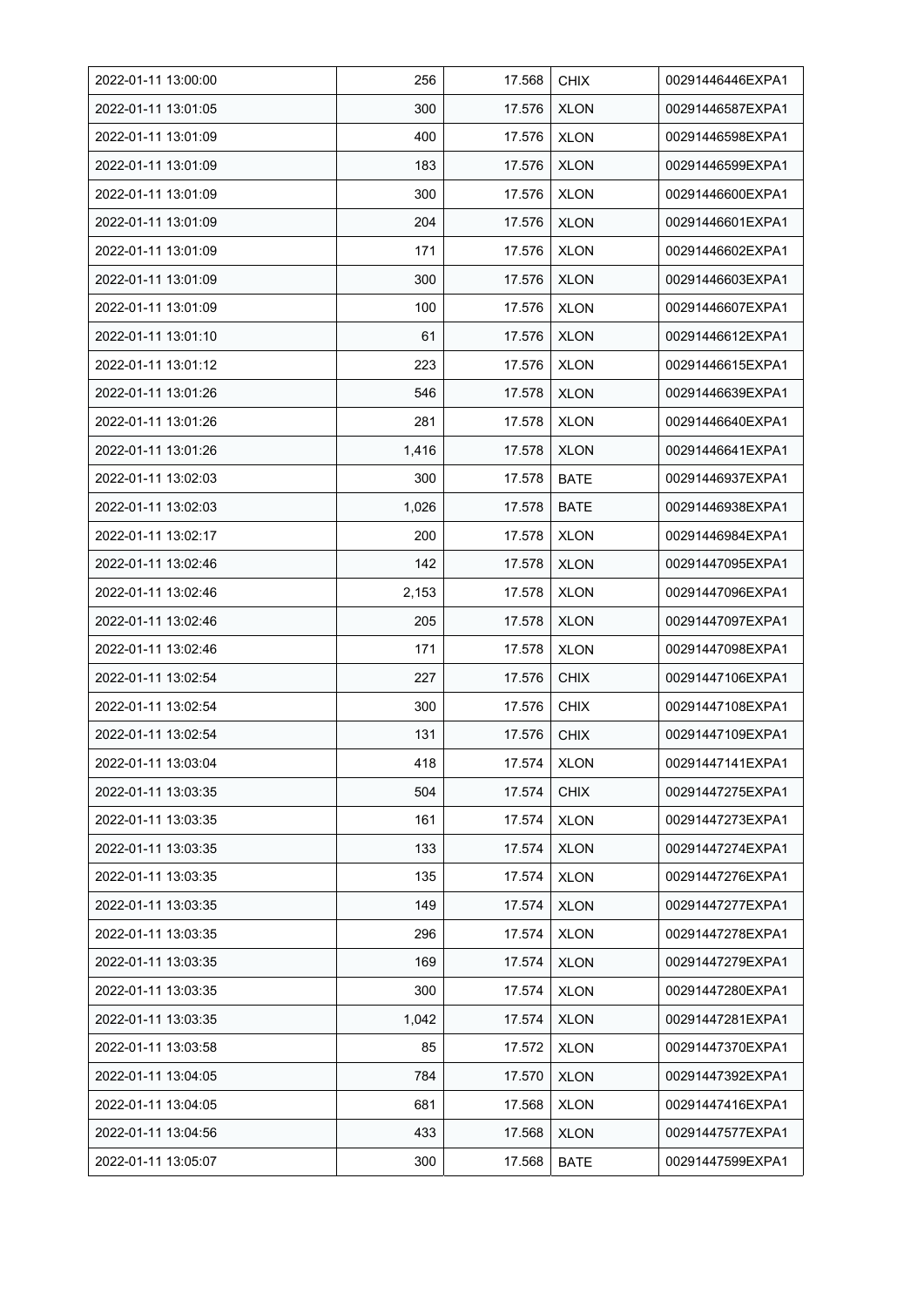| 2022-01-11 13:00:00 | 256 | 17.568 | CHIX | 00291446446EXPA1 |
|---|---|---|---|---|
| 2022-01-11 13:01:05 | 300 | 17.576 | XLON | 00291446587EXPA1 |
| 2022-01-11 13:01:09 | 400 | 17.576 | XLON | 00291446598EXPA1 |
| 2022-01-11 13:01:09 | 183 | 17.576 | XLON | 00291446599EXPA1 |
| 2022-01-11 13:01:09 | 300 | 17.576 | XLON | 00291446600EXPA1 |
| 2022-01-11 13:01:09 | 204 | 17.576 | XLON | 00291446601EXPA1 |
| 2022-01-11 13:01:09 | 171 | 17.576 | XLON | 00291446602EXPA1 |
| 2022-01-11 13:01:09 | 300 | 17.576 | XLON | 00291446603EXPA1 |
| 2022-01-11 13:01:09 | 100 | 17.576 | XLON | 00291446607EXPA1 |
| 2022-01-11 13:01:10 | 61 | 17.576 | XLON | 00291446612EXPA1 |
| 2022-01-11 13:01:12 | 223 | 17.576 | XLON | 00291446615EXPA1 |
| 2022-01-11 13:01:26 | 546 | 17.578 | XLON | 00291446639EXPA1 |
| 2022-01-11 13:01:26 | 281 | 17.578 | XLON | 00291446640EXPA1 |
| 2022-01-11 13:01:26 | 1,416 | 17.578 | XLON | 00291446641EXPA1 |
| 2022-01-11 13:02:03 | 300 | 17.578 | BATE | 00291446937EXPA1 |
| 2022-01-11 13:02:03 | 1,026 | 17.578 | BATE | 00291446938EXPA1 |
| 2022-01-11 13:02:17 | 200 | 17.578 | XLON | 00291446984EXPA1 |
| 2022-01-11 13:02:46 | 142 | 17.578 | XLON | 00291447095EXPA1 |
| 2022-01-11 13:02:46 | 2,153 | 17.578 | XLON | 00291447096EXPA1 |
| 2022-01-11 13:02:46 | 205 | 17.578 | XLON | 00291447097EXPA1 |
| 2022-01-11 13:02:46 | 171 | 17.578 | XLON | 00291447098EXPA1 |
| 2022-01-11 13:02:54 | 227 | 17.576 | CHIX | 00291447106EXPA1 |
| 2022-01-11 13:02:54 | 300 | 17.576 | CHIX | 00291447108EXPA1 |
| 2022-01-11 13:02:54 | 131 | 17.576 | CHIX | 00291447109EXPA1 |
| 2022-01-11 13:03:04 | 418 | 17.574 | XLON | 00291447141EXPA1 |
| 2022-01-11 13:03:35 | 504 | 17.574 | CHIX | 00291447275EXPA1 |
| 2022-01-11 13:03:35 | 161 | 17.574 | XLON | 00291447273EXPA1 |
| 2022-01-11 13:03:35 | 133 | 17.574 | XLON | 00291447274EXPA1 |
| 2022-01-11 13:03:35 | 135 | 17.574 | XLON | 00291447276EXPA1 |
| 2022-01-11 13:03:35 | 149 | 17.574 | XLON | 00291447277EXPA1 |
| 2022-01-11 13:03:35 | 296 | 17.574 | XLON | 00291447278EXPA1 |
| 2022-01-11 13:03:35 | 169 | 17.574 | XLON | 00291447279EXPA1 |
| 2022-01-11 13:03:35 | 300 | 17.574 | XLON | 00291447280EXPA1 |
| 2022-01-11 13:03:35 | 1,042 | 17.574 | XLON | 00291447281EXPA1 |
| 2022-01-11 13:03:58 | 85 | 17.572 | XLON | 00291447370EXPA1 |
| 2022-01-11 13:04:05 | 784 | 17.570 | XLON | 00291447392EXPA1 |
| 2022-01-11 13:04:05 | 681 | 17.568 | XLON | 00291447416EXPA1 |
| 2022-01-11 13:04:56 | 433 | 17.568 | XLON | 00291447577EXPA1 |
| 2022-01-11 13:05:07 | 300 | 17.568 | BATE | 00291447599EXPA1 |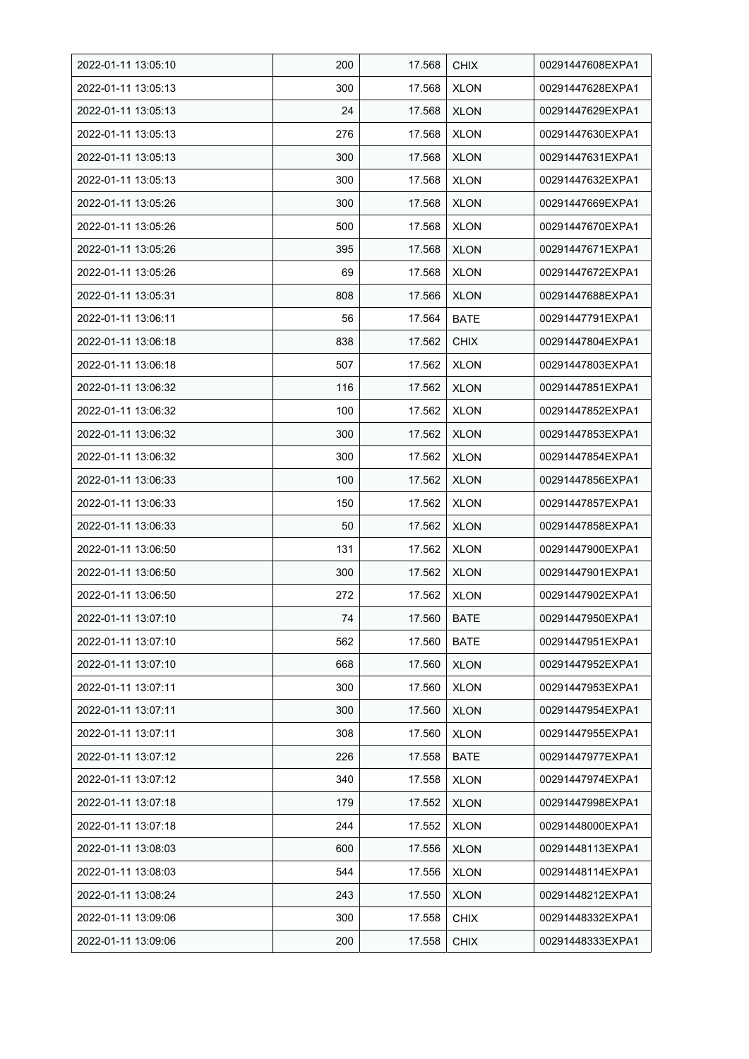| 2022-01-11 13:05:10 | 200 | 17.568 | CHIX | 00291447608EXPA1 |
|---|---|---|---|---|
| 2022-01-11 13:05:13 | 300 | 17.568 | XLON | 00291447628EXPA1 |
| 2022-01-11 13:05:13 | 24 | 17.568 | XLON | 00291447629EXPA1 |
| 2022-01-11 13:05:13 | 276 | 17.568 | XLON | 00291447630EXPA1 |
| 2022-01-11 13:05:13 | 300 | 17.568 | XLON | 00291447631EXPA1 |
| 2022-01-11 13:05:13 | 300 | 17.568 | XLON | 00291447632EXPA1 |
| 2022-01-11 13:05:26 | 300 | 17.568 | XLON | 00291447669EXPA1 |
| 2022-01-11 13:05:26 | 500 | 17.568 | XLON | 00291447670EXPA1 |
| 2022-01-11 13:05:26 | 395 | 17.568 | XLON | 00291447671EXPA1 |
| 2022-01-11 13:05:26 | 69 | 17.568 | XLON | 00291447672EXPA1 |
| 2022-01-11 13:05:31 | 808 | 17.566 | XLON | 00291447688EXPA1 |
| 2022-01-11 13:06:11 | 56 | 17.564 | BATE | 00291447791EXPA1 |
| 2022-01-11 13:06:18 | 838 | 17.562 | CHIX | 00291447804EXPA1 |
| 2022-01-11 13:06:18 | 507 | 17.562 | XLON | 00291447803EXPA1 |
| 2022-01-11 13:06:32 | 116 | 17.562 | XLON | 00291447851EXPA1 |
| 2022-01-11 13:06:32 | 100 | 17.562 | XLON | 00291447852EXPA1 |
| 2022-01-11 13:06:32 | 300 | 17.562 | XLON | 00291447853EXPA1 |
| 2022-01-11 13:06:32 | 300 | 17.562 | XLON | 00291447854EXPA1 |
| 2022-01-11 13:06:33 | 100 | 17.562 | XLON | 00291447856EXPA1 |
| 2022-01-11 13:06:33 | 150 | 17.562 | XLON | 00291447857EXPA1 |
| 2022-01-11 13:06:33 | 50 | 17.562 | XLON | 00291447858EXPA1 |
| 2022-01-11 13:06:50 | 131 | 17.562 | XLON | 00291447900EXPA1 |
| 2022-01-11 13:06:50 | 300 | 17.562 | XLON | 00291447901EXPA1 |
| 2022-01-11 13:06:50 | 272 | 17.562 | XLON | 00291447902EXPA1 |
| 2022-01-11 13:07:10 | 74 | 17.560 | BATE | 00291447950EXPA1 |
| 2022-01-11 13:07:10 | 562 | 17.560 | BATE | 00291447951EXPA1 |
| 2022-01-11 13:07:10 | 668 | 17.560 | XLON | 00291447952EXPA1 |
| 2022-01-11 13:07:11 | 300 | 17.560 | XLON | 00291447953EXPA1 |
| 2022-01-11 13:07:11 | 300 | 17.560 | XLON | 00291447954EXPA1 |
| 2022-01-11 13:07:11 | 308 | 17.560 | XLON | 00291447955EXPA1 |
| 2022-01-11 13:07:12 | 226 | 17.558 | BATE | 00291447977EXPA1 |
| 2022-01-11 13:07:12 | 340 | 17.558 | XLON | 00291447974EXPA1 |
| 2022-01-11 13:07:18 | 179 | 17.552 | XLON | 00291447998EXPA1 |
| 2022-01-11 13:07:18 | 244 | 17.552 | XLON | 00291448000EXPA1 |
| 2022-01-11 13:08:03 | 600 | 17.556 | XLON | 00291448113EXPA1 |
| 2022-01-11 13:08:03 | 544 | 17.556 | XLON | 00291448114EXPA1 |
| 2022-01-11 13:08:24 | 243 | 17.550 | XLON | 00291448212EXPA1 |
| 2022-01-11 13:09:06 | 300 | 17.558 | CHIX | 00291448332EXPA1 |
| 2022-01-11 13:09:06 | 200 | 17.558 | CHIX | 00291448333EXPA1 |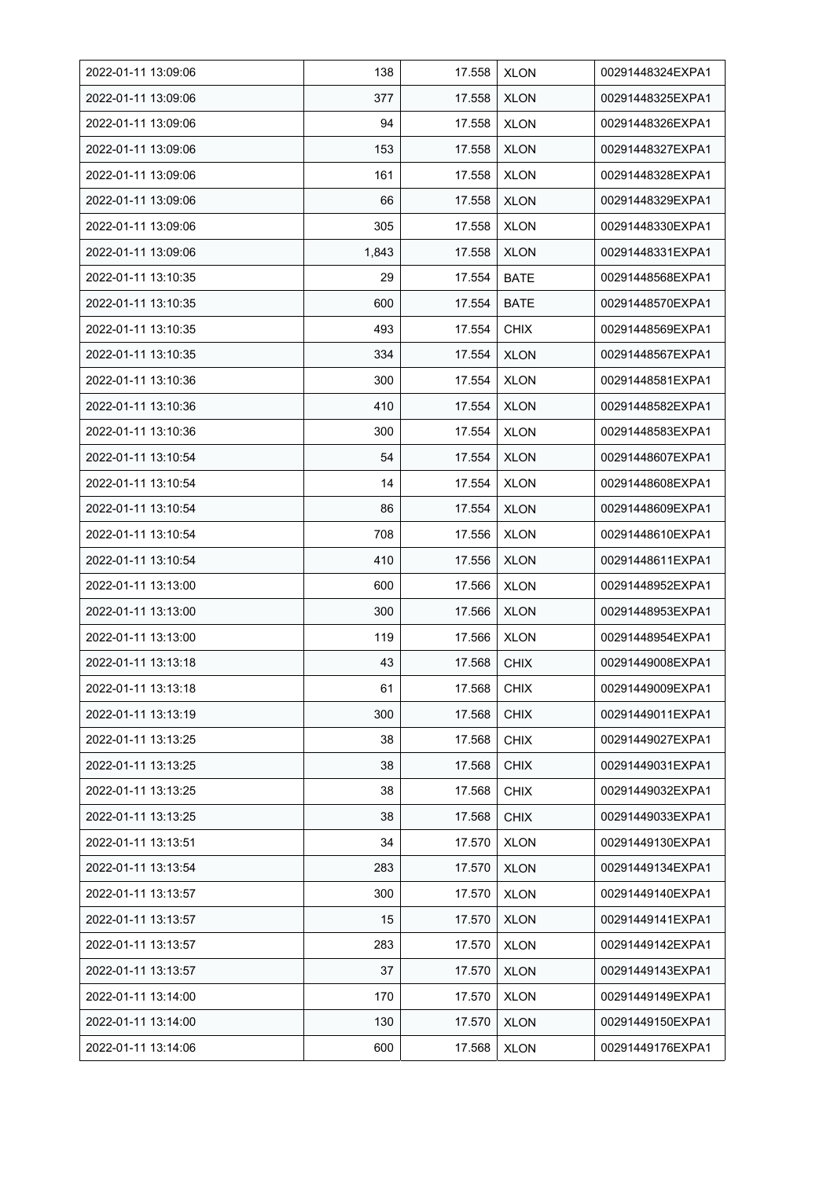| 2022-01-11 13:09:06 | 138 | 17.558 | XLON | 00291448324EXPA1 |
|---|---|---|---|---|
| 2022-01-11 13:09:06 | 377 | 17.558 | XLON | 00291448325EXPA1 |
| 2022-01-11 13:09:06 | 94 | 17.558 | XLON | 00291448326EXPA1 |
| 2022-01-11 13:09:06 | 153 | 17.558 | XLON | 00291448327EXPA1 |
| 2022-01-11 13:09:06 | 161 | 17.558 | XLON | 00291448328EXPA1 |
| 2022-01-11 13:09:06 | 66 | 17.558 | XLON | 00291448329EXPA1 |
| 2022-01-11 13:09:06 | 305 | 17.558 | XLON | 00291448330EXPA1 |
| 2022-01-11 13:09:06 | 1,843 | 17.558 | XLON | 00291448331EXPA1 |
| 2022-01-11 13:10:35 | 29 | 17.554 | BATE | 00291448568EXPA1 |
| 2022-01-11 13:10:35 | 600 | 17.554 | BATE | 00291448570EXPA1 |
| 2022-01-11 13:10:35 | 493 | 17.554 | CHIX | 00291448569EXPA1 |
| 2022-01-11 13:10:35 | 334 | 17.554 | XLON | 00291448567EXPA1 |
| 2022-01-11 13:10:36 | 300 | 17.554 | XLON | 00291448581EXPA1 |
| 2022-01-11 13:10:36 | 410 | 17.554 | XLON | 00291448582EXPA1 |
| 2022-01-11 13:10:36 | 300 | 17.554 | XLON | 00291448583EXPA1 |
| 2022-01-11 13:10:54 | 54 | 17.554 | XLON | 00291448607EXPA1 |
| 2022-01-11 13:10:54 | 14 | 17.554 | XLON | 00291448608EXPA1 |
| 2022-01-11 13:10:54 | 86 | 17.554 | XLON | 00291448609EXPA1 |
| 2022-01-11 13:10:54 | 708 | 17.556 | XLON | 00291448610EXPA1 |
| 2022-01-11 13:10:54 | 410 | 17.556 | XLON | 00291448611EXPA1 |
| 2022-01-11 13:13:00 | 600 | 17.566 | XLON | 00291448952EXPA1 |
| 2022-01-11 13:13:00 | 300 | 17.566 | XLON | 00291448953EXPA1 |
| 2022-01-11 13:13:00 | 119 | 17.566 | XLON | 00291448954EXPA1 |
| 2022-01-11 13:13:18 | 43 | 17.568 | CHIX | 00291449008EXPA1 |
| 2022-01-11 13:13:18 | 61 | 17.568 | CHIX | 00291449009EXPA1 |
| 2022-01-11 13:13:19 | 300 | 17.568 | CHIX | 00291449011EXPA1 |
| 2022-01-11 13:13:25 | 38 | 17.568 | CHIX | 00291449027EXPA1 |
| 2022-01-11 13:13:25 | 38 | 17.568 | CHIX | 00291449031EXPA1 |
| 2022-01-11 13:13:25 | 38 | 17.568 | CHIX | 00291449032EXPA1 |
| 2022-01-11 13:13:25 | 38 | 17.568 | CHIX | 00291449033EXPA1 |
| 2022-01-11 13:13:51 | 34 | 17.570 | XLON | 00291449130EXPA1 |
| 2022-01-11 13:13:54 | 283 | 17.570 | XLON | 00291449134EXPA1 |
| 2022-01-11 13:13:57 | 300 | 17.570 | XLON | 00291449140EXPA1 |
| 2022-01-11 13:13:57 | 15 | 17.570 | XLON | 00291449141EXPA1 |
| 2022-01-11 13:13:57 | 283 | 17.570 | XLON | 00291449142EXPA1 |
| 2022-01-11 13:13:57 | 37 | 17.570 | XLON | 00291449143EXPA1 |
| 2022-01-11 13:14:00 | 170 | 17.570 | XLON | 00291449149EXPA1 |
| 2022-01-11 13:14:00 | 130 | 17.570 | XLON | 00291449150EXPA1 |
| 2022-01-11 13:14:06 | 600 | 17.568 | XLON | 00291449176EXPA1 |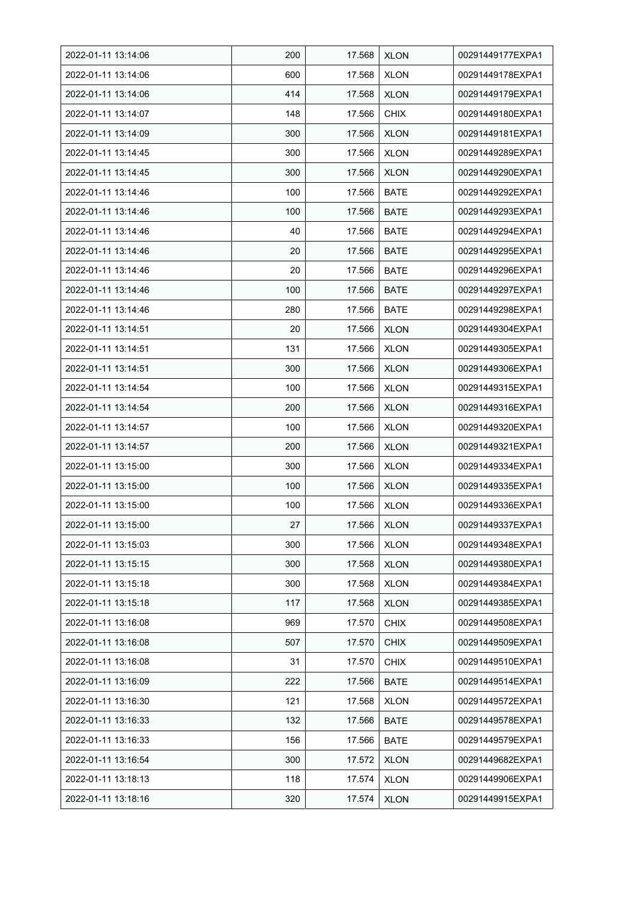| 2022-01-11 13:14:06 | 200 | 17.568 | XLON | 00291449177EXPA1 |
|---|---|---|---|---|
| 2022-01-11 13:14:06 | 600 | 17.568 | XLON | 00291449178EXPA1 |
| 2022-01-11 13:14:06 | 414 | 17.568 | XLON | 00291449179EXPA1 |
| 2022-01-11 13:14:07 | 148 | 17.566 | CHIX | 00291449180EXPA1 |
| 2022-01-11 13:14:09 | 300 | 17.566 | XLON | 00291449181EXPA1 |
| 2022-01-11 13:14:45 | 300 | 17.566 | XLON | 00291449289EXPA1 |
| 2022-01-11 13:14:45 | 300 | 17.566 | XLON | 00291449290EXPA1 |
| 2022-01-11 13:14:46 | 100 | 17.566 | BATE | 00291449292EXPA1 |
| 2022-01-11 13:14:46 | 100 | 17.566 | BATE | 00291449293EXPA1 |
| 2022-01-11 13:14:46 | 40 | 17.566 | BATE | 00291449294EXPA1 |
| 2022-01-11 13:14:46 | 20 | 17.566 | BATE | 00291449295EXPA1 |
| 2022-01-11 13:14:46 | 20 | 17.566 | BATE | 00291449296EXPA1 |
| 2022-01-11 13:14:46 | 100 | 17.566 | BATE | 00291449297EXPA1 |
| 2022-01-11 13:14:46 | 280 | 17.566 | BATE | 00291449298EXPA1 |
| 2022-01-11 13:14:51 | 20 | 17.566 | XLON | 00291449304EXPA1 |
| 2022-01-11 13:14:51 | 131 | 17.566 | XLON | 00291449305EXPA1 |
| 2022-01-11 13:14:51 | 300 | 17.566 | XLON | 00291449306EXPA1 |
| 2022-01-11 13:14:54 | 100 | 17.566 | XLON | 00291449315EXPA1 |
| 2022-01-11 13:14:54 | 200 | 17.566 | XLON | 00291449316EXPA1 |
| 2022-01-11 13:14:57 | 100 | 17.566 | XLON | 00291449320EXPA1 |
| 2022-01-11 13:14:57 | 200 | 17.566 | XLON | 00291449321EXPA1 |
| 2022-01-11 13:15:00 | 300 | 17.566 | XLON | 00291449334EXPA1 |
| 2022-01-11 13:15:00 | 100 | 17.566 | XLON | 00291449335EXPA1 |
| 2022-01-11 13:15:00 | 100 | 17.566 | XLON | 00291449336EXPA1 |
| 2022-01-11 13:15:00 | 27 | 17.566 | XLON | 00291449337EXPA1 |
| 2022-01-11 13:15:03 | 300 | 17.566 | XLON | 00291449348EXPA1 |
| 2022-01-11 13:15:15 | 300 | 17.568 | XLON | 00291449380EXPA1 |
| 2022-01-11 13:15:18 | 300 | 17.568 | XLON | 00291449384EXPA1 |
| 2022-01-11 13:15:18 | 117 | 17.568 | XLON | 00291449385EXPA1 |
| 2022-01-11 13:16:08 | 969 | 17.570 | CHIX | 00291449508EXPA1 |
| 2022-01-11 13:16:08 | 507 | 17.570 | CHIX | 00291449509EXPA1 |
| 2022-01-11 13:16:08 | 31 | 17.570 | CHIX | 00291449510EXPA1 |
| 2022-01-11 13:16:09 | 222 | 17.566 | BATE | 00291449514EXPA1 |
| 2022-01-11 13:16:30 | 121 | 17.568 | XLON | 00291449572EXPA1 |
| 2022-01-11 13:16:33 | 132 | 17.566 | BATE | 00291449578EXPA1 |
| 2022-01-11 13:16:33 | 156 | 17.566 | BATE | 00291449579EXPA1 |
| 2022-01-11 13:16:54 | 300 | 17.572 | XLON | 00291449682EXPA1 |
| 2022-01-11 13:18:13 | 118 | 17.574 | XLON | 00291449906EXPA1 |
| 2022-01-11 13:18:16 | 320 | 17.574 | XLON | 00291449915EXPA1 |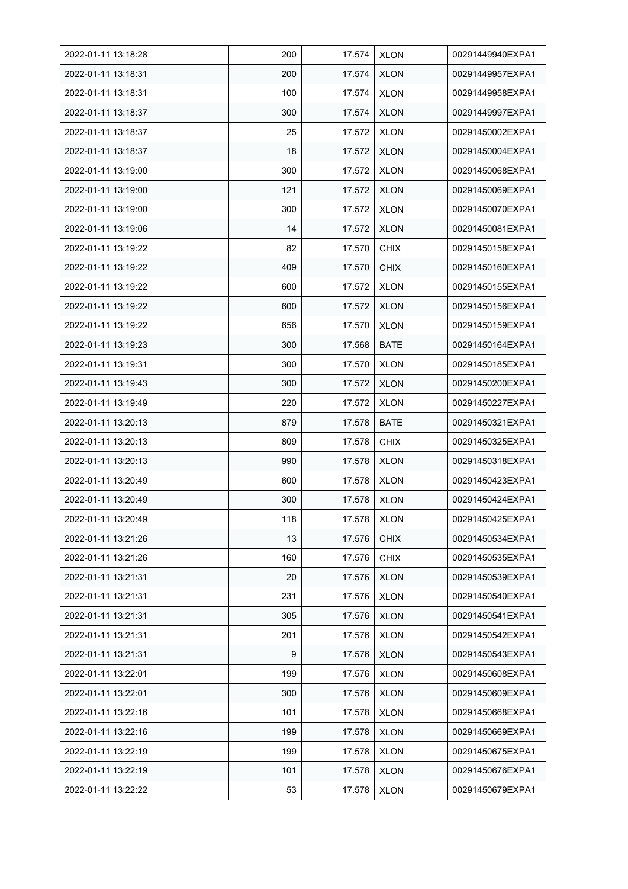| 2022-01-11 13:18:28 | 200 | 17.574 | XLON | 00291449940EXPA1 |
|---|---|---|---|---|
| 2022-01-11 13:18:31 | 200 | 17.574 | XLON | 00291449957EXPA1 |
| 2022-01-11 13:18:31 | 100 | 17.574 | XLON | 00291449958EXPA1 |
| 2022-01-11 13:18:37 | 300 | 17.574 | XLON | 00291449997EXPA1 |
| 2022-01-11 13:18:37 | 25 | 17.572 | XLON | 00291450002EXPA1 |
| 2022-01-11 13:18:37 | 18 | 17.572 | XLON | 00291450004EXPA1 |
| 2022-01-11 13:19:00 | 300 | 17.572 | XLON | 00291450068EXPA1 |
| 2022-01-11 13:19:00 | 121 | 17.572 | XLON | 00291450069EXPA1 |
| 2022-01-11 13:19:00 | 300 | 17.572 | XLON | 00291450070EXPA1 |
| 2022-01-11 13:19:06 | 14 | 17.572 | XLON | 00291450081EXPA1 |
| 2022-01-11 13:19:22 | 82 | 17.570 | CHIX | 00291450158EXPA1 |
| 2022-01-11 13:19:22 | 409 | 17.570 | CHIX | 00291450160EXPA1 |
| 2022-01-11 13:19:22 | 600 | 17.572 | XLON | 00291450155EXPA1 |
| 2022-01-11 13:19:22 | 600 | 17.572 | XLON | 00291450156EXPA1 |
| 2022-01-11 13:19:22 | 656 | 17.570 | XLON | 00291450159EXPA1 |
| 2022-01-11 13:19:23 | 300 | 17.568 | BATE | 00291450164EXPA1 |
| 2022-01-11 13:19:31 | 300 | 17.570 | XLON | 00291450185EXPA1 |
| 2022-01-11 13:19:43 | 300 | 17.572 | XLON | 00291450200EXPA1 |
| 2022-01-11 13:19:49 | 220 | 17.572 | XLON | 00291450227EXPA1 |
| 2022-01-11 13:20:13 | 879 | 17.578 | BATE | 00291450321EXPA1 |
| 2022-01-11 13:20:13 | 809 | 17.578 | CHIX | 00291450325EXPA1 |
| 2022-01-11 13:20:13 | 990 | 17.578 | XLON | 00291450318EXPA1 |
| 2022-01-11 13:20:49 | 600 | 17.578 | XLON | 00291450423EXPA1 |
| 2022-01-11 13:20:49 | 300 | 17.578 | XLON | 00291450424EXPA1 |
| 2022-01-11 13:20:49 | 118 | 17.578 | XLON | 00291450425EXPA1 |
| 2022-01-11 13:21:26 | 13 | 17.576 | CHIX | 00291450534EXPA1 |
| 2022-01-11 13:21:26 | 160 | 17.576 | CHIX | 00291450535EXPA1 |
| 2022-01-11 13:21:31 | 20 | 17.576 | XLON | 00291450539EXPA1 |
| 2022-01-11 13:21:31 | 231 | 17.576 | XLON | 00291450540EXPA1 |
| 2022-01-11 13:21:31 | 305 | 17.576 | XLON | 00291450541EXPA1 |
| 2022-01-11 13:21:31 | 201 | 17.576 | XLON | 00291450542EXPA1 |
| 2022-01-11 13:21:31 | 9 | 17.576 | XLON | 00291450543EXPA1 |
| 2022-01-11 13:22:01 | 199 | 17.576 | XLON | 00291450608EXPA1 |
| 2022-01-11 13:22:01 | 300 | 17.576 | XLON | 00291450609EXPA1 |
| 2022-01-11 13:22:16 | 101 | 17.578 | XLON | 00291450668EXPA1 |
| 2022-01-11 13:22:16 | 199 | 17.578 | XLON | 00291450669EXPA1 |
| 2022-01-11 13:22:19 | 199 | 17.578 | XLON | 00291450675EXPA1 |
| 2022-01-11 13:22:19 | 101 | 17.578 | XLON | 00291450676EXPA1 |
| 2022-01-11 13:22:22 | 53 | 17.578 | XLON | 00291450679EXPA1 |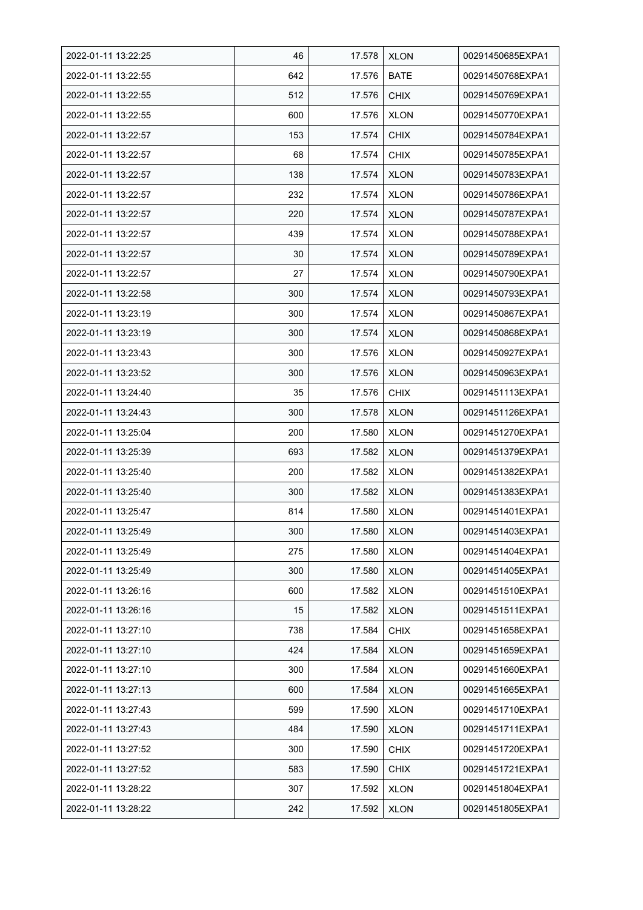| 2022-01-11 13:22:25 | 46 | 17.578 | XLON | 00291450685EXPA1 |
|---|---|---|---|---|
| 2022-01-11 13:22:55 | 642 | 17.576 | BATE | 00291450768EXPA1 |
| 2022-01-11 13:22:55 | 512 | 17.576 | CHIX | 00291450769EXPA1 |
| 2022-01-11 13:22:55 | 600 | 17.576 | XLON | 00291450770EXPA1 |
| 2022-01-11 13:22:57 | 153 | 17.574 | CHIX | 00291450784EXPA1 |
| 2022-01-11 13:22:57 | 68 | 17.574 | CHIX | 00291450785EXPA1 |
| 2022-01-11 13:22:57 | 138 | 17.574 | XLON | 00291450783EXPA1 |
| 2022-01-11 13:22:57 | 232 | 17.574 | XLON | 00291450786EXPA1 |
| 2022-01-11 13:22:57 | 220 | 17.574 | XLON | 00291450787EXPA1 |
| 2022-01-11 13:22:57 | 439 | 17.574 | XLON | 00291450788EXPA1 |
| 2022-01-11 13:22:57 | 30 | 17.574 | XLON | 00291450789EXPA1 |
| 2022-01-11 13:22:57 | 27 | 17.574 | XLON | 00291450790EXPA1 |
| 2022-01-11 13:22:58 | 300 | 17.574 | XLON | 00291450793EXPA1 |
| 2022-01-11 13:23:19 | 300 | 17.574 | XLON | 00291450867EXPA1 |
| 2022-01-11 13:23:19 | 300 | 17.574 | XLON | 00291450868EXPA1 |
| 2022-01-11 13:23:43 | 300 | 17.576 | XLON | 00291450927EXPA1 |
| 2022-01-11 13:23:52 | 300 | 17.576 | XLON | 00291450963EXPA1 |
| 2022-01-11 13:24:40 | 35 | 17.576 | CHIX | 00291451113EXPA1 |
| 2022-01-11 13:24:43 | 300 | 17.578 | XLON | 00291451126EXPA1 |
| 2022-01-11 13:25:04 | 200 | 17.580 | XLON | 00291451270EXPA1 |
| 2022-01-11 13:25:39 | 693 | 17.582 | XLON | 00291451379EXPA1 |
| 2022-01-11 13:25:40 | 200 | 17.582 | XLON | 00291451382EXPA1 |
| 2022-01-11 13:25:40 | 300 | 17.582 | XLON | 00291451383EXPA1 |
| 2022-01-11 13:25:47 | 814 | 17.580 | XLON | 00291451401EXPA1 |
| 2022-01-11 13:25:49 | 300 | 17.580 | XLON | 00291451403EXPA1 |
| 2022-01-11 13:25:49 | 275 | 17.580 | XLON | 00291451404EXPA1 |
| 2022-01-11 13:25:49 | 300 | 17.580 | XLON | 00291451405EXPA1 |
| 2022-01-11 13:26:16 | 600 | 17.582 | XLON | 00291451510EXPA1 |
| 2022-01-11 13:26:16 | 15 | 17.582 | XLON | 00291451511EXPA1 |
| 2022-01-11 13:27:10 | 738 | 17.584 | CHIX | 00291451658EXPA1 |
| 2022-01-11 13:27:10 | 424 | 17.584 | XLON | 00291451659EXPA1 |
| 2022-01-11 13:27:10 | 300 | 17.584 | XLON | 00291451660EXPA1 |
| 2022-01-11 13:27:13 | 600 | 17.584 | XLON | 00291451665EXPA1 |
| 2022-01-11 13:27:43 | 599 | 17.590 | XLON | 00291451710EXPA1 |
| 2022-01-11 13:27:43 | 484 | 17.590 | XLON | 00291451711EXPA1 |
| 2022-01-11 13:27:52 | 300 | 17.590 | CHIX | 00291451720EXPA1 |
| 2022-01-11 13:27:52 | 583 | 17.590 | CHIX | 00291451721EXPA1 |
| 2022-01-11 13:28:22 | 307 | 17.592 | XLON | 00291451804EXPA1 |
| 2022-01-11 13:28:22 | 242 | 17.592 | XLON | 00291451805EXPA1 |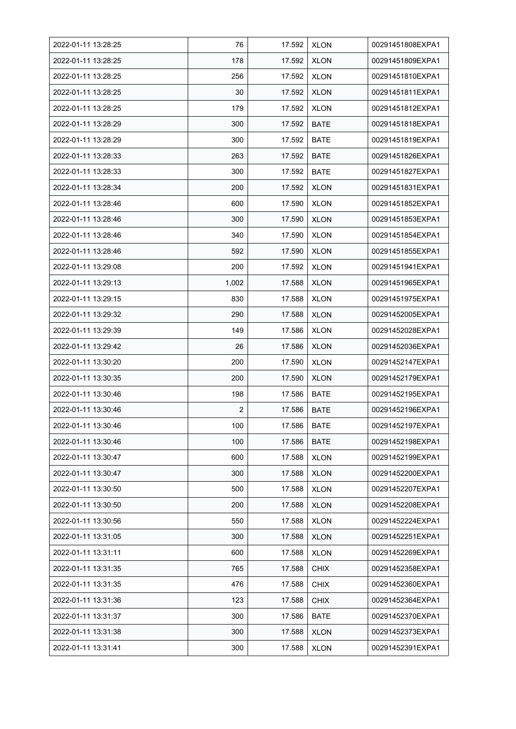| 2022-01-11 13:28:25 | 76 | 17.592 | XLON | 00291451808EXPA1 |
|---|---|---|---|---|
| 2022-01-11 13:28:25 | 178 | 17.592 | XLON | 00291451809EXPA1 |
| 2022-01-11 13:28:25 | 256 | 17.592 | XLON | 00291451810EXPA1 |
| 2022-01-11 13:28:25 | 30 | 17.592 | XLON | 00291451811EXPA1 |
| 2022-01-11 13:28:25 | 179 | 17.592 | XLON | 00291451812EXPA1 |
| 2022-01-11 13:28:29 | 300 | 17.592 | BATE | 00291451818EXPA1 |
| 2022-01-11 13:28:29 | 300 | 17.592 | BATE | 00291451819EXPA1 |
| 2022-01-11 13:28:33 | 263 | 17.592 | BATE | 00291451826EXPA1 |
| 2022-01-11 13:28:33 | 300 | 17.592 | BATE | 00291451827EXPA1 |
| 2022-01-11 13:28:34 | 200 | 17.592 | XLON | 00291451831EXPA1 |
| 2022-01-11 13:28:46 | 600 | 17.590 | XLON | 00291451852EXPA1 |
| 2022-01-11 13:28:46 | 300 | 17.590 | XLON | 00291451853EXPA1 |
| 2022-01-11 13:28:46 | 340 | 17.590 | XLON | 00291451854EXPA1 |
| 2022-01-11 13:28:46 | 592 | 17.590 | XLON | 00291451855EXPA1 |
| 2022-01-11 13:29:08 | 200 | 17.592 | XLON | 00291451941EXPA1 |
| 2022-01-11 13:29:13 | 1,002 | 17.588 | XLON | 00291451965EXPA1 |
| 2022-01-11 13:29:15 | 830 | 17.588 | XLON | 00291451975EXPA1 |
| 2022-01-11 13:29:32 | 290 | 17.588 | XLON | 00291452005EXPA1 |
| 2022-01-11 13:29:39 | 149 | 17.586 | XLON | 00291452028EXPA1 |
| 2022-01-11 13:29:42 | 26 | 17.586 | XLON | 00291452036EXPA1 |
| 2022-01-11 13:30:20 | 200 | 17.590 | XLON | 00291452147EXPA1 |
| 2022-01-11 13:30:35 | 200 | 17.590 | XLON | 00291452179EXPA1 |
| 2022-01-11 13:30:46 | 198 | 17.586 | BATE | 00291452195EXPA1 |
| 2022-01-11 13:30:46 | 2 | 17.586 | BATE | 00291452196EXPA1 |
| 2022-01-11 13:30:46 | 100 | 17.586 | BATE | 00291452197EXPA1 |
| 2022-01-11 13:30:46 | 100 | 17.586 | BATE | 00291452198EXPA1 |
| 2022-01-11 13:30:47 | 600 | 17.588 | XLON | 00291452199EXPA1 |
| 2022-01-11 13:30:47 | 300 | 17.588 | XLON | 00291452200EXPA1 |
| 2022-01-11 13:30:50 | 500 | 17.588 | XLON | 00291452207EXPA1 |
| 2022-01-11 13:30:50 | 200 | 17.588 | XLON | 00291452208EXPA1 |
| 2022-01-11 13:30:56 | 550 | 17.588 | XLON | 00291452224EXPA1 |
| 2022-01-11 13:31:05 | 300 | 17.588 | XLON | 00291452251EXPA1 |
| 2022-01-11 13:31:11 | 600 | 17.588 | XLON | 00291452269EXPA1 |
| 2022-01-11 13:31:35 | 765 | 17.588 | CHIX | 00291452358EXPA1 |
| 2022-01-11 13:31:35 | 476 | 17.588 | CHIX | 00291452360EXPA1 |
| 2022-01-11 13:31:36 | 123 | 17.588 | CHIX | 00291452364EXPA1 |
| 2022-01-11 13:31:37 | 300 | 17.586 | BATE | 00291452370EXPA1 |
| 2022-01-11 13:31:38 | 300 | 17.588 | XLON | 00291452373EXPA1 |
| 2022-01-11 13:31:41 | 300 | 17.588 | XLON | 00291452391EXPA1 |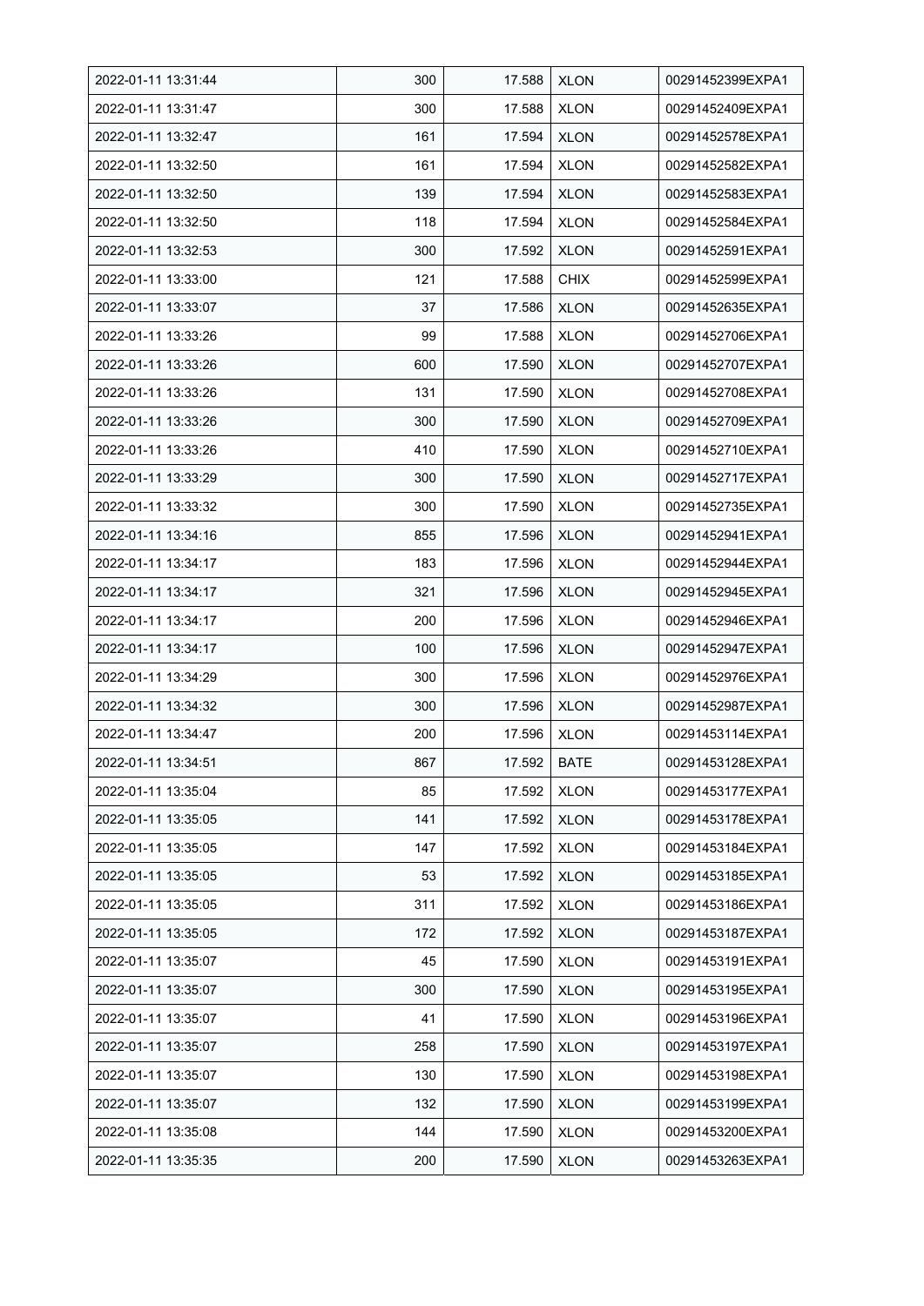| | | | | |
|---|---|---|---|---|
| 2022-01-11 13:31:44 | 300 | 17.588 | XLON | 00291452399EXPA1 |
| 2022-01-11 13:31:47 | 300 | 17.588 | XLON | 00291452409EXPA1 |
| 2022-01-11 13:32:47 | 161 | 17.594 | XLON | 00291452578EXPA1 |
| 2022-01-11 13:32:50 | 161 | 17.594 | XLON | 00291452582EXPA1 |
| 2022-01-11 13:32:50 | 139 | 17.594 | XLON | 00291452583EXPA1 |
| 2022-01-11 13:32:50 | 118 | 17.594 | XLON | 00291452584EXPA1 |
| 2022-01-11 13:32:53 | 300 | 17.592 | XLON | 00291452591EXPA1 |
| 2022-01-11 13:33:00 | 121 | 17.588 | CHIX | 00291452599EXPA1 |
| 2022-01-11 13:33:07 | 37 | 17.586 | XLON | 00291452635EXPA1 |
| 2022-01-11 13:33:26 | 99 | 17.588 | XLON | 00291452706EXPA1 |
| 2022-01-11 13:33:26 | 600 | 17.590 | XLON | 00291452707EXPA1 |
| 2022-01-11 13:33:26 | 131 | 17.590 | XLON | 00291452708EXPA1 |
| 2022-01-11 13:33:26 | 300 | 17.590 | XLON | 00291452709EXPA1 |
| 2022-01-11 13:33:26 | 410 | 17.590 | XLON | 00291452710EXPA1 |
| 2022-01-11 13:33:29 | 300 | 17.590 | XLON | 00291452717EXPA1 |
| 2022-01-11 13:33:32 | 300 | 17.590 | XLON | 00291452735EXPA1 |
| 2022-01-11 13:34:16 | 855 | 17.596 | XLON | 00291452941EXPA1 |
| 2022-01-11 13:34:17 | 183 | 17.596 | XLON | 00291452944EXPA1 |
| 2022-01-11 13:34:17 | 321 | 17.596 | XLON | 00291452945EXPA1 |
| 2022-01-11 13:34:17 | 200 | 17.596 | XLON | 00291452946EXPA1 |
| 2022-01-11 13:34:17 | 100 | 17.596 | XLON | 00291452947EXPA1 |
| 2022-01-11 13:34:29 | 300 | 17.596 | XLON | 00291452976EXPA1 |
| 2022-01-11 13:34:32 | 300 | 17.596 | XLON | 00291452987EXPA1 |
| 2022-01-11 13:34:47 | 200 | 17.596 | XLON | 00291453114EXPA1 |
| 2022-01-11 13:34:51 | 867 | 17.592 | BATE | 00291453128EXPA1 |
| 2022-01-11 13:35:04 | 85 | 17.592 | XLON | 00291453177EXPA1 |
| 2022-01-11 13:35:05 | 141 | 17.592 | XLON | 00291453178EXPA1 |
| 2022-01-11 13:35:05 | 147 | 17.592 | XLON | 00291453184EXPA1 |
| 2022-01-11 13:35:05 | 53 | 17.592 | XLON | 00291453185EXPA1 |
| 2022-01-11 13:35:05 | 311 | 17.592 | XLON | 00291453186EXPA1 |
| 2022-01-11 13:35:05 | 172 | 17.592 | XLON | 00291453187EXPA1 |
| 2022-01-11 13:35:07 | 45 | 17.590 | XLON | 00291453191EXPA1 |
| 2022-01-11 13:35:07 | 300 | 17.590 | XLON | 00291453195EXPA1 |
| 2022-01-11 13:35:07 | 41 | 17.590 | XLON | 00291453196EXPA1 |
| 2022-01-11 13:35:07 | 258 | 17.590 | XLON | 00291453197EXPA1 |
| 2022-01-11 13:35:07 | 130 | 17.590 | XLON | 00291453198EXPA1 |
| 2022-01-11 13:35:07 | 132 | 17.590 | XLON | 00291453199EXPA1 |
| 2022-01-11 13:35:08 | 144 | 17.590 | XLON | 00291453200EXPA1 |
| 2022-01-11 13:35:35 | 200 | 17.590 | XLON | 00291453263EXPA1 |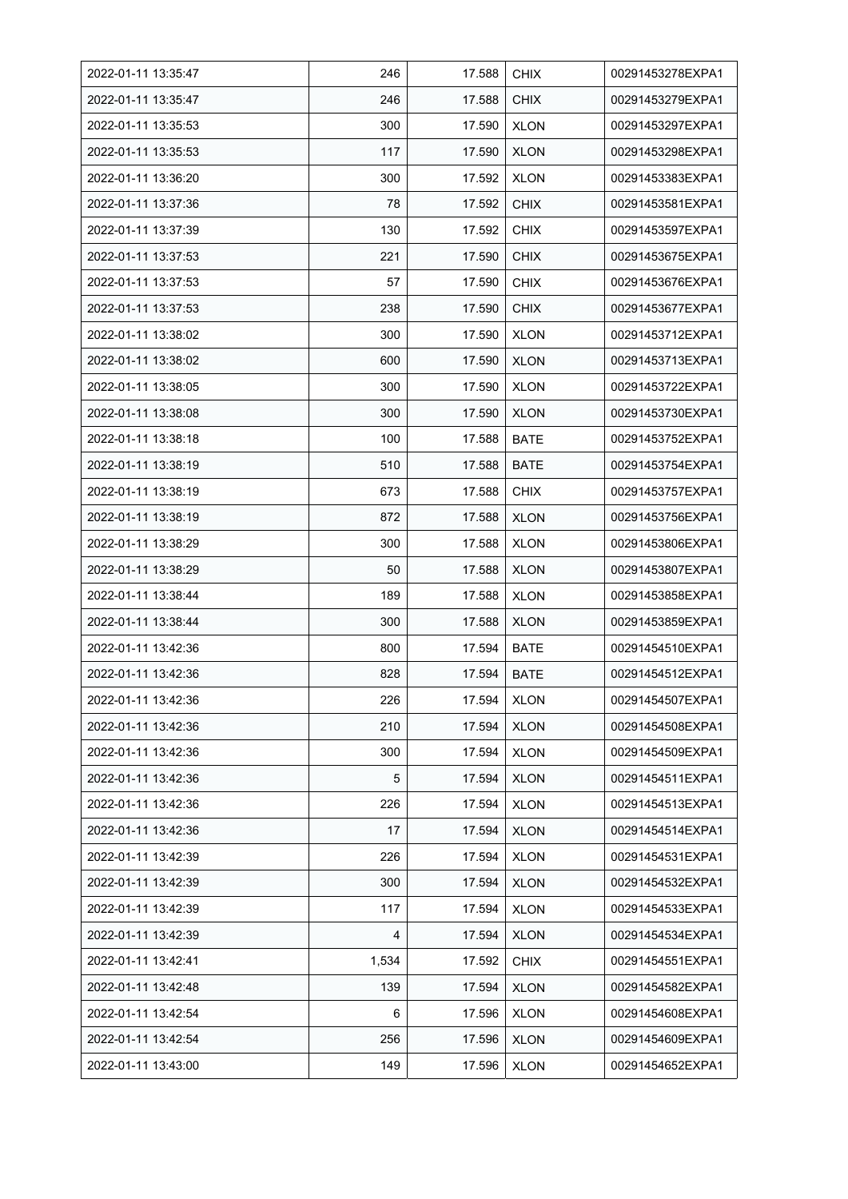| 2022-01-11 13:35:47 | 246 | 17.588 | CHIX | 00291453278EXPA1 |
|---|---|---|---|---|
| 2022-01-11 13:35:47 | 246 | 17.588 | CHIX | 00291453279EXPA1 |
| 2022-01-11 13:35:53 | 300 | 17.590 | XLON | 00291453297EXPA1 |
| 2022-01-11 13:35:53 | 117 | 17.590 | XLON | 00291453298EXPA1 |
| 2022-01-11 13:36:20 | 300 | 17.592 | XLON | 00291453383EXPA1 |
| 2022-01-11 13:37:36 | 78 | 17.592 | CHIX | 00291453581EXPA1 |
| 2022-01-11 13:37:39 | 130 | 17.592 | CHIX | 00291453597EXPA1 |
| 2022-01-11 13:37:53 | 221 | 17.590 | CHIX | 00291453675EXPA1 |
| 2022-01-11 13:37:53 | 57 | 17.590 | CHIX | 00291453676EXPA1 |
| 2022-01-11 13:37:53 | 238 | 17.590 | CHIX | 00291453677EXPA1 |
| 2022-01-11 13:38:02 | 300 | 17.590 | XLON | 00291453712EXPA1 |
| 2022-01-11 13:38:02 | 600 | 17.590 | XLON | 00291453713EXPA1 |
| 2022-01-11 13:38:05 | 300 | 17.590 | XLON | 00291453722EXPA1 |
| 2022-01-11 13:38:08 | 300 | 17.590 | XLON | 00291453730EXPA1 |
| 2022-01-11 13:38:18 | 100 | 17.588 | BATE | 00291453752EXPA1 |
| 2022-01-11 13:38:19 | 510 | 17.588 | BATE | 00291453754EXPA1 |
| 2022-01-11 13:38:19 | 673 | 17.588 | CHIX | 00291453757EXPA1 |
| 2022-01-11 13:38:19 | 872 | 17.588 | XLON | 00291453756EXPA1 |
| 2022-01-11 13:38:29 | 300 | 17.588 | XLON | 00291453806EXPA1 |
| 2022-01-11 13:38:29 | 50 | 17.588 | XLON | 00291453807EXPA1 |
| 2022-01-11 13:38:44 | 189 | 17.588 | XLON | 00291453858EXPA1 |
| 2022-01-11 13:38:44 | 300 | 17.588 | XLON | 00291453859EXPA1 |
| 2022-01-11 13:42:36 | 800 | 17.594 | BATE | 00291454510EXPA1 |
| 2022-01-11 13:42:36 | 828 | 17.594 | BATE | 00291454512EXPA1 |
| 2022-01-11 13:42:36 | 226 | 17.594 | XLON | 00291454507EXPA1 |
| 2022-01-11 13:42:36 | 210 | 17.594 | XLON | 00291454508EXPA1 |
| 2022-01-11 13:42:36 | 300 | 17.594 | XLON | 00291454509EXPA1 |
| 2022-01-11 13:42:36 | 5 | 17.594 | XLON | 00291454511EXPA1 |
| 2022-01-11 13:42:36 | 226 | 17.594 | XLON | 00291454513EXPA1 |
| 2022-01-11 13:42:36 | 17 | 17.594 | XLON | 00291454514EXPA1 |
| 2022-01-11 13:42:39 | 226 | 17.594 | XLON | 00291454531EXPA1 |
| 2022-01-11 13:42:39 | 300 | 17.594 | XLON | 00291454532EXPA1 |
| 2022-01-11 13:42:39 | 117 | 17.594 | XLON | 00291454533EXPA1 |
| 2022-01-11 13:42:39 | 4 | 17.594 | XLON | 00291454534EXPA1 |
| 2022-01-11 13:42:41 | 1,534 | 17.592 | CHIX | 00291454551EXPA1 |
| 2022-01-11 13:42:48 | 139 | 17.594 | XLON | 00291454582EXPA1 |
| 2022-01-11 13:42:54 | 6 | 17.596 | XLON | 00291454608EXPA1 |
| 2022-01-11 13:42:54 | 256 | 17.596 | XLON | 00291454609EXPA1 |
| 2022-01-11 13:43:00 | 149 | 17.596 | XLON | 00291454652EXPA1 |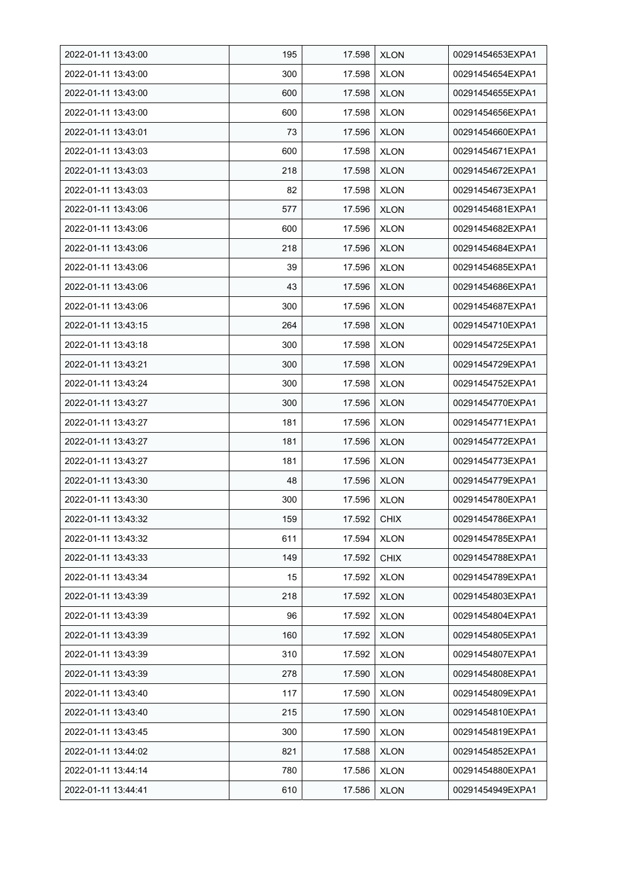| 2022-01-11 13:43:00 | 195 | 17.598 | XLON | 00291454653EXPA1 |
|---|---|---|---|---|
| 2022-01-11 13:43:00 | 300 | 17.598 | XLON | 00291454654EXPA1 |
| 2022-01-11 13:43:00 | 600 | 17.598 | XLON | 00291454655EXPA1 |
| 2022-01-11 13:43:00 | 600 | 17.598 | XLON | 00291454656EXPA1 |
| 2022-01-11 13:43:01 | 73 | 17.596 | XLON | 00291454660EXPA1 |
| 2022-01-11 13:43:03 | 600 | 17.598 | XLON | 00291454671EXPA1 |
| 2022-01-11 13:43:03 | 218 | 17.598 | XLON | 00291454672EXPA1 |
| 2022-01-11 13:43:03 | 82 | 17.598 | XLON | 00291454673EXPA1 |
| 2022-01-11 13:43:06 | 577 | 17.596 | XLON | 00291454681EXPA1 |
| 2022-01-11 13:43:06 | 600 | 17.596 | XLON | 00291454682EXPA1 |
| 2022-01-11 13:43:06 | 218 | 17.596 | XLON | 00291454684EXPA1 |
| 2022-01-11 13:43:06 | 39 | 17.596 | XLON | 00291454685EXPA1 |
| 2022-01-11 13:43:06 | 43 | 17.596 | XLON | 00291454686EXPA1 |
| 2022-01-11 13:43:06 | 300 | 17.596 | XLON | 00291454687EXPA1 |
| 2022-01-11 13:43:15 | 264 | 17.598 | XLON | 00291454710EXPA1 |
| 2022-01-11 13:43:18 | 300 | 17.598 | XLON | 00291454725EXPA1 |
| 2022-01-11 13:43:21 | 300 | 17.598 | XLON | 00291454729EXPA1 |
| 2022-01-11 13:43:24 | 300 | 17.598 | XLON | 00291454752EXPA1 |
| 2022-01-11 13:43:27 | 300 | 17.596 | XLON | 00291454770EXPA1 |
| 2022-01-11 13:43:27 | 181 | 17.596 | XLON | 00291454771EXPA1 |
| 2022-01-11 13:43:27 | 181 | 17.596 | XLON | 00291454772EXPA1 |
| 2022-01-11 13:43:27 | 181 | 17.596 | XLON | 00291454773EXPA1 |
| 2022-01-11 13:43:30 | 48 | 17.596 | XLON | 00291454779EXPA1 |
| 2022-01-11 13:43:30 | 300 | 17.596 | XLON | 00291454780EXPA1 |
| 2022-01-11 13:43:32 | 159 | 17.592 | CHIX | 00291454786EXPA1 |
| 2022-01-11 13:43:32 | 611 | 17.594 | XLON | 00291454785EXPA1 |
| 2022-01-11 13:43:33 | 149 | 17.592 | CHIX | 00291454788EXPA1 |
| 2022-01-11 13:43:34 | 15 | 17.592 | XLON | 00291454789EXPA1 |
| 2022-01-11 13:43:39 | 218 | 17.592 | XLON | 00291454803EXPA1 |
| 2022-01-11 13:43:39 | 96 | 17.592 | XLON | 00291454804EXPA1 |
| 2022-01-11 13:43:39 | 160 | 17.592 | XLON | 00291454805EXPA1 |
| 2022-01-11 13:43:39 | 310 | 17.592 | XLON | 00291454807EXPA1 |
| 2022-01-11 13:43:39 | 278 | 17.590 | XLON | 00291454808EXPA1 |
| 2022-01-11 13:43:40 | 117 | 17.590 | XLON | 00291454809EXPA1 |
| 2022-01-11 13:43:40 | 215 | 17.590 | XLON | 00291454810EXPA1 |
| 2022-01-11 13:43:45 | 300 | 17.590 | XLON | 00291454819EXPA1 |
| 2022-01-11 13:44:02 | 821 | 17.588 | XLON | 00291454852EXPA1 |
| 2022-01-11 13:44:14 | 780 | 17.586 | XLON | 00291454880EXPA1 |
| 2022-01-11 13:44:41 | 610 | 17.586 | XLON | 00291454949EXPA1 |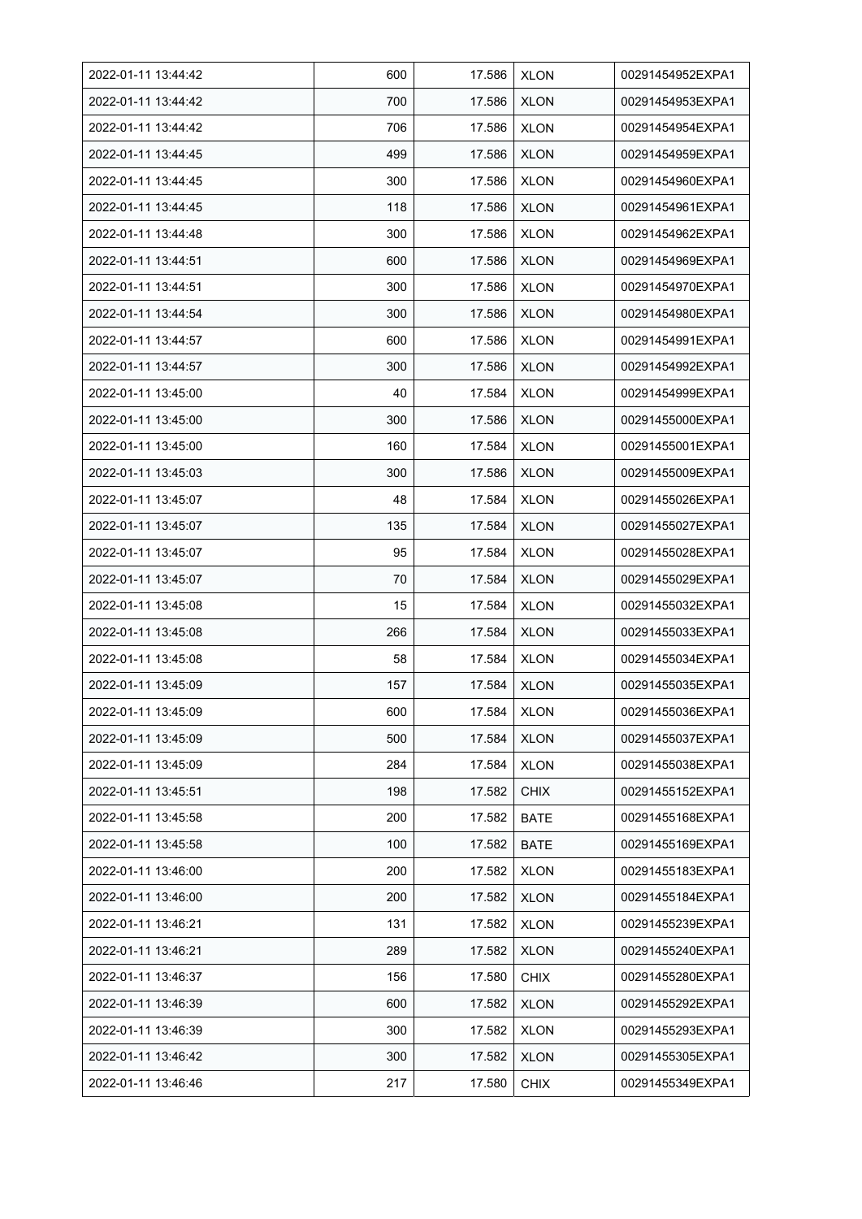| 2022-01-11 13:44:42 | 600 | 17.586 | XLON | 00291454952EXPA1 |
|---|---|---|---|---|
| 2022-01-11 13:44:42 | 700 | 17.586 | XLON | 00291454953EXPA1 |
| 2022-01-11 13:44:42 | 706 | 17.586 | XLON | 00291454954EXPA1 |
| 2022-01-11 13:44:45 | 499 | 17.586 | XLON | 00291454959EXPA1 |
| 2022-01-11 13:44:45 | 300 | 17.586 | XLON | 00291454960EXPA1 |
| 2022-01-11 13:44:45 | 118 | 17.586 | XLON | 00291454961EXPA1 |
| 2022-01-11 13:44:48 | 300 | 17.586 | XLON | 00291454962EXPA1 |
| 2022-01-11 13:44:51 | 600 | 17.586 | XLON | 00291454969EXPA1 |
| 2022-01-11 13:44:51 | 300 | 17.586 | XLON | 00291454970EXPA1 |
| 2022-01-11 13:44:54 | 300 | 17.586 | XLON | 00291454980EXPA1 |
| 2022-01-11 13:44:57 | 600 | 17.586 | XLON | 00291454991EXPA1 |
| 2022-01-11 13:44:57 | 300 | 17.586 | XLON | 00291454992EXPA1 |
| 2022-01-11 13:45:00 | 40 | 17.584 | XLON | 00291454999EXPA1 |
| 2022-01-11 13:45:00 | 300 | 17.586 | XLON | 00291455000EXPA1 |
| 2022-01-11 13:45:00 | 160 | 17.584 | XLON | 00291455001EXPA1 |
| 2022-01-11 13:45:03 | 300 | 17.586 | XLON | 00291455009EXPA1 |
| 2022-01-11 13:45:07 | 48 | 17.584 | XLON | 00291455026EXPA1 |
| 2022-01-11 13:45:07 | 135 | 17.584 | XLON | 00291455027EXPA1 |
| 2022-01-11 13:45:07 | 95 | 17.584 | XLON | 00291455028EXPA1 |
| 2022-01-11 13:45:07 | 70 | 17.584 | XLON | 00291455029EXPA1 |
| 2022-01-11 13:45:08 | 15 | 17.584 | XLON | 00291455032EXPA1 |
| 2022-01-11 13:45:08 | 266 | 17.584 | XLON | 00291455033EXPA1 |
| 2022-01-11 13:45:08 | 58 | 17.584 | XLON | 00291455034EXPA1 |
| 2022-01-11 13:45:09 | 157 | 17.584 | XLON | 00291455035EXPA1 |
| 2022-01-11 13:45:09 | 600 | 17.584 | XLON | 00291455036EXPA1 |
| 2022-01-11 13:45:09 | 500 | 17.584 | XLON | 00291455037EXPA1 |
| 2022-01-11 13:45:09 | 284 | 17.584 | XLON | 00291455038EXPA1 |
| 2022-01-11 13:45:51 | 198 | 17.582 | CHIX | 00291455152EXPA1 |
| 2022-01-11 13:45:58 | 200 | 17.582 | BATE | 00291455168EXPA1 |
| 2022-01-11 13:45:58 | 100 | 17.582 | BATE | 00291455169EXPA1 |
| 2022-01-11 13:46:00 | 200 | 17.582 | XLON | 00291455183EXPA1 |
| 2022-01-11 13:46:00 | 200 | 17.582 | XLON | 00291455184EXPA1 |
| 2022-01-11 13:46:21 | 131 | 17.582 | XLON | 00291455239EXPA1 |
| 2022-01-11 13:46:21 | 289 | 17.582 | XLON | 00291455240EXPA1 |
| 2022-01-11 13:46:37 | 156 | 17.580 | CHIX | 00291455280EXPA1 |
| 2022-01-11 13:46:39 | 600 | 17.582 | XLON | 00291455292EXPA1 |
| 2022-01-11 13:46:39 | 300 | 17.582 | XLON | 00291455293EXPA1 |
| 2022-01-11 13:46:42 | 300 | 17.582 | XLON | 00291455305EXPA1 |
| 2022-01-11 13:46:46 | 217 | 17.580 | CHIX | 00291455349EXPA1 |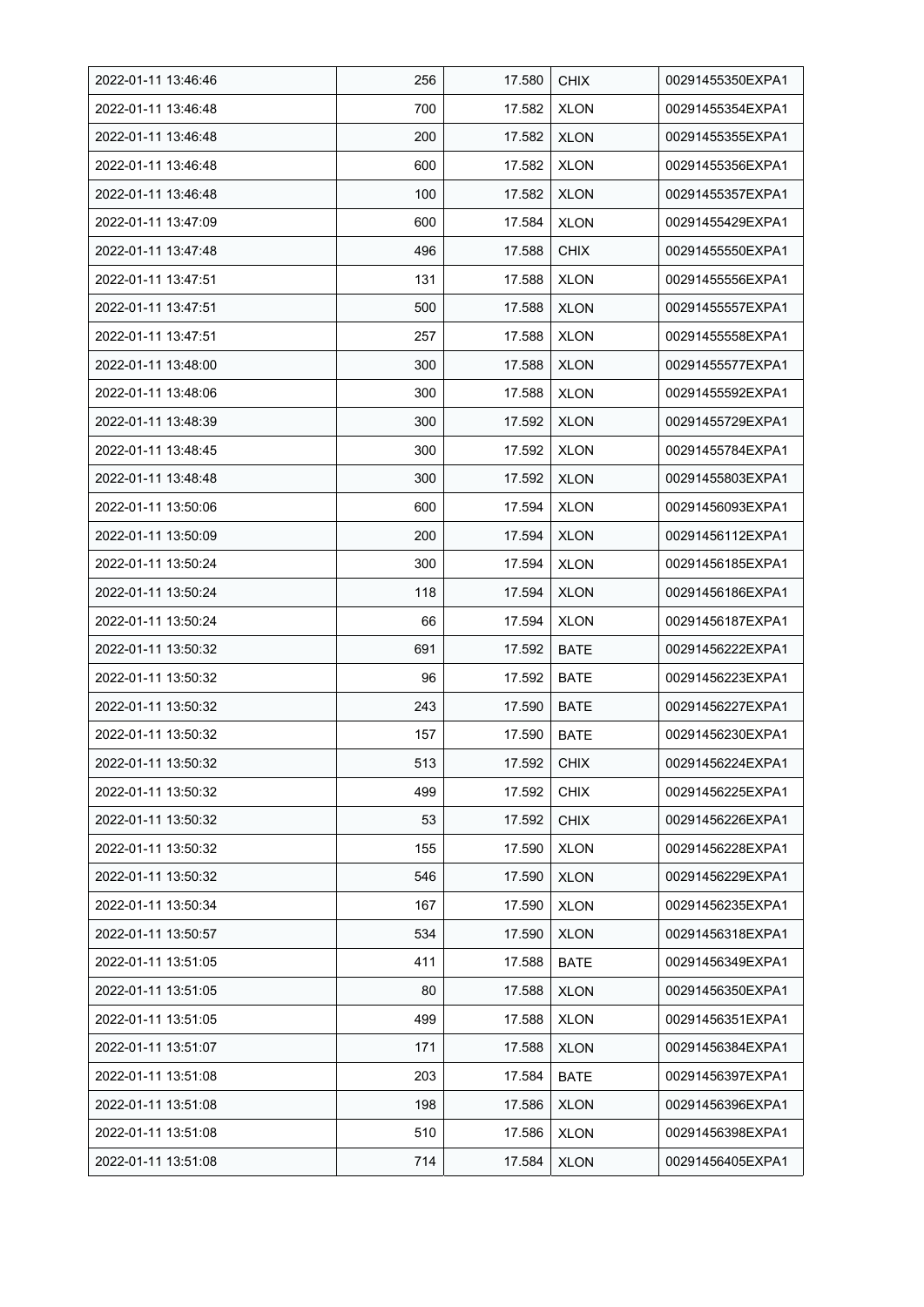| 2022-01-11 13:46:46 | 256 | 17.580 | CHIX | 00291455350EXPA1 |
|---|---|---|---|---|
| 2022-01-11 13:46:48 | 700 | 17.582 | XLON | 00291455354EXPA1 |
| 2022-01-11 13:46:48 | 200 | 17.582 | XLON | 00291455355EXPA1 |
| 2022-01-11 13:46:48 | 600 | 17.582 | XLON | 00291455356EXPA1 |
| 2022-01-11 13:46:48 | 100 | 17.582 | XLON | 00291455357EXPA1 |
| 2022-01-11 13:47:09 | 600 | 17.584 | XLON | 00291455429EXPA1 |
| 2022-01-11 13:47:48 | 496 | 17.588 | CHIX | 00291455550EXPA1 |
| 2022-01-11 13:47:51 | 131 | 17.588 | XLON | 00291455556EXPA1 |
| 2022-01-11 13:47:51 | 500 | 17.588 | XLON | 00291455557EXPA1 |
| 2022-01-11 13:47:51 | 257 | 17.588 | XLON | 00291455558EXPA1 |
| 2022-01-11 13:48:00 | 300 | 17.588 | XLON | 00291455577EXPA1 |
| 2022-01-11 13:48:06 | 300 | 17.588 | XLON | 00291455592EXPA1 |
| 2022-01-11 13:48:39 | 300 | 17.592 | XLON | 00291455729EXPA1 |
| 2022-01-11 13:48:45 | 300 | 17.592 | XLON | 00291455784EXPA1 |
| 2022-01-11 13:48:48 | 300 | 17.592 | XLON | 00291455803EXPA1 |
| 2022-01-11 13:50:06 | 600 | 17.594 | XLON | 00291456093EXPA1 |
| 2022-01-11 13:50:09 | 200 | 17.594 | XLON | 00291456112EXPA1 |
| 2022-01-11 13:50:24 | 300 | 17.594 | XLON | 00291456185EXPA1 |
| 2022-01-11 13:50:24 | 118 | 17.594 | XLON | 00291456186EXPA1 |
| 2022-01-11 13:50:24 | 66 | 17.594 | XLON | 00291456187EXPA1 |
| 2022-01-11 13:50:32 | 691 | 17.592 | BATE | 00291456222EXPA1 |
| 2022-01-11 13:50:32 | 96 | 17.592 | BATE | 00291456223EXPA1 |
| 2022-01-11 13:50:32 | 243 | 17.590 | BATE | 00291456227EXPA1 |
| 2022-01-11 13:50:32 | 157 | 17.590 | BATE | 00291456230EXPA1 |
| 2022-01-11 13:50:32 | 513 | 17.592 | CHIX | 00291456224EXPA1 |
| 2022-01-11 13:50:32 | 499 | 17.592 | CHIX | 00291456225EXPA1 |
| 2022-01-11 13:50:32 | 53 | 17.592 | CHIX | 00291456226EXPA1 |
| 2022-01-11 13:50:32 | 155 | 17.590 | XLON | 00291456228EXPA1 |
| 2022-01-11 13:50:32 | 546 | 17.590 | XLON | 00291456229EXPA1 |
| 2022-01-11 13:50:34 | 167 | 17.590 | XLON | 00291456235EXPA1 |
| 2022-01-11 13:50:57 | 534 | 17.590 | XLON | 00291456318EXPA1 |
| 2022-01-11 13:51:05 | 411 | 17.588 | BATE | 00291456349EXPA1 |
| 2022-01-11 13:51:05 | 80 | 17.588 | XLON | 00291456350EXPA1 |
| 2022-01-11 13:51:05 | 499 | 17.588 | XLON | 00291456351EXPA1 |
| 2022-01-11 13:51:07 | 171 | 17.588 | XLON | 00291456384EXPA1 |
| 2022-01-11 13:51:08 | 203 | 17.584 | BATE | 00291456397EXPA1 |
| 2022-01-11 13:51:08 | 198 | 17.586 | XLON | 00291456396EXPA1 |
| 2022-01-11 13:51:08 | 510 | 17.586 | XLON | 00291456398EXPA1 |
| 2022-01-11 13:51:08 | 714 | 17.584 | XLON | 00291456405EXPA1 |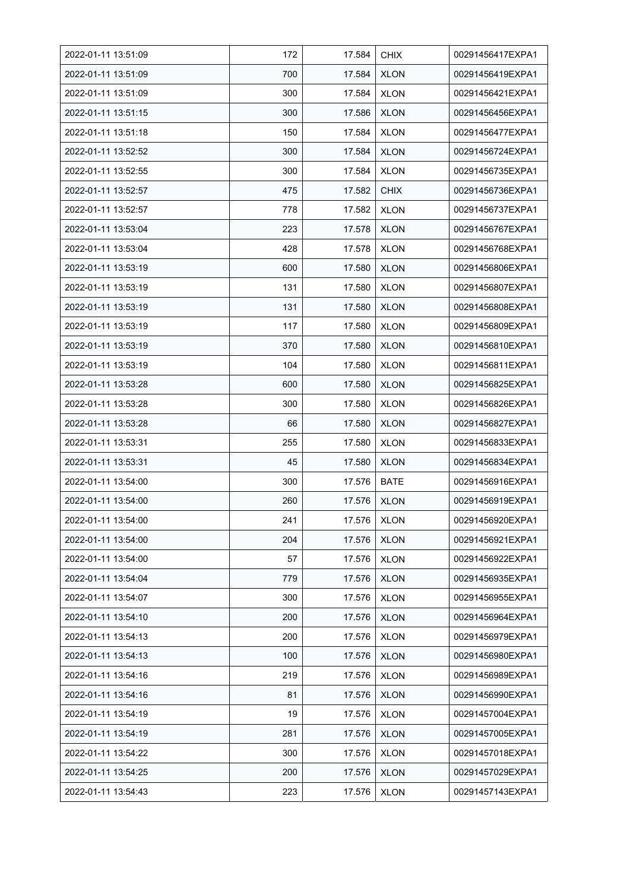| 2022-01-11 13:51:09 | 172 | 17.584 | CHIX | 00291456417EXPA1 |
|---|---|---|---|---|
| 2022-01-11 13:51:09 | 700 | 17.584 | XLON | 00291456419EXPA1 |
| 2022-01-11 13:51:09 | 300 | 17.584 | XLON | 00291456421EXPA1 |
| 2022-01-11 13:51:15 | 300 | 17.586 | XLON | 00291456456EXPA1 |
| 2022-01-11 13:51:18 | 150 | 17.584 | XLON | 00291456477EXPA1 |
| 2022-01-11 13:52:52 | 300 | 17.584 | XLON | 00291456724EXPA1 |
| 2022-01-11 13:52:55 | 300 | 17.584 | XLON | 00291456735EXPA1 |
| 2022-01-11 13:52:57 | 475 | 17.582 | CHIX | 00291456736EXPA1 |
| 2022-01-11 13:52:57 | 778 | 17.582 | XLON | 00291456737EXPA1 |
| 2022-01-11 13:53:04 | 223 | 17.578 | XLON | 00291456767EXPA1 |
| 2022-01-11 13:53:04 | 428 | 17.578 | XLON | 00291456768EXPA1 |
| 2022-01-11 13:53:19 | 600 | 17.580 | XLON | 00291456806EXPA1 |
| 2022-01-11 13:53:19 | 131 | 17.580 | XLON | 00291456807EXPA1 |
| 2022-01-11 13:53:19 | 131 | 17.580 | XLON | 00291456808EXPA1 |
| 2022-01-11 13:53:19 | 117 | 17.580 | XLON | 00291456809EXPA1 |
| 2022-01-11 13:53:19 | 370 | 17.580 | XLON | 00291456810EXPA1 |
| 2022-01-11 13:53:19 | 104 | 17.580 | XLON | 00291456811EXPA1 |
| 2022-01-11 13:53:28 | 600 | 17.580 | XLON | 00291456825EXPA1 |
| 2022-01-11 13:53:28 | 300 | 17.580 | XLON | 00291456826EXPA1 |
| 2022-01-11 13:53:28 | 66 | 17.580 | XLON | 00291456827EXPA1 |
| 2022-01-11 13:53:31 | 255 | 17.580 | XLON | 00291456833EXPA1 |
| 2022-01-11 13:53:31 | 45 | 17.580 | XLON | 00291456834EXPA1 |
| 2022-01-11 13:54:00 | 300 | 17.576 | BATE | 00291456916EXPA1 |
| 2022-01-11 13:54:00 | 260 | 17.576 | XLON | 00291456919EXPA1 |
| 2022-01-11 13:54:00 | 241 | 17.576 | XLON | 00291456920EXPA1 |
| 2022-01-11 13:54:00 | 204 | 17.576 | XLON | 00291456921EXPA1 |
| 2022-01-11 13:54:00 | 57 | 17.576 | XLON | 00291456922EXPA1 |
| 2022-01-11 13:54:04 | 779 | 17.576 | XLON | 00291456935EXPA1 |
| 2022-01-11 13:54:07 | 300 | 17.576 | XLON | 00291456955EXPA1 |
| 2022-01-11 13:54:10 | 200 | 17.576 | XLON | 00291456964EXPA1 |
| 2022-01-11 13:54:13 | 200 | 17.576 | XLON | 00291456979EXPA1 |
| 2022-01-11 13:54:13 | 100 | 17.576 | XLON | 00291456980EXPA1 |
| 2022-01-11 13:54:16 | 219 | 17.576 | XLON | 00291456989EXPA1 |
| 2022-01-11 13:54:16 | 81 | 17.576 | XLON | 00291456990EXPA1 |
| 2022-01-11 13:54:19 | 19 | 17.576 | XLON | 00291457004EXPA1 |
| 2022-01-11 13:54:19 | 281 | 17.576 | XLON | 00291457005EXPA1 |
| 2022-01-11 13:54:22 | 300 | 17.576 | XLON | 00291457018EXPA1 |
| 2022-01-11 13:54:25 | 200 | 17.576 | XLON | 00291457029EXPA1 |
| 2022-01-11 13:54:43 | 223 | 17.576 | XLON | 00291457143EXPA1 |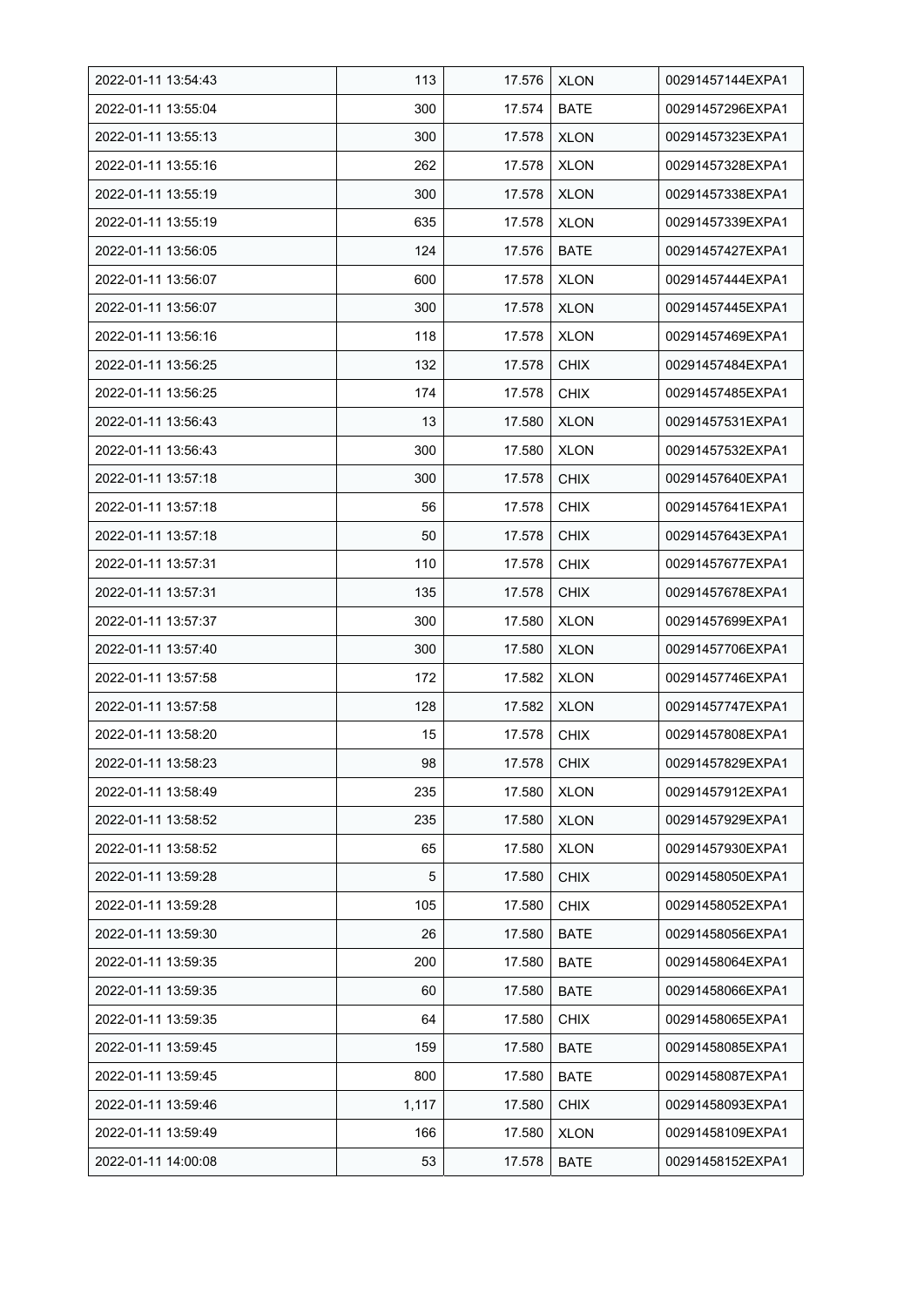| | | | | |
|---|---|---|---|---|
| 2022-01-11 13:54:43 | 113 | 17.576 | XLON | 00291457144EXPA1 |
| 2022-01-11 13:55:04 | 300 | 17.574 | BATE | 00291457296EXPA1 |
| 2022-01-11 13:55:13 | 300 | 17.578 | XLON | 00291457323EXPA1 |
| 2022-01-11 13:55:16 | 262 | 17.578 | XLON | 00291457328EXPA1 |
| 2022-01-11 13:55:19 | 300 | 17.578 | XLON | 00291457338EXPA1 |
| 2022-01-11 13:55:19 | 635 | 17.578 | XLON | 00291457339EXPA1 |
| 2022-01-11 13:56:05 | 124 | 17.576 | BATE | 00291457427EXPA1 |
| 2022-01-11 13:56:07 | 600 | 17.578 | XLON | 00291457444EXPA1 |
| 2022-01-11 13:56:07 | 300 | 17.578 | XLON | 00291457445EXPA1 |
| 2022-01-11 13:56:16 | 118 | 17.578 | XLON | 00291457469EXPA1 |
| 2022-01-11 13:56:25 | 132 | 17.578 | CHIX | 00291457484EXPA1 |
| 2022-01-11 13:56:25 | 174 | 17.578 | CHIX | 00291457485EXPA1 |
| 2022-01-11 13:56:43 | 13 | 17.580 | XLON | 00291457531EXPA1 |
| 2022-01-11 13:56:43 | 300 | 17.580 | XLON | 00291457532EXPA1 |
| 2022-01-11 13:57:18 | 300 | 17.578 | CHIX | 00291457640EXPA1 |
| 2022-01-11 13:57:18 | 56 | 17.578 | CHIX | 00291457641EXPA1 |
| 2022-01-11 13:57:18 | 50 | 17.578 | CHIX | 00291457643EXPA1 |
| 2022-01-11 13:57:31 | 110 | 17.578 | CHIX | 00291457677EXPA1 |
| 2022-01-11 13:57:31 | 135 | 17.578 | CHIX | 00291457678EXPA1 |
| 2022-01-11 13:57:37 | 300 | 17.580 | XLON | 00291457699EXPA1 |
| 2022-01-11 13:57:40 | 300 | 17.580 | XLON | 00291457706EXPA1 |
| 2022-01-11 13:57:58 | 172 | 17.582 | XLON | 00291457746EXPA1 |
| 2022-01-11 13:57:58 | 128 | 17.582 | XLON | 00291457747EXPA1 |
| 2022-01-11 13:58:20 | 15 | 17.578 | CHIX | 00291457808EXPA1 |
| 2022-01-11 13:58:23 | 98 | 17.578 | CHIX | 00291457829EXPA1 |
| 2022-01-11 13:58:49 | 235 | 17.580 | XLON | 00291457912EXPA1 |
| 2022-01-11 13:58:52 | 235 | 17.580 | XLON | 00291457929EXPA1 |
| 2022-01-11 13:58:52 | 65 | 17.580 | XLON | 00291457930EXPA1 |
| 2022-01-11 13:59:28 | 5 | 17.580 | CHIX | 00291458050EXPA1 |
| 2022-01-11 13:59:28 | 105 | 17.580 | CHIX | 00291458052EXPA1 |
| 2022-01-11 13:59:30 | 26 | 17.580 | BATE | 00291458056EXPA1 |
| 2022-01-11 13:59:35 | 200 | 17.580 | BATE | 00291458064EXPA1 |
| 2022-01-11 13:59:35 | 60 | 17.580 | BATE | 00291458066EXPA1 |
| 2022-01-11 13:59:35 | 64 | 17.580 | CHIX | 00291458065EXPA1 |
| 2022-01-11 13:59:45 | 159 | 17.580 | BATE | 00291458085EXPA1 |
| 2022-01-11 13:59:45 | 800 | 17.580 | BATE | 00291458087EXPA1 |
| 2022-01-11 13:59:46 | 1,117 | 17.580 | CHIX | 00291458093EXPA1 |
| 2022-01-11 13:59:49 | 166 | 17.580 | XLON | 00291458109EXPA1 |
| 2022-01-11 14:00:08 | 53 | 17.578 | BATE | 00291458152EXPA1 |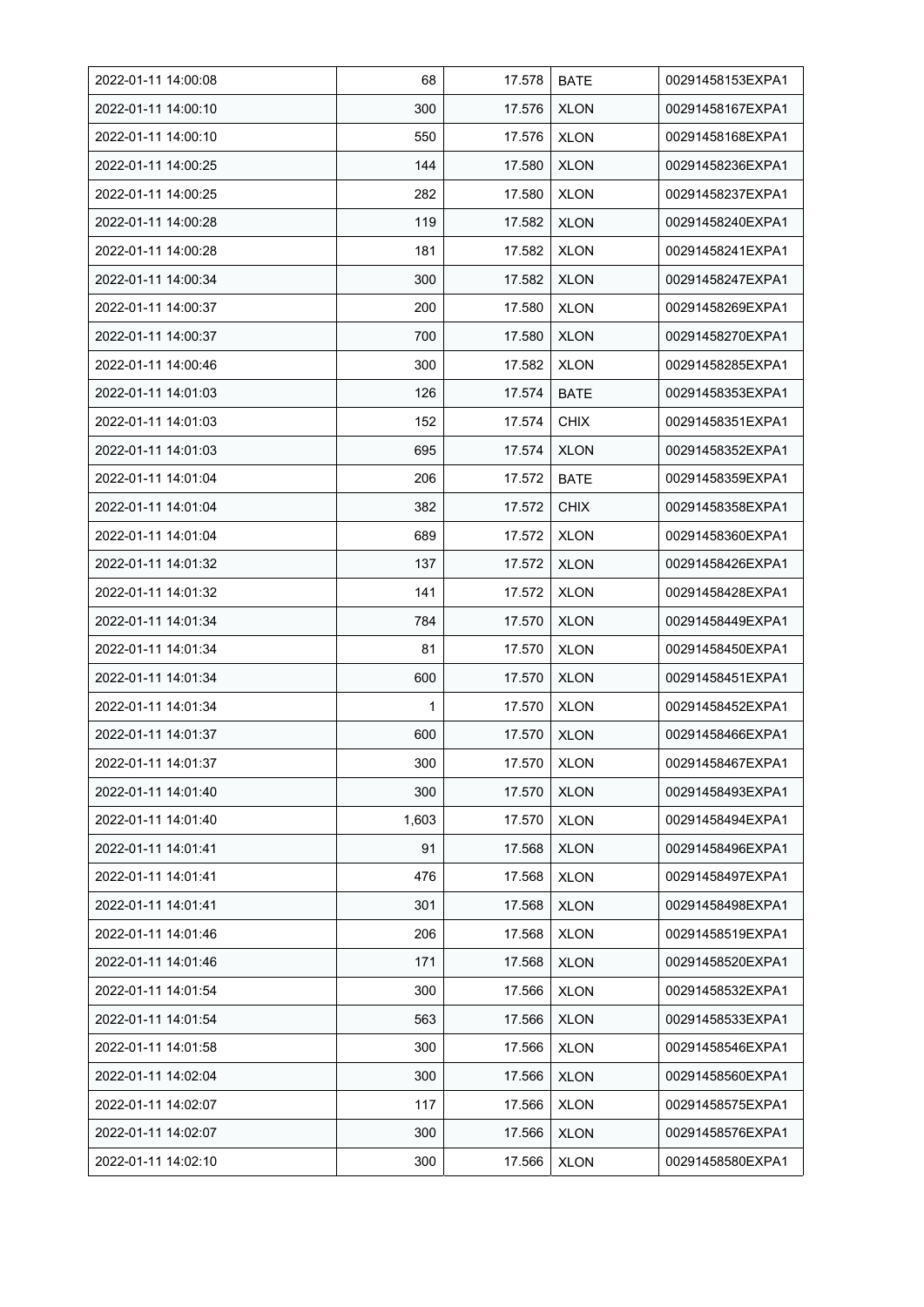| 2022-01-11 14:00:08 | 68 | 17.578 | BATE | 00291458153EXPA1 |
|---|---|---|---|---|
| 2022-01-11 14:00:10 | 300 | 17.576 | XLON | 00291458167EXPA1 |
| 2022-01-11 14:00:10 | 550 | 17.576 | XLON | 00291458168EXPA1 |
| 2022-01-11 14:00:25 | 144 | 17.580 | XLON | 00291458236EXPA1 |
| 2022-01-11 14:00:25 | 282 | 17.580 | XLON | 00291458237EXPA1 |
| 2022-01-11 14:00:28 | 119 | 17.582 | XLON | 00291458240EXPA1 |
| 2022-01-11 14:00:28 | 181 | 17.582 | XLON | 00291458241EXPA1 |
| 2022-01-11 14:00:34 | 300 | 17.582 | XLON | 00291458247EXPA1 |
| 2022-01-11 14:00:37 | 200 | 17.580 | XLON | 00291458269EXPA1 |
| 2022-01-11 14:00:37 | 700 | 17.580 | XLON | 00291458270EXPA1 |
| 2022-01-11 14:00:46 | 300 | 17.582 | XLON | 00291458285EXPA1 |
| 2022-01-11 14:01:03 | 126 | 17.574 | BATE | 00291458353EXPA1 |
| 2022-01-11 14:01:03 | 152 | 17.574 | CHIX | 00291458351EXPA1 |
| 2022-01-11 14:01:03 | 695 | 17.574 | XLON | 00291458352EXPA1 |
| 2022-01-11 14:01:04 | 206 | 17.572 | BATE | 00291458359EXPA1 |
| 2022-01-11 14:01:04 | 382 | 17.572 | CHIX | 00291458358EXPA1 |
| 2022-01-11 14:01:04 | 689 | 17.572 | XLON | 00291458360EXPA1 |
| 2022-01-11 14:01:32 | 137 | 17.572 | XLON | 00291458426EXPA1 |
| 2022-01-11 14:01:32 | 141 | 17.572 | XLON | 00291458428EXPA1 |
| 2022-01-11 14:01:34 | 784 | 17.570 | XLON | 00291458449EXPA1 |
| 2022-01-11 14:01:34 | 81 | 17.570 | XLON | 00291458450EXPA1 |
| 2022-01-11 14:01:34 | 600 | 17.570 | XLON | 00291458451EXPA1 |
| 2022-01-11 14:01:34 | 1 | 17.570 | XLON | 00291458452EXPA1 |
| 2022-01-11 14:01:37 | 600 | 17.570 | XLON | 00291458466EXPA1 |
| 2022-01-11 14:01:37 | 300 | 17.570 | XLON | 00291458467EXPA1 |
| 2022-01-11 14:01:40 | 300 | 17.570 | XLON | 00291458493EXPA1 |
| 2022-01-11 14:01:40 | 1,603 | 17.570 | XLON | 00291458494EXPA1 |
| 2022-01-11 14:01:41 | 91 | 17.568 | XLON | 00291458496EXPA1 |
| 2022-01-11 14:01:41 | 476 | 17.568 | XLON | 00291458497EXPA1 |
| 2022-01-11 14:01:41 | 301 | 17.568 | XLON | 00291458498EXPA1 |
| 2022-01-11 14:01:46 | 206 | 17.568 | XLON | 00291458519EXPA1 |
| 2022-01-11 14:01:46 | 171 | 17.568 | XLON | 00291458520EXPA1 |
| 2022-01-11 14:01:54 | 300 | 17.566 | XLON | 00291458532EXPA1 |
| 2022-01-11 14:01:54 | 563 | 17.566 | XLON | 00291458533EXPA1 |
| 2022-01-11 14:01:58 | 300 | 17.566 | XLON | 00291458546EXPA1 |
| 2022-01-11 14:02:04 | 300 | 17.566 | XLON | 00291458560EXPA1 |
| 2022-01-11 14:02:07 | 117 | 17.566 | XLON | 00291458575EXPA1 |
| 2022-01-11 14:02:07 | 300 | 17.566 | XLON | 00291458576EXPA1 |
| 2022-01-11 14:02:10 | 300 | 17.566 | XLON | 00291458580EXPA1 |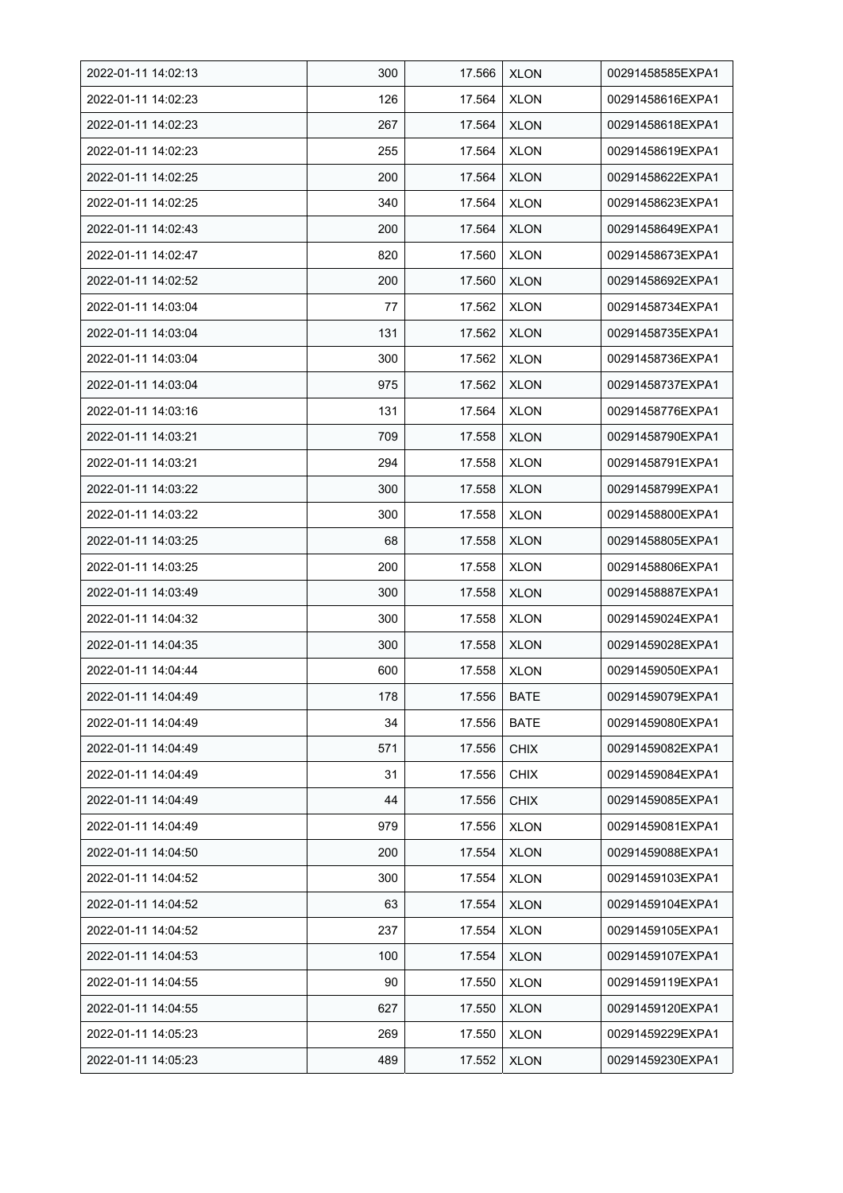| 2022-01-11 14:02:13 | 300 | 17.566 | XLON | 00291458585EXPA1 |
|---|---|---|---|---|
| 2022-01-11 14:02:23 | 126 | 17.564 | XLON | 00291458616EXPA1 |
| 2022-01-11 14:02:23 | 267 | 17.564 | XLON | 00291458618EXPA1 |
| 2022-01-11 14:02:23 | 255 | 17.564 | XLON | 00291458619EXPA1 |
| 2022-01-11 14:02:25 | 200 | 17.564 | XLON | 00291458622EXPA1 |
| 2022-01-11 14:02:25 | 340 | 17.564 | XLON | 00291458623EXPA1 |
| 2022-01-11 14:02:43 | 200 | 17.564 | XLON | 00291458649EXPA1 |
| 2022-01-11 14:02:47 | 820 | 17.560 | XLON | 00291458673EXPA1 |
| 2022-01-11 14:02:52 | 200 | 17.560 | XLON | 00291458692EXPA1 |
| 2022-01-11 14:03:04 | 77 | 17.562 | XLON | 00291458734EXPA1 |
| 2022-01-11 14:03:04 | 131 | 17.562 | XLON | 00291458735EXPA1 |
| 2022-01-11 14:03:04 | 300 | 17.562 | XLON | 00291458736EXPA1 |
| 2022-01-11 14:03:04 | 975 | 17.562 | XLON | 00291458737EXPA1 |
| 2022-01-11 14:03:16 | 131 | 17.564 | XLON | 00291458776EXPA1 |
| 2022-01-11 14:03:21 | 709 | 17.558 | XLON | 00291458790EXPA1 |
| 2022-01-11 14:03:21 | 294 | 17.558 | XLON | 00291458791EXPA1 |
| 2022-01-11 14:03:22 | 300 | 17.558 | XLON | 00291458799EXPA1 |
| 2022-01-11 14:03:22 | 300 | 17.558 | XLON | 00291458800EXPA1 |
| 2022-01-11 14:03:25 | 68 | 17.558 | XLON | 00291458805EXPA1 |
| 2022-01-11 14:03:25 | 200 | 17.558 | XLON | 00291458806EXPA1 |
| 2022-01-11 14:03:49 | 300 | 17.558 | XLON | 00291458887EXPA1 |
| 2022-01-11 14:04:32 | 300 | 17.558 | XLON | 00291459024EXPA1 |
| 2022-01-11 14:04:35 | 300 | 17.558 | XLON | 00291459028EXPA1 |
| 2022-01-11 14:04:44 | 600 | 17.558 | XLON | 00291459050EXPA1 |
| 2022-01-11 14:04:49 | 178 | 17.556 | BATE | 00291459079EXPA1 |
| 2022-01-11 14:04:49 | 34 | 17.556 | BATE | 00291459080EXPA1 |
| 2022-01-11 14:04:49 | 571 | 17.556 | CHIX | 00291459082EXPA1 |
| 2022-01-11 14:04:49 | 31 | 17.556 | CHIX | 00291459084EXPA1 |
| 2022-01-11 14:04:49 | 44 | 17.556 | CHIX | 00291459085EXPA1 |
| 2022-01-11 14:04:49 | 979 | 17.556 | XLON | 00291459081EXPA1 |
| 2022-01-11 14:04:50 | 200 | 17.554 | XLON | 00291459088EXPA1 |
| 2022-01-11 14:04:52 | 300 | 17.554 | XLON | 00291459103EXPA1 |
| 2022-01-11 14:04:52 | 63 | 17.554 | XLON | 00291459104EXPA1 |
| 2022-01-11 14:04:52 | 237 | 17.554 | XLON | 00291459105EXPA1 |
| 2022-01-11 14:04:53 | 100 | 17.554 | XLON | 00291459107EXPA1 |
| 2022-01-11 14:04:55 | 90 | 17.550 | XLON | 00291459119EXPA1 |
| 2022-01-11 14:04:55 | 627 | 17.550 | XLON | 00291459120EXPA1 |
| 2022-01-11 14:05:23 | 269 | 17.550 | XLON | 00291459229EXPA1 |
| 2022-01-11 14:05:23 | 489 | 17.552 | XLON | 00291459230EXPA1 |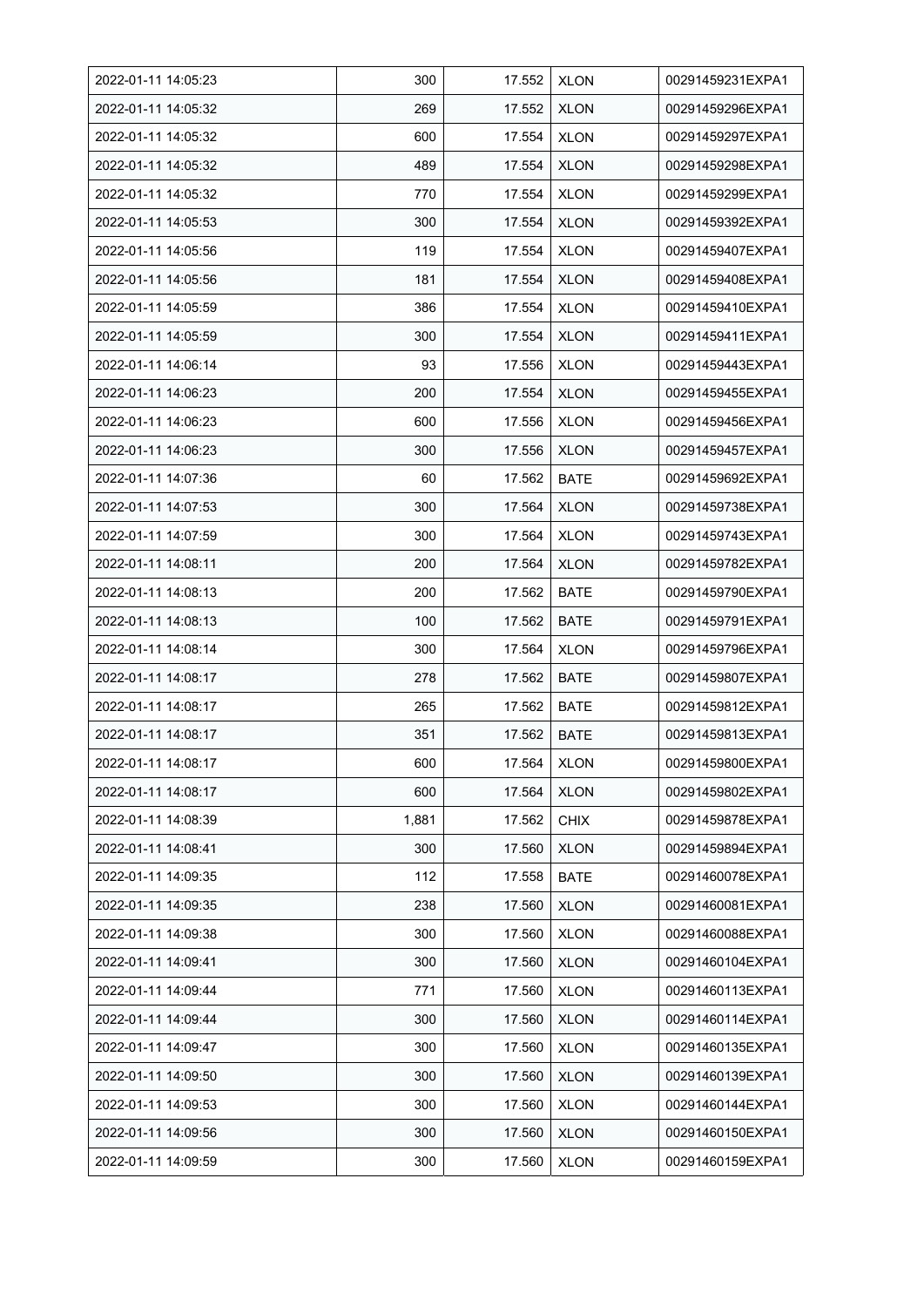| 2022-01-11 14:05:23 | 300 | 17.552 | XLON | 00291459231EXPA1 |
|---|---|---|---|---|
| 2022-01-11 14:05:32 | 269 | 17.552 | XLON | 00291459296EXPA1 |
| 2022-01-11 14:05:32 | 600 | 17.554 | XLON | 00291459297EXPA1 |
| 2022-01-11 14:05:32 | 489 | 17.554 | XLON | 00291459298EXPA1 |
| 2022-01-11 14:05:32 | 770 | 17.554 | XLON | 00291459299EXPA1 |
| 2022-01-11 14:05:53 | 300 | 17.554 | XLON | 00291459392EXPA1 |
| 2022-01-11 14:05:56 | 119 | 17.554 | XLON | 00291459407EXPA1 |
| 2022-01-11 14:05:56 | 181 | 17.554 | XLON | 00291459408EXPA1 |
| 2022-01-11 14:05:59 | 386 | 17.554 | XLON | 00291459410EXPA1 |
| 2022-01-11 14:05:59 | 300 | 17.554 | XLON | 00291459411EXPA1 |
| 2022-01-11 14:06:14 | 93 | 17.556 | XLON | 00291459443EXPA1 |
| 2022-01-11 14:06:23 | 200 | 17.554 | XLON | 00291459455EXPA1 |
| 2022-01-11 14:06:23 | 600 | 17.556 | XLON | 00291459456EXPA1 |
| 2022-01-11 14:06:23 | 300 | 17.556 | XLON | 00291459457EXPA1 |
| 2022-01-11 14:07:36 | 60 | 17.562 | BATE | 00291459692EXPA1 |
| 2022-01-11 14:07:53 | 300 | 17.564 | XLON | 00291459738EXPA1 |
| 2022-01-11 14:07:59 | 300 | 17.564 | XLON | 00291459743EXPA1 |
| 2022-01-11 14:08:11 | 200 | 17.564 | XLON | 00291459782EXPA1 |
| 2022-01-11 14:08:13 | 200 | 17.562 | BATE | 00291459790EXPA1 |
| 2022-01-11 14:08:13 | 100 | 17.562 | BATE | 00291459791EXPA1 |
| 2022-01-11 14:08:14 | 300 | 17.564 | XLON | 00291459796EXPA1 |
| 2022-01-11 14:08:17 | 278 | 17.562 | BATE | 00291459807EXPA1 |
| 2022-01-11 14:08:17 | 265 | 17.562 | BATE | 00291459812EXPA1 |
| 2022-01-11 14:08:17 | 351 | 17.562 | BATE | 00291459813EXPA1 |
| 2022-01-11 14:08:17 | 600 | 17.564 | XLON | 00291459800EXPA1 |
| 2022-01-11 14:08:17 | 600 | 17.564 | XLON | 00291459802EXPA1 |
| 2022-01-11 14:08:39 | 1,881 | 17.562 | CHIX | 00291459878EXPA1 |
| 2022-01-11 14:08:41 | 300 | 17.560 | XLON | 00291459894EXPA1 |
| 2022-01-11 14:09:35 | 112 | 17.558 | BATE | 00291460078EXPA1 |
| 2022-01-11 14:09:35 | 238 | 17.560 | XLON | 00291460081EXPA1 |
| 2022-01-11 14:09:38 | 300 | 17.560 | XLON | 00291460088EXPA1 |
| 2022-01-11 14:09:41 | 300 | 17.560 | XLON | 00291460104EXPA1 |
| 2022-01-11 14:09:44 | 771 | 17.560 | XLON | 00291460113EXPA1 |
| 2022-01-11 14:09:44 | 300 | 17.560 | XLON | 00291460114EXPA1 |
| 2022-01-11 14:09:47 | 300 | 17.560 | XLON | 00291460135EXPA1 |
| 2022-01-11 14:09:50 | 300 | 17.560 | XLON | 00291460139EXPA1 |
| 2022-01-11 14:09:53 | 300 | 17.560 | XLON | 00291460144EXPA1 |
| 2022-01-11 14:09:56 | 300 | 17.560 | XLON | 00291460150EXPA1 |
| 2022-01-11 14:09:59 | 300 | 17.560 | XLON | 00291460159EXPA1 |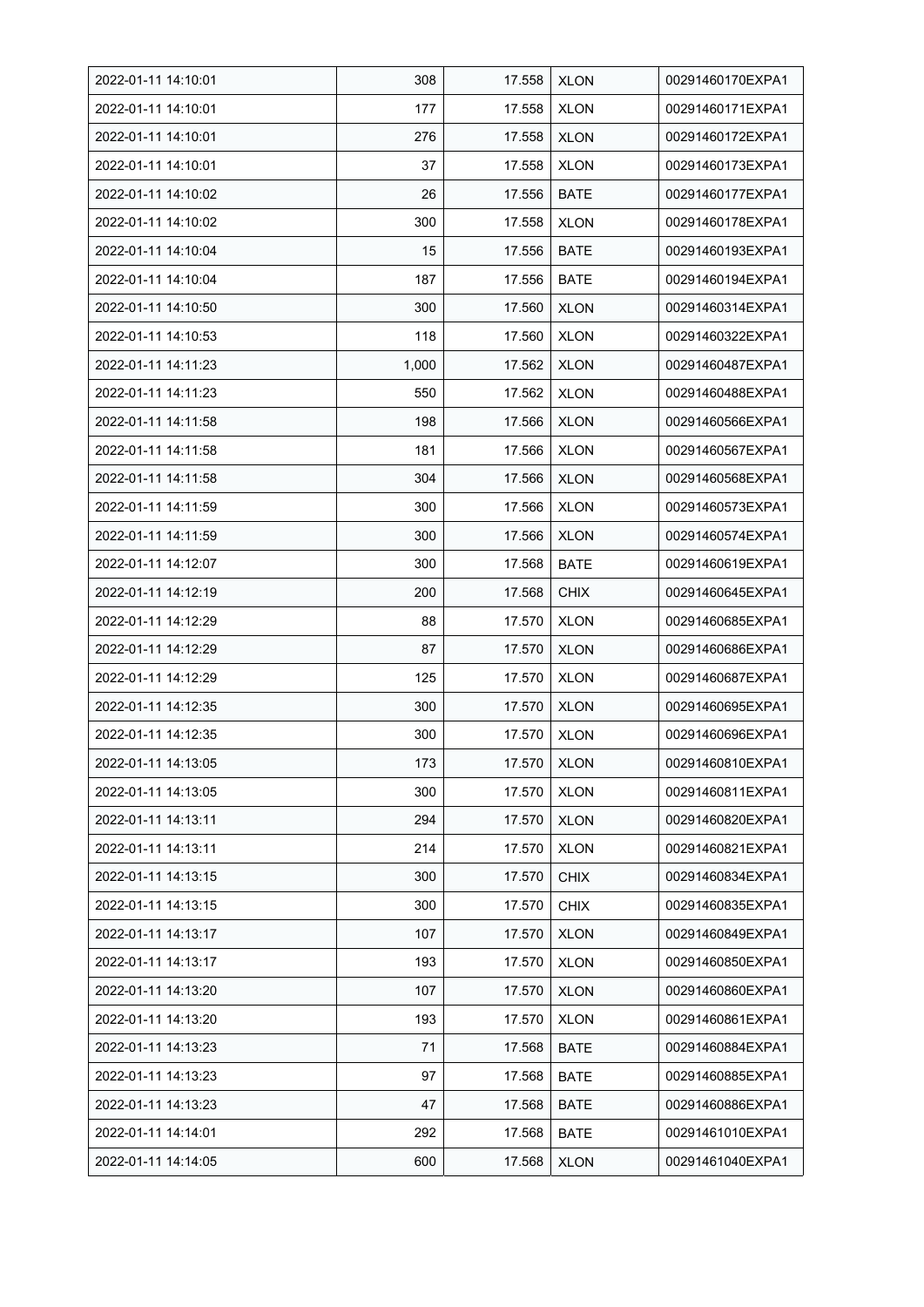| | | | | |
|---|---|---|---|---|
| 2022-01-11 14:10:01 | 308 | 17.558 | XLON | 00291460170EXPA1 |
| 2022-01-11 14:10:01 | 177 | 17.558 | XLON | 00291460171EXPA1 |
| 2022-01-11 14:10:01 | 276 | 17.558 | XLON | 00291460172EXPA1 |
| 2022-01-11 14:10:01 | 37 | 17.558 | XLON | 00291460173EXPA1 |
| 2022-01-11 14:10:02 | 26 | 17.556 | BATE | 00291460177EXPA1 |
| 2022-01-11 14:10:02 | 300 | 17.558 | XLON | 00291460178EXPA1 |
| 2022-01-11 14:10:04 | 15 | 17.556 | BATE | 00291460193EXPA1 |
| 2022-01-11 14:10:04 | 187 | 17.556 | BATE | 00291460194EXPA1 |
| 2022-01-11 14:10:50 | 300 | 17.560 | XLON | 00291460314EXPA1 |
| 2022-01-11 14:10:53 | 118 | 17.560 | XLON | 00291460322EXPA1 |
| 2022-01-11 14:11:23 | 1,000 | 17.562 | XLON | 00291460487EXPA1 |
| 2022-01-11 14:11:23 | 550 | 17.562 | XLON | 00291460488EXPA1 |
| 2022-01-11 14:11:58 | 198 | 17.566 | XLON | 00291460566EXPA1 |
| 2022-01-11 14:11:58 | 181 | 17.566 | XLON | 00291460567EXPA1 |
| 2022-01-11 14:11:58 | 304 | 17.566 | XLON | 00291460568EXPA1 |
| 2022-01-11 14:11:59 | 300 | 17.566 | XLON | 00291460573EXPA1 |
| 2022-01-11 14:11:59 | 300 | 17.566 | XLON | 00291460574EXPA1 |
| 2022-01-11 14:12:07 | 300 | 17.568 | BATE | 00291460619EXPA1 |
| 2022-01-11 14:12:19 | 200 | 17.568 | CHIX | 00291460645EXPA1 |
| 2022-01-11 14:12:29 | 88 | 17.570 | XLON | 00291460685EXPA1 |
| 2022-01-11 14:12:29 | 87 | 17.570 | XLON | 00291460686EXPA1 |
| 2022-01-11 14:12:29 | 125 | 17.570 | XLON | 00291460687EXPA1 |
| 2022-01-11 14:12:35 | 300 | 17.570 | XLON | 00291460695EXPA1 |
| 2022-01-11 14:12:35 | 300 | 17.570 | XLON | 00291460696EXPA1 |
| 2022-01-11 14:13:05 | 173 | 17.570 | XLON | 00291460810EXPA1 |
| 2022-01-11 14:13:05 | 300 | 17.570 | XLON | 00291460811EXPA1 |
| 2022-01-11 14:13:11 | 294 | 17.570 | XLON | 00291460820EXPA1 |
| 2022-01-11 14:13:11 | 214 | 17.570 | XLON | 00291460821EXPA1 |
| 2022-01-11 14:13:15 | 300 | 17.570 | CHIX | 00291460834EXPA1 |
| 2022-01-11 14:13:15 | 300 | 17.570 | CHIX | 00291460835EXPA1 |
| 2022-01-11 14:13:17 | 107 | 17.570 | XLON | 00291460849EXPA1 |
| 2022-01-11 14:13:17 | 193 | 17.570 | XLON | 00291460850EXPA1 |
| 2022-01-11 14:13:20 | 107 | 17.570 | XLON | 00291460860EXPA1 |
| 2022-01-11 14:13:20 | 193 | 17.570 | XLON | 00291460861EXPA1 |
| 2022-01-11 14:13:23 | 71 | 17.568 | BATE | 00291460884EXPA1 |
| 2022-01-11 14:13:23 | 97 | 17.568 | BATE | 00291460885EXPA1 |
| 2022-01-11 14:13:23 | 47 | 17.568 | BATE | 00291460886EXPA1 |
| 2022-01-11 14:14:01 | 292 | 17.568 | BATE | 00291461010EXPA1 |
| 2022-01-11 14:14:05 | 600 | 17.568 | XLON | 00291461040EXPA1 |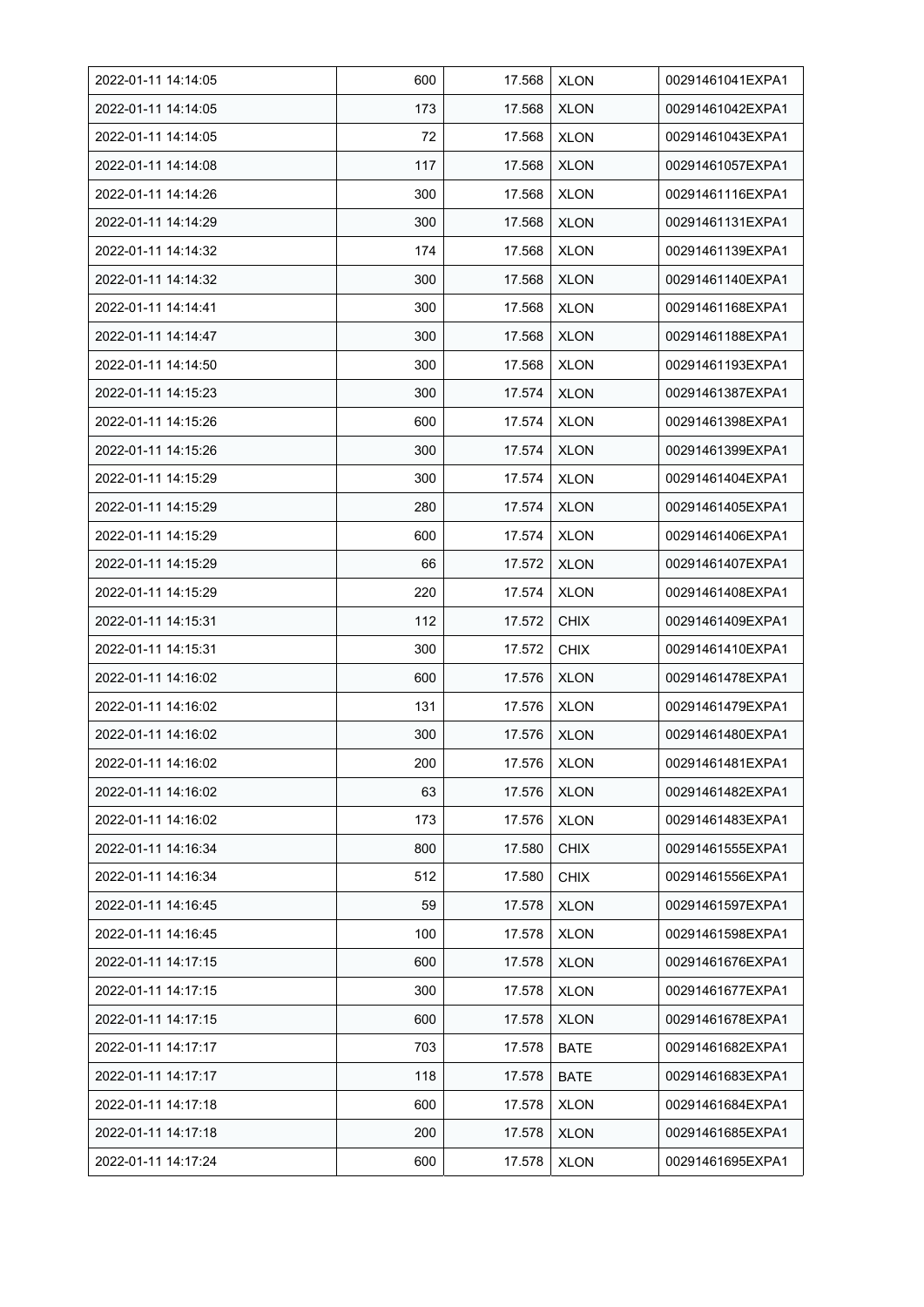| 2022-01-11 14:14:05 | 600 | 17.568 | XLON | 00291461041EXPA1 |
|---|---|---|---|---|
| 2022-01-11 14:14:05 | 173 | 17.568 | XLON | 00291461042EXPA1 |
| 2022-01-11 14:14:05 | 72 | 17.568 | XLON | 00291461043EXPA1 |
| 2022-01-11 14:14:08 | 117 | 17.568 | XLON | 00291461057EXPA1 |
| 2022-01-11 14:14:26 | 300 | 17.568 | XLON | 00291461116EXPA1 |
| 2022-01-11 14:14:29 | 300 | 17.568 | XLON | 00291461131EXPA1 |
| 2022-01-11 14:14:32 | 174 | 17.568 | XLON | 00291461139EXPA1 |
| 2022-01-11 14:14:32 | 300 | 17.568 | XLON | 00291461140EXPA1 |
| 2022-01-11 14:14:41 | 300 | 17.568 | XLON | 00291461168EXPA1 |
| 2022-01-11 14:14:47 | 300 | 17.568 | XLON | 00291461188EXPA1 |
| 2022-01-11 14:14:50 | 300 | 17.568 | XLON | 00291461193EXPA1 |
| 2022-01-11 14:15:23 | 300 | 17.574 | XLON | 00291461387EXPA1 |
| 2022-01-11 14:15:26 | 600 | 17.574 | XLON | 00291461398EXPA1 |
| 2022-01-11 14:15:26 | 300 | 17.574 | XLON | 00291461399EXPA1 |
| 2022-01-11 14:15:29 | 300 | 17.574 | XLON | 00291461404EXPA1 |
| 2022-01-11 14:15:29 | 280 | 17.574 | XLON | 00291461405EXPA1 |
| 2022-01-11 14:15:29 | 600 | 17.574 | XLON | 00291461406EXPA1 |
| 2022-01-11 14:15:29 | 66 | 17.572 | XLON | 00291461407EXPA1 |
| 2022-01-11 14:15:29 | 220 | 17.574 | XLON | 00291461408EXPA1 |
| 2022-01-11 14:15:31 | 112 | 17.572 | CHIX | 00291461409EXPA1 |
| 2022-01-11 14:15:31 | 300 | 17.572 | CHIX | 00291461410EXPA1 |
| 2022-01-11 14:16:02 | 600 | 17.576 | XLON | 00291461478EXPA1 |
| 2022-01-11 14:16:02 | 131 | 17.576 | XLON | 00291461479EXPA1 |
| 2022-01-11 14:16:02 | 300 | 17.576 | XLON | 00291461480EXPA1 |
| 2022-01-11 14:16:02 | 200 | 17.576 | XLON | 00291461481EXPA1 |
| 2022-01-11 14:16:02 | 63 | 17.576 | XLON | 00291461482EXPA1 |
| 2022-01-11 14:16:02 | 173 | 17.576 | XLON | 00291461483EXPA1 |
| 2022-01-11 14:16:34 | 800 | 17.580 | CHIX | 00291461555EXPA1 |
| 2022-01-11 14:16:34 | 512 | 17.580 | CHIX | 00291461556EXPA1 |
| 2022-01-11 14:16:45 | 59 | 17.578 | XLON | 00291461597EXPA1 |
| 2022-01-11 14:16:45 | 100 | 17.578 | XLON | 00291461598EXPA1 |
| 2022-01-11 14:17:15 | 600 | 17.578 | XLON | 00291461676EXPA1 |
| 2022-01-11 14:17:15 | 300 | 17.578 | XLON | 00291461677EXPA1 |
| 2022-01-11 14:17:15 | 600 | 17.578 | XLON | 00291461678EXPA1 |
| 2022-01-11 14:17:17 | 703 | 17.578 | BATE | 00291461682EXPA1 |
| 2022-01-11 14:17:17 | 118 | 17.578 | BATE | 00291461683EXPA1 |
| 2022-01-11 14:17:18 | 600 | 17.578 | XLON | 00291461684EXPA1 |
| 2022-01-11 14:17:18 | 200 | 17.578 | XLON | 00291461685EXPA1 |
| 2022-01-11 14:17:24 | 600 | 17.578 | XLON | 00291461695EXPA1 |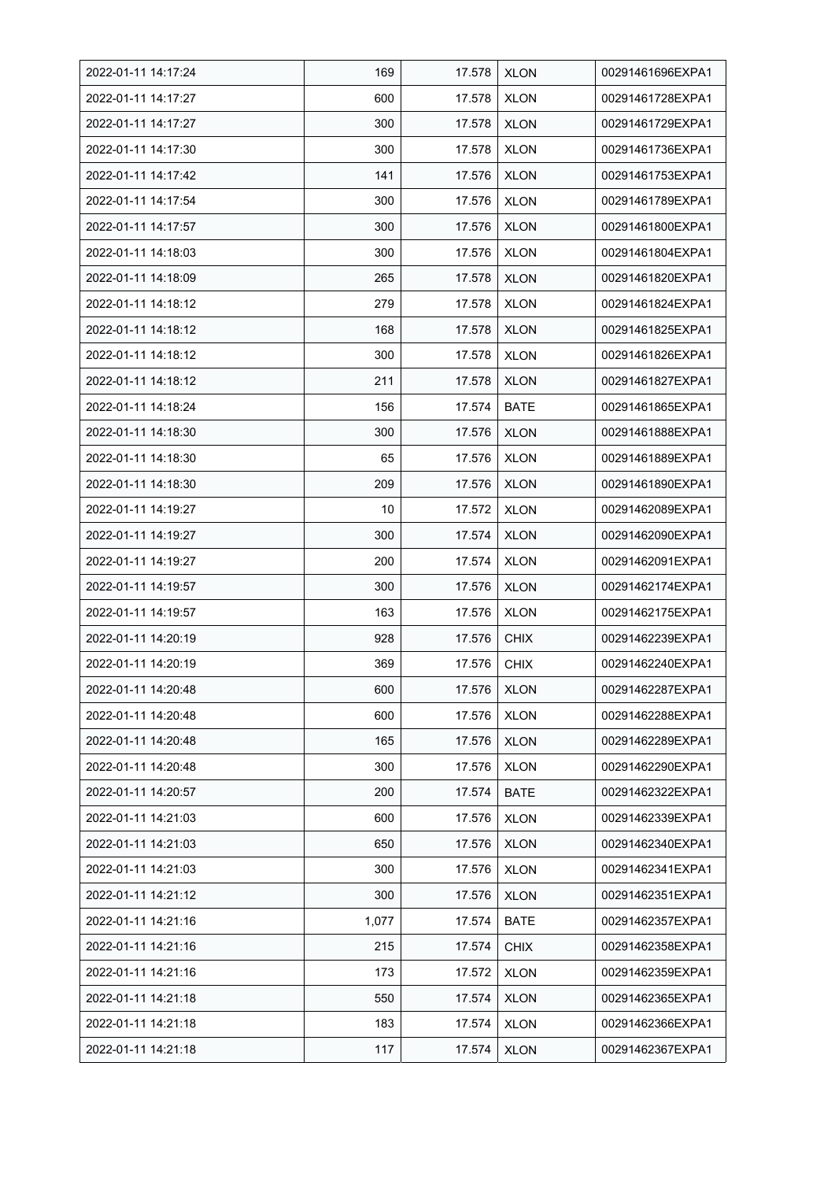| 2022-01-11 14:17:24 | 169 | 17.578 | XLON | 00291461696EXPA1 |
|---|---|---|---|---|
| 2022-01-11 14:17:27 | 600 | 17.578 | XLON | 00291461728EXPA1 |
| 2022-01-11 14:17:27 | 300 | 17.578 | XLON | 00291461729EXPA1 |
| 2022-01-11 14:17:30 | 300 | 17.578 | XLON | 00291461736EXPA1 |
| 2022-01-11 14:17:42 | 141 | 17.576 | XLON | 00291461753EXPA1 |
| 2022-01-11 14:17:54 | 300 | 17.576 | XLON | 00291461789EXPA1 |
| 2022-01-11 14:17:57 | 300 | 17.576 | XLON | 00291461800EXPA1 |
| 2022-01-11 14:18:03 | 300 | 17.576 | XLON | 00291461804EXPA1 |
| 2022-01-11 14:18:09 | 265 | 17.578 | XLON | 00291461820EXPA1 |
| 2022-01-11 14:18:12 | 279 | 17.578 | XLON | 00291461824EXPA1 |
| 2022-01-11 14:18:12 | 168 | 17.578 | XLON | 00291461825EXPA1 |
| 2022-01-11 14:18:12 | 300 | 17.578 | XLON | 00291461826EXPA1 |
| 2022-01-11 14:18:12 | 211 | 17.578 | XLON | 00291461827EXPA1 |
| 2022-01-11 14:18:24 | 156 | 17.574 | BATE | 00291461865EXPA1 |
| 2022-01-11 14:18:30 | 300 | 17.576 | XLON | 00291461888EXPA1 |
| 2022-01-11 14:18:30 | 65 | 17.576 | XLON | 00291461889EXPA1 |
| 2022-01-11 14:18:30 | 209 | 17.576 | XLON | 00291461890EXPA1 |
| 2022-01-11 14:19:27 | 10 | 17.572 | XLON | 00291462089EXPA1 |
| 2022-01-11 14:19:27 | 300 | 17.574 | XLON | 00291462090EXPA1 |
| 2022-01-11 14:19:27 | 200 | 17.574 | XLON | 00291462091EXPA1 |
| 2022-01-11 14:19:57 | 300 | 17.576 | XLON | 00291462174EXPA1 |
| 2022-01-11 14:19:57 | 163 | 17.576 | XLON | 00291462175EXPA1 |
| 2022-01-11 14:20:19 | 928 | 17.576 | CHIX | 00291462239EXPA1 |
| 2022-01-11 14:20:19 | 369 | 17.576 | CHIX | 00291462240EXPA1 |
| 2022-01-11 14:20:48 | 600 | 17.576 | XLON | 00291462287EXPA1 |
| 2022-01-11 14:20:48 | 600 | 17.576 | XLON | 00291462288EXPA1 |
| 2022-01-11 14:20:48 | 165 | 17.576 | XLON | 00291462289EXPA1 |
| 2022-01-11 14:20:48 | 300 | 17.576 | XLON | 00291462290EXPA1 |
| 2022-01-11 14:20:57 | 200 | 17.574 | BATE | 00291462322EXPA1 |
| 2022-01-11 14:21:03 | 600 | 17.576 | XLON | 00291462339EXPA1 |
| 2022-01-11 14:21:03 | 650 | 17.576 | XLON | 00291462340EXPA1 |
| 2022-01-11 14:21:03 | 300 | 17.576 | XLON | 00291462341EXPA1 |
| 2022-01-11 14:21:12 | 300 | 17.576 | XLON | 00291462351EXPA1 |
| 2022-01-11 14:21:16 | 1,077 | 17.574 | BATE | 00291462357EXPA1 |
| 2022-01-11 14:21:16 | 215 | 17.574 | CHIX | 00291462358EXPA1 |
| 2022-01-11 14:21:16 | 173 | 17.572 | XLON | 00291462359EXPA1 |
| 2022-01-11 14:21:18 | 550 | 17.574 | XLON | 00291462365EXPA1 |
| 2022-01-11 14:21:18 | 183 | 17.574 | XLON | 00291462366EXPA1 |
| 2022-01-11 14:21:18 | 117 | 17.574 | XLON | 00291462367EXPA1 |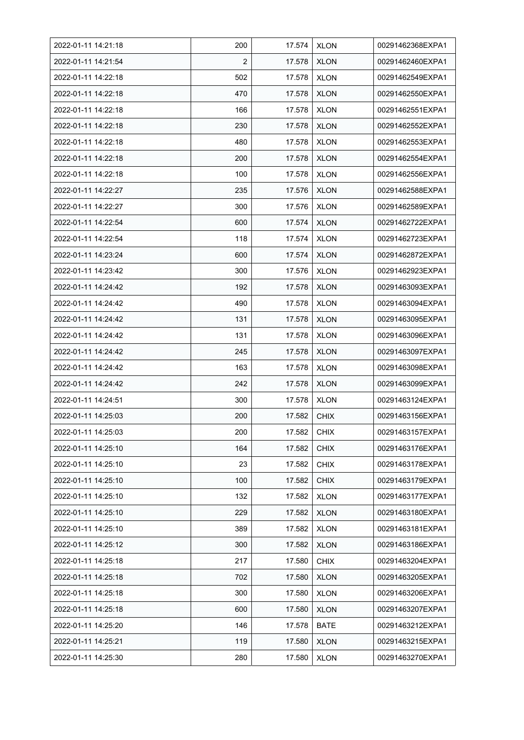| | | | | |
|---|---|---|---|---|
| 2022-01-11 14:21:18 | 200 | 17.574 | XLON | 00291462368EXPA1 |
| 2022-01-11 14:21:54 | 2 | 17.578 | XLON | 00291462460EXPA1 |
| 2022-01-11 14:22:18 | 502 | 17.578 | XLON | 00291462549EXPA1 |
| 2022-01-11 14:22:18 | 470 | 17.578 | XLON | 00291462550EXPA1 |
| 2022-01-11 14:22:18 | 166 | 17.578 | XLON | 00291462551EXPA1 |
| 2022-01-11 14:22:18 | 230 | 17.578 | XLON | 00291462552EXPA1 |
| 2022-01-11 14:22:18 | 480 | 17.578 | XLON | 00291462553EXPA1 |
| 2022-01-11 14:22:18 | 200 | 17.578 | XLON | 00291462554EXPA1 |
| 2022-01-11 14:22:18 | 100 | 17.578 | XLON | 00291462556EXPA1 |
| 2022-01-11 14:22:27 | 235 | 17.576 | XLON | 00291462588EXPA1 |
| 2022-01-11 14:22:27 | 300 | 17.576 | XLON | 00291462589EXPA1 |
| 2022-01-11 14:22:54 | 600 | 17.574 | XLON | 00291462722EXPA1 |
| 2022-01-11 14:22:54 | 118 | 17.574 | XLON | 00291462723EXPA1 |
| 2022-01-11 14:23:24 | 600 | 17.574 | XLON | 00291462872EXPA1 |
| 2022-01-11 14:23:42 | 300 | 17.576 | XLON | 00291462923EXPA1 |
| 2022-01-11 14:24:42 | 192 | 17.578 | XLON | 00291463093EXPA1 |
| 2022-01-11 14:24:42 | 490 | 17.578 | XLON | 00291463094EXPA1 |
| 2022-01-11 14:24:42 | 131 | 17.578 | XLON | 00291463095EXPA1 |
| 2022-01-11 14:24:42 | 131 | 17.578 | XLON | 00291463096EXPA1 |
| 2022-01-11 14:24:42 | 245 | 17.578 | XLON | 00291463097EXPA1 |
| 2022-01-11 14:24:42 | 163 | 17.578 | XLON | 00291463098EXPA1 |
| 2022-01-11 14:24:42 | 242 | 17.578 | XLON | 00291463099EXPA1 |
| 2022-01-11 14:24:51 | 300 | 17.578 | XLON | 00291463124EXPA1 |
| 2022-01-11 14:25:03 | 200 | 17.582 | CHIX | 00291463156EXPA1 |
| 2022-01-11 14:25:03 | 200 | 17.582 | CHIX | 00291463157EXPA1 |
| 2022-01-11 14:25:10 | 164 | 17.582 | CHIX | 00291463176EXPA1 |
| 2022-01-11 14:25:10 | 23 | 17.582 | CHIX | 00291463178EXPA1 |
| 2022-01-11 14:25:10 | 100 | 17.582 | CHIX | 00291463179EXPA1 |
| 2022-01-11 14:25:10 | 132 | 17.582 | XLON | 00291463177EXPA1 |
| 2022-01-11 14:25:10 | 229 | 17.582 | XLON | 00291463180EXPA1 |
| 2022-01-11 14:25:10 | 389 | 17.582 | XLON | 00291463181EXPA1 |
| 2022-01-11 14:25:12 | 300 | 17.582 | XLON | 00291463186EXPA1 |
| 2022-01-11 14:25:18 | 217 | 17.580 | CHIX | 00291463204EXPA1 |
| 2022-01-11 14:25:18 | 702 | 17.580 | XLON | 00291463205EXPA1 |
| 2022-01-11 14:25:18 | 300 | 17.580 | XLON | 00291463206EXPA1 |
| 2022-01-11 14:25:18 | 600 | 17.580 | XLON | 00291463207EXPA1 |
| 2022-01-11 14:25:20 | 146 | 17.578 | BATE | 00291463212EXPA1 |
| 2022-01-11 14:25:21 | 119 | 17.580 | XLON | 00291463215EXPA1 |
| 2022-01-11 14:25:30 | 280 | 17.580 | XLON | 00291463270EXPA1 |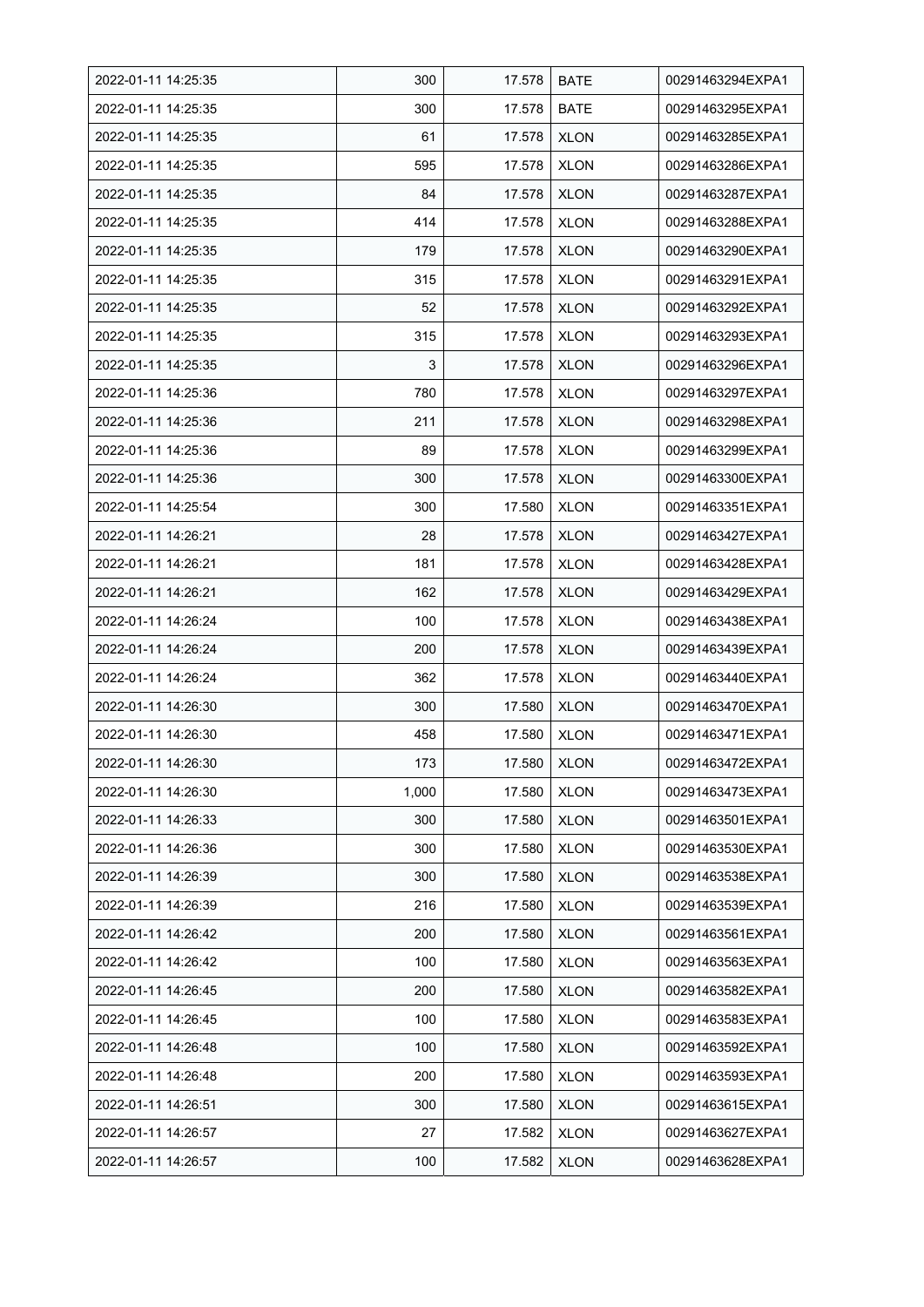| 2022-01-11 14:25:35 | 300 | 17.578 | BATE | 00291463294EXPA1 |
|---|---|---|---|---|
| 2022-01-11 14:25:35 | 300 | 17.578 | BATE | 00291463295EXPA1 |
| 2022-01-11 14:25:35 | 61 | 17.578 | XLON | 00291463285EXPA1 |
| 2022-01-11 14:25:35 | 595 | 17.578 | XLON | 00291463286EXPA1 |
| 2022-01-11 14:25:35 | 84 | 17.578 | XLON | 00291463287EXPA1 |
| 2022-01-11 14:25:35 | 414 | 17.578 | XLON | 00291463288EXPA1 |
| 2022-01-11 14:25:35 | 179 | 17.578 | XLON | 00291463290EXPA1 |
| 2022-01-11 14:25:35 | 315 | 17.578 | XLON | 00291463291EXPA1 |
| 2022-01-11 14:25:35 | 52 | 17.578 | XLON | 00291463292EXPA1 |
| 2022-01-11 14:25:35 | 315 | 17.578 | XLON | 00291463293EXPA1 |
| 2022-01-11 14:25:35 | 3 | 17.578 | XLON | 00291463296EXPA1 |
| 2022-01-11 14:25:36 | 780 | 17.578 | XLON | 00291463297EXPA1 |
| 2022-01-11 14:25:36 | 211 | 17.578 | XLON | 00291463298EXPA1 |
| 2022-01-11 14:25:36 | 89 | 17.578 | XLON | 00291463299EXPA1 |
| 2022-01-11 14:25:36 | 300 | 17.578 | XLON | 00291463300EXPA1 |
| 2022-01-11 14:25:54 | 300 | 17.580 | XLON | 00291463351EXPA1 |
| 2022-01-11 14:26:21 | 28 | 17.578 | XLON | 00291463427EXPA1 |
| 2022-01-11 14:26:21 | 181 | 17.578 | XLON | 00291463428EXPA1 |
| 2022-01-11 14:26:21 | 162 | 17.578 | XLON | 00291463429EXPA1 |
| 2022-01-11 14:26:24 | 100 | 17.578 | XLON | 00291463438EXPA1 |
| 2022-01-11 14:26:24 | 200 | 17.578 | XLON | 00291463439EXPA1 |
| 2022-01-11 14:26:24 | 362 | 17.578 | XLON | 00291463440EXPA1 |
| 2022-01-11 14:26:30 | 300 | 17.580 | XLON | 00291463470EXPA1 |
| 2022-01-11 14:26:30 | 458 | 17.580 | XLON | 00291463471EXPA1 |
| 2022-01-11 14:26:30 | 173 | 17.580 | XLON | 00291463472EXPA1 |
| 2022-01-11 14:26:30 | 1,000 | 17.580 | XLON | 00291463473EXPA1 |
| 2022-01-11 14:26:33 | 300 | 17.580 | XLON | 00291463501EXPA1 |
| 2022-01-11 14:26:36 | 300 | 17.580 | XLON | 00291463530EXPA1 |
| 2022-01-11 14:26:39 | 300 | 17.580 | XLON | 00291463538EXPA1 |
| 2022-01-11 14:26:39 | 216 | 17.580 | XLON | 00291463539EXPA1 |
| 2022-01-11 14:26:42 | 200 | 17.580 | XLON | 00291463561EXPA1 |
| 2022-01-11 14:26:42 | 100 | 17.580 | XLON | 00291463563EXPA1 |
| 2022-01-11 14:26:45 | 200 | 17.580 | XLON | 00291463582EXPA1 |
| 2022-01-11 14:26:45 | 100 | 17.580 | XLON | 00291463583EXPA1 |
| 2022-01-11 14:26:48 | 100 | 17.580 | XLON | 00291463592EXPA1 |
| 2022-01-11 14:26:48 | 200 | 17.580 | XLON | 00291463593EXPA1 |
| 2022-01-11 14:26:51 | 300 | 17.580 | XLON | 00291463615EXPA1 |
| 2022-01-11 14:26:57 | 27 | 17.582 | XLON | 00291463627EXPA1 |
| 2022-01-11 14:26:57 | 100 | 17.582 | XLON | 00291463628EXPA1 |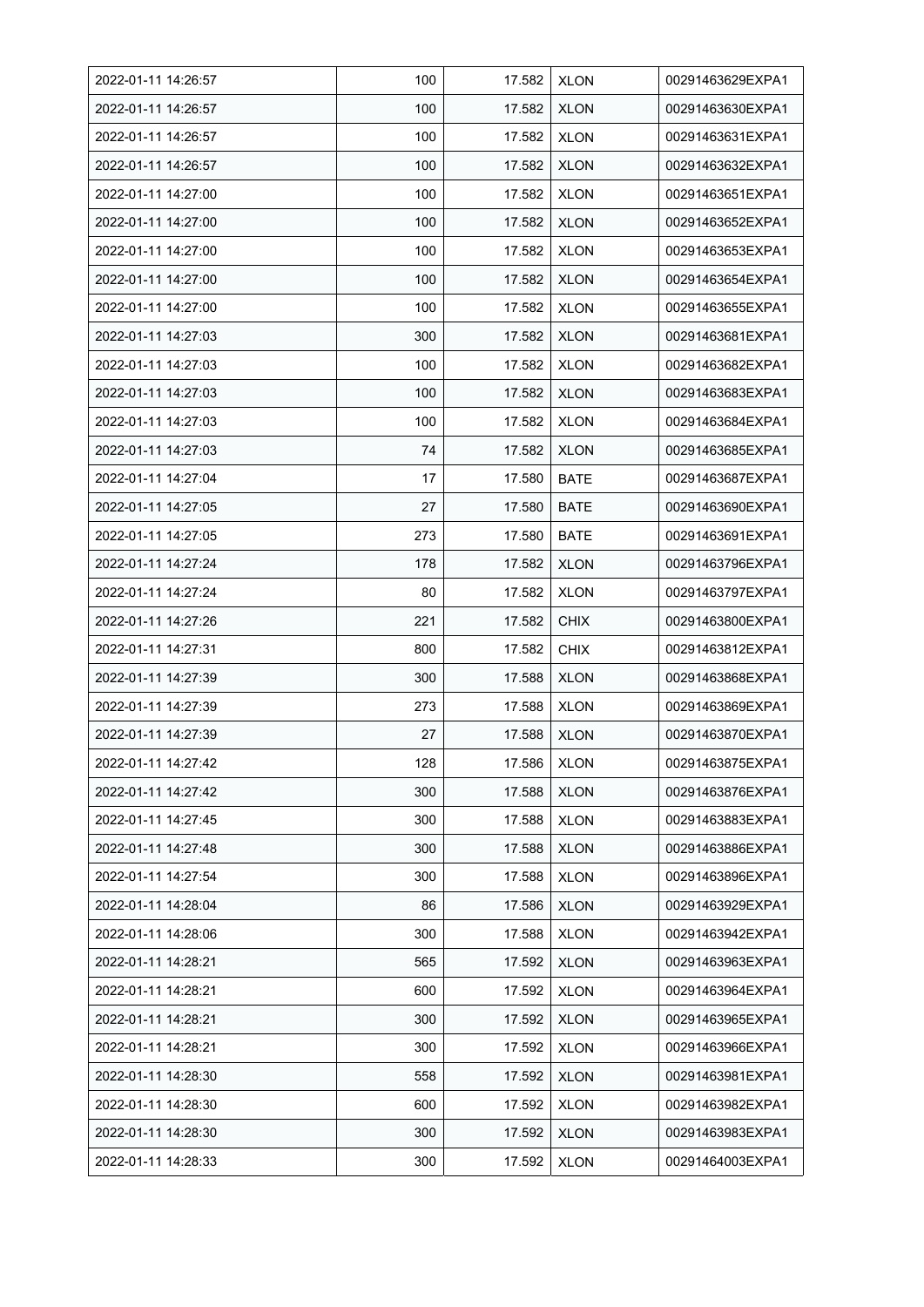| | | | | |
|---|---|---|---|---|
| 2022-01-11 14:26:57 | 100 | 17.582 | XLON | 00291463629EXPA1 |
| 2022-01-11 14:26:57 | 100 | 17.582 | XLON | 00291463630EXPA1 |
| 2022-01-11 14:26:57 | 100 | 17.582 | XLON | 00291463631EXPA1 |
| 2022-01-11 14:26:57 | 100 | 17.582 | XLON | 00291463632EXPA1 |
| 2022-01-11 14:27:00 | 100 | 17.582 | XLON | 00291463651EXPA1 |
| 2022-01-11 14:27:00 | 100 | 17.582 | XLON | 00291463652EXPA1 |
| 2022-01-11 14:27:00 | 100 | 17.582 | XLON | 00291463653EXPA1 |
| 2022-01-11 14:27:00 | 100 | 17.582 | XLON | 00291463654EXPA1 |
| 2022-01-11 14:27:00 | 100 | 17.582 | XLON | 00291463655EXPA1 |
| 2022-01-11 14:27:03 | 300 | 17.582 | XLON | 00291463681EXPA1 |
| 2022-01-11 14:27:03 | 100 | 17.582 | XLON | 00291463682EXPA1 |
| 2022-01-11 14:27:03 | 100 | 17.582 | XLON | 00291463683EXPA1 |
| 2022-01-11 14:27:03 | 100 | 17.582 | XLON | 00291463684EXPA1 |
| 2022-01-11 14:27:03 | 74 | 17.582 | XLON | 00291463685EXPA1 |
| 2022-01-11 14:27:04 | 17 | 17.580 | BATE | 00291463687EXPA1 |
| 2022-01-11 14:27:05 | 27 | 17.580 | BATE | 00291463690EXPA1 |
| 2022-01-11 14:27:05 | 273 | 17.580 | BATE | 00291463691EXPA1 |
| 2022-01-11 14:27:24 | 178 | 17.582 | XLON | 00291463796EXPA1 |
| 2022-01-11 14:27:24 | 80 | 17.582 | XLON | 00291463797EXPA1 |
| 2022-01-11 14:27:26 | 221 | 17.582 | CHIX | 00291463800EXPA1 |
| 2022-01-11 14:27:31 | 800 | 17.582 | CHIX | 00291463812EXPA1 |
| 2022-01-11 14:27:39 | 300 | 17.588 | XLON | 00291463868EXPA1 |
| 2022-01-11 14:27:39 | 273 | 17.588 | XLON | 00291463869EXPA1 |
| 2022-01-11 14:27:39 | 27 | 17.588 | XLON | 00291463870EXPA1 |
| 2022-01-11 14:27:42 | 128 | 17.586 | XLON | 00291463875EXPA1 |
| 2022-01-11 14:27:42 | 300 | 17.588 | XLON | 00291463876EXPA1 |
| 2022-01-11 14:27:45 | 300 | 17.588 | XLON | 00291463883EXPA1 |
| 2022-01-11 14:27:48 | 300 | 17.588 | XLON | 00291463886EXPA1 |
| 2022-01-11 14:27:54 | 300 | 17.588 | XLON | 00291463896EXPA1 |
| 2022-01-11 14:28:04 | 86 | 17.586 | XLON | 00291463929EXPA1 |
| 2022-01-11 14:28:06 | 300 | 17.588 | XLON | 00291463942EXPA1 |
| 2022-01-11 14:28:21 | 565 | 17.592 | XLON | 00291463963EXPA1 |
| 2022-01-11 14:28:21 | 600 | 17.592 | XLON | 00291463964EXPA1 |
| 2022-01-11 14:28:21 | 300 | 17.592 | XLON | 00291463965EXPA1 |
| 2022-01-11 14:28:21 | 300 | 17.592 | XLON | 00291463966EXPA1 |
| 2022-01-11 14:28:30 | 558 | 17.592 | XLON | 00291463981EXPA1 |
| 2022-01-11 14:28:30 | 600 | 17.592 | XLON | 00291463982EXPA1 |
| 2022-01-11 14:28:30 | 300 | 17.592 | XLON | 00291463983EXPA1 |
| 2022-01-11 14:28:33 | 300 | 17.592 | XLON | 00291464003EXPA1 |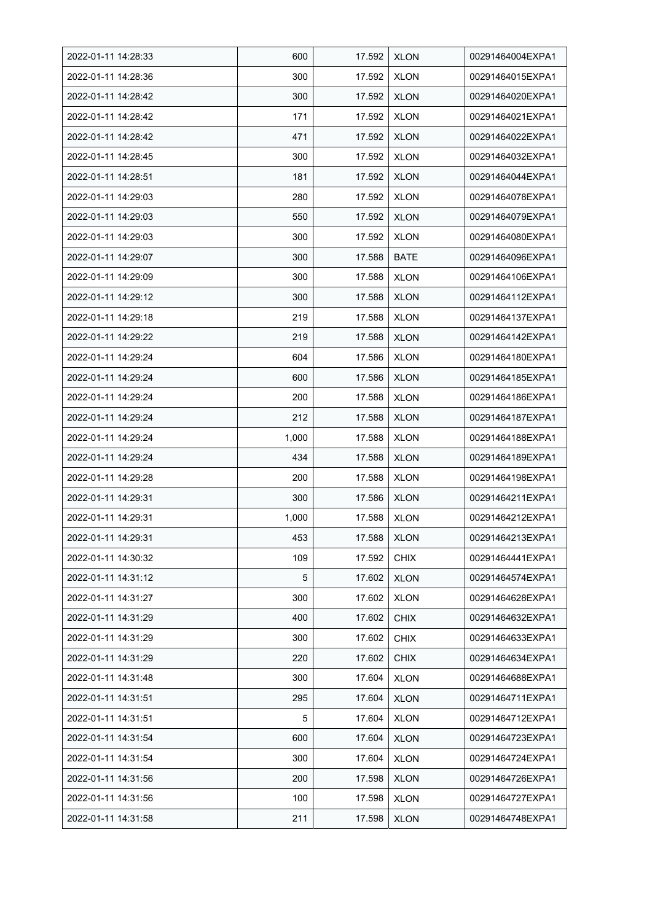| | | | | |
|---|---|---|---|---|
| 2022-01-11 14:28:33 | 600 | 17.592 | XLON | 00291464004EXPA1 |
| 2022-01-11 14:28:36 | 300 | 17.592 | XLON | 00291464015EXPA1 |
| 2022-01-11 14:28:42 | 300 | 17.592 | XLON | 00291464020EXPA1 |
| 2022-01-11 14:28:42 | 171 | 17.592 | XLON | 00291464021EXPA1 |
| 2022-01-11 14:28:42 | 471 | 17.592 | XLON | 00291464022EXPA1 |
| 2022-01-11 14:28:45 | 300 | 17.592 | XLON | 00291464032EXPA1 |
| 2022-01-11 14:28:51 | 181 | 17.592 | XLON | 00291464044EXPA1 |
| 2022-01-11 14:29:03 | 280 | 17.592 | XLON | 00291464078EXPA1 |
| 2022-01-11 14:29:03 | 550 | 17.592 | XLON | 00291464079EXPA1 |
| 2022-01-11 14:29:03 | 300 | 17.592 | XLON | 00291464080EXPA1 |
| 2022-01-11 14:29:07 | 300 | 17.588 | BATE | 00291464096EXPA1 |
| 2022-01-11 14:29:09 | 300 | 17.588 | XLON | 00291464106EXPA1 |
| 2022-01-11 14:29:12 | 300 | 17.588 | XLON | 00291464112EXPA1 |
| 2022-01-11 14:29:18 | 219 | 17.588 | XLON | 00291464137EXPA1 |
| 2022-01-11 14:29:22 | 219 | 17.588 | XLON | 00291464142EXPA1 |
| 2022-01-11 14:29:24 | 604 | 17.586 | XLON | 00291464180EXPA1 |
| 2022-01-11 14:29:24 | 600 | 17.586 | XLON | 00291464185EXPA1 |
| 2022-01-11 14:29:24 | 200 | 17.588 | XLON | 00291464186EXPA1 |
| 2022-01-11 14:29:24 | 212 | 17.588 | XLON | 00291464187EXPA1 |
| 2022-01-11 14:29:24 | 1,000 | 17.588 | XLON | 00291464188EXPA1 |
| 2022-01-11 14:29:24 | 434 | 17.588 | XLON | 00291464189EXPA1 |
| 2022-01-11 14:29:28 | 200 | 17.588 | XLON | 00291464198EXPA1 |
| 2022-01-11 14:29:31 | 300 | 17.586 | XLON | 00291464211EXPA1 |
| 2022-01-11 14:29:31 | 1,000 | 17.588 | XLON | 00291464212EXPA1 |
| 2022-01-11 14:29:31 | 453 | 17.588 | XLON | 00291464213EXPA1 |
| 2022-01-11 14:30:32 | 109 | 17.592 | CHIX | 00291464441EXPA1 |
| 2022-01-11 14:31:12 | 5 | 17.602 | XLON | 00291464574EXPA1 |
| 2022-01-11 14:31:27 | 300 | 17.602 | XLON | 00291464628EXPA1 |
| 2022-01-11 14:31:29 | 400 | 17.602 | CHIX | 00291464632EXPA1 |
| 2022-01-11 14:31:29 | 300 | 17.602 | CHIX | 00291464633EXPA1 |
| 2022-01-11 14:31:29 | 220 | 17.602 | CHIX | 00291464634EXPA1 |
| 2022-01-11 14:31:48 | 300 | 17.604 | XLON | 00291464688EXPA1 |
| 2022-01-11 14:31:51 | 295 | 17.604 | XLON | 00291464711EXPA1 |
| 2022-01-11 14:31:51 | 5 | 17.604 | XLON | 00291464712EXPA1 |
| 2022-01-11 14:31:54 | 600 | 17.604 | XLON | 00291464723EXPA1 |
| 2022-01-11 14:31:54 | 300 | 17.604 | XLON | 00291464724EXPA1 |
| 2022-01-11 14:31:56 | 200 | 17.598 | XLON | 00291464726EXPA1 |
| 2022-01-11 14:31:56 | 100 | 17.598 | XLON | 00291464727EXPA1 |
| 2022-01-11 14:31:58 | 211 | 17.598 | XLON | 00291464748EXPA1 |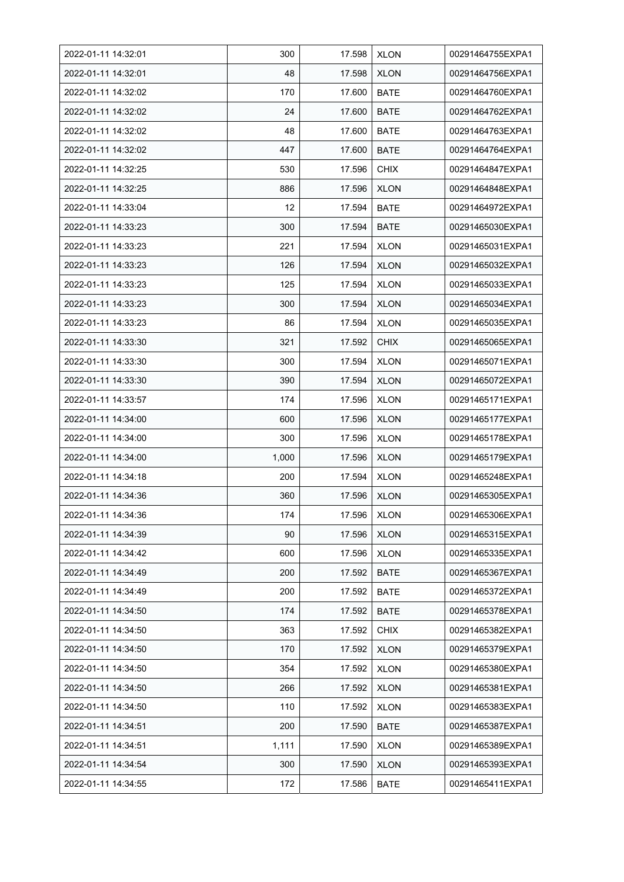| | | | | |
|---|---|---|---|---|
| 2022-01-11 14:32:01 | 300 | 17.598 | XLON | 00291464755EXPA1 |
| 2022-01-11 14:32:01 | 48 | 17.598 | XLON | 00291464756EXPA1 |
| 2022-01-11 14:32:02 | 170 | 17.600 | BATE | 00291464760EXPA1 |
| 2022-01-11 14:32:02 | 24 | 17.600 | BATE | 00291464762EXPA1 |
| 2022-01-11 14:32:02 | 48 | 17.600 | BATE | 00291464763EXPA1 |
| 2022-01-11 14:32:02 | 447 | 17.600 | BATE | 00291464764EXPA1 |
| 2022-01-11 14:32:25 | 530 | 17.596 | CHIX | 00291464847EXPA1 |
| 2022-01-11 14:32:25 | 886 | 17.596 | XLON | 00291464848EXPA1 |
| 2022-01-11 14:33:04 | 12 | 17.594 | BATE | 00291464972EXPA1 |
| 2022-01-11 14:33:23 | 300 | 17.594 | BATE | 00291465030EXPA1 |
| 2022-01-11 14:33:23 | 221 | 17.594 | XLON | 00291465031EXPA1 |
| 2022-01-11 14:33:23 | 126 | 17.594 | XLON | 00291465032EXPA1 |
| 2022-01-11 14:33:23 | 125 | 17.594 | XLON | 00291465033EXPA1 |
| 2022-01-11 14:33:23 | 300 | 17.594 | XLON | 00291465034EXPA1 |
| 2022-01-11 14:33:23 | 86 | 17.594 | XLON | 00291465035EXPA1 |
| 2022-01-11 14:33:30 | 321 | 17.592 | CHIX | 00291465065EXPA1 |
| 2022-01-11 14:33:30 | 300 | 17.594 | XLON | 00291465071EXPA1 |
| 2022-01-11 14:33:30 | 390 | 17.594 | XLON | 00291465072EXPA1 |
| 2022-01-11 14:33:57 | 174 | 17.596 | XLON | 00291465171EXPA1 |
| 2022-01-11 14:34:00 | 600 | 17.596 | XLON | 00291465177EXPA1 |
| 2022-01-11 14:34:00 | 300 | 17.596 | XLON | 00291465178EXPA1 |
| 2022-01-11 14:34:00 | 1,000 | 17.596 | XLON | 00291465179EXPA1 |
| 2022-01-11 14:34:18 | 200 | 17.594 | XLON | 00291465248EXPA1 |
| 2022-01-11 14:34:36 | 360 | 17.596 | XLON | 00291465305EXPA1 |
| 2022-01-11 14:34:36 | 174 | 17.596 | XLON | 00291465306EXPA1 |
| 2022-01-11 14:34:39 | 90 | 17.596 | XLON | 00291465315EXPA1 |
| 2022-01-11 14:34:42 | 600 | 17.596 | XLON | 00291465335EXPA1 |
| 2022-01-11 14:34:49 | 200 | 17.592 | BATE | 00291465367EXPA1 |
| 2022-01-11 14:34:49 | 200 | 17.592 | BATE | 00291465372EXPA1 |
| 2022-01-11 14:34:50 | 174 | 17.592 | BATE | 00291465378EXPA1 |
| 2022-01-11 14:34:50 | 363 | 17.592 | CHIX | 00291465382EXPA1 |
| 2022-01-11 14:34:50 | 170 | 17.592 | XLON | 00291465379EXPA1 |
| 2022-01-11 14:34:50 | 354 | 17.592 | XLON | 00291465380EXPA1 |
| 2022-01-11 14:34:50 | 266 | 17.592 | XLON | 00291465381EXPA1 |
| 2022-01-11 14:34:50 | 110 | 17.592 | XLON | 00291465383EXPA1 |
| 2022-01-11 14:34:51 | 200 | 17.590 | BATE | 00291465387EXPA1 |
| 2022-01-11 14:34:51 | 1,111 | 17.590 | XLON | 00291465389EXPA1 |
| 2022-01-11 14:34:54 | 300 | 17.590 | XLON | 00291465393EXPA1 |
| 2022-01-11 14:34:55 | 172 | 17.586 | BATE | 00291465411EXPA1 |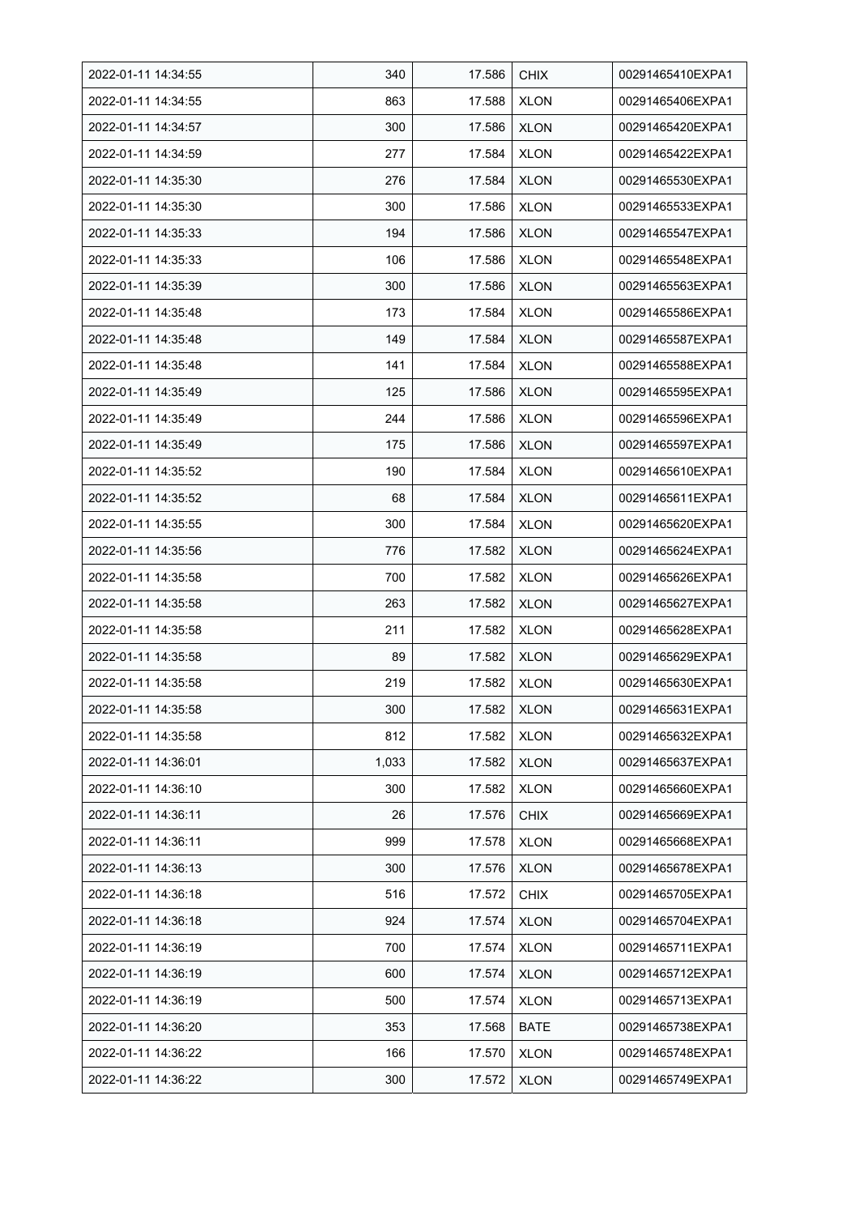| 2022-01-11 14:34:55 | 340 | 17.586 | CHIX | 00291465410EXPA1 |
|---|---|---|---|---|
| 2022-01-11 14:34:55 | 863 | 17.588 | XLON | 00291465406EXPA1 |
| 2022-01-11 14:34:57 | 300 | 17.586 | XLON | 00291465420EXPA1 |
| 2022-01-11 14:34:59 | 277 | 17.584 | XLON | 00291465422EXPA1 |
| 2022-01-11 14:35:30 | 276 | 17.584 | XLON | 00291465530EXPA1 |
| 2022-01-11 14:35:30 | 300 | 17.586 | XLON | 00291465533EXPA1 |
| 2022-01-11 14:35:33 | 194 | 17.586 | XLON | 00291465547EXPA1 |
| 2022-01-11 14:35:33 | 106 | 17.586 | XLON | 00291465548EXPA1 |
| 2022-01-11 14:35:39 | 300 | 17.586 | XLON | 00291465563EXPA1 |
| 2022-01-11 14:35:48 | 173 | 17.584 | XLON | 00291465586EXPA1 |
| 2022-01-11 14:35:48 | 149 | 17.584 | XLON | 00291465587EXPA1 |
| 2022-01-11 14:35:48 | 141 | 17.584 | XLON | 00291465588EXPA1 |
| 2022-01-11 14:35:49 | 125 | 17.586 | XLON | 00291465595EXPA1 |
| 2022-01-11 14:35:49 | 244 | 17.586 | XLON | 00291465596EXPA1 |
| 2022-01-11 14:35:49 | 175 | 17.586 | XLON | 00291465597EXPA1 |
| 2022-01-11 14:35:52 | 190 | 17.584 | XLON | 00291465610EXPA1 |
| 2022-01-11 14:35:52 | 68 | 17.584 | XLON | 00291465611EXPA1 |
| 2022-01-11 14:35:55 | 300 | 17.584 | XLON | 00291465620EXPA1 |
| 2022-01-11 14:35:56 | 776 | 17.582 | XLON | 00291465624EXPA1 |
| 2022-01-11 14:35:58 | 700 | 17.582 | XLON | 00291465626EXPA1 |
| 2022-01-11 14:35:58 | 263 | 17.582 | XLON | 00291465627EXPA1 |
| 2022-01-11 14:35:58 | 211 | 17.582 | XLON | 00291465628EXPA1 |
| 2022-01-11 14:35:58 | 89 | 17.582 | XLON | 00291465629EXPA1 |
| 2022-01-11 14:35:58 | 219 | 17.582 | XLON | 00291465630EXPA1 |
| 2022-01-11 14:35:58 | 300 | 17.582 | XLON | 00291465631EXPA1 |
| 2022-01-11 14:35:58 | 812 | 17.582 | XLON | 00291465632EXPA1 |
| 2022-01-11 14:36:01 | 1,033 | 17.582 | XLON | 00291465637EXPA1 |
| 2022-01-11 14:36:10 | 300 | 17.582 | XLON | 00291465660EXPA1 |
| 2022-01-11 14:36:11 | 26 | 17.576 | CHIX | 00291465669EXPA1 |
| 2022-01-11 14:36:11 | 999 | 17.578 | XLON | 00291465668EXPA1 |
| 2022-01-11 14:36:13 | 300 | 17.576 | XLON | 00291465678EXPA1 |
| 2022-01-11 14:36:18 | 516 | 17.572 | CHIX | 00291465705EXPA1 |
| 2022-01-11 14:36:18 | 924 | 17.574 | XLON | 00291465704EXPA1 |
| 2022-01-11 14:36:19 | 700 | 17.574 | XLON | 00291465711EXPA1 |
| 2022-01-11 14:36:19 | 600 | 17.574 | XLON | 00291465712EXPA1 |
| 2022-01-11 14:36:19 | 500 | 17.574 | XLON | 00291465713EXPA1 |
| 2022-01-11 14:36:20 | 353 | 17.568 | BATE | 00291465738EXPA1 |
| 2022-01-11 14:36:22 | 166 | 17.570 | XLON | 00291465748EXPA1 |
| 2022-01-11 14:36:22 | 300 | 17.572 | XLON | 00291465749EXPA1 |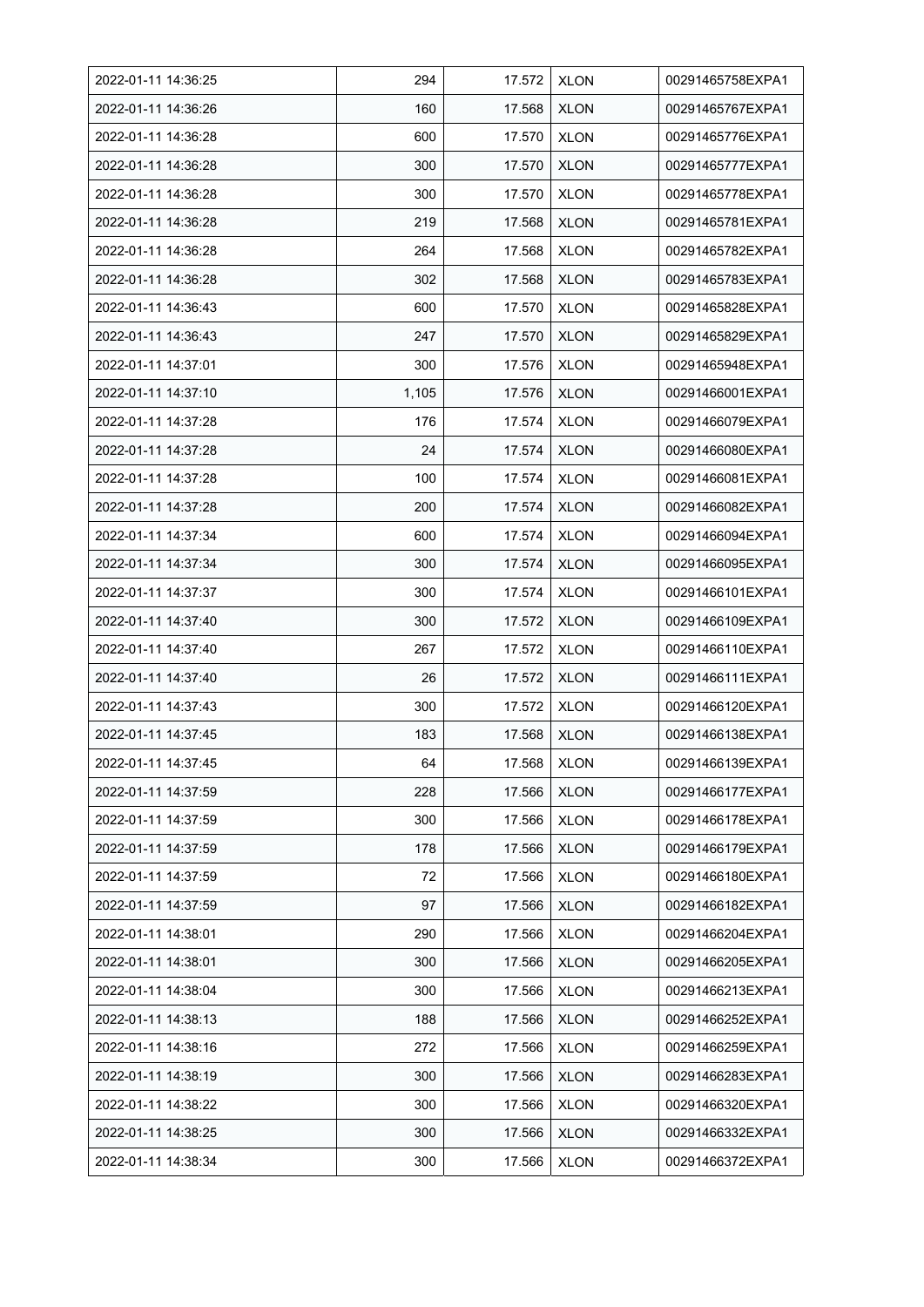| 2022-01-11 14:36:25 | 294 | 17.572 | XLON | 00291465758EXPA1 |
|---|---|---|---|---|
| 2022-01-11 14:36:26 | 160 | 17.568 | XLON | 00291465767EXPA1 |
| 2022-01-11 14:36:28 | 600 | 17.570 | XLON | 00291465776EXPA1 |
| 2022-01-11 14:36:28 | 300 | 17.570 | XLON | 00291465777EXPA1 |
| 2022-01-11 14:36:28 | 300 | 17.570 | XLON | 00291465778EXPA1 |
| 2022-01-11 14:36:28 | 219 | 17.568 | XLON | 00291465781EXPA1 |
| 2022-01-11 14:36:28 | 264 | 17.568 | XLON | 00291465782EXPA1 |
| 2022-01-11 14:36:28 | 302 | 17.568 | XLON | 00291465783EXPA1 |
| 2022-01-11 14:36:43 | 600 | 17.570 | XLON | 00291465828EXPA1 |
| 2022-01-11 14:36:43 | 247 | 17.570 | XLON | 00291465829EXPA1 |
| 2022-01-11 14:37:01 | 300 | 17.576 | XLON | 00291465948EXPA1 |
| 2022-01-11 14:37:10 | 1,105 | 17.576 | XLON | 00291466001EXPA1 |
| 2022-01-11 14:37:28 | 176 | 17.574 | XLON | 00291466079EXPA1 |
| 2022-01-11 14:37:28 | 24 | 17.574 | XLON | 00291466080EXPA1 |
| 2022-01-11 14:37:28 | 100 | 17.574 | XLON | 00291466081EXPA1 |
| 2022-01-11 14:37:28 | 200 | 17.574 | XLON | 00291466082EXPA1 |
| 2022-01-11 14:37:34 | 600 | 17.574 | XLON | 00291466094EXPA1 |
| 2022-01-11 14:37:34 | 300 | 17.574 | XLON | 00291466095EXPA1 |
| 2022-01-11 14:37:37 | 300 | 17.574 | XLON | 00291466101EXPA1 |
| 2022-01-11 14:37:40 | 300 | 17.572 | XLON | 00291466109EXPA1 |
| 2022-01-11 14:37:40 | 267 | 17.572 | XLON | 00291466110EXPA1 |
| 2022-01-11 14:37:40 | 26 | 17.572 | XLON | 00291466111EXPA1 |
| 2022-01-11 14:37:43 | 300 | 17.572 | XLON | 00291466120EXPA1 |
| 2022-01-11 14:37:45 | 183 | 17.568 | XLON | 00291466138EXPA1 |
| 2022-01-11 14:37:45 | 64 | 17.568 | XLON | 00291466139EXPA1 |
| 2022-01-11 14:37:59 | 228 | 17.566 | XLON | 00291466177EXPA1 |
| 2022-01-11 14:37:59 | 300 | 17.566 | XLON | 00291466178EXPA1 |
| 2022-01-11 14:37:59 | 178 | 17.566 | XLON | 00291466179EXPA1 |
| 2022-01-11 14:37:59 | 72 | 17.566 | XLON | 00291466180EXPA1 |
| 2022-01-11 14:37:59 | 97 | 17.566 | XLON | 00291466182EXPA1 |
| 2022-01-11 14:38:01 | 290 | 17.566 | XLON | 00291466204EXPA1 |
| 2022-01-11 14:38:01 | 300 | 17.566 | XLON | 00291466205EXPA1 |
| 2022-01-11 14:38:04 | 300 | 17.566 | XLON | 00291466213EXPA1 |
| 2022-01-11 14:38:13 | 188 | 17.566 | XLON | 00291466252EXPA1 |
| 2022-01-11 14:38:16 | 272 | 17.566 | XLON | 00291466259EXPA1 |
| 2022-01-11 14:38:19 | 300 | 17.566 | XLON | 00291466283EXPA1 |
| 2022-01-11 14:38:22 | 300 | 17.566 | XLON | 00291466320EXPA1 |
| 2022-01-11 14:38:25 | 300 | 17.566 | XLON | 00291466332EXPA1 |
| 2022-01-11 14:38:34 | 300 | 17.566 | XLON | 00291466372EXPA1 |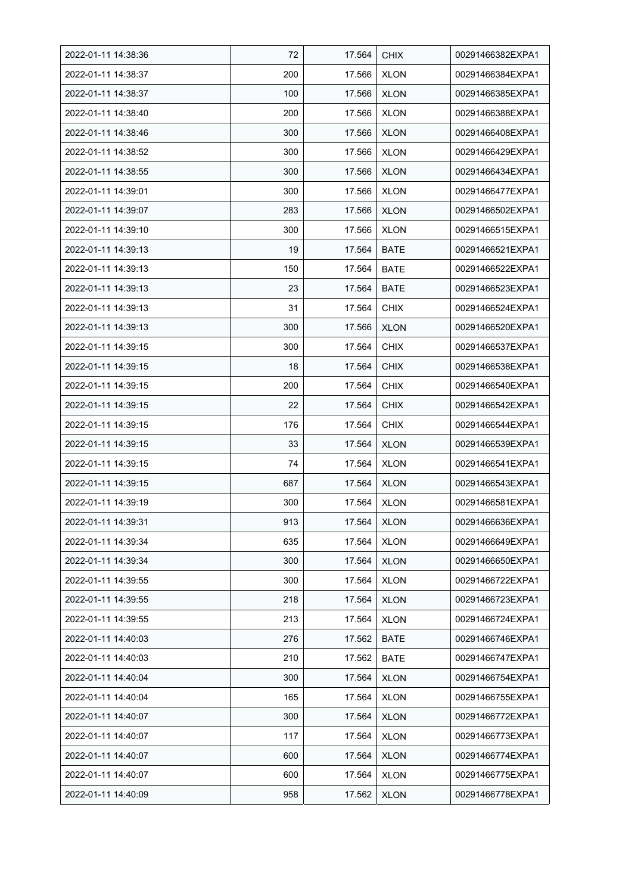| 2022-01-11 14:38:36 | 72 | 17.564 | CHIX | 00291466382EXPA1 |
|---|---|---|---|---|
| 2022-01-11 14:38:37 | 200 | 17.566 | XLON | 00291466384EXPA1 |
| 2022-01-11 14:38:37 | 100 | 17.566 | XLON | 00291466385EXPA1 |
| 2022-01-11 14:38:40 | 200 | 17.566 | XLON | 00291466388EXPA1 |
| 2022-01-11 14:38:46 | 300 | 17.566 | XLON | 00291466408EXPA1 |
| 2022-01-11 14:38:52 | 300 | 17.566 | XLON | 00291466429EXPA1 |
| 2022-01-11 14:38:55 | 300 | 17.566 | XLON | 00291466434EXPA1 |
| 2022-01-11 14:39:01 | 300 | 17.566 | XLON | 00291466477EXPA1 |
| 2022-01-11 14:39:07 | 283 | 17.566 | XLON | 00291466502EXPA1 |
| 2022-01-11 14:39:10 | 300 | 17.566 | XLON | 00291466515EXPA1 |
| 2022-01-11 14:39:13 | 19 | 17.564 | BATE | 00291466521EXPA1 |
| 2022-01-11 14:39:13 | 150 | 17.564 | BATE | 00291466522EXPA1 |
| 2022-01-11 14:39:13 | 23 | 17.564 | BATE | 00291466523EXPA1 |
| 2022-01-11 14:39:13 | 31 | 17.564 | CHIX | 00291466524EXPA1 |
| 2022-01-11 14:39:13 | 300 | 17.566 | XLON | 00291466520EXPA1 |
| 2022-01-11 14:39:15 | 300 | 17.564 | CHIX | 00291466537EXPA1 |
| 2022-01-11 14:39:15 | 18 | 17.564 | CHIX | 00291466538EXPA1 |
| 2022-01-11 14:39:15 | 200 | 17.564 | CHIX | 00291466540EXPA1 |
| 2022-01-11 14:39:15 | 22 | 17.564 | CHIX | 00291466542EXPA1 |
| 2022-01-11 14:39:15 | 176 | 17.564 | CHIX | 00291466544EXPA1 |
| 2022-01-11 14:39:15 | 33 | 17.564 | XLON | 00291466539EXPA1 |
| 2022-01-11 14:39:15 | 74 | 17.564 | XLON | 00291466541EXPA1 |
| 2022-01-11 14:39:15 | 687 | 17.564 | XLON | 00291466543EXPA1 |
| 2022-01-11 14:39:19 | 300 | 17.564 | XLON | 00291466581EXPA1 |
| 2022-01-11 14:39:31 | 913 | 17.564 | XLON | 00291466636EXPA1 |
| 2022-01-11 14:39:34 | 635 | 17.564 | XLON | 00291466649EXPA1 |
| 2022-01-11 14:39:34 | 300 | 17.564 | XLON | 00291466650EXPA1 |
| 2022-01-11 14:39:55 | 300 | 17.564 | XLON | 00291466722EXPA1 |
| 2022-01-11 14:39:55 | 218 | 17.564 | XLON | 00291466723EXPA1 |
| 2022-01-11 14:39:55 | 213 | 17.564 | XLON | 00291466724EXPA1 |
| 2022-01-11 14:40:03 | 276 | 17.562 | BATE | 00291466746EXPA1 |
| 2022-01-11 14:40:03 | 210 | 17.562 | BATE | 00291466747EXPA1 |
| 2022-01-11 14:40:04 | 300 | 17.564 | XLON | 00291466754EXPA1 |
| 2022-01-11 14:40:04 | 165 | 17.564 | XLON | 00291466755EXPA1 |
| 2022-01-11 14:40:07 | 300 | 17.564 | XLON | 00291466772EXPA1 |
| 2022-01-11 14:40:07 | 117 | 17.564 | XLON | 00291466773EXPA1 |
| 2022-01-11 14:40:07 | 600 | 17.564 | XLON | 00291466774EXPA1 |
| 2022-01-11 14:40:07 | 600 | 17.564 | XLON | 00291466775EXPA1 |
| 2022-01-11 14:40:09 | 958 | 17.562 | XLON | 00291466778EXPA1 |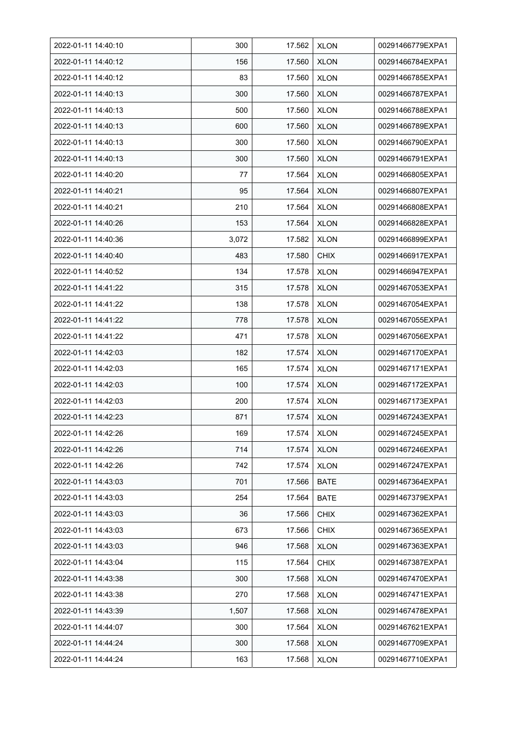| 2022-01-11 14:40:10 | 300 | 17.562 | XLON | 00291466779EXPA1 |
|---|---|---|---|---|
| 2022-01-11 14:40:12 | 156 | 17.560 | XLON | 00291466784EXPA1 |
| 2022-01-11 14:40:12 | 83 | 17.560 | XLON | 00291466785EXPA1 |
| 2022-01-11 14:40:13 | 300 | 17.560 | XLON | 00291466787EXPA1 |
| 2022-01-11 14:40:13 | 500 | 17.560 | XLON | 00291466788EXPA1 |
| 2022-01-11 14:40:13 | 600 | 17.560 | XLON | 00291466789EXPA1 |
| 2022-01-11 14:40:13 | 300 | 17.560 | XLON | 00291466790EXPA1 |
| 2022-01-11 14:40:13 | 300 | 17.560 | XLON | 00291466791EXPA1 |
| 2022-01-11 14:40:20 | 77 | 17.564 | XLON | 00291466805EXPA1 |
| 2022-01-11 14:40:21 | 95 | 17.564 | XLON | 00291466807EXPA1 |
| 2022-01-11 14:40:21 | 210 | 17.564 | XLON | 00291466808EXPA1 |
| 2022-01-11 14:40:26 | 153 | 17.564 | XLON | 00291466828EXPA1 |
| 2022-01-11 14:40:36 | 3,072 | 17.582 | XLON | 00291466899EXPA1 |
| 2022-01-11 14:40:40 | 483 | 17.580 | CHIX | 00291466917EXPA1 |
| 2022-01-11 14:40:52 | 134 | 17.578 | XLON | 00291466947EXPA1 |
| 2022-01-11 14:41:22 | 315 | 17.578 | XLON | 00291467053EXPA1 |
| 2022-01-11 14:41:22 | 138 | 17.578 | XLON | 00291467054EXPA1 |
| 2022-01-11 14:41:22 | 778 | 17.578 | XLON | 00291467055EXPA1 |
| 2022-01-11 14:41:22 | 471 | 17.578 | XLON | 00291467056EXPA1 |
| 2022-01-11 14:42:03 | 182 | 17.574 | XLON | 00291467170EXPA1 |
| 2022-01-11 14:42:03 | 165 | 17.574 | XLON | 00291467171EXPA1 |
| 2022-01-11 14:42:03 | 100 | 17.574 | XLON | 00291467172EXPA1 |
| 2022-01-11 14:42:03 | 200 | 17.574 | XLON | 00291467173EXPA1 |
| 2022-01-11 14:42:23 | 871 | 17.574 | XLON | 00291467243EXPA1 |
| 2022-01-11 14:42:26 | 169 | 17.574 | XLON | 00291467245EXPA1 |
| 2022-01-11 14:42:26 | 714 | 17.574 | XLON | 00291467246EXPA1 |
| 2022-01-11 14:42:26 | 742 | 17.574 | XLON | 00291467247EXPA1 |
| 2022-01-11 14:43:03 | 701 | 17.566 | BATE | 00291467364EXPA1 |
| 2022-01-11 14:43:03 | 254 | 17.564 | BATE | 00291467379EXPA1 |
| 2022-01-11 14:43:03 | 36 | 17.566 | CHIX | 00291467362EXPA1 |
| 2022-01-11 14:43:03 | 673 | 17.566 | CHIX | 00291467365EXPA1 |
| 2022-01-11 14:43:03 | 946 | 17.568 | XLON | 00291467363EXPA1 |
| 2022-01-11 14:43:04 | 115 | 17.564 | CHIX | 00291467387EXPA1 |
| 2022-01-11 14:43:38 | 300 | 17.568 | XLON | 00291467470EXPA1 |
| 2022-01-11 14:43:38 | 270 | 17.568 | XLON | 00291467471EXPA1 |
| 2022-01-11 14:43:39 | 1,507 | 17.568 | XLON | 00291467478EXPA1 |
| 2022-01-11 14:44:07 | 300 | 17.564 | XLON | 00291467621EXPA1 |
| 2022-01-11 14:44:24 | 300 | 17.568 | XLON | 00291467709EXPA1 |
| 2022-01-11 14:44:24 | 163 | 17.568 | XLON | 00291467710EXPA1 |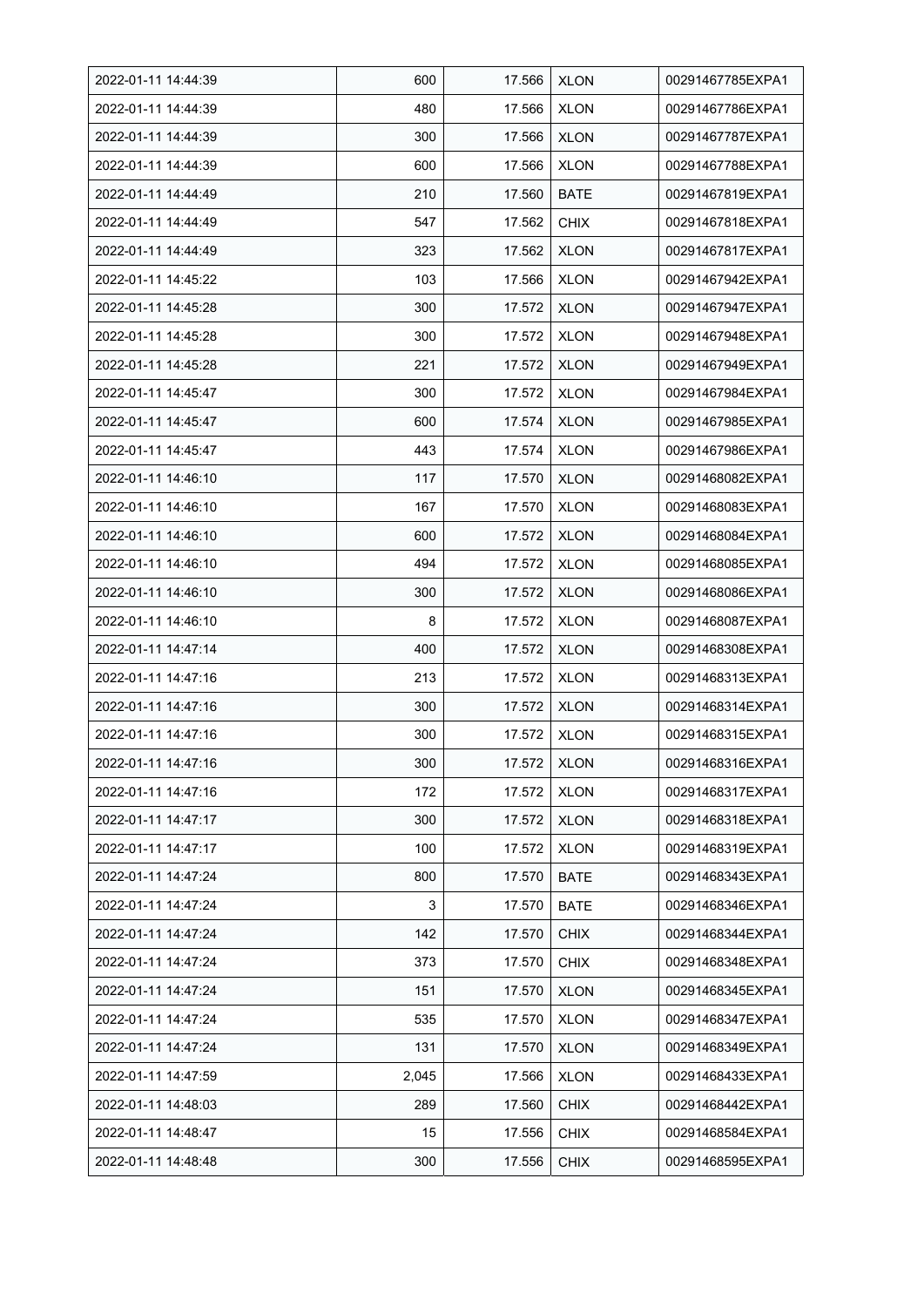| | | | | |
|---|---|---|---|---|
| 2022-01-11 14:44:39 | 600 | 17.566 | XLON | 00291467785EXPA1 |
| 2022-01-11 14:44:39 | 480 | 17.566 | XLON | 00291467786EXPA1 |
| 2022-01-11 14:44:39 | 300 | 17.566 | XLON | 00291467787EXPA1 |
| 2022-01-11 14:44:39 | 600 | 17.566 | XLON | 00291467788EXPA1 |
| 2022-01-11 14:44:49 | 210 | 17.560 | BATE | 00291467819EXPA1 |
| 2022-01-11 14:44:49 | 547 | 17.562 | CHIX | 00291467818EXPA1 |
| 2022-01-11 14:44:49 | 323 | 17.562 | XLON | 00291467817EXPA1 |
| 2022-01-11 14:45:22 | 103 | 17.566 | XLON | 00291467942EXPA1 |
| 2022-01-11 14:45:28 | 300 | 17.572 | XLON | 00291467947EXPA1 |
| 2022-01-11 14:45:28 | 300 | 17.572 | XLON | 00291467948EXPA1 |
| 2022-01-11 14:45:28 | 221 | 17.572 | XLON | 00291467949EXPA1 |
| 2022-01-11 14:45:47 | 300 | 17.572 | XLON | 00291467984EXPA1 |
| 2022-01-11 14:45:47 | 600 | 17.574 | XLON | 00291467985EXPA1 |
| 2022-01-11 14:45:47 | 443 | 17.574 | XLON | 00291467986EXPA1 |
| 2022-01-11 14:46:10 | 117 | 17.570 | XLON | 00291468082EXPA1 |
| 2022-01-11 14:46:10 | 167 | 17.570 | XLON | 00291468083EXPA1 |
| 2022-01-11 14:46:10 | 600 | 17.572 | XLON | 00291468084EXPA1 |
| 2022-01-11 14:46:10 | 494 | 17.572 | XLON | 00291468085EXPA1 |
| 2022-01-11 14:46:10 | 300 | 17.572 | XLON | 00291468086EXPA1 |
| 2022-01-11 14:46:10 | 8 | 17.572 | XLON | 00291468087EXPA1 |
| 2022-01-11 14:47:14 | 400 | 17.572 | XLON | 00291468308EXPA1 |
| 2022-01-11 14:47:16 | 213 | 17.572 | XLON | 00291468313EXPA1 |
| 2022-01-11 14:47:16 | 300 | 17.572 | XLON | 00291468314EXPA1 |
| 2022-01-11 14:47:16 | 300 | 17.572 | XLON | 00291468315EXPA1 |
| 2022-01-11 14:47:16 | 300 | 17.572 | XLON | 00291468316EXPA1 |
| 2022-01-11 14:47:16 | 172 | 17.572 | XLON | 00291468317EXPA1 |
| 2022-01-11 14:47:17 | 300 | 17.572 | XLON | 00291468318EXPA1 |
| 2022-01-11 14:47:17 | 100 | 17.572 | XLON | 00291468319EXPA1 |
| 2022-01-11 14:47:24 | 800 | 17.570 | BATE | 00291468343EXPA1 |
| 2022-01-11 14:47:24 | 3 | 17.570 | BATE | 00291468346EXPA1 |
| 2022-01-11 14:47:24 | 142 | 17.570 | CHIX | 00291468344EXPA1 |
| 2022-01-11 14:47:24 | 373 | 17.570 | CHIX | 00291468348EXPA1 |
| 2022-01-11 14:47:24 | 151 | 17.570 | XLON | 00291468345EXPA1 |
| 2022-01-11 14:47:24 | 535 | 17.570 | XLON | 00291468347EXPA1 |
| 2022-01-11 14:47:24 | 131 | 17.570 | XLON | 00291468349EXPA1 |
| 2022-01-11 14:47:59 | 2,045 | 17.566 | XLON | 00291468433EXPA1 |
| 2022-01-11 14:48:03 | 289 | 17.560 | CHIX | 00291468442EXPA1 |
| 2022-01-11 14:48:47 | 15 | 17.556 | CHIX | 00291468584EXPA1 |
| 2022-01-11 14:48:48 | 300 | 17.556 | CHIX | 00291468595EXPA1 |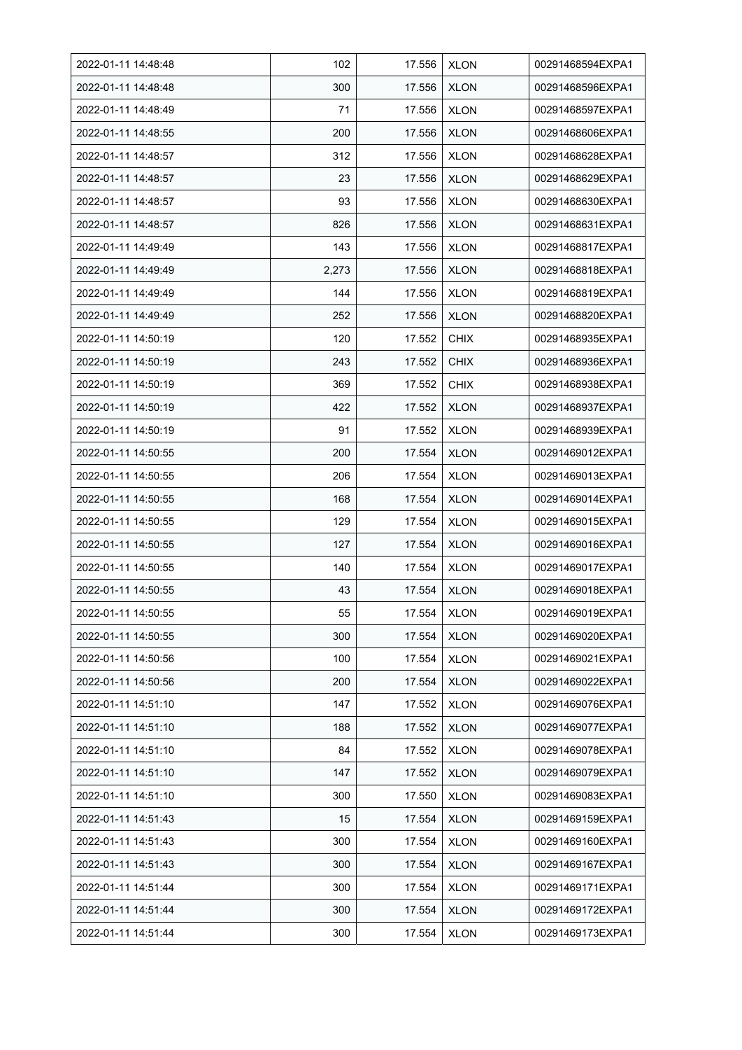| | | | | |
|---|---|---|---|---|
| 2022-01-11 14:48:48 | 102 | 17.556 | XLON | 00291468594EXPA1 |
| 2022-01-11 14:48:48 | 300 | 17.556 | XLON | 00291468596EXPA1 |
| 2022-01-11 14:48:49 | 71 | 17.556 | XLON | 00291468597EXPA1 |
| 2022-01-11 14:48:55 | 200 | 17.556 | XLON | 00291468606EXPA1 |
| 2022-01-11 14:48:57 | 312 | 17.556 | XLON | 00291468628EXPA1 |
| 2022-01-11 14:48:57 | 23 | 17.556 | XLON | 00291468629EXPA1 |
| 2022-01-11 14:48:57 | 93 | 17.556 | XLON | 00291468630EXPA1 |
| 2022-01-11 14:48:57 | 826 | 17.556 | XLON | 00291468631EXPA1 |
| 2022-01-11 14:49:49 | 143 | 17.556 | XLON | 00291468817EXPA1 |
| 2022-01-11 14:49:49 | 2,273 | 17.556 | XLON | 00291468818EXPA1 |
| 2022-01-11 14:49:49 | 144 | 17.556 | XLON | 00291468819EXPA1 |
| 2022-01-11 14:49:49 | 252 | 17.556 | XLON | 00291468820EXPA1 |
| 2022-01-11 14:50:19 | 120 | 17.552 | CHIX | 00291468935EXPA1 |
| 2022-01-11 14:50:19 | 243 | 17.552 | CHIX | 00291468936EXPA1 |
| 2022-01-11 14:50:19 | 369 | 17.552 | CHIX | 00291468938EXPA1 |
| 2022-01-11 14:50:19 | 422 | 17.552 | XLON | 00291468937EXPA1 |
| 2022-01-11 14:50:19 | 91 | 17.552 | XLON | 00291468939EXPA1 |
| 2022-01-11 14:50:55 | 200 | 17.554 | XLON | 00291469012EXPA1 |
| 2022-01-11 14:50:55 | 206 | 17.554 | XLON | 00291469013EXPA1 |
| 2022-01-11 14:50:55 | 168 | 17.554 | XLON | 00291469014EXPA1 |
| 2022-01-11 14:50:55 | 129 | 17.554 | XLON | 00291469015EXPA1 |
| 2022-01-11 14:50:55 | 127 | 17.554 | XLON | 00291469016EXPA1 |
| 2022-01-11 14:50:55 | 140 | 17.554 | XLON | 00291469017EXPA1 |
| 2022-01-11 14:50:55 | 43 | 17.554 | XLON | 00291469018EXPA1 |
| 2022-01-11 14:50:55 | 55 | 17.554 | XLON | 00291469019EXPA1 |
| 2022-01-11 14:50:55 | 300 | 17.554 | XLON | 00291469020EXPA1 |
| 2022-01-11 14:50:56 | 100 | 17.554 | XLON | 00291469021EXPA1 |
| 2022-01-11 14:50:56 | 200 | 17.554 | XLON | 00291469022EXPA1 |
| 2022-01-11 14:51:10 | 147 | 17.552 | XLON | 00291469076EXPA1 |
| 2022-01-11 14:51:10 | 188 | 17.552 | XLON | 00291469077EXPA1 |
| 2022-01-11 14:51:10 | 84 | 17.552 | XLON | 00291469078EXPA1 |
| 2022-01-11 14:51:10 | 147 | 17.552 | XLON | 00291469079EXPA1 |
| 2022-01-11 14:51:10 | 300 | 17.550 | XLON | 00291469083EXPA1 |
| 2022-01-11 14:51:43 | 15 | 17.554 | XLON | 00291469159EXPA1 |
| 2022-01-11 14:51:43 | 300 | 17.554 | XLON | 00291469160EXPA1 |
| 2022-01-11 14:51:43 | 300 | 17.554 | XLON | 00291469167EXPA1 |
| 2022-01-11 14:51:44 | 300 | 17.554 | XLON | 00291469171EXPA1 |
| 2022-01-11 14:51:44 | 300 | 17.554 | XLON | 00291469172EXPA1 |
| 2022-01-11 14:51:44 | 300 | 17.554 | XLON | 00291469173EXPA1 |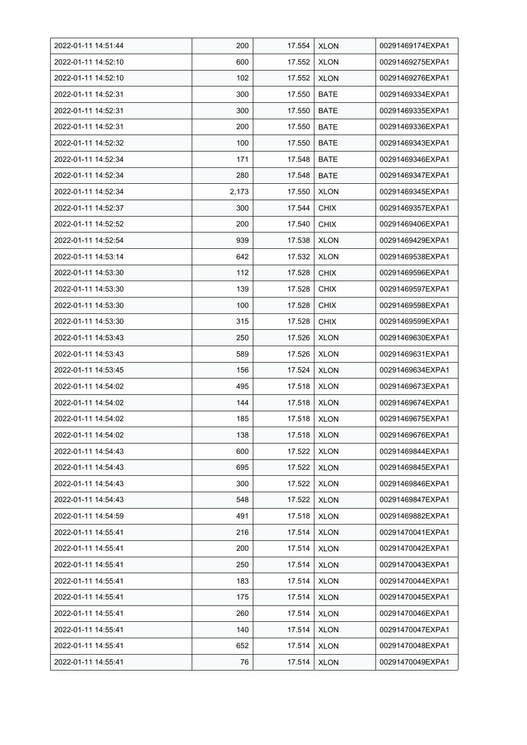| 2022-01-11 14:51:44 | 200 | 17.554 | XLON | 00291469174EXPA1 |
|---|---|---|---|---|
| 2022-01-11 14:52:10 | 600 | 17.552 | XLON | 00291469275EXPA1 |
| 2022-01-11 14:52:10 | 102 | 17.552 | XLON | 00291469276EXPA1 |
| 2022-01-11 14:52:31 | 300 | 17.550 | BATE | 00291469334EXPA1 |
| 2022-01-11 14:52:31 | 300 | 17.550 | BATE | 00291469335EXPA1 |
| 2022-01-11 14:52:31 | 200 | 17.550 | BATE | 00291469336EXPA1 |
| 2022-01-11 14:52:32 | 100 | 17.550 | BATE | 00291469343EXPA1 |
| 2022-01-11 14:52:34 | 171 | 17.548 | BATE | 00291469346EXPA1 |
| 2022-01-11 14:52:34 | 280 | 17.548 | BATE | 00291469347EXPA1 |
| 2022-01-11 14:52:34 | 2,173 | 17.550 | XLON | 00291469345EXPA1 |
| 2022-01-11 14:52:37 | 300 | 17.544 | CHIX | 00291469357EXPA1 |
| 2022-01-11 14:52:52 | 200 | 17.540 | CHIX | 00291469406EXPA1 |
| 2022-01-11 14:52:54 | 939 | 17.538 | XLON | 00291469429EXPA1 |
| 2022-01-11 14:53:14 | 642 | 17.532 | XLON | 00291469538EXPA1 |
| 2022-01-11 14:53:30 | 112 | 17.528 | CHIX | 00291469596EXPA1 |
| 2022-01-11 14:53:30 | 139 | 17.528 | CHIX | 00291469597EXPA1 |
| 2022-01-11 14:53:30 | 100 | 17.528 | CHIX | 00291469598EXPA1 |
| 2022-01-11 14:53:30 | 315 | 17.528 | CHIX | 00291469599EXPA1 |
| 2022-01-11 14:53:43 | 250 | 17.526 | XLON | 00291469630EXPA1 |
| 2022-01-11 14:53:43 | 589 | 17.526 | XLON | 00291469631EXPA1 |
| 2022-01-11 14:53:45 | 156 | 17.524 | XLON | 00291469634EXPA1 |
| 2022-01-11 14:54:02 | 495 | 17.518 | XLON | 00291469673EXPA1 |
| 2022-01-11 14:54:02 | 144 | 17.518 | XLON | 00291469674EXPA1 |
| 2022-01-11 14:54:02 | 185 | 17.518 | XLON | 00291469675EXPA1 |
| 2022-01-11 14:54:02 | 138 | 17.518 | XLON | 00291469676EXPA1 |
| 2022-01-11 14:54:43 | 600 | 17.522 | XLON | 00291469844EXPA1 |
| 2022-01-11 14:54:43 | 695 | 17.522 | XLON | 00291469845EXPA1 |
| 2022-01-11 14:54:43 | 300 | 17.522 | XLON | 00291469846EXPA1 |
| 2022-01-11 14:54:43 | 548 | 17.522 | XLON | 00291469847EXPA1 |
| 2022-01-11 14:54:59 | 491 | 17.518 | XLON | 00291469882EXPA1 |
| 2022-01-11 14:55:41 | 216 | 17.514 | XLON | 00291470041EXPA1 |
| 2022-01-11 14:55:41 | 200 | 17.514 | XLON | 00291470042EXPA1 |
| 2022-01-11 14:55:41 | 250 | 17.514 | XLON | 00291470043EXPA1 |
| 2022-01-11 14:55:41 | 183 | 17.514 | XLON | 00291470044EXPA1 |
| 2022-01-11 14:55:41 | 175 | 17.514 | XLON | 00291470045EXPA1 |
| 2022-01-11 14:55:41 | 260 | 17.514 | XLON | 00291470046EXPA1 |
| 2022-01-11 14:55:41 | 140 | 17.514 | XLON | 00291470047EXPA1 |
| 2022-01-11 14:55:41 | 652 | 17.514 | XLON | 00291470048EXPA1 |
| 2022-01-11 14:55:41 | 76 | 17.514 | XLON | 00291470049EXPA1 |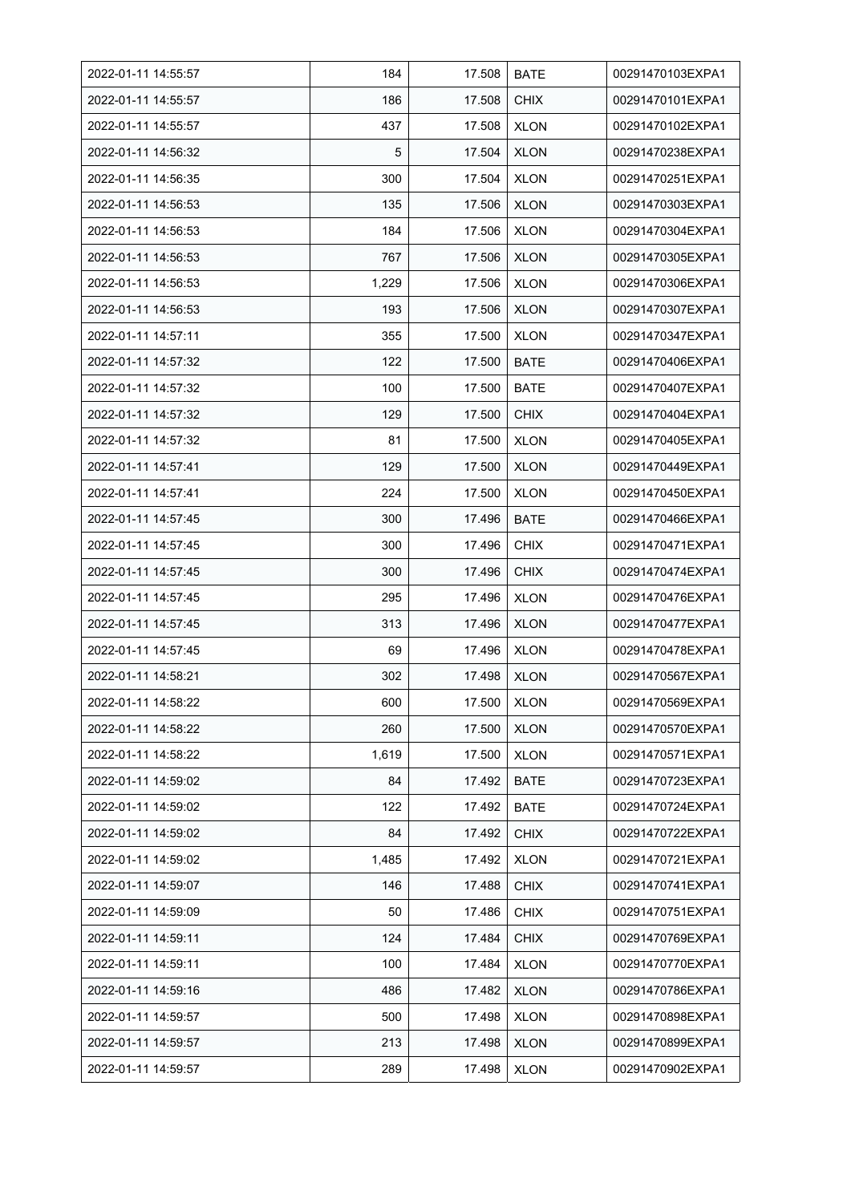| | | | | |
|---|---|---|---|---|
| 2022-01-11 14:55:57 | 184 | 17.508 | BATE | 00291470103EXPA1 |
| 2022-01-11 14:55:57 | 186 | 17.508 | CHIX | 00291470101EXPA1 |
| 2022-01-11 14:55:57 | 437 | 17.508 | XLON | 00291470102EXPA1 |
| 2022-01-11 14:56:32 | 5 | 17.504 | XLON | 00291470238EXPA1 |
| 2022-01-11 14:56:35 | 300 | 17.504 | XLON | 00291470251EXPA1 |
| 2022-01-11 14:56:53 | 135 | 17.506 | XLON | 00291470303EXPA1 |
| 2022-01-11 14:56:53 | 184 | 17.506 | XLON | 00291470304EXPA1 |
| 2022-01-11 14:56:53 | 767 | 17.506 | XLON | 00291470305EXPA1 |
| 2022-01-11 14:56:53 | 1,229 | 17.506 | XLON | 00291470306EXPA1 |
| 2022-01-11 14:56:53 | 193 | 17.506 | XLON | 00291470307EXPA1 |
| 2022-01-11 14:57:11 | 355 | 17.500 | XLON | 00291470347EXPA1 |
| 2022-01-11 14:57:32 | 122 | 17.500 | BATE | 00291470406EXPA1 |
| 2022-01-11 14:57:32 | 100 | 17.500 | BATE | 00291470407EXPA1 |
| 2022-01-11 14:57:32 | 129 | 17.500 | CHIX | 00291470404EXPA1 |
| 2022-01-11 14:57:32 | 81 | 17.500 | XLON | 00291470405EXPA1 |
| 2022-01-11 14:57:41 | 129 | 17.500 | XLON | 00291470449EXPA1 |
| 2022-01-11 14:57:41 | 224 | 17.500 | XLON | 00291470450EXPA1 |
| 2022-01-11 14:57:45 | 300 | 17.496 | BATE | 00291470466EXPA1 |
| 2022-01-11 14:57:45 | 300 | 17.496 | CHIX | 00291470471EXPA1 |
| 2022-01-11 14:57:45 | 300 | 17.496 | CHIX | 00291470474EXPA1 |
| 2022-01-11 14:57:45 | 295 | 17.496 | XLON | 00291470476EXPA1 |
| 2022-01-11 14:57:45 | 313 | 17.496 | XLON | 00291470477EXPA1 |
| 2022-01-11 14:57:45 | 69 | 17.496 | XLON | 00291470478EXPA1 |
| 2022-01-11 14:58:21 | 302 | 17.498 | XLON | 00291470567EXPA1 |
| 2022-01-11 14:58:22 | 600 | 17.500 | XLON | 00291470569EXPA1 |
| 2022-01-11 14:58:22 | 260 | 17.500 | XLON | 00291470570EXPA1 |
| 2022-01-11 14:58:22 | 1,619 | 17.500 | XLON | 00291470571EXPA1 |
| 2022-01-11 14:59:02 | 84 | 17.492 | BATE | 00291470723EXPA1 |
| 2022-01-11 14:59:02 | 122 | 17.492 | BATE | 00291470724EXPA1 |
| 2022-01-11 14:59:02 | 84 | 17.492 | CHIX | 00291470722EXPA1 |
| 2022-01-11 14:59:02 | 1,485 | 17.492 | XLON | 00291470721EXPA1 |
| 2022-01-11 14:59:07 | 146 | 17.488 | CHIX | 00291470741EXPA1 |
| 2022-01-11 14:59:09 | 50 | 17.486 | CHIX | 00291470751EXPA1 |
| 2022-01-11 14:59:11 | 124 | 17.484 | CHIX | 00291470769EXPA1 |
| 2022-01-11 14:59:11 | 100 | 17.484 | XLON | 00291470770EXPA1 |
| 2022-01-11 14:59:16 | 486 | 17.482 | XLON | 00291470786EXPA1 |
| 2022-01-11 14:59:57 | 500 | 17.498 | XLON | 00291470898EXPA1 |
| 2022-01-11 14:59:57 | 213 | 17.498 | XLON | 00291470899EXPA1 |
| 2022-01-11 14:59:57 | 289 | 17.498 | XLON | 00291470902EXPA1 |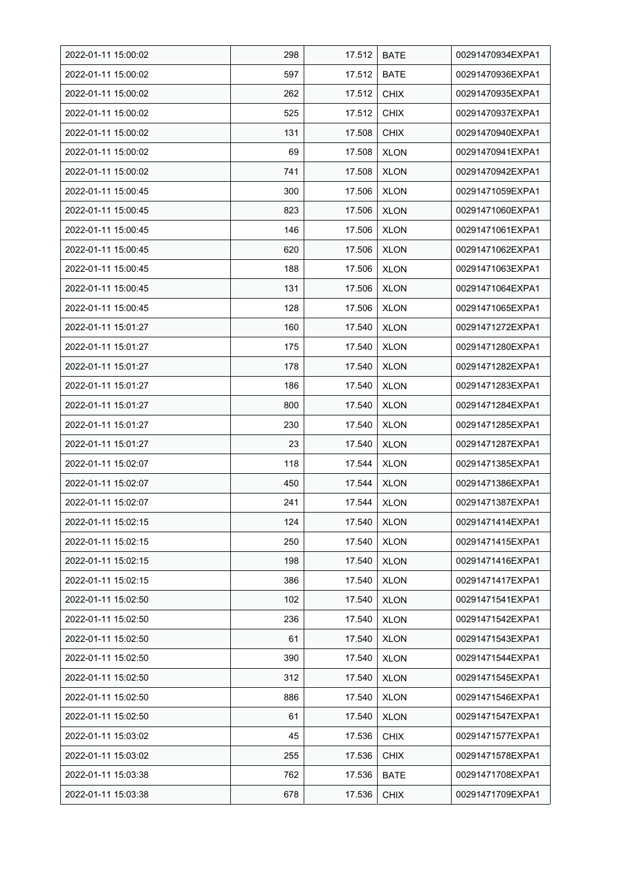| | | | | |
|---|---|---|---|---|
| 2022-01-11 15:00:02 | 298 | 17.512 | BATE | 00291470934EXPA1 |
| 2022-01-11 15:00:02 | 597 | 17.512 | BATE | 00291470936EXPA1 |
| 2022-01-11 15:00:02 | 262 | 17.512 | CHIX | 00291470935EXPA1 |
| 2022-01-11 15:00:02 | 525 | 17.512 | CHIX | 00291470937EXPA1 |
| 2022-01-11 15:00:02 | 131 | 17.508 | CHIX | 00291470940EXPA1 |
| 2022-01-11 15:00:02 | 69 | 17.508 | XLON | 00291470941EXPA1 |
| 2022-01-11 15:00:02 | 741 | 17.508 | XLON | 00291470942EXPA1 |
| 2022-01-11 15:00:45 | 300 | 17.506 | XLON | 00291471059EXPA1 |
| 2022-01-11 15:00:45 | 823 | 17.506 | XLON | 00291471060EXPA1 |
| 2022-01-11 15:00:45 | 146 | 17.506 | XLON | 00291471061EXPA1 |
| 2022-01-11 15:00:45 | 620 | 17.506 | XLON | 00291471062EXPA1 |
| 2022-01-11 15:00:45 | 188 | 17.506 | XLON | 00291471063EXPA1 |
| 2022-01-11 15:00:45 | 131 | 17.506 | XLON | 00291471064EXPA1 |
| 2022-01-11 15:00:45 | 128 | 17.506 | XLON | 00291471065EXPA1 |
| 2022-01-11 15:01:27 | 160 | 17.540 | XLON | 00291471272EXPA1 |
| 2022-01-11 15:01:27 | 175 | 17.540 | XLON | 00291471280EXPA1 |
| 2022-01-11 15:01:27 | 178 | 17.540 | XLON | 00291471282EXPA1 |
| 2022-01-11 15:01:27 | 186 | 17.540 | XLON | 00291471283EXPA1 |
| 2022-01-11 15:01:27 | 800 | 17.540 | XLON | 00291471284EXPA1 |
| 2022-01-11 15:01:27 | 230 | 17.540 | XLON | 00291471285EXPA1 |
| 2022-01-11 15:01:27 | 23 | 17.540 | XLON | 00291471287EXPA1 |
| 2022-01-11 15:02:07 | 118 | 17.544 | XLON | 00291471385EXPA1 |
| 2022-01-11 15:02:07 | 450 | 17.544 | XLON | 00291471386EXPA1 |
| 2022-01-11 15:02:07 | 241 | 17.544 | XLON | 00291471387EXPA1 |
| 2022-01-11 15:02:15 | 124 | 17.540 | XLON | 00291471414EXPA1 |
| 2022-01-11 15:02:15 | 250 | 17.540 | XLON | 00291471415EXPA1 |
| 2022-01-11 15:02:15 | 198 | 17.540 | XLON | 00291471416EXPA1 |
| 2022-01-11 15:02:15 | 386 | 17.540 | XLON | 00291471417EXPA1 |
| 2022-01-11 15:02:50 | 102 | 17.540 | XLON | 00291471541EXPA1 |
| 2022-01-11 15:02:50 | 236 | 17.540 | XLON | 00291471542EXPA1 |
| 2022-01-11 15:02:50 | 61 | 17.540 | XLON | 00291471543EXPA1 |
| 2022-01-11 15:02:50 | 390 | 17.540 | XLON | 00291471544EXPA1 |
| 2022-01-11 15:02:50 | 312 | 17.540 | XLON | 00291471545EXPA1 |
| 2022-01-11 15:02:50 | 886 | 17.540 | XLON | 00291471546EXPA1 |
| 2022-01-11 15:02:50 | 61 | 17.540 | XLON | 00291471547EXPA1 |
| 2022-01-11 15:03:02 | 45 | 17.536 | CHIX | 00291471577EXPA1 |
| 2022-01-11 15:03:02 | 255 | 17.536 | CHIX | 00291471578EXPA1 |
| 2022-01-11 15:03:38 | 762 | 17.536 | BATE | 00291471708EXPA1 |
| 2022-01-11 15:03:38 | 678 | 17.536 | CHIX | 00291471709EXPA1 |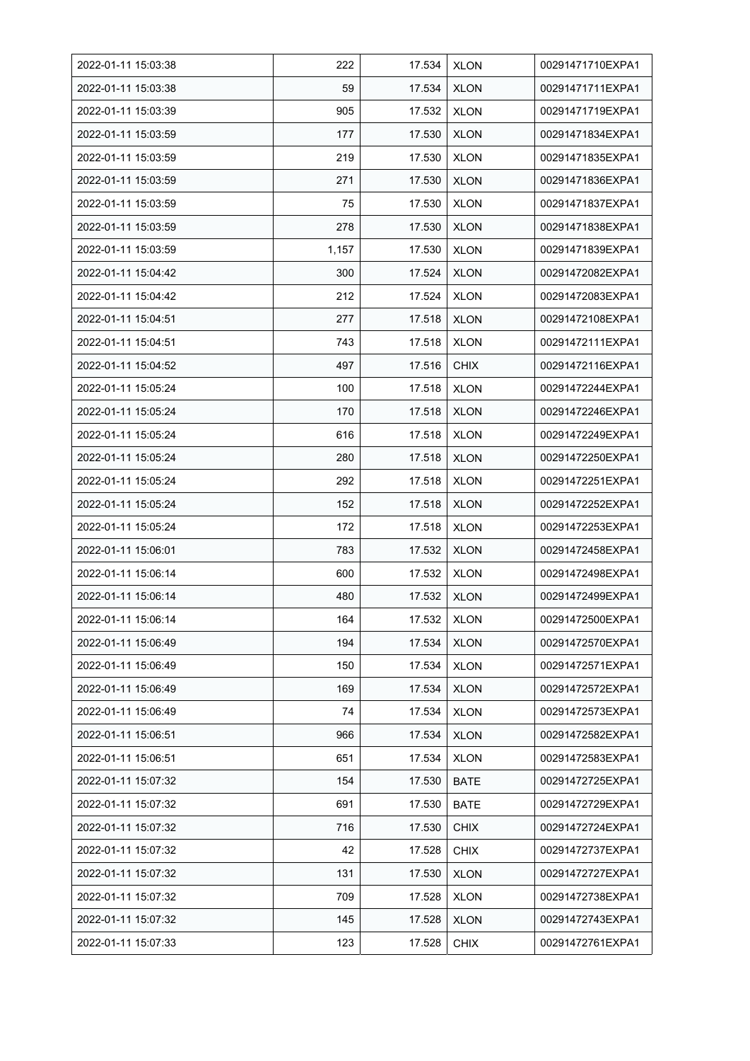| 2022-01-11 15:03:38 | 222 | 17.534 | XLON | 00291471710EXPA1 |
|---|---|---|---|---|
| 2022-01-11 15:03:38 | 59 | 17.534 | XLON | 00291471711EXPA1 |
| 2022-01-11 15:03:39 | 905 | 17.532 | XLON | 00291471719EXPA1 |
| 2022-01-11 15:03:59 | 177 | 17.530 | XLON | 00291471834EXPA1 |
| 2022-01-11 15:03:59 | 219 | 17.530 | XLON | 00291471835EXPA1 |
| 2022-01-11 15:03:59 | 271 | 17.530 | XLON | 00291471836EXPA1 |
| 2022-01-11 15:03:59 | 75 | 17.530 | XLON | 00291471837EXPA1 |
| 2022-01-11 15:03:59 | 278 | 17.530 | XLON | 00291471838EXPA1 |
| 2022-01-11 15:03:59 | 1,157 | 17.530 | XLON | 00291471839EXPA1 |
| 2022-01-11 15:04:42 | 300 | 17.524 | XLON | 00291472082EXPA1 |
| 2022-01-11 15:04:42 | 212 | 17.524 | XLON | 00291472083EXPA1 |
| 2022-01-11 15:04:51 | 277 | 17.518 | XLON | 00291472108EXPA1 |
| 2022-01-11 15:04:51 | 743 | 17.518 | XLON | 00291472111EXPA1 |
| 2022-01-11 15:04:52 | 497 | 17.516 | CHIX | 00291472116EXPA1 |
| 2022-01-11 15:05:24 | 100 | 17.518 | XLON | 00291472244EXPA1 |
| 2022-01-11 15:05:24 | 170 | 17.518 | XLON | 00291472246EXPA1 |
| 2022-01-11 15:05:24 | 616 | 17.518 | XLON | 00291472249EXPA1 |
| 2022-01-11 15:05:24 | 280 | 17.518 | XLON | 00291472250EXPA1 |
| 2022-01-11 15:05:24 | 292 | 17.518 | XLON | 00291472251EXPA1 |
| 2022-01-11 15:05:24 | 152 | 17.518 | XLON | 00291472252EXPA1 |
| 2022-01-11 15:05:24 | 172 | 17.518 | XLON | 00291472253EXPA1 |
| 2022-01-11 15:06:01 | 783 | 17.532 | XLON | 00291472458EXPA1 |
| 2022-01-11 15:06:14 | 600 | 17.532 | XLON | 00291472498EXPA1 |
| 2022-01-11 15:06:14 | 480 | 17.532 | XLON | 00291472499EXPA1 |
| 2022-01-11 15:06:14 | 164 | 17.532 | XLON | 00291472500EXPA1 |
| 2022-01-11 15:06:49 | 194 | 17.534 | XLON | 00291472570EXPA1 |
| 2022-01-11 15:06:49 | 150 | 17.534 | XLON | 00291472571EXPA1 |
| 2022-01-11 15:06:49 | 169 | 17.534 | XLON | 00291472572EXPA1 |
| 2022-01-11 15:06:49 | 74 | 17.534 | XLON | 00291472573EXPA1 |
| 2022-01-11 15:06:51 | 966 | 17.534 | XLON | 00291472582EXPA1 |
| 2022-01-11 15:06:51 | 651 | 17.534 | XLON | 00291472583EXPA1 |
| 2022-01-11 15:07:32 | 154 | 17.530 | BATE | 00291472725EXPA1 |
| 2022-01-11 15:07:32 | 691 | 17.530 | BATE | 00291472729EXPA1 |
| 2022-01-11 15:07:32 | 716 | 17.530 | CHIX | 00291472724EXPA1 |
| 2022-01-11 15:07:32 | 42 | 17.528 | CHIX | 00291472737EXPA1 |
| 2022-01-11 15:07:32 | 131 | 17.530 | XLON | 00291472727EXPA1 |
| 2022-01-11 15:07:32 | 709 | 17.528 | XLON | 00291472738EXPA1 |
| 2022-01-11 15:07:32 | 145 | 17.528 | XLON | 00291472743EXPA1 |
| 2022-01-11 15:07:33 | 123 | 17.528 | CHIX | 00291472761EXPA1 |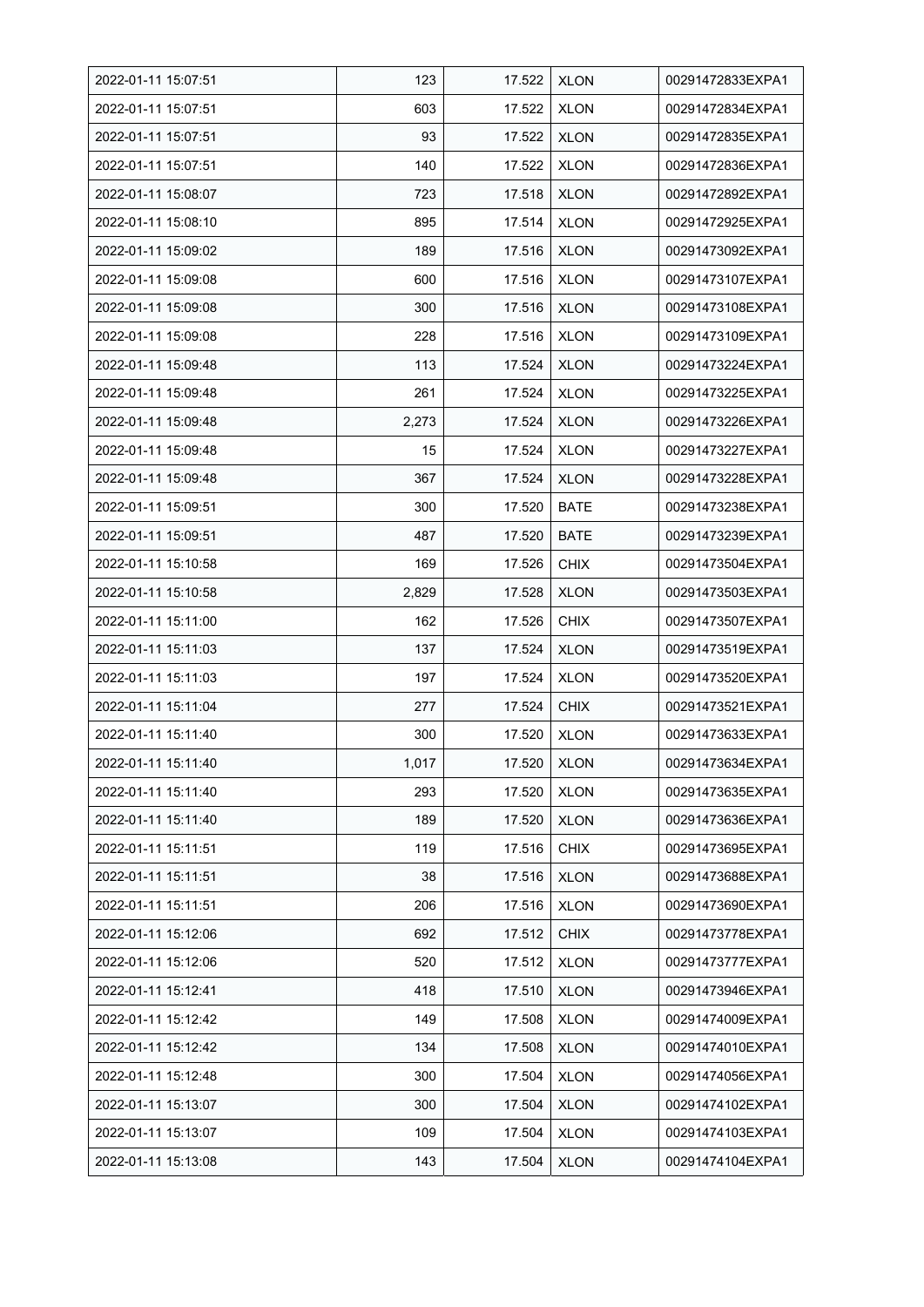| | | | | |
|---|---|---|---|---|
| 2022-01-11 15:07:51 | 123 | 17.522 | XLON | 00291472833EXPA1 |
| 2022-01-11 15:07:51 | 603 | 17.522 | XLON | 00291472834EXPA1 |
| 2022-01-11 15:07:51 | 93 | 17.522 | XLON | 00291472835EXPA1 |
| 2022-01-11 15:07:51 | 140 | 17.522 | XLON | 00291472836EXPA1 |
| 2022-01-11 15:08:07 | 723 | 17.518 | XLON | 00291472892EXPA1 |
| 2022-01-11 15:08:10 | 895 | 17.514 | XLON | 00291472925EXPA1 |
| 2022-01-11 15:09:02 | 189 | 17.516 | XLON | 00291473092EXPA1 |
| 2022-01-11 15:09:08 | 600 | 17.516 | XLON | 00291473107EXPA1 |
| 2022-01-11 15:09:08 | 300 | 17.516 | XLON | 00291473108EXPA1 |
| 2022-01-11 15:09:08 | 228 | 17.516 | XLON | 00291473109EXPA1 |
| 2022-01-11 15:09:48 | 113 | 17.524 | XLON | 00291473224EXPA1 |
| 2022-01-11 15:09:48 | 261 | 17.524 | XLON | 00291473225EXPA1 |
| 2022-01-11 15:09:48 | 2,273 | 17.524 | XLON | 00291473226EXPA1 |
| 2022-01-11 15:09:48 | 15 | 17.524 | XLON | 00291473227EXPA1 |
| 2022-01-11 15:09:48 | 367 | 17.524 | XLON | 00291473228EXPA1 |
| 2022-01-11 15:09:51 | 300 | 17.520 | BATE | 00291473238EXPA1 |
| 2022-01-11 15:09:51 | 487 | 17.520 | BATE | 00291473239EXPA1 |
| 2022-01-11 15:10:58 | 169 | 17.526 | CHIX | 00291473504EXPA1 |
| 2022-01-11 15:10:58 | 2,829 | 17.528 | XLON | 00291473503EXPA1 |
| 2022-01-11 15:11:00 | 162 | 17.526 | CHIX | 00291473507EXPA1 |
| 2022-01-11 15:11:03 | 137 | 17.524 | XLON | 00291473519EXPA1 |
| 2022-01-11 15:11:03 | 197 | 17.524 | XLON | 00291473520EXPA1 |
| 2022-01-11 15:11:04 | 277 | 17.524 | CHIX | 00291473521EXPA1 |
| 2022-01-11 15:11:40 | 300 | 17.520 | XLON | 00291473633EXPA1 |
| 2022-01-11 15:11:40 | 1,017 | 17.520 | XLON | 00291473634EXPA1 |
| 2022-01-11 15:11:40 | 293 | 17.520 | XLON | 00291473635EXPA1 |
| 2022-01-11 15:11:40 | 189 | 17.520 | XLON | 00291473636EXPA1 |
| 2022-01-11 15:11:51 | 119 | 17.516 | CHIX | 00291473695EXPA1 |
| 2022-01-11 15:11:51 | 38 | 17.516 | XLON | 00291473688EXPA1 |
| 2022-01-11 15:11:51 | 206 | 17.516 | XLON | 00291473690EXPA1 |
| 2022-01-11 15:12:06 | 692 | 17.512 | CHIX | 00291473778EXPA1 |
| 2022-01-11 15:12:06 | 520 | 17.512 | XLON | 00291473777EXPA1 |
| 2022-01-11 15:12:41 | 418 | 17.510 | XLON | 00291473946EXPA1 |
| 2022-01-11 15:12:42 | 149 | 17.508 | XLON | 00291474009EXPA1 |
| 2022-01-11 15:12:42 | 134 | 17.508 | XLON | 00291474010EXPA1 |
| 2022-01-11 15:12:48 | 300 | 17.504 | XLON | 00291474056EXPA1 |
| 2022-01-11 15:13:07 | 300 | 17.504 | XLON | 00291474102EXPA1 |
| 2022-01-11 15:13:07 | 109 | 17.504 | XLON | 00291474103EXPA1 |
| 2022-01-11 15:13:08 | 143 | 17.504 | XLON | 00291474104EXPA1 |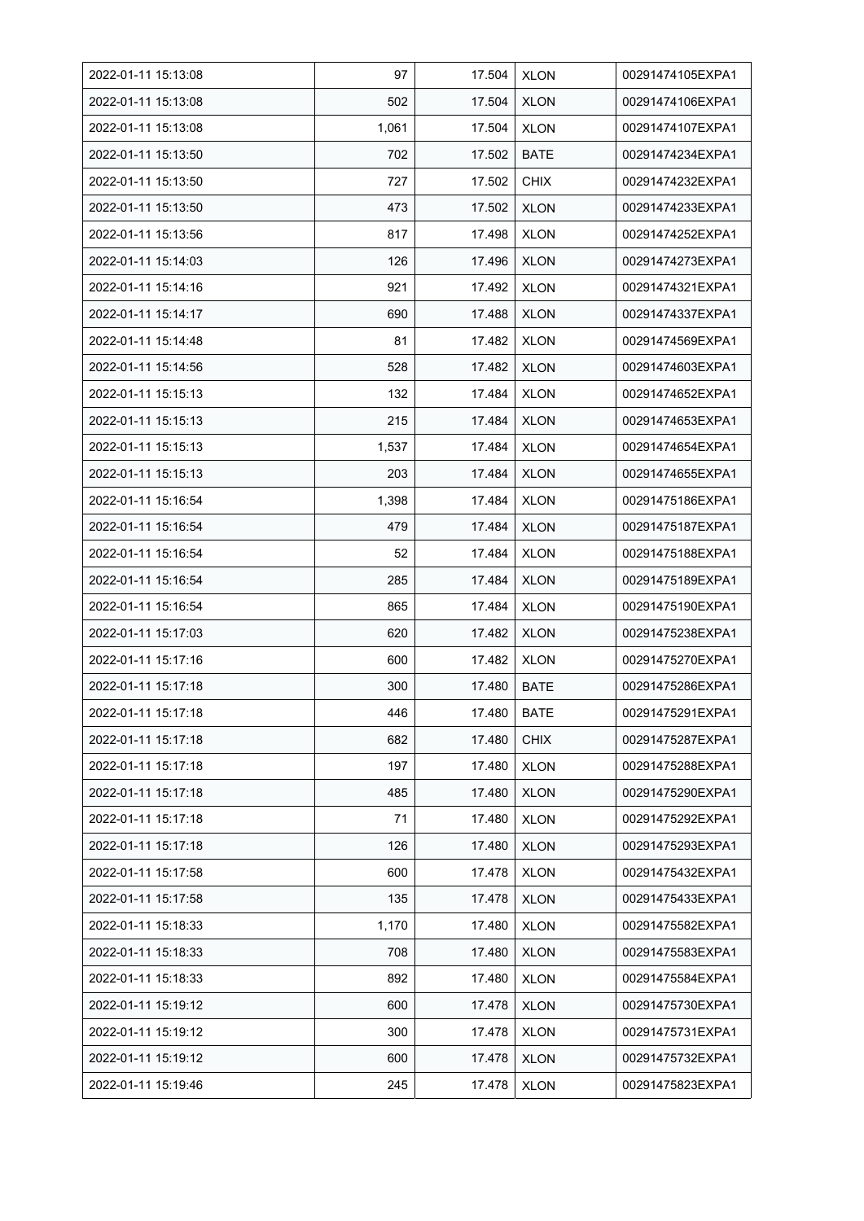| 2022-01-11 15:13:08 | 97 | 17.504 | XLON | 00291474105EXPA1 |
|---|---|---|---|---|
| 2022-01-11 15:13:08 | 502 | 17.504 | XLON | 00291474106EXPA1 |
| 2022-01-11 15:13:08 | 1,061 | 17.504 | XLON | 00291474107EXPA1 |
| 2022-01-11 15:13:50 | 702 | 17.502 | BATE | 00291474234EXPA1 |
| 2022-01-11 15:13:50 | 727 | 17.502 | CHIX | 00291474232EXPA1 |
| 2022-01-11 15:13:50 | 473 | 17.502 | XLON | 00291474233EXPA1 |
| 2022-01-11 15:13:56 | 817 | 17.498 | XLON | 00291474252EXPA1 |
| 2022-01-11 15:14:03 | 126 | 17.496 | XLON | 00291474273EXPA1 |
| 2022-01-11 15:14:16 | 921 | 17.492 | XLON | 00291474321EXPA1 |
| 2022-01-11 15:14:17 | 690 | 17.488 | XLON | 00291474337EXPA1 |
| 2022-01-11 15:14:48 | 81 | 17.482 | XLON | 00291474569EXPA1 |
| 2022-01-11 15:14:56 | 528 | 17.482 | XLON | 00291474603EXPA1 |
| 2022-01-11 15:15:13 | 132 | 17.484 | XLON | 00291474652EXPA1 |
| 2022-01-11 15:15:13 | 215 | 17.484 | XLON | 00291474653EXPA1 |
| 2022-01-11 15:15:13 | 1,537 | 17.484 | XLON | 00291474654EXPA1 |
| 2022-01-11 15:15:13 | 203 | 17.484 | XLON | 00291474655EXPA1 |
| 2022-01-11 15:16:54 | 1,398 | 17.484 | XLON | 00291475186EXPA1 |
| 2022-01-11 15:16:54 | 479 | 17.484 | XLON | 00291475187EXPA1 |
| 2022-01-11 15:16:54 | 52 | 17.484 | XLON | 00291475188EXPA1 |
| 2022-01-11 15:16:54 | 285 | 17.484 | XLON | 00291475189EXPA1 |
| 2022-01-11 15:16:54 | 865 | 17.484 | XLON | 00291475190EXPA1 |
| 2022-01-11 15:17:03 | 620 | 17.482 | XLON | 00291475238EXPA1 |
| 2022-01-11 15:17:16 | 600 | 17.482 | XLON | 00291475270EXPA1 |
| 2022-01-11 15:17:18 | 300 | 17.480 | BATE | 00291475286EXPA1 |
| 2022-01-11 15:17:18 | 446 | 17.480 | BATE | 00291475291EXPA1 |
| 2022-01-11 15:17:18 | 682 | 17.480 | CHIX | 00291475287EXPA1 |
| 2022-01-11 15:17:18 | 197 | 17.480 | XLON | 00291475288EXPA1 |
| 2022-01-11 15:17:18 | 485 | 17.480 | XLON | 00291475290EXPA1 |
| 2022-01-11 15:17:18 | 71 | 17.480 | XLON | 00291475292EXPA1 |
| 2022-01-11 15:17:18 | 126 | 17.480 | XLON | 00291475293EXPA1 |
| 2022-01-11 15:17:58 | 600 | 17.478 | XLON | 00291475432EXPA1 |
| 2022-01-11 15:17:58 | 135 | 17.478 | XLON | 00291475433EXPA1 |
| 2022-01-11 15:18:33 | 1,170 | 17.480 | XLON | 00291475582EXPA1 |
| 2022-01-11 15:18:33 | 708 | 17.480 | XLON | 00291475583EXPA1 |
| 2022-01-11 15:18:33 | 892 | 17.480 | XLON | 00291475584EXPA1 |
| 2022-01-11 15:19:12 | 600 | 17.478 | XLON | 00291475730EXPA1 |
| 2022-01-11 15:19:12 | 300 | 17.478 | XLON | 00291475731EXPA1 |
| 2022-01-11 15:19:12 | 600 | 17.478 | XLON | 00291475732EXPA1 |
| 2022-01-11 15:19:46 | 245 | 17.478 | XLON | 00291475823EXPA1 |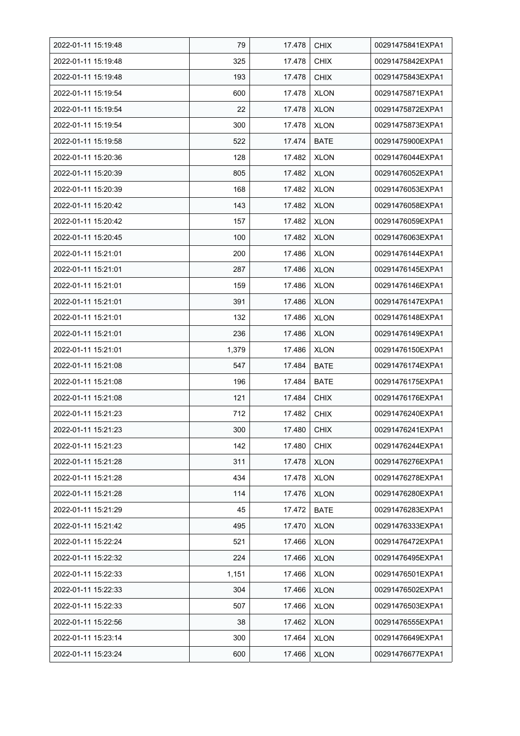| 2022-01-11 15:19:48 | 79 | 17.478 | CHIX | 00291475841EXPA1 |
|---|---|---|---|---|
| 2022-01-11 15:19:48 | 325 | 17.478 | CHIX | 00291475842EXPA1 |
| 2022-01-11 15:19:48 | 193 | 17.478 | CHIX | 00291475843EXPA1 |
| 2022-01-11 15:19:54 | 600 | 17.478 | XLON | 00291475871EXPA1 |
| 2022-01-11 15:19:54 | 22 | 17.478 | XLON | 00291475872EXPA1 |
| 2022-01-11 15:19:54 | 300 | 17.478 | XLON | 00291475873EXPA1 |
| 2022-01-11 15:19:58 | 522 | 17.474 | BATE | 00291475900EXPA1 |
| 2022-01-11 15:20:36 | 128 | 17.482 | XLON | 00291476044EXPA1 |
| 2022-01-11 15:20:39 | 805 | 17.482 | XLON | 00291476052EXPA1 |
| 2022-01-11 15:20:39 | 168 | 17.482 | XLON | 00291476053EXPA1 |
| 2022-01-11 15:20:42 | 143 | 17.482 | XLON | 00291476058EXPA1 |
| 2022-01-11 15:20:42 | 157 | 17.482 | XLON | 00291476059EXPA1 |
| 2022-01-11 15:20:45 | 100 | 17.482 | XLON | 00291476063EXPA1 |
| 2022-01-11 15:21:01 | 200 | 17.486 | XLON | 00291476144EXPA1 |
| 2022-01-11 15:21:01 | 287 | 17.486 | XLON | 00291476145EXPA1 |
| 2022-01-11 15:21:01 | 159 | 17.486 | XLON | 00291476146EXPA1 |
| 2022-01-11 15:21:01 | 391 | 17.486 | XLON | 00291476147EXPA1 |
| 2022-01-11 15:21:01 | 132 | 17.486 | XLON | 00291476148EXPA1 |
| 2022-01-11 15:21:01 | 236 | 17.486 | XLON | 00291476149EXPA1 |
| 2022-01-11 15:21:01 | 1,379 | 17.486 | XLON | 00291476150EXPA1 |
| 2022-01-11 15:21:08 | 547 | 17.484 | BATE | 00291476174EXPA1 |
| 2022-01-11 15:21:08 | 196 | 17.484 | BATE | 00291476175EXPA1 |
| 2022-01-11 15:21:08 | 121 | 17.484 | CHIX | 00291476176EXPA1 |
| 2022-01-11 15:21:23 | 712 | 17.482 | CHIX | 00291476240EXPA1 |
| 2022-01-11 15:21:23 | 300 | 17.480 | CHIX | 00291476241EXPA1 |
| 2022-01-11 15:21:23 | 142 | 17.480 | CHIX | 00291476244EXPA1 |
| 2022-01-11 15:21:28 | 311 | 17.478 | XLON | 00291476276EXPA1 |
| 2022-01-11 15:21:28 | 434 | 17.478 | XLON | 00291476278EXPA1 |
| 2022-01-11 15:21:28 | 114 | 17.476 | XLON | 00291476280EXPA1 |
| 2022-01-11 15:21:29 | 45 | 17.472 | BATE | 00291476283EXPA1 |
| 2022-01-11 15:21:42 | 495 | 17.470 | XLON | 00291476333EXPA1 |
| 2022-01-11 15:22:24 | 521 | 17.466 | XLON | 00291476472EXPA1 |
| 2022-01-11 15:22:32 | 224 | 17.466 | XLON | 00291476495EXPA1 |
| 2022-01-11 15:22:33 | 1,151 | 17.466 | XLON | 00291476501EXPA1 |
| 2022-01-11 15:22:33 | 304 | 17.466 | XLON | 00291476502EXPA1 |
| 2022-01-11 15:22:33 | 507 | 17.466 | XLON | 00291476503EXPA1 |
| 2022-01-11 15:22:56 | 38 | 17.462 | XLON | 00291476555EXPA1 |
| 2022-01-11 15:23:14 | 300 | 17.464 | XLON | 00291476649EXPA1 |
| 2022-01-11 15:23:24 | 600 | 17.466 | XLON | 00291476677EXPA1 |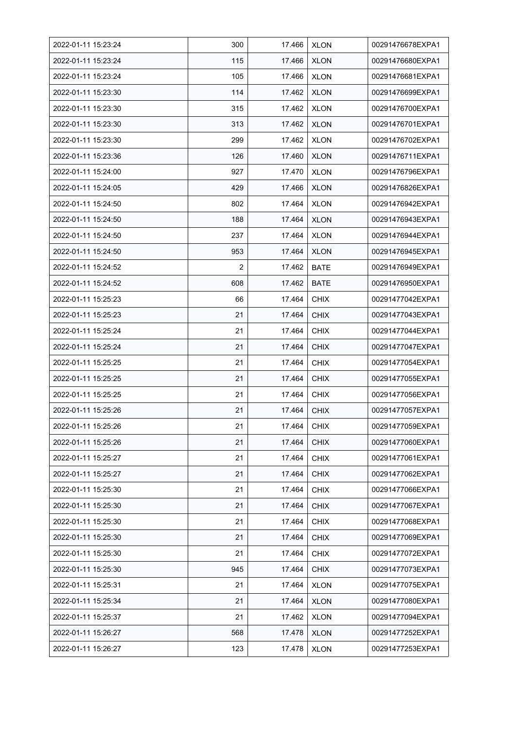| 2022-01-11 15:23:24 | 300 | 17.466 | XLON | 00291476678EXPA1 |
|---|---|---|---|---|
| 2022-01-11 15:23:24 | 115 | 17.466 | XLON | 00291476680EXPA1 |
| 2022-01-11 15:23:24 | 105 | 17.466 | XLON | 00291476681EXPA1 |
| 2022-01-11 15:23:30 | 114 | 17.462 | XLON | 00291476699EXPA1 |
| 2022-01-11 15:23:30 | 315 | 17.462 | XLON | 00291476700EXPA1 |
| 2022-01-11 15:23:30 | 313 | 17.462 | XLON | 00291476701EXPA1 |
| 2022-01-11 15:23:30 | 299 | 17.462 | XLON | 00291476702EXPA1 |
| 2022-01-11 15:23:36 | 126 | 17.460 | XLON | 00291476711EXPA1 |
| 2022-01-11 15:24:00 | 927 | 17.470 | XLON | 00291476796EXPA1 |
| 2022-01-11 15:24:05 | 429 | 17.466 | XLON | 00291476826EXPA1 |
| 2022-01-11 15:24:50 | 802 | 17.464 | XLON | 00291476942EXPA1 |
| 2022-01-11 15:24:50 | 188 | 17.464 | XLON | 00291476943EXPA1 |
| 2022-01-11 15:24:50 | 237 | 17.464 | XLON | 00291476944EXPA1 |
| 2022-01-11 15:24:50 | 953 | 17.464 | XLON | 00291476945EXPA1 |
| 2022-01-11 15:24:52 | 2 | 17.462 | BATE | 00291476949EXPA1 |
| 2022-01-11 15:24:52 | 608 | 17.462 | BATE | 00291476950EXPA1 |
| 2022-01-11 15:25:23 | 66 | 17.464 | CHIX | 00291477042EXPA1 |
| 2022-01-11 15:25:23 | 21 | 17.464 | CHIX | 00291477043EXPA1 |
| 2022-01-11 15:25:24 | 21 | 17.464 | CHIX | 00291477044EXPA1 |
| 2022-01-11 15:25:24 | 21 | 17.464 | CHIX | 00291477047EXPA1 |
| 2022-01-11 15:25:25 | 21 | 17.464 | CHIX | 00291477054EXPA1 |
| 2022-01-11 15:25:25 | 21 | 17.464 | CHIX | 00291477055EXPA1 |
| 2022-01-11 15:25:25 | 21 | 17.464 | CHIX | 00291477056EXPA1 |
| 2022-01-11 15:25:26 | 21 | 17.464 | CHIX | 00291477057EXPA1 |
| 2022-01-11 15:25:26 | 21 | 17.464 | CHIX | 00291477059EXPA1 |
| 2022-01-11 15:25:26 | 21 | 17.464 | CHIX | 00291477060EXPA1 |
| 2022-01-11 15:25:27 | 21 | 17.464 | CHIX | 00291477061EXPA1 |
| 2022-01-11 15:25:27 | 21 | 17.464 | CHIX | 00291477062EXPA1 |
| 2022-01-11 15:25:30 | 21 | 17.464 | CHIX | 00291477066EXPA1 |
| 2022-01-11 15:25:30 | 21 | 17.464 | CHIX | 00291477067EXPA1 |
| 2022-01-11 15:25:30 | 21 | 17.464 | CHIX | 00291477068EXPA1 |
| 2022-01-11 15:25:30 | 21 | 17.464 | CHIX | 00291477069EXPA1 |
| 2022-01-11 15:25:30 | 21 | 17.464 | CHIX | 00291477072EXPA1 |
| 2022-01-11 15:25:30 | 945 | 17.464 | CHIX | 00291477073EXPA1 |
| 2022-01-11 15:25:31 | 21 | 17.464 | XLON | 00291477075EXPA1 |
| 2022-01-11 15:25:34 | 21 | 17.464 | XLON | 00291477080EXPA1 |
| 2022-01-11 15:25:37 | 21 | 17.462 | XLON | 00291477094EXPA1 |
| 2022-01-11 15:26:27 | 568 | 17.478 | XLON | 00291477252EXPA1 |
| 2022-01-11 15:26:27 | 123 | 17.478 | XLON | 00291477253EXPA1 |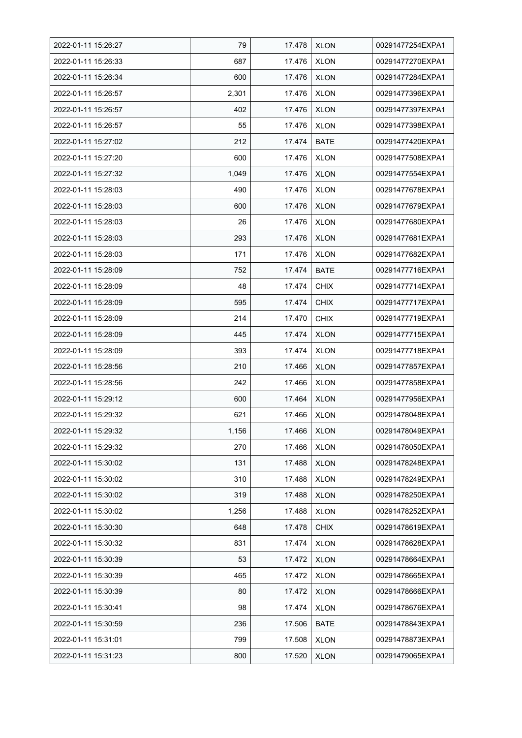| 2022-01-11 15:26:27 | 79 | 17.478 | XLON | 00291477254EXPA1 |
|---|---|---|---|---|
| 2022-01-11 15:26:33 | 687 | 17.476 | XLON | 00291477270EXPA1 |
| 2022-01-11 15:26:34 | 600 | 17.476 | XLON | 00291477284EXPA1 |
| 2022-01-11 15:26:57 | 2,301 | 17.476 | XLON | 00291477396EXPA1 |
| 2022-01-11 15:26:57 | 402 | 17.476 | XLON | 00291477397EXPA1 |
| 2022-01-11 15:26:57 | 55 | 17.476 | XLON | 00291477398EXPA1 |
| 2022-01-11 15:27:02 | 212 | 17.474 | BATE | 00291477420EXPA1 |
| 2022-01-11 15:27:20 | 600 | 17.476 | XLON | 00291477508EXPA1 |
| 2022-01-11 15:27:32 | 1,049 | 17.476 | XLON | 00291477554EXPA1 |
| 2022-01-11 15:28:03 | 490 | 17.476 | XLON | 00291477678EXPA1 |
| 2022-01-11 15:28:03 | 600 | 17.476 | XLON | 00291477679EXPA1 |
| 2022-01-11 15:28:03 | 26 | 17.476 | XLON | 00291477680EXPA1 |
| 2022-01-11 15:28:03 | 293 | 17.476 | XLON | 00291477681EXPA1 |
| 2022-01-11 15:28:03 | 171 | 17.476 | XLON | 00291477682EXPA1 |
| 2022-01-11 15:28:09 | 752 | 17.474 | BATE | 00291477716EXPA1 |
| 2022-01-11 15:28:09 | 48 | 17.474 | CHIX | 00291477714EXPA1 |
| 2022-01-11 15:28:09 | 595 | 17.474 | CHIX | 00291477717EXPA1 |
| 2022-01-11 15:28:09 | 214 | 17.470 | CHIX | 00291477719EXPA1 |
| 2022-01-11 15:28:09 | 445 | 17.474 | XLON | 00291477715EXPA1 |
| 2022-01-11 15:28:09 | 393 | 17.474 | XLON | 00291477718EXPA1 |
| 2022-01-11 15:28:56 | 210 | 17.466 | XLON | 00291477857EXPA1 |
| 2022-01-11 15:28:56 | 242 | 17.466 | XLON | 00291477858EXPA1 |
| 2022-01-11 15:29:12 | 600 | 17.464 | XLON | 00291477956EXPA1 |
| 2022-01-11 15:29:32 | 621 | 17.466 | XLON | 00291478048EXPA1 |
| 2022-01-11 15:29:32 | 1,156 | 17.466 | XLON | 00291478049EXPA1 |
| 2022-01-11 15:29:32 | 270 | 17.466 | XLON | 00291478050EXPA1 |
| 2022-01-11 15:30:02 | 131 | 17.488 | XLON | 00291478248EXPA1 |
| 2022-01-11 15:30:02 | 310 | 17.488 | XLON | 00291478249EXPA1 |
| 2022-01-11 15:30:02 | 319 | 17.488 | XLON | 00291478250EXPA1 |
| 2022-01-11 15:30:02 | 1,256 | 17.488 | XLON | 00291478252EXPA1 |
| 2022-01-11 15:30:30 | 648 | 17.478 | CHIX | 00291478619EXPA1 |
| 2022-01-11 15:30:32 | 831 | 17.474 | XLON | 00291478628EXPA1 |
| 2022-01-11 15:30:39 | 53 | 17.472 | XLON | 00291478664EXPA1 |
| 2022-01-11 15:30:39 | 465 | 17.472 | XLON | 00291478665EXPA1 |
| 2022-01-11 15:30:39 | 80 | 17.472 | XLON | 00291478666EXPA1 |
| 2022-01-11 15:30:41 | 98 | 17.474 | XLON | 00291478676EXPA1 |
| 2022-01-11 15:30:59 | 236 | 17.506 | BATE | 00291478843EXPA1 |
| 2022-01-11 15:31:01 | 799 | 17.508 | XLON | 00291478873EXPA1 |
| 2022-01-11 15:31:23 | 800 | 17.520 | XLON | 00291479065EXPA1 |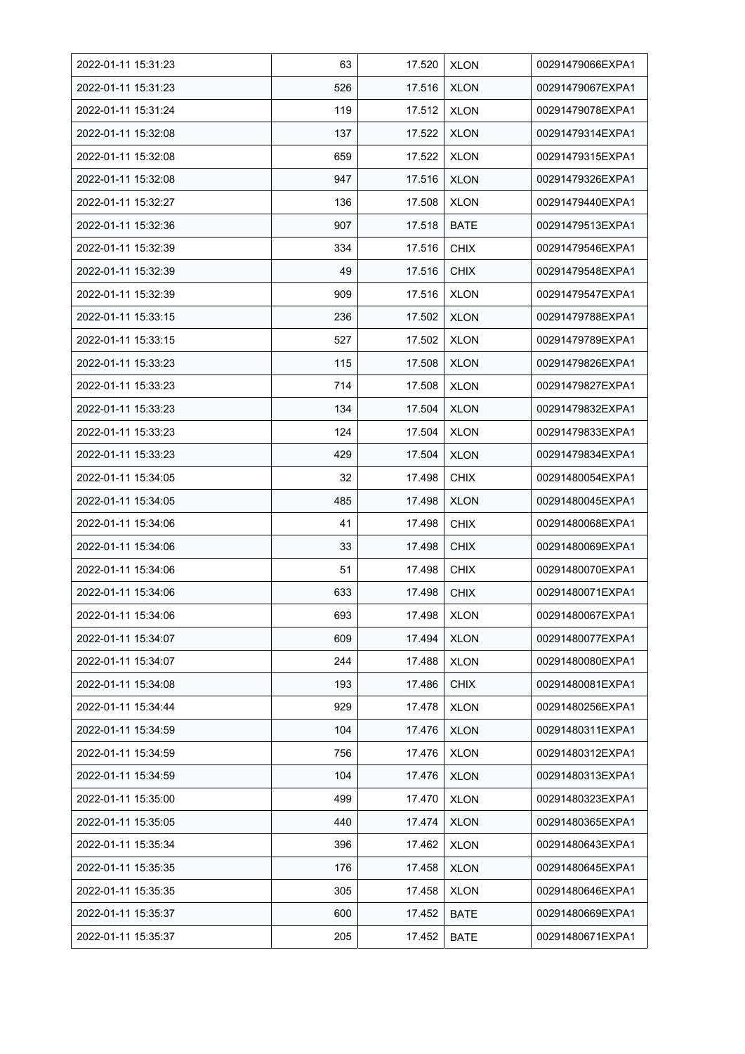| 2022-01-11 15:31:23 | 63 | 17.520 | XLON | 00291479066EXPA1 |
|---|---|---|---|---|
| 2022-01-11 15:31:23 | 526 | 17.516 | XLON | 00291479067EXPA1 |
| 2022-01-11 15:31:24 | 119 | 17.512 | XLON | 00291479078EXPA1 |
| 2022-01-11 15:32:08 | 137 | 17.522 | XLON | 00291479314EXPA1 |
| 2022-01-11 15:32:08 | 659 | 17.522 | XLON | 00291479315EXPA1 |
| 2022-01-11 15:32:08 | 947 | 17.516 | XLON | 00291479326EXPA1 |
| 2022-01-11 15:32:27 | 136 | 17.508 | XLON | 00291479440EXPA1 |
| 2022-01-11 15:32:36 | 907 | 17.518 | BATE | 00291479513EXPA1 |
| 2022-01-11 15:32:39 | 334 | 17.516 | CHIX | 00291479546EXPA1 |
| 2022-01-11 15:32:39 | 49 | 17.516 | CHIX | 00291479548EXPA1 |
| 2022-01-11 15:32:39 | 909 | 17.516 | XLON | 00291479547EXPA1 |
| 2022-01-11 15:33:15 | 236 | 17.502 | XLON | 00291479788EXPA1 |
| 2022-01-11 15:33:15 | 527 | 17.502 | XLON | 00291479789EXPA1 |
| 2022-01-11 15:33:23 | 115 | 17.508 | XLON | 00291479826EXPA1 |
| 2022-01-11 15:33:23 | 714 | 17.508 | XLON | 00291479827EXPA1 |
| 2022-01-11 15:33:23 | 134 | 17.504 | XLON | 00291479832EXPA1 |
| 2022-01-11 15:33:23 | 124 | 17.504 | XLON | 00291479833EXPA1 |
| 2022-01-11 15:33:23 | 429 | 17.504 | XLON | 00291479834EXPA1 |
| 2022-01-11 15:34:05 | 32 | 17.498 | CHIX | 00291480054EXPA1 |
| 2022-01-11 15:34:05 | 485 | 17.498 | XLON | 00291480045EXPA1 |
| 2022-01-11 15:34:06 | 41 | 17.498 | CHIX | 00291480068EXPA1 |
| 2022-01-11 15:34:06 | 33 | 17.498 | CHIX | 00291480069EXPA1 |
| 2022-01-11 15:34:06 | 51 | 17.498 | CHIX | 00291480070EXPA1 |
| 2022-01-11 15:34:06 | 633 | 17.498 | CHIX | 00291480071EXPA1 |
| 2022-01-11 15:34:06 | 693 | 17.498 | XLON | 00291480067EXPA1 |
| 2022-01-11 15:34:07 | 609 | 17.494 | XLON | 00291480077EXPA1 |
| 2022-01-11 15:34:07 | 244 | 17.488 | XLON | 00291480080EXPA1 |
| 2022-01-11 15:34:08 | 193 | 17.486 | CHIX | 00291480081EXPA1 |
| 2022-01-11 15:34:44 | 929 | 17.478 | XLON | 00291480256EXPA1 |
| 2022-01-11 15:34:59 | 104 | 17.476 | XLON | 00291480311EXPA1 |
| 2022-01-11 15:34:59 | 756 | 17.476 | XLON | 00291480312EXPA1 |
| 2022-01-11 15:34:59 | 104 | 17.476 | XLON | 00291480313EXPA1 |
| 2022-01-11 15:35:00 | 499 | 17.470 | XLON | 00291480323EXPA1 |
| 2022-01-11 15:35:05 | 440 | 17.474 | XLON | 00291480365EXPA1 |
| 2022-01-11 15:35:34 | 396 | 17.462 | XLON | 00291480643EXPA1 |
| 2022-01-11 15:35:35 | 176 | 17.458 | XLON | 00291480645EXPA1 |
| 2022-01-11 15:35:35 | 305 | 17.458 | XLON | 00291480646EXPA1 |
| 2022-01-11 15:35:37 | 600 | 17.452 | BATE | 00291480669EXPA1 |
| 2022-01-11 15:35:37 | 205 | 17.452 | BATE | 00291480671EXPA1 |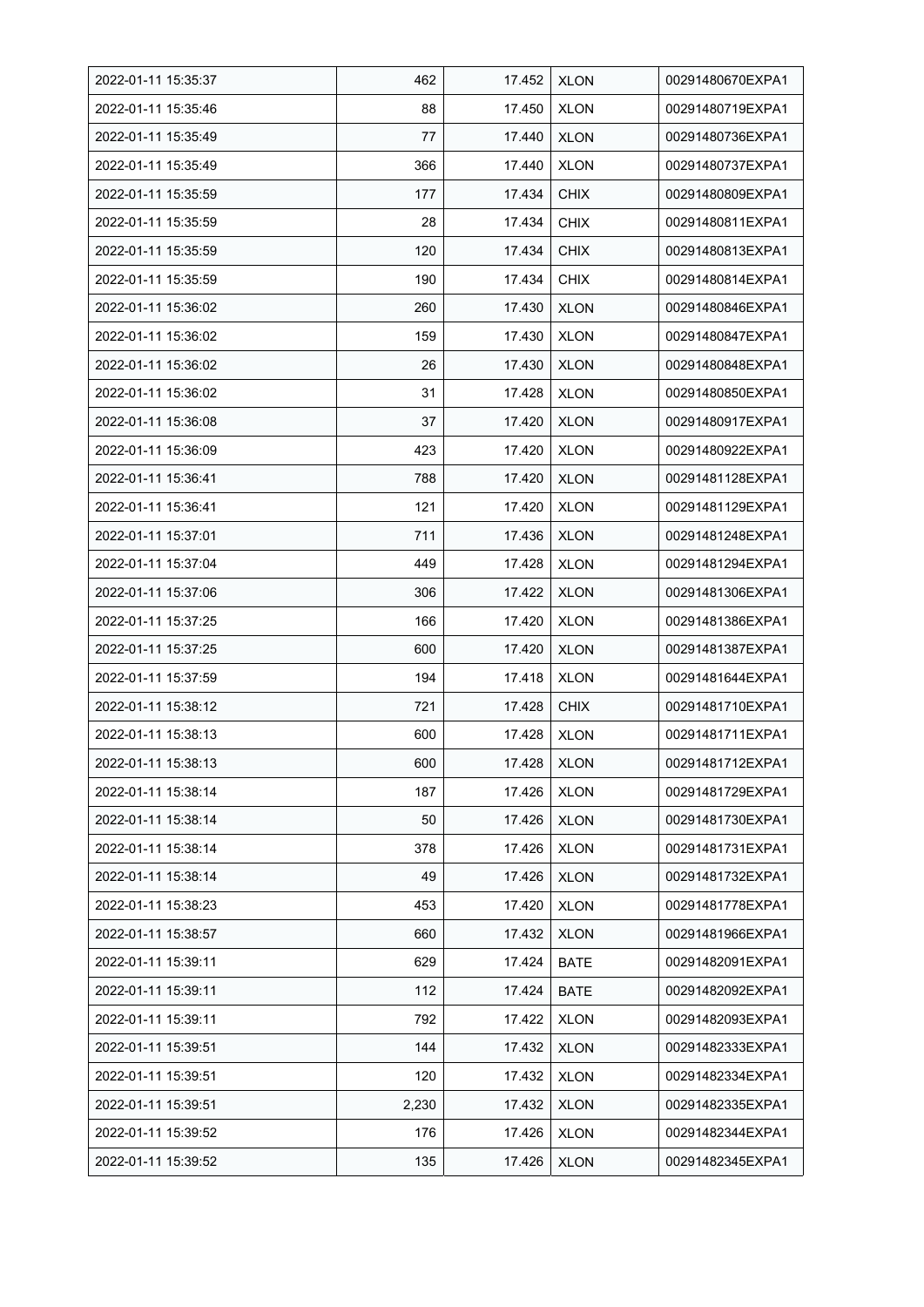| 2022-01-11 15:35:37 | 462 | 17.452 | XLON | 00291480670EXPA1 |
|---|---|---|---|---|
| 2022-01-11 15:35:46 | 88 | 17.450 | XLON | 00291480719EXPA1 |
| 2022-01-11 15:35:49 | 77 | 17.440 | XLON | 00291480736EXPA1 |
| 2022-01-11 15:35:49 | 366 | 17.440 | XLON | 00291480737EXPA1 |
| 2022-01-11 15:35:59 | 177 | 17.434 | CHIX | 00291480809EXPA1 |
| 2022-01-11 15:35:59 | 28 | 17.434 | CHIX | 00291480811EXPA1 |
| 2022-01-11 15:35:59 | 120 | 17.434 | CHIX | 00291480813EXPA1 |
| 2022-01-11 15:35:59 | 190 | 17.434 | CHIX | 00291480814EXPA1 |
| 2022-01-11 15:36:02 | 260 | 17.430 | XLON | 00291480846EXPA1 |
| 2022-01-11 15:36:02 | 159 | 17.430 | XLON | 00291480847EXPA1 |
| 2022-01-11 15:36:02 | 26 | 17.430 | XLON | 00291480848EXPA1 |
| 2022-01-11 15:36:02 | 31 | 17.428 | XLON | 00291480850EXPA1 |
| 2022-01-11 15:36:08 | 37 | 17.420 | XLON | 00291480917EXPA1 |
| 2022-01-11 15:36:09 | 423 | 17.420 | XLON | 00291480922EXPA1 |
| 2022-01-11 15:36:41 | 788 | 17.420 | XLON | 00291481128EXPA1 |
| 2022-01-11 15:36:41 | 121 | 17.420 | XLON | 00291481129EXPA1 |
| 2022-01-11 15:37:01 | 711 | 17.436 | XLON | 00291481248EXPA1 |
| 2022-01-11 15:37:04 | 449 | 17.428 | XLON | 00291481294EXPA1 |
| 2022-01-11 15:37:06 | 306 | 17.422 | XLON | 00291481306EXPA1 |
| 2022-01-11 15:37:25 | 166 | 17.420 | XLON | 00291481386EXPA1 |
| 2022-01-11 15:37:25 | 600 | 17.420 | XLON | 00291481387EXPA1 |
| 2022-01-11 15:37:59 | 194 | 17.418 | XLON | 00291481644EXPA1 |
| 2022-01-11 15:38:12 | 721 | 17.428 | CHIX | 00291481710EXPA1 |
| 2022-01-11 15:38:13 | 600 | 17.428 | XLON | 00291481711EXPA1 |
| 2022-01-11 15:38:13 | 600 | 17.428 | XLON | 00291481712EXPA1 |
| 2022-01-11 15:38:14 | 187 | 17.426 | XLON | 00291481729EXPA1 |
| 2022-01-11 15:38:14 | 50 | 17.426 | XLON | 00291481730EXPA1 |
| 2022-01-11 15:38:14 | 378 | 17.426 | XLON | 00291481731EXPA1 |
| 2022-01-11 15:38:14 | 49 | 17.426 | XLON | 00291481732EXPA1 |
| 2022-01-11 15:38:23 | 453 | 17.420 | XLON | 00291481778EXPA1 |
| 2022-01-11 15:38:57 | 660 | 17.432 | XLON | 00291481966EXPA1 |
| 2022-01-11 15:39:11 | 629 | 17.424 | BATE | 00291482091EXPA1 |
| 2022-01-11 15:39:11 | 112 | 17.424 | BATE | 00291482092EXPA1 |
| 2022-01-11 15:39:11 | 792 | 17.422 | XLON | 00291482093EXPA1 |
| 2022-01-11 15:39:51 | 144 | 17.432 | XLON | 00291482333EXPA1 |
| 2022-01-11 15:39:51 | 120 | 17.432 | XLON | 00291482334EXPA1 |
| 2022-01-11 15:39:51 | 2,230 | 17.432 | XLON | 00291482335EXPA1 |
| 2022-01-11 15:39:52 | 176 | 17.426 | XLON | 00291482344EXPA1 |
| 2022-01-11 15:39:52 | 135 | 17.426 | XLON | 00291482345EXPA1 |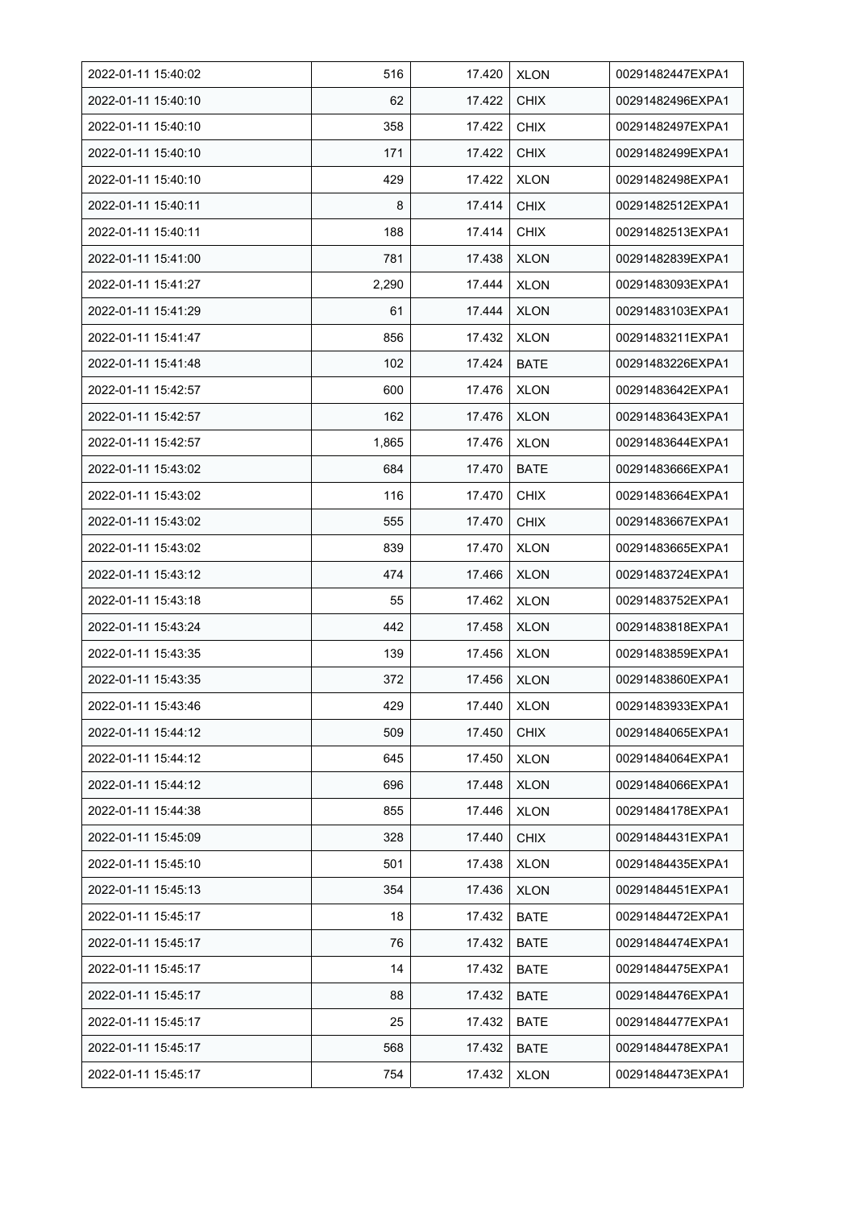| 2022-01-11 15:40:02 | 516 | 17.420 | XLON | 00291482447EXPA1 |
|---|---|---|---|---|
| 2022-01-11 15:40:10 | 62 | 17.422 | CHIX | 00291482496EXPA1 |
| 2022-01-11 15:40:10 | 358 | 17.422 | CHIX | 00291482497EXPA1 |
| 2022-01-11 15:40:10 | 171 | 17.422 | CHIX | 00291482499EXPA1 |
| 2022-01-11 15:40:10 | 429 | 17.422 | XLON | 00291482498EXPA1 |
| 2022-01-11 15:40:11 | 8 | 17.414 | CHIX | 00291482512EXPA1 |
| 2022-01-11 15:40:11 | 188 | 17.414 | CHIX | 00291482513EXPA1 |
| 2022-01-11 15:41:00 | 781 | 17.438 | XLON | 00291482839EXPA1 |
| 2022-01-11 15:41:27 | 2,290 | 17.444 | XLON | 00291483093EXPA1 |
| 2022-01-11 15:41:29 | 61 | 17.444 | XLON | 00291483103EXPA1 |
| 2022-01-11 15:41:47 | 856 | 17.432 | XLON | 00291483211EXPA1 |
| 2022-01-11 15:41:48 | 102 | 17.424 | BATE | 00291483226EXPA1 |
| 2022-01-11 15:42:57 | 600 | 17.476 | XLON | 00291483642EXPA1 |
| 2022-01-11 15:42:57 | 162 | 17.476 | XLON | 00291483643EXPA1 |
| 2022-01-11 15:42:57 | 1,865 | 17.476 | XLON | 00291483644EXPA1 |
| 2022-01-11 15:43:02 | 684 | 17.470 | BATE | 00291483666EXPA1 |
| 2022-01-11 15:43:02 | 116 | 17.470 | CHIX | 00291483664EXPA1 |
| 2022-01-11 15:43:02 | 555 | 17.470 | CHIX | 00291483667EXPA1 |
| 2022-01-11 15:43:02 | 839 | 17.470 | XLON | 00291483665EXPA1 |
| 2022-01-11 15:43:12 | 474 | 17.466 | XLON | 00291483724EXPA1 |
| 2022-01-11 15:43:18 | 55 | 17.462 | XLON | 00291483752EXPA1 |
| 2022-01-11 15:43:24 | 442 | 17.458 | XLON | 00291483818EXPA1 |
| 2022-01-11 15:43:35 | 139 | 17.456 | XLON | 00291483859EXPA1 |
| 2022-01-11 15:43:35 | 372 | 17.456 | XLON | 00291483860EXPA1 |
| 2022-01-11 15:43:46 | 429 | 17.440 | XLON | 00291483933EXPA1 |
| 2022-01-11 15:44:12 | 509 | 17.450 | CHIX | 00291484065EXPA1 |
| 2022-01-11 15:44:12 | 645 | 17.450 | XLON | 00291484064EXPA1 |
| 2022-01-11 15:44:12 | 696 | 17.448 | XLON | 00291484066EXPA1 |
| 2022-01-11 15:44:38 | 855 | 17.446 | XLON | 00291484178EXPA1 |
| 2022-01-11 15:45:09 | 328 | 17.440 | CHIX | 00291484431EXPA1 |
| 2022-01-11 15:45:10 | 501 | 17.438 | XLON | 00291484435EXPA1 |
| 2022-01-11 15:45:13 | 354 | 17.436 | XLON | 00291484451EXPA1 |
| 2022-01-11 15:45:17 | 18 | 17.432 | BATE | 00291484472EXPA1 |
| 2022-01-11 15:45:17 | 76 | 17.432 | BATE | 00291484474EXPA1 |
| 2022-01-11 15:45:17 | 14 | 17.432 | BATE | 00291484475EXPA1 |
| 2022-01-11 15:45:17 | 88 | 17.432 | BATE | 00291484476EXPA1 |
| 2022-01-11 15:45:17 | 25 | 17.432 | BATE | 00291484477EXPA1 |
| 2022-01-11 15:45:17 | 568 | 17.432 | BATE | 00291484478EXPA1 |
| 2022-01-11 15:45:17 | 754 | 17.432 | XLON | 00291484473EXPA1 |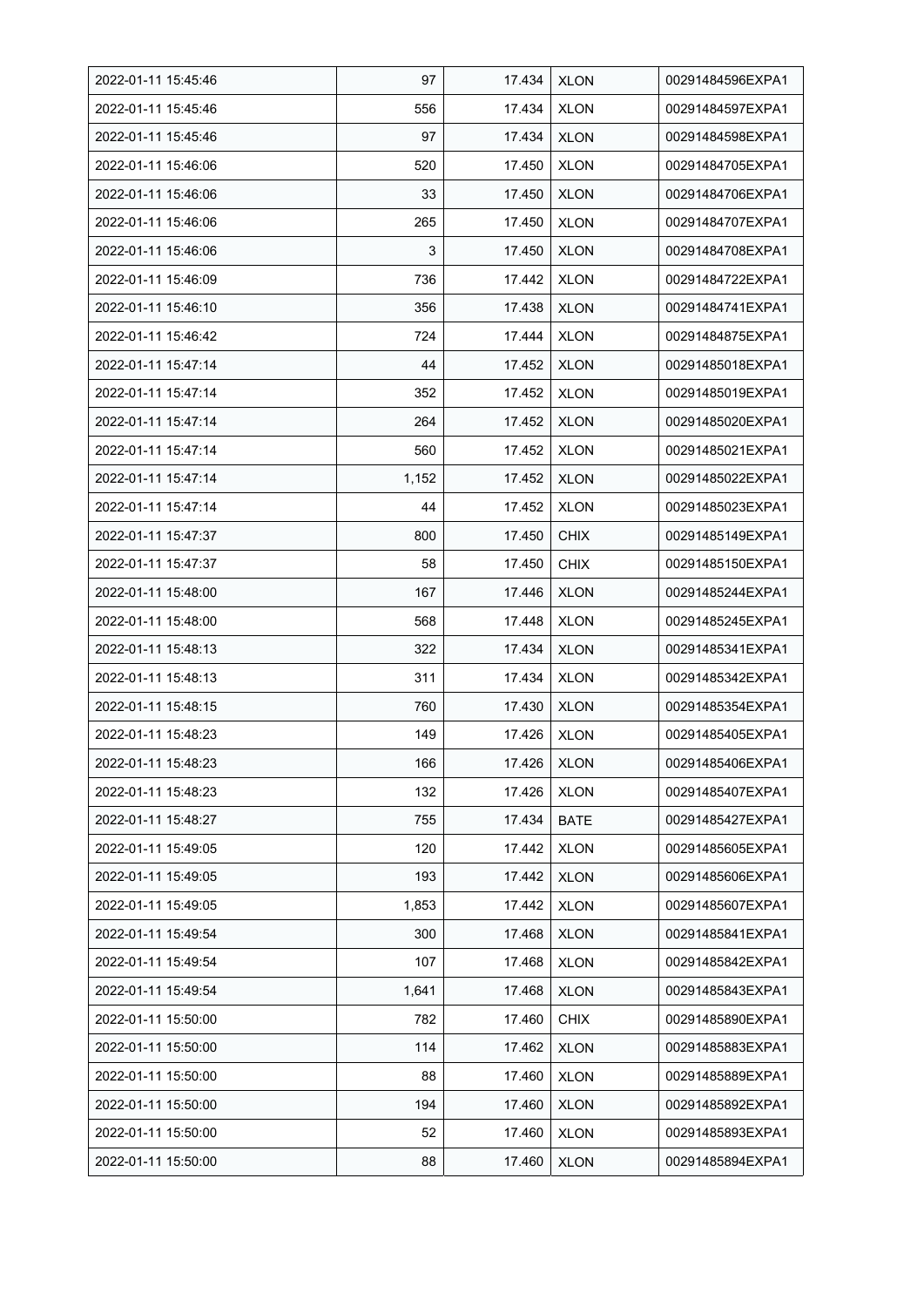| 2022-01-11 15:45:46 | 97 | 17.434 | XLON | 00291484596EXPA1 |
|---|---|---|---|---|
| 2022-01-11 15:45:46 | 556 | 17.434 | XLON | 00291484597EXPA1 |
| 2022-01-11 15:45:46 | 97 | 17.434 | XLON | 00291484598EXPA1 |
| 2022-01-11 15:46:06 | 520 | 17.450 | XLON | 00291484705EXPA1 |
| 2022-01-11 15:46:06 | 33 | 17.450 | XLON | 00291484706EXPA1 |
| 2022-01-11 15:46:06 | 265 | 17.450 | XLON | 00291484707EXPA1 |
| 2022-01-11 15:46:06 | 3 | 17.450 | XLON | 00291484708EXPA1 |
| 2022-01-11 15:46:09 | 736 | 17.442 | XLON | 00291484722EXPA1 |
| 2022-01-11 15:46:10 | 356 | 17.438 | XLON | 00291484741EXPA1 |
| 2022-01-11 15:46:42 | 724 | 17.444 | XLON | 00291484875EXPA1 |
| 2022-01-11 15:47:14 | 44 | 17.452 | XLON | 00291485018EXPA1 |
| 2022-01-11 15:47:14 | 352 | 17.452 | XLON | 00291485019EXPA1 |
| 2022-01-11 15:47:14 | 264 | 17.452 | XLON | 00291485020EXPA1 |
| 2022-01-11 15:47:14 | 560 | 17.452 | XLON | 00291485021EXPA1 |
| 2022-01-11 15:47:14 | 1,152 | 17.452 | XLON | 00291485022EXPA1 |
| 2022-01-11 15:47:14 | 44 | 17.452 | XLON | 00291485023EXPA1 |
| 2022-01-11 15:47:37 | 800 | 17.450 | CHIX | 00291485149EXPA1 |
| 2022-01-11 15:47:37 | 58 | 17.450 | CHIX | 00291485150EXPA1 |
| 2022-01-11 15:48:00 | 167 | 17.446 | XLON | 00291485244EXPA1 |
| 2022-01-11 15:48:00 | 568 | 17.448 | XLON | 00291485245EXPA1 |
| 2022-01-11 15:48:13 | 322 | 17.434 | XLON | 00291485341EXPA1 |
| 2022-01-11 15:48:13 | 311 | 17.434 | XLON | 00291485342EXPA1 |
| 2022-01-11 15:48:15 | 760 | 17.430 | XLON | 00291485354EXPA1 |
| 2022-01-11 15:48:23 | 149 | 17.426 | XLON | 00291485405EXPA1 |
| 2022-01-11 15:48:23 | 166 | 17.426 | XLON | 00291485406EXPA1 |
| 2022-01-11 15:48:23 | 132 | 17.426 | XLON | 00291485407EXPA1 |
| 2022-01-11 15:48:27 | 755 | 17.434 | BATE | 00291485427EXPA1 |
| 2022-01-11 15:49:05 | 120 | 17.442 | XLON | 00291485605EXPA1 |
| 2022-01-11 15:49:05 | 193 | 17.442 | XLON | 00291485606EXPA1 |
| 2022-01-11 15:49:05 | 1,853 | 17.442 | XLON | 00291485607EXPA1 |
| 2022-01-11 15:49:54 | 300 | 17.468 | XLON | 00291485841EXPA1 |
| 2022-01-11 15:49:54 | 107 | 17.468 | XLON | 00291485842EXPA1 |
| 2022-01-11 15:49:54 | 1,641 | 17.468 | XLON | 00291485843EXPA1 |
| 2022-01-11 15:50:00 | 782 | 17.460 | CHIX | 00291485890EXPA1 |
| 2022-01-11 15:50:00 | 114 | 17.462 | XLON | 00291485883EXPA1 |
| 2022-01-11 15:50:00 | 88 | 17.460 | XLON | 00291485889EXPA1 |
| 2022-01-11 15:50:00 | 194 | 17.460 | XLON | 00291485892EXPA1 |
| 2022-01-11 15:50:00 | 52 | 17.460 | XLON | 00291485893EXPA1 |
| 2022-01-11 15:50:00 | 88 | 17.460 | XLON | 00291485894EXPA1 |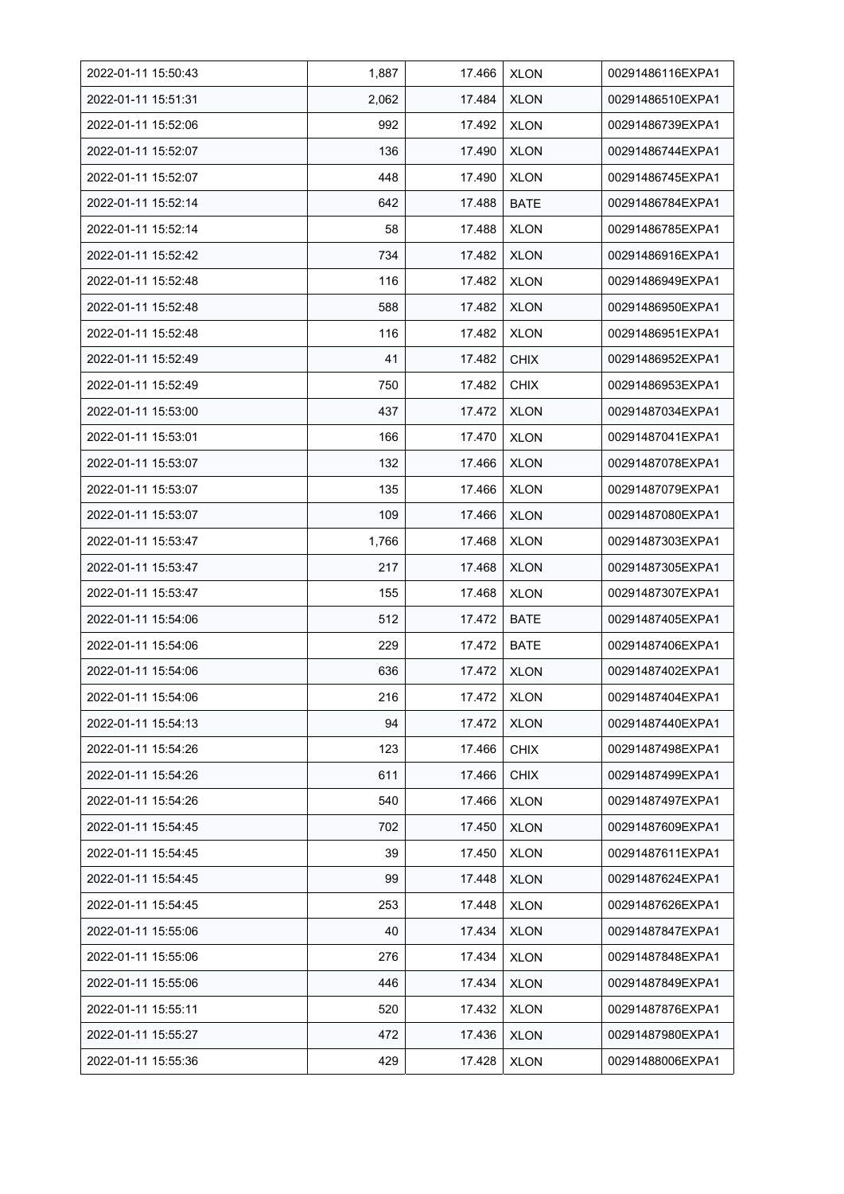| 2022-01-11 15:50:43 | 1,887 | 17.466 | XLON | 00291486116EXPA1 |
|---|---|---|---|---|
| 2022-01-11 15:51:31 | 2,062 | 17.484 | XLON | 00291486510EXPA1 |
| 2022-01-11 15:52:06 | 992 | 17.492 | XLON | 00291486739EXPA1 |
| 2022-01-11 15:52:07 | 136 | 17.490 | XLON | 00291486744EXPA1 |
| 2022-01-11 15:52:07 | 448 | 17.490 | XLON | 00291486745EXPA1 |
| 2022-01-11 15:52:14 | 642 | 17.488 | BATE | 00291486784EXPA1 |
| 2022-01-11 15:52:14 | 58 | 17.488 | XLON | 00291486785EXPA1 |
| 2022-01-11 15:52:42 | 734 | 17.482 | XLON | 00291486916EXPA1 |
| 2022-01-11 15:52:48 | 116 | 17.482 | XLON | 00291486949EXPA1 |
| 2022-01-11 15:52:48 | 588 | 17.482 | XLON | 00291486950EXPA1 |
| 2022-01-11 15:52:48 | 116 | 17.482 | XLON | 00291486951EXPA1 |
| 2022-01-11 15:52:49 | 41 | 17.482 | CHIX | 00291486952EXPA1 |
| 2022-01-11 15:52:49 | 750 | 17.482 | CHIX | 00291486953EXPA1 |
| 2022-01-11 15:53:00 | 437 | 17.472 | XLON | 00291487034EXPA1 |
| 2022-01-11 15:53:01 | 166 | 17.470 | XLON | 00291487041EXPA1 |
| 2022-01-11 15:53:07 | 132 | 17.466 | XLON | 00291487078EXPA1 |
| 2022-01-11 15:53:07 | 135 | 17.466 | XLON | 00291487079EXPA1 |
| 2022-01-11 15:53:07 | 109 | 17.466 | XLON | 00291487080EXPA1 |
| 2022-01-11 15:53:47 | 1,766 | 17.468 | XLON | 00291487303EXPA1 |
| 2022-01-11 15:53:47 | 217 | 17.468 | XLON | 00291487305EXPA1 |
| 2022-01-11 15:53:47 | 155 | 17.468 | XLON | 00291487307EXPA1 |
| 2022-01-11 15:54:06 | 512 | 17.472 | BATE | 00291487405EXPA1 |
| 2022-01-11 15:54:06 | 229 | 17.472 | BATE | 00291487406EXPA1 |
| 2022-01-11 15:54:06 | 636 | 17.472 | XLON | 00291487402EXPA1 |
| 2022-01-11 15:54:06 | 216 | 17.472 | XLON | 00291487404EXPA1 |
| 2022-01-11 15:54:13 | 94 | 17.472 | XLON | 00291487440EXPA1 |
| 2022-01-11 15:54:26 | 123 | 17.466 | CHIX | 00291487498EXPA1 |
| 2022-01-11 15:54:26 | 611 | 17.466 | CHIX | 00291487499EXPA1 |
| 2022-01-11 15:54:26 | 540 | 17.466 | XLON | 00291487497EXPA1 |
| 2022-01-11 15:54:45 | 702 | 17.450 | XLON | 00291487609EXPA1 |
| 2022-01-11 15:54:45 | 39 | 17.450 | XLON | 00291487611EXPA1 |
| 2022-01-11 15:54:45 | 99 | 17.448 | XLON | 00291487624EXPA1 |
| 2022-01-11 15:54:45 | 253 | 17.448 | XLON | 00291487626EXPA1 |
| 2022-01-11 15:55:06 | 40 | 17.434 | XLON | 00291487847EXPA1 |
| 2022-01-11 15:55:06 | 276 | 17.434 | XLON | 00291487848EXPA1 |
| 2022-01-11 15:55:06 | 446 | 17.434 | XLON | 00291487849EXPA1 |
| 2022-01-11 15:55:11 | 520 | 17.432 | XLON | 00291487876EXPA1 |
| 2022-01-11 15:55:27 | 472 | 17.436 | XLON | 00291487980EXPA1 |
| 2022-01-11 15:55:36 | 429 | 17.428 | XLON | 00291488006EXPA1 |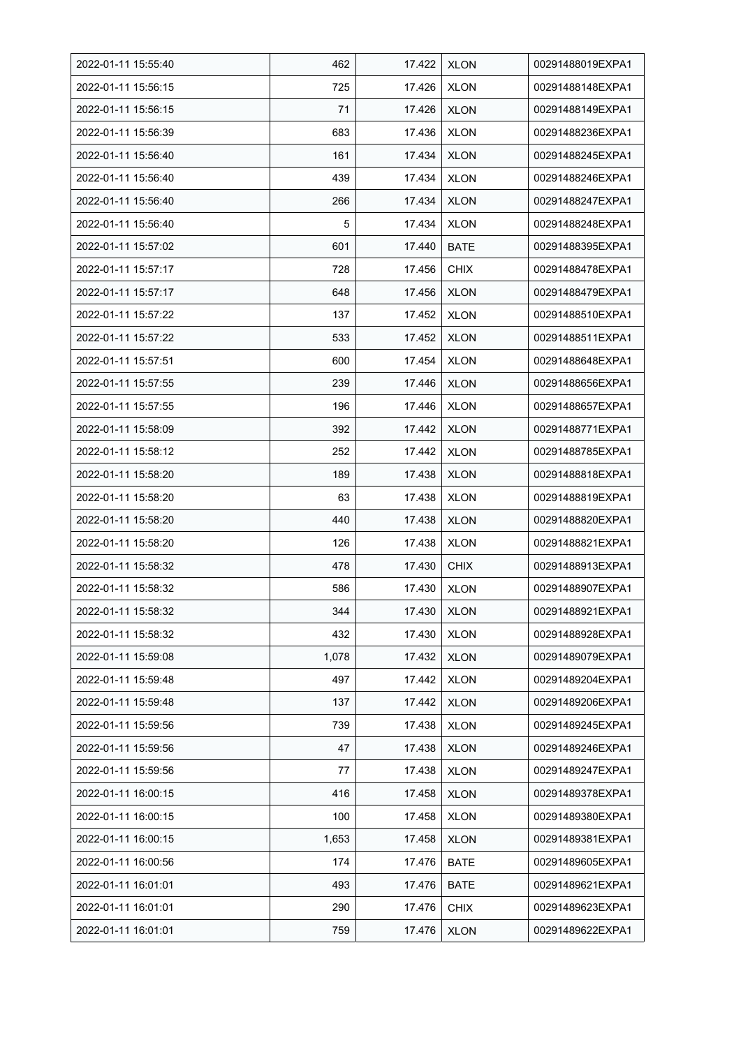| 2022-01-11 15:55:40 | 462 | 17.422 | XLON | 00291488019EXPA1 |
|---|---|---|---|---|
| 2022-01-11 15:56:15 | 725 | 17.426 | XLON | 00291488148EXPA1 |
| 2022-01-11 15:56:15 | 71 | 17.426 | XLON | 00291488149EXPA1 |
| 2022-01-11 15:56:39 | 683 | 17.436 | XLON | 00291488236EXPA1 |
| 2022-01-11 15:56:40 | 161 | 17.434 | XLON | 00291488245EXPA1 |
| 2022-01-11 15:56:40 | 439 | 17.434 | XLON | 00291488246EXPA1 |
| 2022-01-11 15:56:40 | 266 | 17.434 | XLON | 00291488247EXPA1 |
| 2022-01-11 15:56:40 | 5 | 17.434 | XLON | 00291488248EXPA1 |
| 2022-01-11 15:57:02 | 601 | 17.440 | BATE | 00291488395EXPA1 |
| 2022-01-11 15:57:17 | 728 | 17.456 | CHIX | 00291488478EXPA1 |
| 2022-01-11 15:57:17 | 648 | 17.456 | XLON | 00291488479EXPA1 |
| 2022-01-11 15:57:22 | 137 | 17.452 | XLON | 00291488510EXPA1 |
| 2022-01-11 15:57:22 | 533 | 17.452 | XLON | 00291488511EXPA1 |
| 2022-01-11 15:57:51 | 600 | 17.454 | XLON | 00291488648EXPA1 |
| 2022-01-11 15:57:55 | 239 | 17.446 | XLON | 00291488656EXPA1 |
| 2022-01-11 15:57:55 | 196 | 17.446 | XLON | 00291488657EXPA1 |
| 2022-01-11 15:58:09 | 392 | 17.442 | XLON | 00291488771EXPA1 |
| 2022-01-11 15:58:12 | 252 | 17.442 | XLON | 00291488785EXPA1 |
| 2022-01-11 15:58:20 | 189 | 17.438 | XLON | 00291488818EXPA1 |
| 2022-01-11 15:58:20 | 63 | 17.438 | XLON | 00291488819EXPA1 |
| 2022-01-11 15:58:20 | 440 | 17.438 | XLON | 00291488820EXPA1 |
| 2022-01-11 15:58:20 | 126 | 17.438 | XLON | 00291488821EXPA1 |
| 2022-01-11 15:58:32 | 478 | 17.430 | CHIX | 00291488913EXPA1 |
| 2022-01-11 15:58:32 | 586 | 17.430 | XLON | 00291488907EXPA1 |
| 2022-01-11 15:58:32 | 344 | 17.430 | XLON | 00291488921EXPA1 |
| 2022-01-11 15:58:32 | 432 | 17.430 | XLON | 00291488928EXPA1 |
| 2022-01-11 15:59:08 | 1,078 | 17.432 | XLON | 00291489079EXPA1 |
| 2022-01-11 15:59:48 | 497 | 17.442 | XLON | 00291489204EXPA1 |
| 2022-01-11 15:59:48 | 137 | 17.442 | XLON | 00291489206EXPA1 |
| 2022-01-11 15:59:56 | 739 | 17.438 | XLON | 00291489245EXPA1 |
| 2022-01-11 15:59:56 | 47 | 17.438 | XLON | 00291489246EXPA1 |
| 2022-01-11 15:59:56 | 77 | 17.438 | XLON | 00291489247EXPA1 |
| 2022-01-11 16:00:15 | 416 | 17.458 | XLON | 00291489378EXPA1 |
| 2022-01-11 16:00:15 | 100 | 17.458 | XLON | 00291489380EXPA1 |
| 2022-01-11 16:00:15 | 1,653 | 17.458 | XLON | 00291489381EXPA1 |
| 2022-01-11 16:00:56 | 174 | 17.476 | BATE | 00291489605EXPA1 |
| 2022-01-11 16:01:01 | 493 | 17.476 | BATE | 00291489621EXPA1 |
| 2022-01-11 16:01:01 | 290 | 17.476 | CHIX | 00291489623EXPA1 |
| 2022-01-11 16:01:01 | 759 | 17.476 | XLON | 00291489622EXPA1 |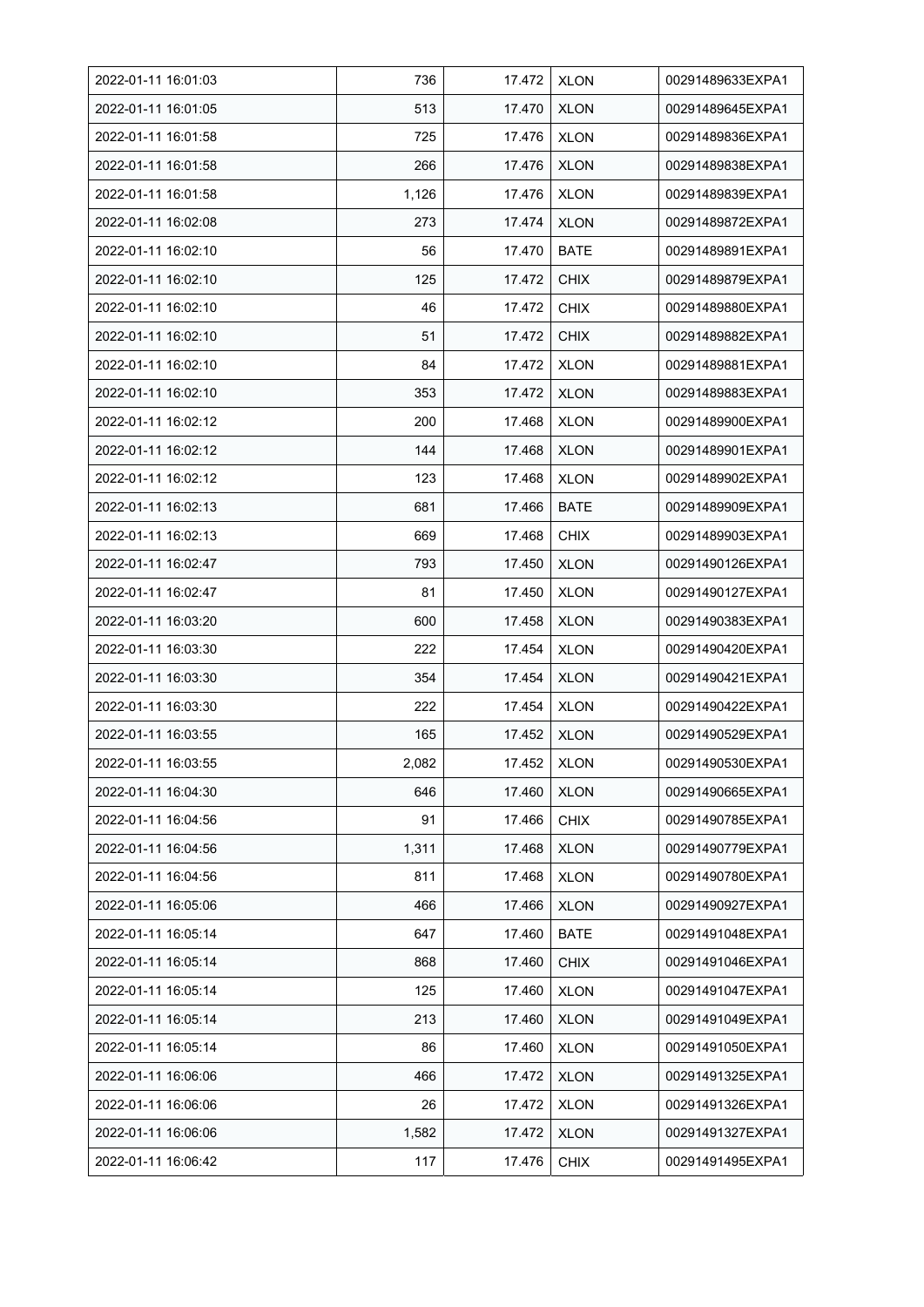| | | | | |
|---|---|---|---|---|
| 2022-01-11 16:01:03 | 736 | 17.472 | XLON | 00291489633EXPA1 |
| 2022-01-11 16:01:05 | 513 | 17.470 | XLON | 00291489645EXPA1 |
| 2022-01-11 16:01:58 | 725 | 17.476 | XLON | 00291489836EXPA1 |
| 2022-01-11 16:01:58 | 266 | 17.476 | XLON | 00291489838EXPA1 |
| 2022-01-11 16:01:58 | 1,126 | 17.476 | XLON | 00291489839EXPA1 |
| 2022-01-11 16:02:08 | 273 | 17.474 | XLON | 00291489872EXPA1 |
| 2022-01-11 16:02:10 | 56 | 17.470 | BATE | 00291489891EXPA1 |
| 2022-01-11 16:02:10 | 125 | 17.472 | CHIX | 00291489879EXPA1 |
| 2022-01-11 16:02:10 | 46 | 17.472 | CHIX | 00291489880EXPA1 |
| 2022-01-11 16:02:10 | 51 | 17.472 | CHIX | 00291489882EXPA1 |
| 2022-01-11 16:02:10 | 84 | 17.472 | XLON | 00291489881EXPA1 |
| 2022-01-11 16:02:10 | 353 | 17.472 | XLON | 00291489883EXPA1 |
| 2022-01-11 16:02:12 | 200 | 17.468 | XLON | 00291489900EXPA1 |
| 2022-01-11 16:02:12 | 144 | 17.468 | XLON | 00291489901EXPA1 |
| 2022-01-11 16:02:12 | 123 | 17.468 | XLON | 00291489902EXPA1 |
| 2022-01-11 16:02:13 | 681 | 17.466 | BATE | 00291489909EXPA1 |
| 2022-01-11 16:02:13 | 669 | 17.468 | CHIX | 00291489903EXPA1 |
| 2022-01-11 16:02:47 | 793 | 17.450 | XLON | 00291490126EXPA1 |
| 2022-01-11 16:02:47 | 81 | 17.450 | XLON | 00291490127EXPA1 |
| 2022-01-11 16:03:20 | 600 | 17.458 | XLON | 00291490383EXPA1 |
| 2022-01-11 16:03:30 | 222 | 17.454 | XLON | 00291490420EXPA1 |
| 2022-01-11 16:03:30 | 354 | 17.454 | XLON | 00291490421EXPA1 |
| 2022-01-11 16:03:30 | 222 | 17.454 | XLON | 00291490422EXPA1 |
| 2022-01-11 16:03:55 | 165 | 17.452 | XLON | 00291490529EXPA1 |
| 2022-01-11 16:03:55 | 2,082 | 17.452 | XLON | 00291490530EXPA1 |
| 2022-01-11 16:04:30 | 646 | 17.460 | XLON | 00291490665EXPA1 |
| 2022-01-11 16:04:56 | 91 | 17.466 | CHIX | 00291490785EXPA1 |
| 2022-01-11 16:04:56 | 1,311 | 17.468 | XLON | 00291490779EXPA1 |
| 2022-01-11 16:04:56 | 811 | 17.468 | XLON | 00291490780EXPA1 |
| 2022-01-11 16:05:06 | 466 | 17.466 | XLON | 00291490927EXPA1 |
| 2022-01-11 16:05:14 | 647 | 17.460 | BATE | 00291491048EXPA1 |
| 2022-01-11 16:05:14 | 868 | 17.460 | CHIX | 00291491046EXPA1 |
| 2022-01-11 16:05:14 | 125 | 17.460 | XLON | 00291491047EXPA1 |
| 2022-01-11 16:05:14 | 213 | 17.460 | XLON | 00291491049EXPA1 |
| 2022-01-11 16:05:14 | 86 | 17.460 | XLON | 00291491050EXPA1 |
| 2022-01-11 16:06:06 | 466 | 17.472 | XLON | 00291491325EXPA1 |
| 2022-01-11 16:06:06 | 26 | 17.472 | XLON | 00291491326EXPA1 |
| 2022-01-11 16:06:06 | 1,582 | 17.472 | XLON | 00291491327EXPA1 |
| 2022-01-11 16:06:42 | 117 | 17.476 | CHIX | 00291491495EXPA1 |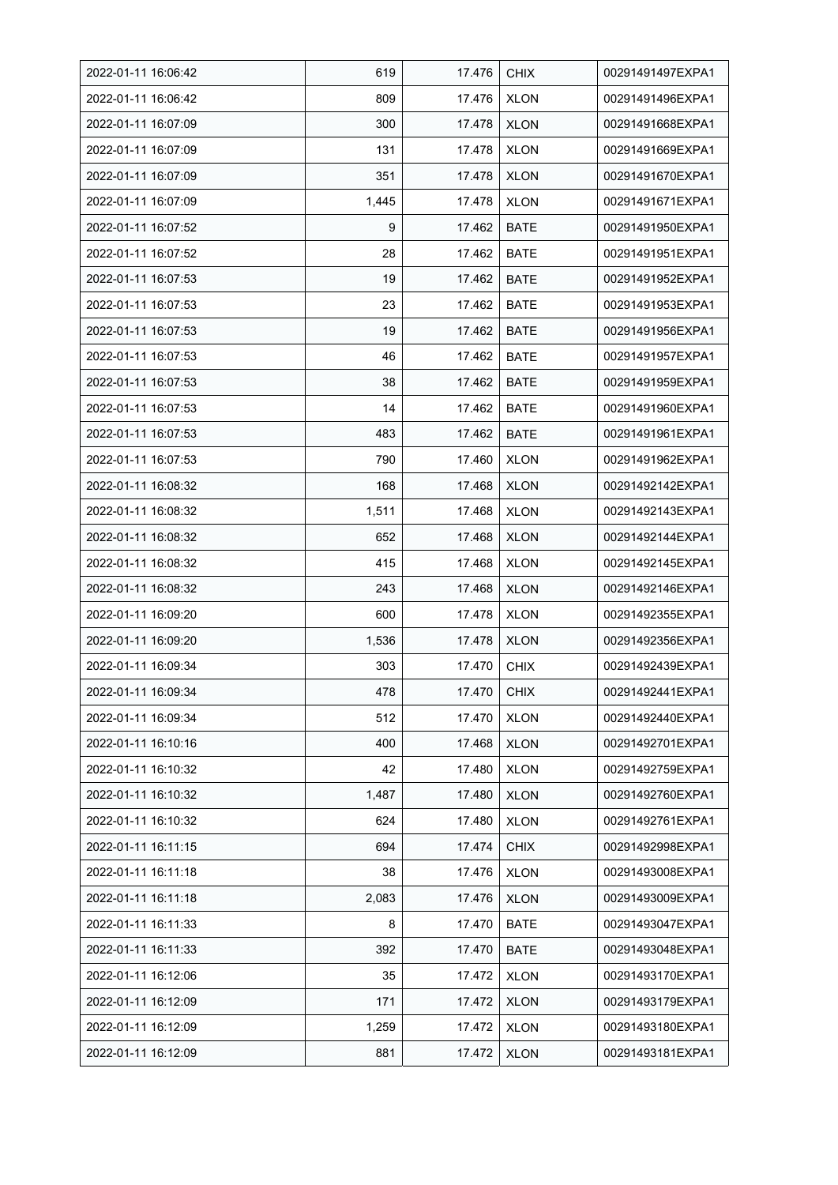| 2022-01-11 16:06:42 | 619 | 17.476 | CHIX | 00291491497EXPA1 |
|---|---|---|---|---|
| 2022-01-11 16:06:42 | 809 | 17.476 | XLON | 00291491496EXPA1 |
| 2022-01-11 16:07:09 | 300 | 17.478 | XLON | 00291491668EXPA1 |
| 2022-01-11 16:07:09 | 131 | 17.478 | XLON | 00291491669EXPA1 |
| 2022-01-11 16:07:09 | 351 | 17.478 | XLON | 00291491670EXPA1 |
| 2022-01-11 16:07:09 | 1,445 | 17.478 | XLON | 00291491671EXPA1 |
| 2022-01-11 16:07:52 | 9 | 17.462 | BATE | 00291491950EXPA1 |
| 2022-01-11 16:07:52 | 28 | 17.462 | BATE | 00291491951EXPA1 |
| 2022-01-11 16:07:53 | 19 | 17.462 | BATE | 00291491952EXPA1 |
| 2022-01-11 16:07:53 | 23 | 17.462 | BATE | 00291491953EXPA1 |
| 2022-01-11 16:07:53 | 19 | 17.462 | BATE | 00291491956EXPA1 |
| 2022-01-11 16:07:53 | 46 | 17.462 | BATE | 00291491957EXPA1 |
| 2022-01-11 16:07:53 | 38 | 17.462 | BATE | 00291491959EXPA1 |
| 2022-01-11 16:07:53 | 14 | 17.462 | BATE | 00291491960EXPA1 |
| 2022-01-11 16:07:53 | 483 | 17.462 | BATE | 00291491961EXPA1 |
| 2022-01-11 16:07:53 | 790 | 17.460 | XLON | 00291491962EXPA1 |
| 2022-01-11 16:08:32 | 168 | 17.468 | XLON | 00291492142EXPA1 |
| 2022-01-11 16:08:32 | 1,511 | 17.468 | XLON | 00291492143EXPA1 |
| 2022-01-11 16:08:32 | 652 | 17.468 | XLON | 00291492144EXPA1 |
| 2022-01-11 16:08:32 | 415 | 17.468 | XLON | 00291492145EXPA1 |
| 2022-01-11 16:08:32 | 243 | 17.468 | XLON | 00291492146EXPA1 |
| 2022-01-11 16:09:20 | 600 | 17.478 | XLON | 00291492355EXPA1 |
| 2022-01-11 16:09:20 | 1,536 | 17.478 | XLON | 00291492356EXPA1 |
| 2022-01-11 16:09:34 | 303 | 17.470 | CHIX | 00291492439EXPA1 |
| 2022-01-11 16:09:34 | 478 | 17.470 | CHIX | 00291492441EXPA1 |
| 2022-01-11 16:09:34 | 512 | 17.470 | XLON | 00291492440EXPA1 |
| 2022-01-11 16:10:16 | 400 | 17.468 | XLON | 00291492701EXPA1 |
| 2022-01-11 16:10:32 | 42 | 17.480 | XLON | 00291492759EXPA1 |
| 2022-01-11 16:10:32 | 1,487 | 17.480 | XLON | 00291492760EXPA1 |
| 2022-01-11 16:10:32 | 624 | 17.480 | XLON | 00291492761EXPA1 |
| 2022-01-11 16:11:15 | 694 | 17.474 | CHIX | 00291492998EXPA1 |
| 2022-01-11 16:11:18 | 38 | 17.476 | XLON | 00291493008EXPA1 |
| 2022-01-11 16:11:18 | 2,083 | 17.476 | XLON | 00291493009EXPA1 |
| 2022-01-11 16:11:33 | 8 | 17.470 | BATE | 00291493047EXPA1 |
| 2022-01-11 16:11:33 | 392 | 17.470 | BATE | 00291493048EXPA1 |
| 2022-01-11 16:12:06 | 35 | 17.472 | XLON | 00291493170EXPA1 |
| 2022-01-11 16:12:09 | 171 | 17.472 | XLON | 00291493179EXPA1 |
| 2022-01-11 16:12:09 | 1,259 | 17.472 | XLON | 00291493180EXPA1 |
| 2022-01-11 16:12:09 | 881 | 17.472 | XLON | 00291493181EXPA1 |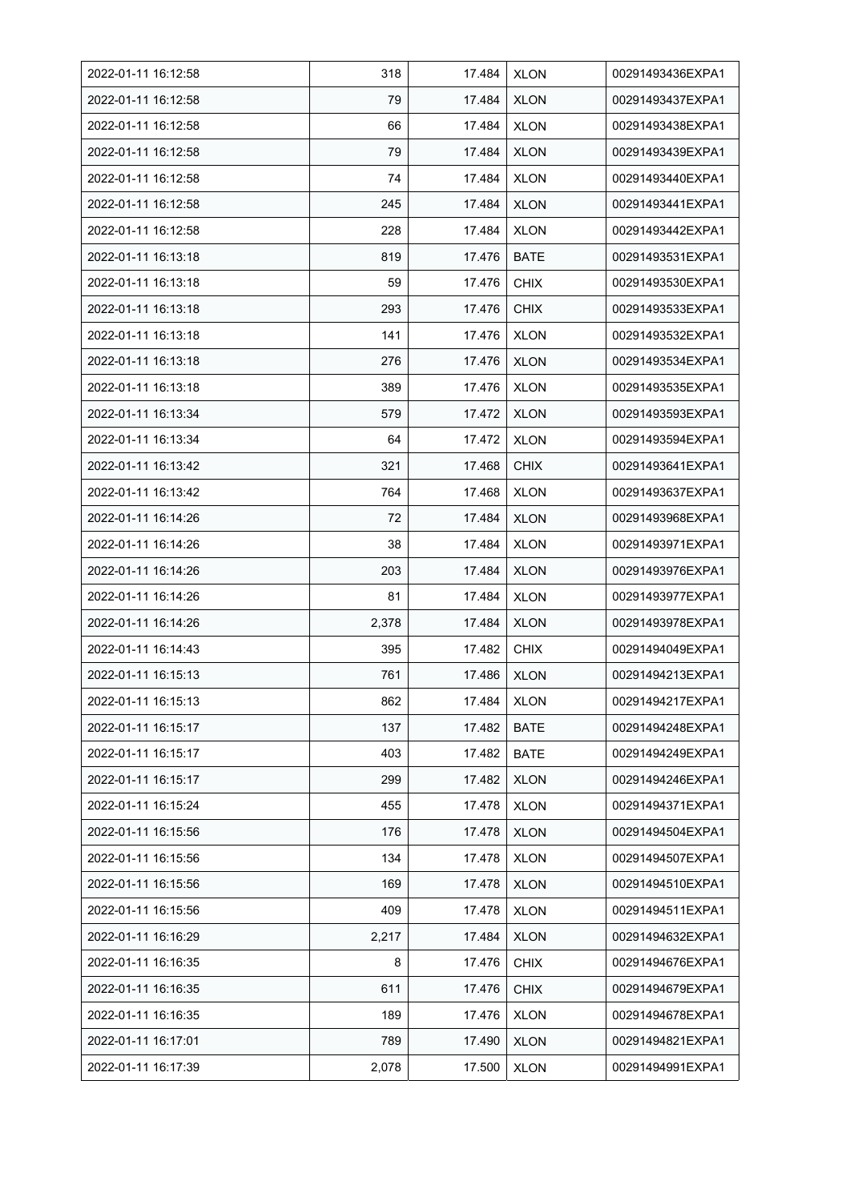| | | | | |
|---|---|---|---|---|
| 2022-01-11 16:12:58 | 318 | 17.484 | XLON | 00291493436EXPA1 |
| 2022-01-11 16:12:58 | 79 | 17.484 | XLON | 00291493437EXPA1 |
| 2022-01-11 16:12:58 | 66 | 17.484 | XLON | 00291493438EXPA1 |
| 2022-01-11 16:12:58 | 79 | 17.484 | XLON | 00291493439EXPA1 |
| 2022-01-11 16:12:58 | 74 | 17.484 | XLON | 00291493440EXPA1 |
| 2022-01-11 16:12:58 | 245 | 17.484 | XLON | 00291493441EXPA1 |
| 2022-01-11 16:12:58 | 228 | 17.484 | XLON | 00291493442EXPA1 |
| 2022-01-11 16:13:18 | 819 | 17.476 | BATE | 00291493531EXPA1 |
| 2022-01-11 16:13:18 | 59 | 17.476 | CHIX | 00291493530EXPA1 |
| 2022-01-11 16:13:18 | 293 | 17.476 | CHIX | 00291493533EXPA1 |
| 2022-01-11 16:13:18 | 141 | 17.476 | XLON | 00291493532EXPA1 |
| 2022-01-11 16:13:18 | 276 | 17.476 | XLON | 00291493534EXPA1 |
| 2022-01-11 16:13:18 | 389 | 17.476 | XLON | 00291493535EXPA1 |
| 2022-01-11 16:13:34 | 579 | 17.472 | XLON | 00291493593EXPA1 |
| 2022-01-11 16:13:34 | 64 | 17.472 | XLON | 00291493594EXPA1 |
| 2022-01-11 16:13:42 | 321 | 17.468 | CHIX | 00291493641EXPA1 |
| 2022-01-11 16:13:42 | 764 | 17.468 | XLON | 00291493637EXPA1 |
| 2022-01-11 16:14:26 | 72 | 17.484 | XLON | 00291493968EXPA1 |
| 2022-01-11 16:14:26 | 38 | 17.484 | XLON | 00291493971EXPA1 |
| 2022-01-11 16:14:26 | 203 | 17.484 | XLON | 00291493976EXPA1 |
| 2022-01-11 16:14:26 | 81 | 17.484 | XLON | 00291493977EXPA1 |
| 2022-01-11 16:14:26 | 2,378 | 17.484 | XLON | 00291493978EXPA1 |
| 2022-01-11 16:14:43 | 395 | 17.482 | CHIX | 00291494049EXPA1 |
| 2022-01-11 16:15:13 | 761 | 17.486 | XLON | 00291494213EXPA1 |
| 2022-01-11 16:15:13 | 862 | 17.484 | XLON | 00291494217EXPA1 |
| 2022-01-11 16:15:17 | 137 | 17.482 | BATE | 00291494248EXPA1 |
| 2022-01-11 16:15:17 | 403 | 17.482 | BATE | 00291494249EXPA1 |
| 2022-01-11 16:15:17 | 299 | 17.482 | XLON | 00291494246EXPA1 |
| 2022-01-11 16:15:24 | 455 | 17.478 | XLON | 00291494371EXPA1 |
| 2022-01-11 16:15:56 | 176 | 17.478 | XLON | 00291494504EXPA1 |
| 2022-01-11 16:15:56 | 134 | 17.478 | XLON | 00291494507EXPA1 |
| 2022-01-11 16:15:56 | 169 | 17.478 | XLON | 00291494510EXPA1 |
| 2022-01-11 16:15:56 | 409 | 17.478 | XLON | 00291494511EXPA1 |
| 2022-01-11 16:16:29 | 2,217 | 17.484 | XLON | 00291494632EXPA1 |
| 2022-01-11 16:16:35 | 8 | 17.476 | CHIX | 00291494676EXPA1 |
| 2022-01-11 16:16:35 | 611 | 17.476 | CHIX | 00291494679EXPA1 |
| 2022-01-11 16:16:35 | 189 | 17.476 | XLON | 00291494678EXPA1 |
| 2022-01-11 16:17:01 | 789 | 17.490 | XLON | 00291494821EXPA1 |
| 2022-01-11 16:17:39 | 2,078 | 17.500 | XLON | 00291494991EXPA1 |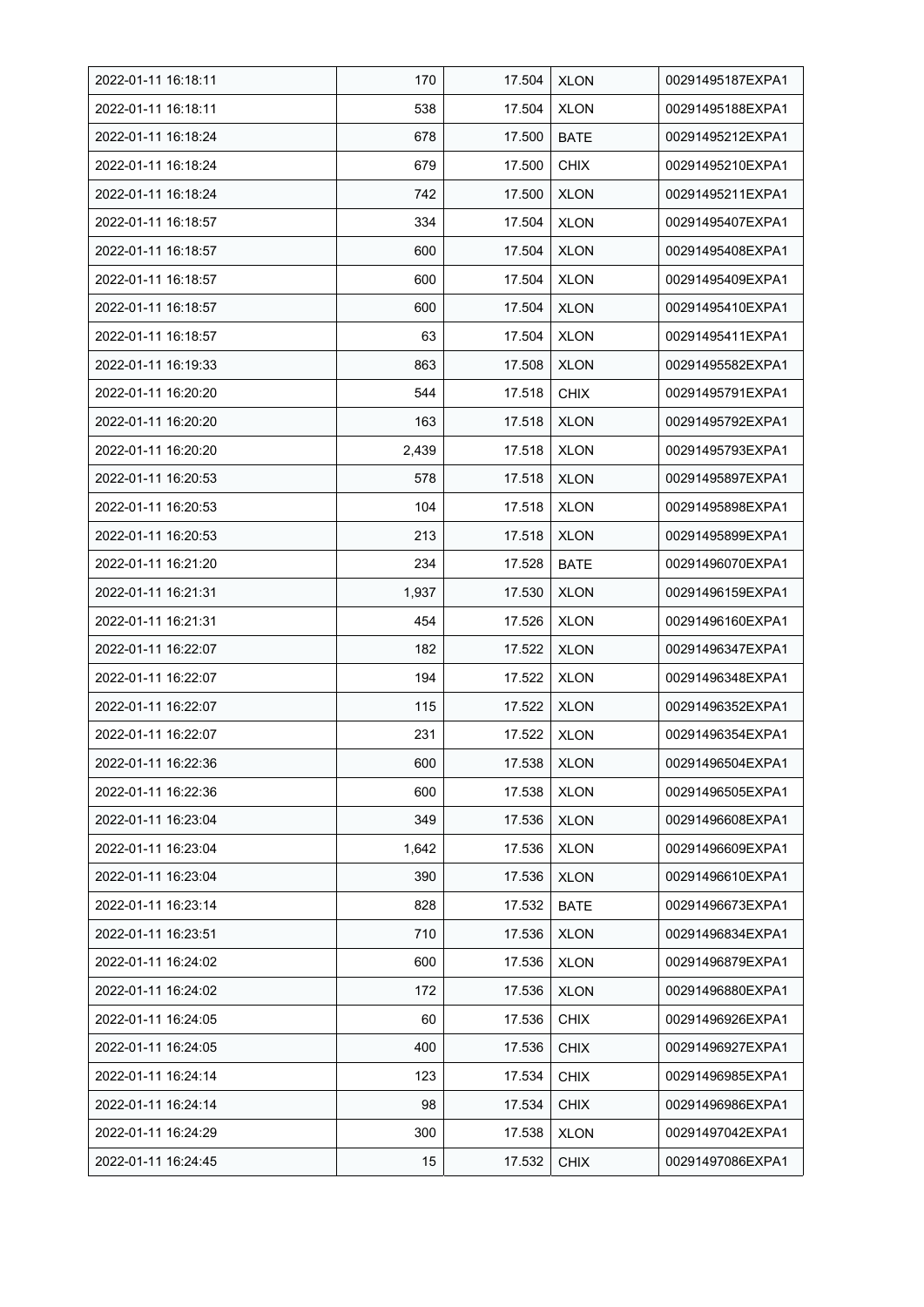| | | | | |
|---|---|---|---|---|
| 2022-01-11 16:18:11 | 170 | 17.504 | XLON | 00291495187EXPA1 |
| 2022-01-11 16:18:11 | 538 | 17.504 | XLON | 00291495188EXPA1 |
| 2022-01-11 16:18:24 | 678 | 17.500 | BATE | 00291495212EXPA1 |
| 2022-01-11 16:18:24 | 679 | 17.500 | CHIX | 00291495210EXPA1 |
| 2022-01-11 16:18:24 | 742 | 17.500 | XLON | 00291495211EXPA1 |
| 2022-01-11 16:18:57 | 334 | 17.504 | XLON | 00291495407EXPA1 |
| 2022-01-11 16:18:57 | 600 | 17.504 | XLON | 00291495408EXPA1 |
| 2022-01-11 16:18:57 | 600 | 17.504 | XLON | 00291495409EXPA1 |
| 2022-01-11 16:18:57 | 600 | 17.504 | XLON | 00291495410EXPA1 |
| 2022-01-11 16:18:57 | 63 | 17.504 | XLON | 00291495411EXPA1 |
| 2022-01-11 16:19:33 | 863 | 17.508 | XLON | 00291495582EXPA1 |
| 2022-01-11 16:20:20 | 544 | 17.518 | CHIX | 00291495791EXPA1 |
| 2022-01-11 16:20:20 | 163 | 17.518 | XLON | 00291495792EXPA1 |
| 2022-01-11 16:20:20 | 2,439 | 17.518 | XLON | 00291495793EXPA1 |
| 2022-01-11 16:20:53 | 578 | 17.518 | XLON | 00291495897EXPA1 |
| 2022-01-11 16:20:53 | 104 | 17.518 | XLON | 00291495898EXPA1 |
| 2022-01-11 16:20:53 | 213 | 17.518 | XLON | 00291495899EXPA1 |
| 2022-01-11 16:21:20 | 234 | 17.528 | BATE | 00291496070EXPA1 |
| 2022-01-11 16:21:31 | 1,937 | 17.530 | XLON | 00291496159EXPA1 |
| 2022-01-11 16:21:31 | 454 | 17.526 | XLON | 00291496160EXPA1 |
| 2022-01-11 16:22:07 | 182 | 17.522 | XLON | 00291496347EXPA1 |
| 2022-01-11 16:22:07 | 194 | 17.522 | XLON | 00291496348EXPA1 |
| 2022-01-11 16:22:07 | 115 | 17.522 | XLON | 00291496352EXPA1 |
| 2022-01-11 16:22:07 | 231 | 17.522 | XLON | 00291496354EXPA1 |
| 2022-01-11 16:22:36 | 600 | 17.538 | XLON | 00291496504EXPA1 |
| 2022-01-11 16:22:36 | 600 | 17.538 | XLON | 00291496505EXPA1 |
| 2022-01-11 16:23:04 | 349 | 17.536 | XLON | 00291496608EXPA1 |
| 2022-01-11 16:23:04 | 1,642 | 17.536 | XLON | 00291496609EXPA1 |
| 2022-01-11 16:23:04 | 390 | 17.536 | XLON | 00291496610EXPA1 |
| 2022-01-11 16:23:14 | 828 | 17.532 | BATE | 00291496673EXPA1 |
| 2022-01-11 16:23:51 | 710 | 17.536 | XLON | 00291496834EXPA1 |
| 2022-01-11 16:24:02 | 600 | 17.536 | XLON | 00291496879EXPA1 |
| 2022-01-11 16:24:02 | 172 | 17.536 | XLON | 00291496880EXPA1 |
| 2022-01-11 16:24:05 | 60 | 17.536 | CHIX | 00291496926EXPA1 |
| 2022-01-11 16:24:05 | 400 | 17.536 | CHIX | 00291496927EXPA1 |
| 2022-01-11 16:24:14 | 123 | 17.534 | CHIX | 00291496985EXPA1 |
| 2022-01-11 16:24:14 | 98 | 17.534 | CHIX | 00291496986EXPA1 |
| 2022-01-11 16:24:29 | 300 | 17.538 | XLON | 00291497042EXPA1 |
| 2022-01-11 16:24:45 | 15 | 17.532 | CHIX | 00291497086EXPA1 |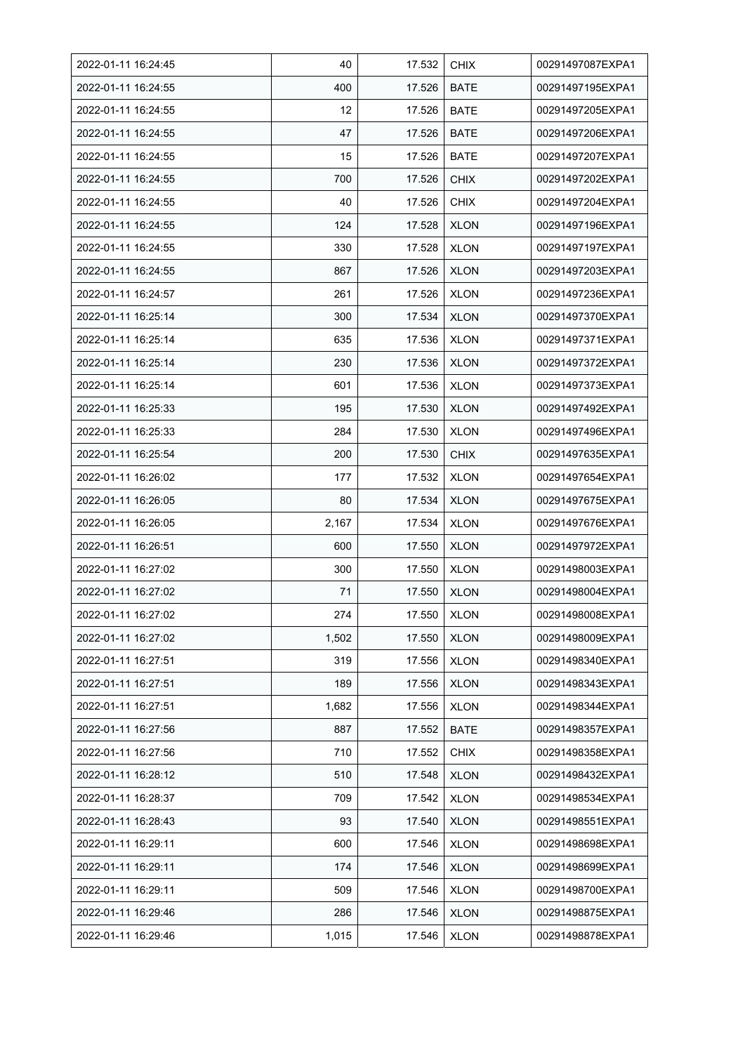| 2022-01-11 16:24:45 | 40 | 17.532 | CHIX | 00291497087EXPA1 |
|---|---|---|---|---|
| 2022-01-11 16:24:55 | 400 | 17.526 | BATE | 00291497195EXPA1 |
| 2022-01-11 16:24:55 | 12 | 17.526 | BATE | 00291497205EXPA1 |
| 2022-01-11 16:24:55 | 47 | 17.526 | BATE | 00291497206EXPA1 |
| 2022-01-11 16:24:55 | 15 | 17.526 | BATE | 00291497207EXPA1 |
| 2022-01-11 16:24:55 | 700 | 17.526 | CHIX | 00291497202EXPA1 |
| 2022-01-11 16:24:55 | 40 | 17.526 | CHIX | 00291497204EXPA1 |
| 2022-01-11 16:24:55 | 124 | 17.528 | XLON | 00291497196EXPA1 |
| 2022-01-11 16:24:55 | 330 | 17.528 | XLON | 00291497197EXPA1 |
| 2022-01-11 16:24:55 | 867 | 17.526 | XLON | 00291497203EXPA1 |
| 2022-01-11 16:24:57 | 261 | 17.526 | XLON | 00291497236EXPA1 |
| 2022-01-11 16:25:14 | 300 | 17.534 | XLON | 00291497370EXPA1 |
| 2022-01-11 16:25:14 | 635 | 17.536 | XLON | 00291497371EXPA1 |
| 2022-01-11 16:25:14 | 230 | 17.536 | XLON | 00291497372EXPA1 |
| 2022-01-11 16:25:14 | 601 | 17.536 | XLON | 00291497373EXPA1 |
| 2022-01-11 16:25:33 | 195 | 17.530 | XLON | 00291497492EXPA1 |
| 2022-01-11 16:25:33 | 284 | 17.530 | XLON | 00291497496EXPA1 |
| 2022-01-11 16:25:54 | 200 | 17.530 | CHIX | 00291497635EXPA1 |
| 2022-01-11 16:26:02 | 177 | 17.532 | XLON | 00291497654EXPA1 |
| 2022-01-11 16:26:05 | 80 | 17.534 | XLON | 00291497675EXPA1 |
| 2022-01-11 16:26:05 | 2,167 | 17.534 | XLON | 00291497676EXPA1 |
| 2022-01-11 16:26:51 | 600 | 17.550 | XLON | 00291497972EXPA1 |
| 2022-01-11 16:27:02 | 300 | 17.550 | XLON | 00291498003EXPA1 |
| 2022-01-11 16:27:02 | 71 | 17.550 | XLON | 00291498004EXPA1 |
| 2022-01-11 16:27:02 | 274 | 17.550 | XLON | 00291498008EXPA1 |
| 2022-01-11 16:27:02 | 1,502 | 17.550 | XLON | 00291498009EXPA1 |
| 2022-01-11 16:27:51 | 319 | 17.556 | XLON | 00291498340EXPA1 |
| 2022-01-11 16:27:51 | 189 | 17.556 | XLON | 00291498343EXPA1 |
| 2022-01-11 16:27:51 | 1,682 | 17.556 | XLON | 00291498344EXPA1 |
| 2022-01-11 16:27:56 | 887 | 17.552 | BATE | 00291498357EXPA1 |
| 2022-01-11 16:27:56 | 710 | 17.552 | CHIX | 00291498358EXPA1 |
| 2022-01-11 16:28:12 | 510 | 17.548 | XLON | 00291498432EXPA1 |
| 2022-01-11 16:28:37 | 709 | 17.542 | XLON | 00291498534EXPA1 |
| 2022-01-11 16:28:43 | 93 | 17.540 | XLON | 00291498551EXPA1 |
| 2022-01-11 16:29:11 | 600 | 17.546 | XLON | 00291498698EXPA1 |
| 2022-01-11 16:29:11 | 174 | 17.546 | XLON | 00291498699EXPA1 |
| 2022-01-11 16:29:11 | 509 | 17.546 | XLON | 00291498700EXPA1 |
| 2022-01-11 16:29:46 | 286 | 17.546 | XLON | 00291498875EXPA1 |
| 2022-01-11 16:29:46 | 1,015 | 17.546 | XLON | 00291498878EXPA1 |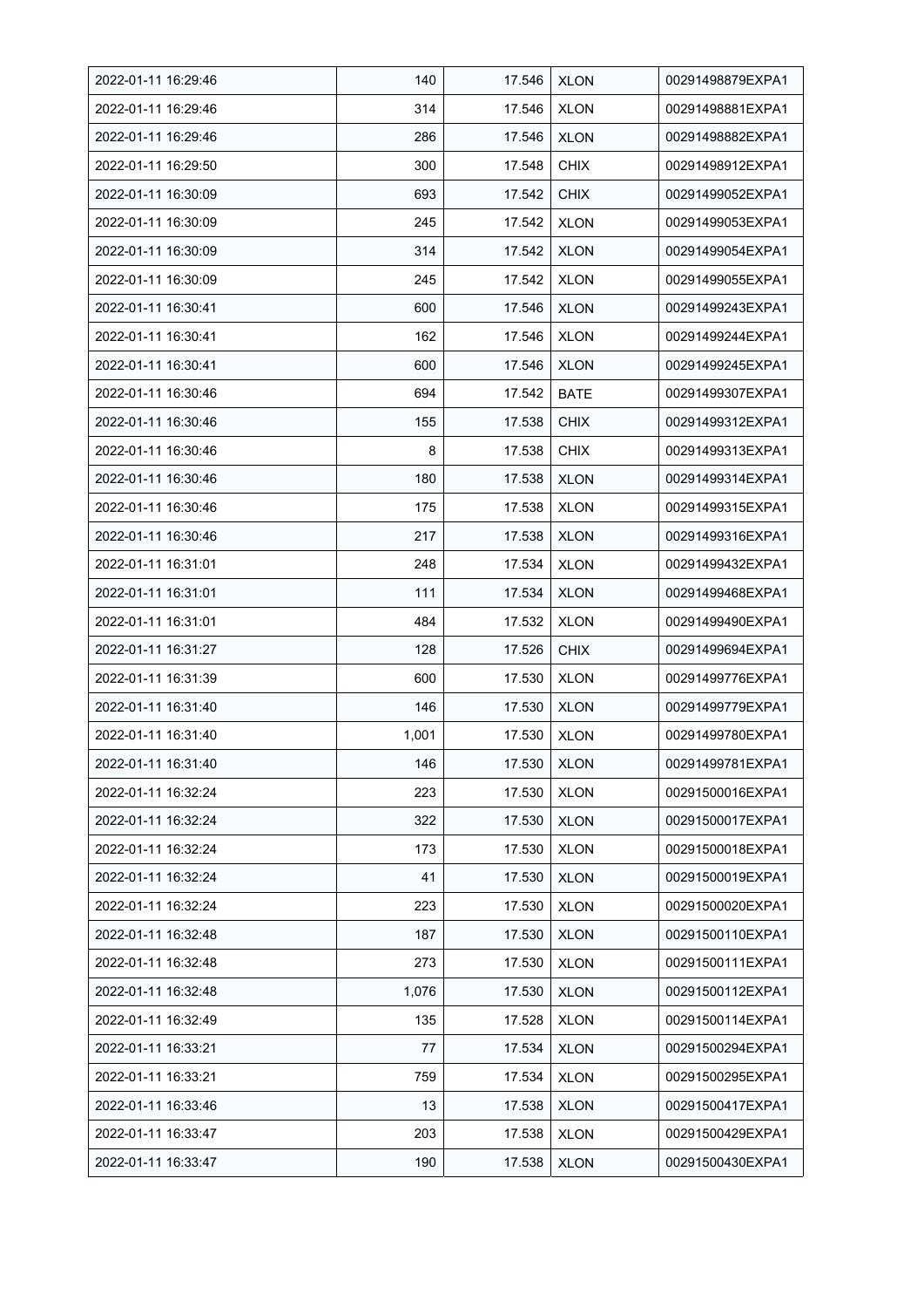| 2022-01-11 16:29:46 | 140 | 17.546 | XLON | 00291498879EXPA1 |
|---|---|---|---|---|
| 2022-01-11 16:29:46 | 314 | 17.546 | XLON | 00291498881EXPA1 |
| 2022-01-11 16:29:46 | 286 | 17.546 | XLON | 00291498882EXPA1 |
| 2022-01-11 16:29:50 | 300 | 17.548 | CHIX | 00291498912EXPA1 |
| 2022-01-11 16:30:09 | 693 | 17.542 | CHIX | 00291499052EXPA1 |
| 2022-01-11 16:30:09 | 245 | 17.542 | XLON | 00291499053EXPA1 |
| 2022-01-11 16:30:09 | 314 | 17.542 | XLON | 00291499054EXPA1 |
| 2022-01-11 16:30:09 | 245 | 17.542 | XLON | 00291499055EXPA1 |
| 2022-01-11 16:30:41 | 600 | 17.546 | XLON | 00291499243EXPA1 |
| 2022-01-11 16:30:41 | 162 | 17.546 | XLON | 00291499244EXPA1 |
| 2022-01-11 16:30:41 | 600 | 17.546 | XLON | 00291499245EXPA1 |
| 2022-01-11 16:30:46 | 694 | 17.542 | BATE | 00291499307EXPA1 |
| 2022-01-11 16:30:46 | 155 | 17.538 | CHIX | 00291499312EXPA1 |
| 2022-01-11 16:30:46 | 8 | 17.538 | CHIX | 00291499313EXPA1 |
| 2022-01-11 16:30:46 | 180 | 17.538 | XLON | 00291499314EXPA1 |
| 2022-01-11 16:30:46 | 175 | 17.538 | XLON | 00291499315EXPA1 |
| 2022-01-11 16:30:46 | 217 | 17.538 | XLON | 00291499316EXPA1 |
| 2022-01-11 16:31:01 | 248 | 17.534 | XLON | 00291499432EXPA1 |
| 2022-01-11 16:31:01 | 111 | 17.534 | XLON | 00291499468EXPA1 |
| 2022-01-11 16:31:01 | 484 | 17.532 | XLON | 00291499490EXPA1 |
| 2022-01-11 16:31:27 | 128 | 17.526 | CHIX | 00291499694EXPA1 |
| 2022-01-11 16:31:39 | 600 | 17.530 | XLON | 00291499776EXPA1 |
| 2022-01-11 16:31:40 | 146 | 17.530 | XLON | 00291499779EXPA1 |
| 2022-01-11 16:31:40 | 1,001 | 17.530 | XLON | 00291499780EXPA1 |
| 2022-01-11 16:31:40 | 146 | 17.530 | XLON | 00291499781EXPA1 |
| 2022-01-11 16:32:24 | 223 | 17.530 | XLON | 00291500016EXPA1 |
| 2022-01-11 16:32:24 | 322 | 17.530 | XLON | 00291500017EXPA1 |
| 2022-01-11 16:32:24 | 173 | 17.530 | XLON | 00291500018EXPA1 |
| 2022-01-11 16:32:24 | 41 | 17.530 | XLON | 00291500019EXPA1 |
| 2022-01-11 16:32:24 | 223 | 17.530 | XLON | 00291500020EXPA1 |
| 2022-01-11 16:32:48 | 187 | 17.530 | XLON | 00291500110EXPA1 |
| 2022-01-11 16:32:48 | 273 | 17.530 | XLON | 00291500111EXPA1 |
| 2022-01-11 16:32:48 | 1,076 | 17.530 | XLON | 00291500112EXPA1 |
| 2022-01-11 16:32:49 | 135 | 17.528 | XLON | 00291500114EXPA1 |
| 2022-01-11 16:33:21 | 77 | 17.534 | XLON | 00291500294EXPA1 |
| 2022-01-11 16:33:21 | 759 | 17.534 | XLON | 00291500295EXPA1 |
| 2022-01-11 16:33:46 | 13 | 17.538 | XLON | 00291500417EXPA1 |
| 2022-01-11 16:33:47 | 203 | 17.538 | XLON | 00291500429EXPA1 |
| 2022-01-11 16:33:47 | 190 | 17.538 | XLON | 00291500430EXPA1 |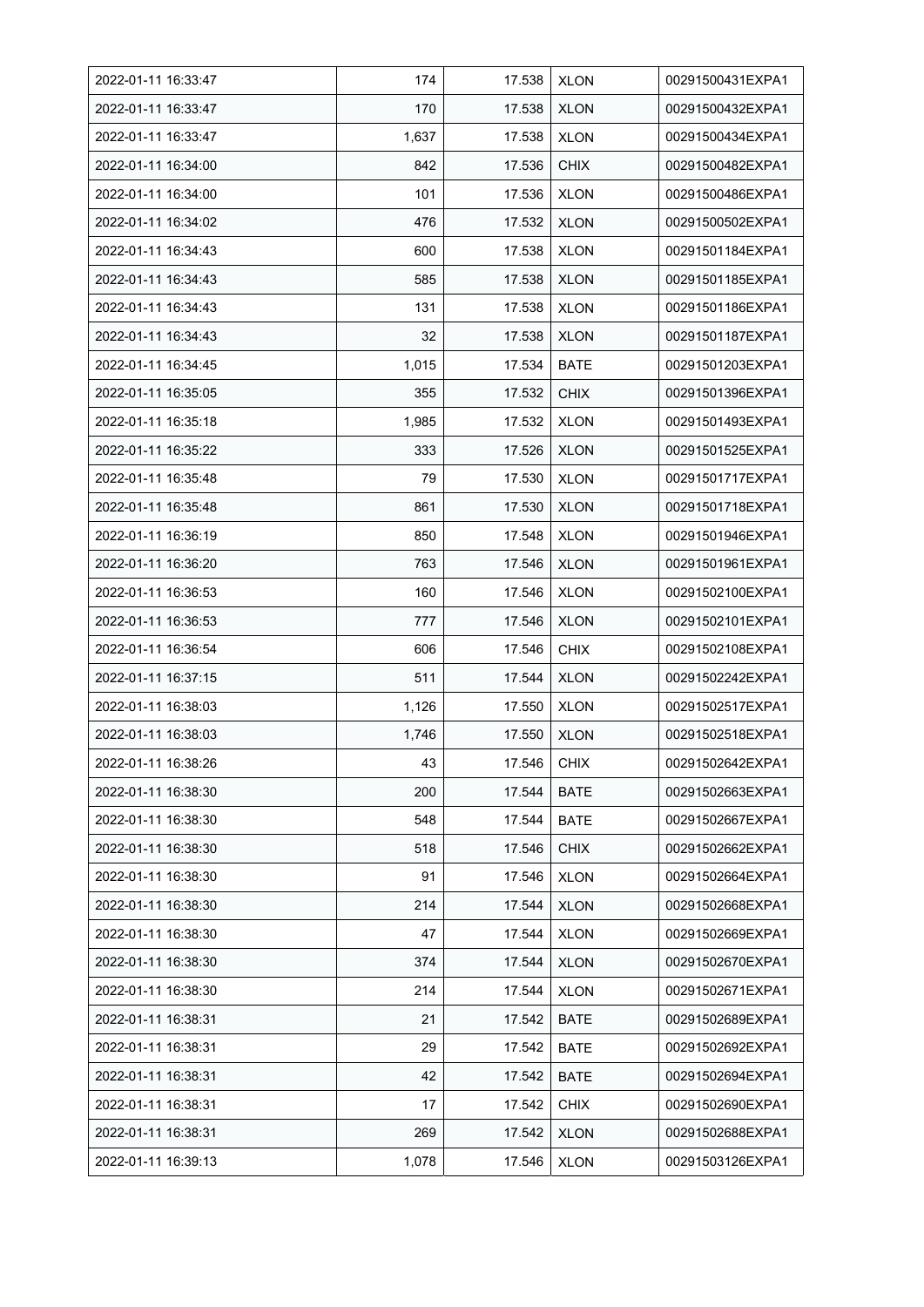| 2022-01-11 16:33:47 | 174 | 17.538 | XLON | 00291500431EXPA1 |
|---|---|---|---|---|
| 2022-01-11 16:33:47 | 170 | 17.538 | XLON | 00291500432EXPA1 |
| 2022-01-11 16:33:47 | 1,637 | 17.538 | XLON | 00291500434EXPA1 |
| 2022-01-11 16:34:00 | 842 | 17.536 | CHIX | 00291500482EXPA1 |
| 2022-01-11 16:34:00 | 101 | 17.536 | XLON | 00291500486EXPA1 |
| 2022-01-11 16:34:02 | 476 | 17.532 | XLON | 00291500502EXPA1 |
| 2022-01-11 16:34:43 | 600 | 17.538 | XLON | 00291501184EXPA1 |
| 2022-01-11 16:34:43 | 585 | 17.538 | XLON | 00291501185EXPA1 |
| 2022-01-11 16:34:43 | 131 | 17.538 | XLON | 00291501186EXPA1 |
| 2022-01-11 16:34:43 | 32 | 17.538 | XLON | 00291501187EXPA1 |
| 2022-01-11 16:34:45 | 1,015 | 17.534 | BATE | 00291501203EXPA1 |
| 2022-01-11 16:35:05 | 355 | 17.532 | CHIX | 00291501396EXPA1 |
| 2022-01-11 16:35:18 | 1,985 | 17.532 | XLON | 00291501493EXPA1 |
| 2022-01-11 16:35:22 | 333 | 17.526 | XLON | 00291501525EXPA1 |
| 2022-01-11 16:35:48 | 79 | 17.530 | XLON | 00291501717EXPA1 |
| 2022-01-11 16:35:48 | 861 | 17.530 | XLON | 00291501718EXPA1 |
| 2022-01-11 16:36:19 | 850 | 17.548 | XLON | 00291501946EXPA1 |
| 2022-01-11 16:36:20 | 763 | 17.546 | XLON | 00291501961EXPA1 |
| 2022-01-11 16:36:53 | 160 | 17.546 | XLON | 00291502100EXPA1 |
| 2022-01-11 16:36:53 | 777 | 17.546 | XLON | 00291502101EXPA1 |
| 2022-01-11 16:36:54 | 606 | 17.546 | CHIX | 00291502108EXPA1 |
| 2022-01-11 16:37:15 | 511 | 17.544 | XLON | 00291502242EXPA1 |
| 2022-01-11 16:38:03 | 1,126 | 17.550 | XLON | 00291502517EXPA1 |
| 2022-01-11 16:38:03 | 1,746 | 17.550 | XLON | 00291502518EXPA1 |
| 2022-01-11 16:38:26 | 43 | 17.546 | CHIX | 00291502642EXPA1 |
| 2022-01-11 16:38:30 | 200 | 17.544 | BATE | 00291502663EXPA1 |
| 2022-01-11 16:38:30 | 548 | 17.544 | BATE | 00291502667EXPA1 |
| 2022-01-11 16:38:30 | 518 | 17.546 | CHIX | 00291502662EXPA1 |
| 2022-01-11 16:38:30 | 91 | 17.546 | XLON | 00291502664EXPA1 |
| 2022-01-11 16:38:30 | 214 | 17.544 | XLON | 00291502668EXPA1 |
| 2022-01-11 16:38:30 | 47 | 17.544 | XLON | 00291502669EXPA1 |
| 2022-01-11 16:38:30 | 374 | 17.544 | XLON | 00291502670EXPA1 |
| 2022-01-11 16:38:30 | 214 | 17.544 | XLON | 00291502671EXPA1 |
| 2022-01-11 16:38:31 | 21 | 17.542 | BATE | 00291502689EXPA1 |
| 2022-01-11 16:38:31 | 29 | 17.542 | BATE | 00291502692EXPA1 |
| 2022-01-11 16:38:31 | 42 | 17.542 | BATE | 00291502694EXPA1 |
| 2022-01-11 16:38:31 | 17 | 17.542 | CHIX | 00291502690EXPA1 |
| 2022-01-11 16:38:31 | 269 | 17.542 | XLON | 00291502688EXPA1 |
| 2022-01-11 16:39:13 | 1,078 | 17.546 | XLON | 00291503126EXPA1 |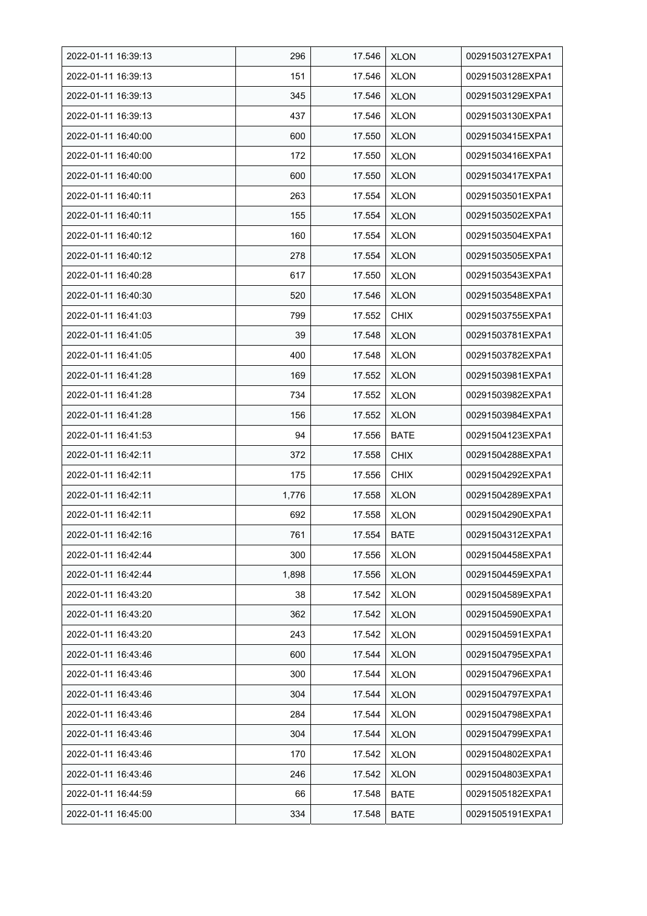| 2022-01-11 16:39:13 | 296 | 17.546 | XLON | 00291503127EXPA1 |
|---|---|---|---|---|
| 2022-01-11 16:39:13 | 151 | 17.546 | XLON | 00291503128EXPA1 |
| 2022-01-11 16:39:13 | 345 | 17.546 | XLON | 00291503129EXPA1 |
| 2022-01-11 16:39:13 | 437 | 17.546 | XLON | 00291503130EXPA1 |
| 2022-01-11 16:40:00 | 600 | 17.550 | XLON | 00291503415EXPA1 |
| 2022-01-11 16:40:00 | 172 | 17.550 | XLON | 00291503416EXPA1 |
| 2022-01-11 16:40:00 | 600 | 17.550 | XLON | 00291503417EXPA1 |
| 2022-01-11 16:40:11 | 263 | 17.554 | XLON | 00291503501EXPA1 |
| 2022-01-11 16:40:11 | 155 | 17.554 | XLON | 00291503502EXPA1 |
| 2022-01-11 16:40:12 | 160 | 17.554 | XLON | 00291503504EXPA1 |
| 2022-01-11 16:40:12 | 278 | 17.554 | XLON | 00291503505EXPA1 |
| 2022-01-11 16:40:28 | 617 | 17.550 | XLON | 00291503543EXPA1 |
| 2022-01-11 16:40:30 | 520 | 17.546 | XLON | 00291503548EXPA1 |
| 2022-01-11 16:41:03 | 799 | 17.552 | CHIX | 00291503755EXPA1 |
| 2022-01-11 16:41:05 | 39 | 17.548 | XLON | 00291503781EXPA1 |
| 2022-01-11 16:41:05 | 400 | 17.548 | XLON | 00291503782EXPA1 |
| 2022-01-11 16:41:28 | 169 | 17.552 | XLON | 00291503981EXPA1 |
| 2022-01-11 16:41:28 | 734 | 17.552 | XLON | 00291503982EXPA1 |
| 2022-01-11 16:41:28 | 156 | 17.552 | XLON | 00291503984EXPA1 |
| 2022-01-11 16:41:53 | 94 | 17.556 | BATE | 00291504123EXPA1 |
| 2022-01-11 16:42:11 | 372 | 17.558 | CHIX | 00291504288EXPA1 |
| 2022-01-11 16:42:11 | 175 | 17.556 | CHIX | 00291504292EXPA1 |
| 2022-01-11 16:42:11 | 1,776 | 17.558 | XLON | 00291504289EXPA1 |
| 2022-01-11 16:42:11 | 692 | 17.558 | XLON | 00291504290EXPA1 |
| 2022-01-11 16:42:16 | 761 | 17.554 | BATE | 00291504312EXPA1 |
| 2022-01-11 16:42:44 | 300 | 17.556 | XLON | 00291504458EXPA1 |
| 2022-01-11 16:42:44 | 1,898 | 17.556 | XLON | 00291504459EXPA1 |
| 2022-01-11 16:43:20 | 38 | 17.542 | XLON | 00291504589EXPA1 |
| 2022-01-11 16:43:20 | 362 | 17.542 | XLON | 00291504590EXPA1 |
| 2022-01-11 16:43:20 | 243 | 17.542 | XLON | 00291504591EXPA1 |
| 2022-01-11 16:43:46 | 600 | 17.544 | XLON | 00291504795EXPA1 |
| 2022-01-11 16:43:46 | 300 | 17.544 | XLON | 00291504796EXPA1 |
| 2022-01-11 16:43:46 | 304 | 17.544 | XLON | 00291504797EXPA1 |
| 2022-01-11 16:43:46 | 284 | 17.544 | XLON | 00291504798EXPA1 |
| 2022-01-11 16:43:46 | 304 | 17.544 | XLON | 00291504799EXPA1 |
| 2022-01-11 16:43:46 | 170 | 17.542 | XLON | 00291504802EXPA1 |
| 2022-01-11 16:43:46 | 246 | 17.542 | XLON | 00291504803EXPA1 |
| 2022-01-11 16:44:59 | 66 | 17.548 | BATE | 00291505182EXPA1 |
| 2022-01-11 16:45:00 | 334 | 17.548 | BATE | 00291505191EXPA1 |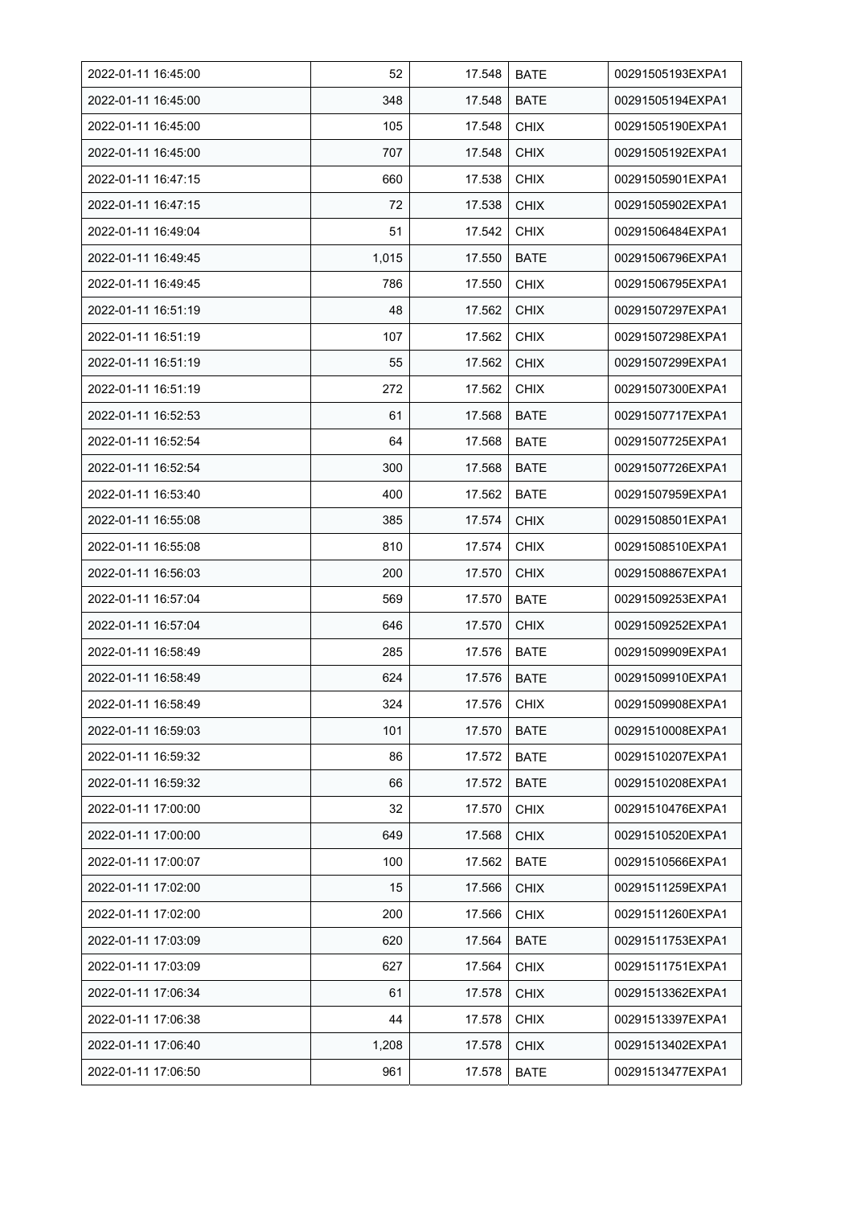| | | | | |
|---|---|---|---|---|
| 2022-01-11 16:45:00 | 52 | 17.548 | BATE | 00291505193EXPA1 |
| 2022-01-11 16:45:00 | 348 | 17.548 | BATE | 00291505194EXPA1 |
| 2022-01-11 16:45:00 | 105 | 17.548 | CHIX | 00291505190EXPA1 |
| 2022-01-11 16:45:00 | 707 | 17.548 | CHIX | 00291505192EXPA1 |
| 2022-01-11 16:47:15 | 660 | 17.538 | CHIX | 00291505901EXPA1 |
| 2022-01-11 16:47:15 | 72 | 17.538 | CHIX | 00291505902EXPA1 |
| 2022-01-11 16:49:04 | 51 | 17.542 | CHIX | 00291506484EXPA1 |
| 2022-01-11 16:49:45 | 1,015 | 17.550 | BATE | 00291506796EXPA1 |
| 2022-01-11 16:49:45 | 786 | 17.550 | CHIX | 00291506795EXPA1 |
| 2022-01-11 16:51:19 | 48 | 17.562 | CHIX | 00291507297EXPA1 |
| 2022-01-11 16:51:19 | 107 | 17.562 | CHIX | 00291507298EXPA1 |
| 2022-01-11 16:51:19 | 55 | 17.562 | CHIX | 00291507299EXPA1 |
| 2022-01-11 16:51:19 | 272 | 17.562 | CHIX | 00291507300EXPA1 |
| 2022-01-11 16:52:53 | 61 | 17.568 | BATE | 00291507717EXPA1 |
| 2022-01-11 16:52:54 | 64 | 17.568 | BATE | 00291507725EXPA1 |
| 2022-01-11 16:52:54 | 300 | 17.568 | BATE | 00291507726EXPA1 |
| 2022-01-11 16:53:40 | 400 | 17.562 | BATE | 00291507959EXPA1 |
| 2022-01-11 16:55:08 | 385 | 17.574 | CHIX | 00291508501EXPA1 |
| 2022-01-11 16:55:08 | 810 | 17.574 | CHIX | 00291508510EXPA1 |
| 2022-01-11 16:56:03 | 200 | 17.570 | CHIX | 00291508867EXPA1 |
| 2022-01-11 16:57:04 | 569 | 17.570 | BATE | 00291509253EXPA1 |
| 2022-01-11 16:57:04 | 646 | 17.570 | CHIX | 00291509252EXPA1 |
| 2022-01-11 16:58:49 | 285 | 17.576 | BATE | 00291509909EXPA1 |
| 2022-01-11 16:58:49 | 624 | 17.576 | BATE | 00291509910EXPA1 |
| 2022-01-11 16:58:49 | 324 | 17.576 | CHIX | 00291509908EXPA1 |
| 2022-01-11 16:59:03 | 101 | 17.570 | BATE | 00291510008EXPA1 |
| 2022-01-11 16:59:32 | 86 | 17.572 | BATE | 00291510207EXPA1 |
| 2022-01-11 16:59:32 | 66 | 17.572 | BATE | 00291510208EXPA1 |
| 2022-01-11 17:00:00 | 32 | 17.570 | CHIX | 00291510476EXPA1 |
| 2022-01-11 17:00:00 | 649 | 17.568 | CHIX | 00291510520EXPA1 |
| 2022-01-11 17:00:07 | 100 | 17.562 | BATE | 00291510566EXPA1 |
| 2022-01-11 17:02:00 | 15 | 17.566 | CHIX | 00291511259EXPA1 |
| 2022-01-11 17:02:00 | 200 | 17.566 | CHIX | 00291511260EXPA1 |
| 2022-01-11 17:03:09 | 620 | 17.564 | BATE | 00291511753EXPA1 |
| 2022-01-11 17:03:09 | 627 | 17.564 | CHIX | 00291511751EXPA1 |
| 2022-01-11 17:06:34 | 61 | 17.578 | CHIX | 00291513362EXPA1 |
| 2022-01-11 17:06:38 | 44 | 17.578 | CHIX | 00291513397EXPA1 |
| 2022-01-11 17:06:40 | 1,208 | 17.578 | CHIX | 00291513402EXPA1 |
| 2022-01-11 17:06:50 | 961 | 17.578 | BATE | 00291513477EXPA1 |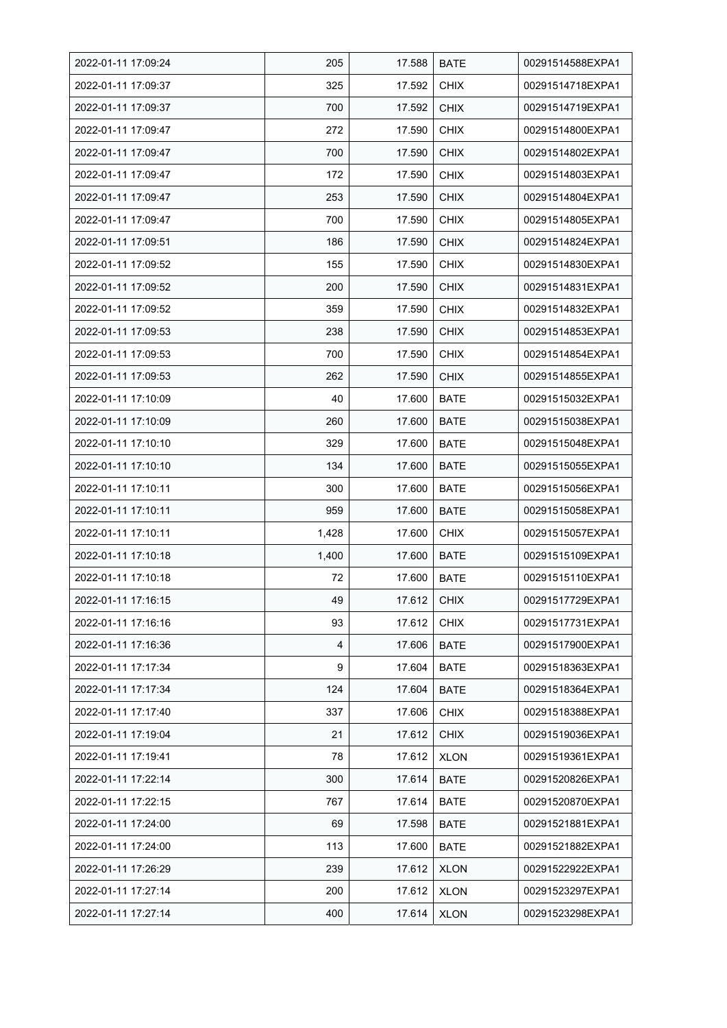| 2022-01-11 17:09:24 | 205 | 17.588 | BATE | 00291514588EXPA1 |
|---|---|---|---|---|
| 2022-01-11 17:09:37 | 325 | 17.592 | CHIX | 00291514718EXPA1 |
| 2022-01-11 17:09:37 | 700 | 17.592 | CHIX | 00291514719EXPA1 |
| 2022-01-11 17:09:47 | 272 | 17.590 | CHIX | 00291514800EXPA1 |
| 2022-01-11 17:09:47 | 700 | 17.590 | CHIX | 00291514802EXPA1 |
| 2022-01-11 17:09:47 | 172 | 17.590 | CHIX | 00291514803EXPA1 |
| 2022-01-11 17:09:47 | 253 | 17.590 | CHIX | 00291514804EXPA1 |
| 2022-01-11 17:09:47 | 700 | 17.590 | CHIX | 00291514805EXPA1 |
| 2022-01-11 17:09:51 | 186 | 17.590 | CHIX | 00291514824EXPA1 |
| 2022-01-11 17:09:52 | 155 | 17.590 | CHIX | 00291514830EXPA1 |
| 2022-01-11 17:09:52 | 200 | 17.590 | CHIX | 00291514831EXPA1 |
| 2022-01-11 17:09:52 | 359 | 17.590 | CHIX | 00291514832EXPA1 |
| 2022-01-11 17:09:53 | 238 | 17.590 | CHIX | 00291514853EXPA1 |
| 2022-01-11 17:09:53 | 700 | 17.590 | CHIX | 00291514854EXPA1 |
| 2022-01-11 17:09:53 | 262 | 17.590 | CHIX | 00291514855EXPA1 |
| 2022-01-11 17:10:09 | 40 | 17.600 | BATE | 00291515032EXPA1 |
| 2022-01-11 17:10:09 | 260 | 17.600 | BATE | 00291515038EXPA1 |
| 2022-01-11 17:10:10 | 329 | 17.600 | BATE | 00291515048EXPA1 |
| 2022-01-11 17:10:10 | 134 | 17.600 | BATE | 00291515055EXPA1 |
| 2022-01-11 17:10:11 | 300 | 17.600 | BATE | 00291515056EXPA1 |
| 2022-01-11 17:10:11 | 959 | 17.600 | BATE | 00291515058EXPA1 |
| 2022-01-11 17:10:11 | 1,428 | 17.600 | CHIX | 00291515057EXPA1 |
| 2022-01-11 17:10:18 | 1,400 | 17.600 | BATE | 00291515109EXPA1 |
| 2022-01-11 17:10:18 | 72 | 17.600 | BATE | 00291515110EXPA1 |
| 2022-01-11 17:16:15 | 49 | 17.612 | CHIX | 00291517729EXPA1 |
| 2022-01-11 17:16:16 | 93 | 17.612 | CHIX | 00291517731EXPA1 |
| 2022-01-11 17:16:36 | 4 | 17.606 | BATE | 00291517900EXPA1 |
| 2022-01-11 17:17:34 | 9 | 17.604 | BATE | 00291518363EXPA1 |
| 2022-01-11 17:17:34 | 124 | 17.604 | BATE | 00291518364EXPA1 |
| 2022-01-11 17:17:40 | 337 | 17.606 | CHIX | 00291518388EXPA1 |
| 2022-01-11 17:19:04 | 21 | 17.612 | CHIX | 00291519036EXPA1 |
| 2022-01-11 17:19:41 | 78 | 17.612 | XLON | 00291519361EXPA1 |
| 2022-01-11 17:22:14 | 300 | 17.614 | BATE | 00291520826EXPA1 |
| 2022-01-11 17:22:15 | 767 | 17.614 | BATE | 00291520870EXPA1 |
| 2022-01-11 17:24:00 | 69 | 17.598 | BATE | 00291521881EXPA1 |
| 2022-01-11 17:24:00 | 113 | 17.600 | BATE | 00291521882EXPA1 |
| 2022-01-11 17:26:29 | 239 | 17.612 | XLON | 00291522922EXPA1 |
| 2022-01-11 17:27:14 | 200 | 17.612 | XLON | 00291523297EXPA1 |
| 2022-01-11 17:27:14 | 400 | 17.614 | XLON | 00291523298EXPA1 |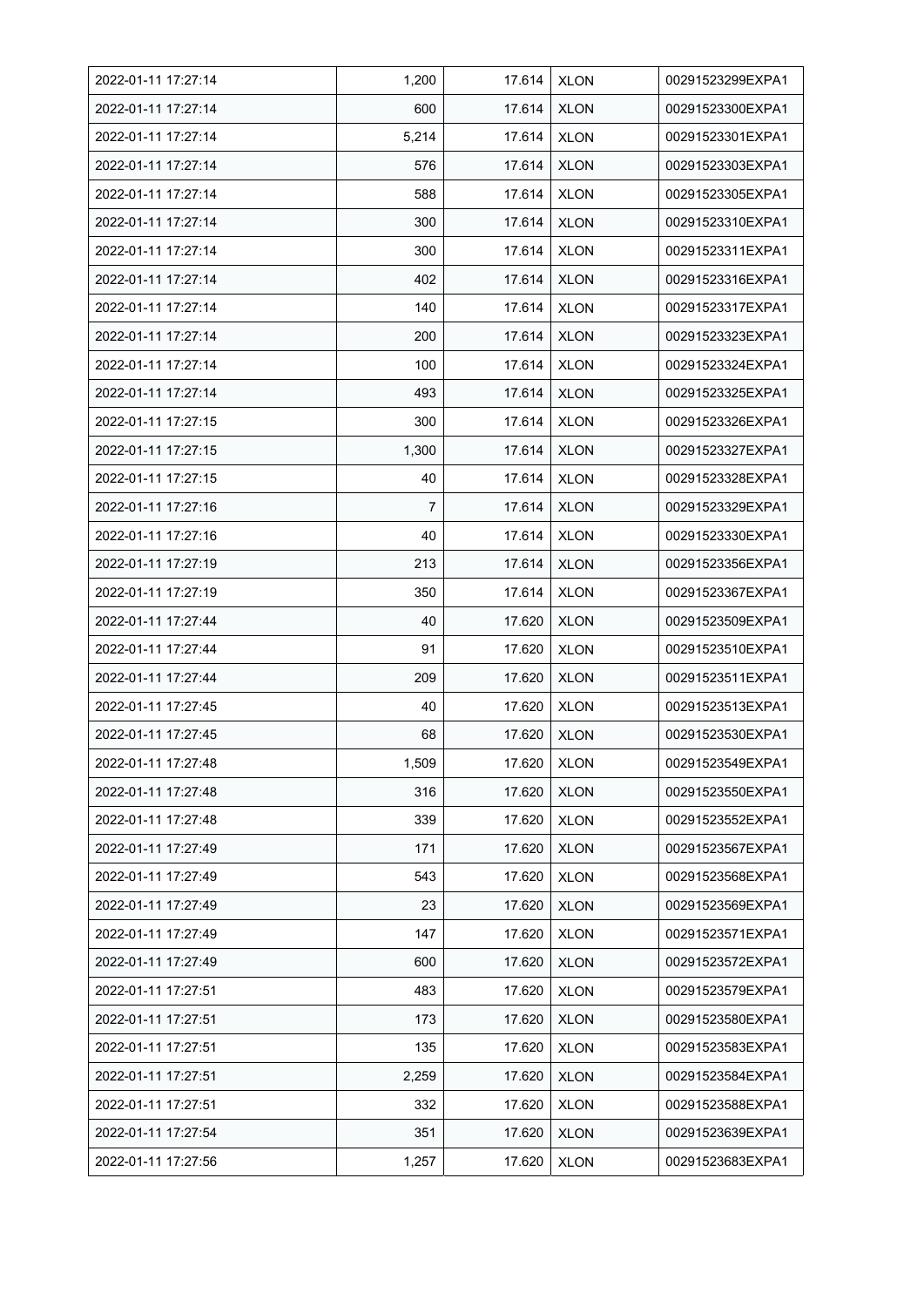| 2022-01-11 17:27:14 | 1,200 | 17.614 | XLON | 00291523299EXPA1 |
|---|---|---|---|---|
| 2022-01-11 17:27:14 | 600 | 17.614 | XLON | 00291523300EXPA1 |
| 2022-01-11 17:27:14 | 5,214 | 17.614 | XLON | 00291523301EXPA1 |
| 2022-01-11 17:27:14 | 576 | 17.614 | XLON | 00291523303EXPA1 |
| 2022-01-11 17:27:14 | 588 | 17.614 | XLON | 00291523305EXPA1 |
| 2022-01-11 17:27:14 | 300 | 17.614 | XLON | 00291523310EXPA1 |
| 2022-01-11 17:27:14 | 300 | 17.614 | XLON | 00291523311EXPA1 |
| 2022-01-11 17:27:14 | 402 | 17.614 | XLON | 00291523316EXPA1 |
| 2022-01-11 17:27:14 | 140 | 17.614 | XLON | 00291523317EXPA1 |
| 2022-01-11 17:27:14 | 200 | 17.614 | XLON | 00291523323EXPA1 |
| 2022-01-11 17:27:14 | 100 | 17.614 | XLON | 00291523324EXPA1 |
| 2022-01-11 17:27:14 | 493 | 17.614 | XLON | 00291523325EXPA1 |
| 2022-01-11 17:27:15 | 300 | 17.614 | XLON | 00291523326EXPA1 |
| 2022-01-11 17:27:15 | 1,300 | 17.614 | XLON | 00291523327EXPA1 |
| 2022-01-11 17:27:15 | 40 | 17.614 | XLON | 00291523328EXPA1 |
| 2022-01-11 17:27:16 | 7 | 17.614 | XLON | 00291523329EXPA1 |
| 2022-01-11 17:27:16 | 40 | 17.614 | XLON | 00291523330EXPA1 |
| 2022-01-11 17:27:19 | 213 | 17.614 | XLON | 00291523356EXPA1 |
| 2022-01-11 17:27:19 | 350 | 17.614 | XLON | 00291523367EXPA1 |
| 2022-01-11 17:27:44 | 40 | 17.620 | XLON | 00291523509EXPA1 |
| 2022-01-11 17:27:44 | 91 | 17.620 | XLON | 00291523510EXPA1 |
| 2022-01-11 17:27:44 | 209 | 17.620 | XLON | 00291523511EXPA1 |
| 2022-01-11 17:27:45 | 40 | 17.620 | XLON | 00291523513EXPA1 |
| 2022-01-11 17:27:45 | 68 | 17.620 | XLON | 00291523530EXPA1 |
| 2022-01-11 17:27:48 | 1,509 | 17.620 | XLON | 00291523549EXPA1 |
| 2022-01-11 17:27:48 | 316 | 17.620 | XLON | 00291523550EXPA1 |
| 2022-01-11 17:27:48 | 339 | 17.620 | XLON | 00291523552EXPA1 |
| 2022-01-11 17:27:49 | 171 | 17.620 | XLON | 00291523567EXPA1 |
| 2022-01-11 17:27:49 | 543 | 17.620 | XLON | 00291523568EXPA1 |
| 2022-01-11 17:27:49 | 23 | 17.620 | XLON | 00291523569EXPA1 |
| 2022-01-11 17:27:49 | 147 | 17.620 | XLON | 00291523571EXPA1 |
| 2022-01-11 17:27:49 | 600 | 17.620 | XLON | 00291523572EXPA1 |
| 2022-01-11 17:27:51 | 483 | 17.620 | XLON | 00291523579EXPA1 |
| 2022-01-11 17:27:51 | 173 | 17.620 | XLON | 00291523580EXPA1 |
| 2022-01-11 17:27:51 | 135 | 17.620 | XLON | 00291523583EXPA1 |
| 2022-01-11 17:27:51 | 2,259 | 17.620 | XLON | 00291523584EXPA1 |
| 2022-01-11 17:27:51 | 332 | 17.620 | XLON | 00291523588EXPA1 |
| 2022-01-11 17:27:54 | 351 | 17.620 | XLON | 00291523639EXPA1 |
| 2022-01-11 17:27:56 | 1,257 | 17.620 | XLON | 00291523683EXPA1 |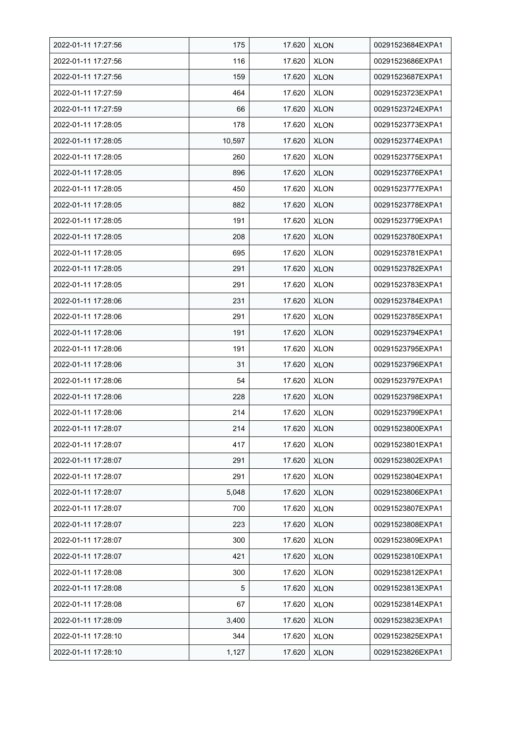| 2022-01-11 17:27:56 | 175 | 17.620 | XLON | 00291523684EXPA1 |
|---|---|---|---|---|
| 2022-01-11 17:27:56 | 116 | 17.620 | XLON | 00291523686EXPA1 |
| 2022-01-11 17:27:56 | 159 | 17.620 | XLON | 00291523687EXPA1 |
| 2022-01-11 17:27:59 | 464 | 17.620 | XLON | 00291523723EXPA1 |
| 2022-01-11 17:27:59 | 66 | 17.620 | XLON | 00291523724EXPA1 |
| 2022-01-11 17:28:05 | 178 | 17.620 | XLON | 00291523773EXPA1 |
| 2022-01-11 17:28:05 | 10,597 | 17.620 | XLON | 00291523774EXPA1 |
| 2022-01-11 17:28:05 | 260 | 17.620 | XLON | 00291523775EXPA1 |
| 2022-01-11 17:28:05 | 896 | 17.620 | XLON | 00291523776EXPA1 |
| 2022-01-11 17:28:05 | 450 | 17.620 | XLON | 00291523777EXPA1 |
| 2022-01-11 17:28:05 | 882 | 17.620 | XLON | 00291523778EXPA1 |
| 2022-01-11 17:28:05 | 191 | 17.620 | XLON | 00291523779EXPA1 |
| 2022-01-11 17:28:05 | 208 | 17.620 | XLON | 00291523780EXPA1 |
| 2022-01-11 17:28:05 | 695 | 17.620 | XLON | 00291523781EXPA1 |
| 2022-01-11 17:28:05 | 291 | 17.620 | XLON | 00291523782EXPA1 |
| 2022-01-11 17:28:05 | 291 | 17.620 | XLON | 00291523783EXPA1 |
| 2022-01-11 17:28:06 | 231 | 17.620 | XLON | 00291523784EXPA1 |
| 2022-01-11 17:28:06 | 291 | 17.620 | XLON | 00291523785EXPA1 |
| 2022-01-11 17:28:06 | 191 | 17.620 | XLON | 00291523794EXPA1 |
| 2022-01-11 17:28:06 | 191 | 17.620 | XLON | 00291523795EXPA1 |
| 2022-01-11 17:28:06 | 31 | 17.620 | XLON | 00291523796EXPA1 |
| 2022-01-11 17:28:06 | 54 | 17.620 | XLON | 00291523797EXPA1 |
| 2022-01-11 17:28:06 | 228 | 17.620 | XLON | 00291523798EXPA1 |
| 2022-01-11 17:28:06 | 214 | 17.620 | XLON | 00291523799EXPA1 |
| 2022-01-11 17:28:07 | 214 | 17.620 | XLON | 00291523800EXPA1 |
| 2022-01-11 17:28:07 | 417 | 17.620 | XLON | 00291523801EXPA1 |
| 2022-01-11 17:28:07 | 291 | 17.620 | XLON | 00291523802EXPA1 |
| 2022-01-11 17:28:07 | 291 | 17.620 | XLON | 00291523804EXPA1 |
| 2022-01-11 17:28:07 | 5,048 | 17.620 | XLON | 00291523806EXPA1 |
| 2022-01-11 17:28:07 | 700 | 17.620 | XLON | 00291523807EXPA1 |
| 2022-01-11 17:28:07 | 223 | 17.620 | XLON | 00291523808EXPA1 |
| 2022-01-11 17:28:07 | 300 | 17.620 | XLON | 00291523809EXPA1 |
| 2022-01-11 17:28:07 | 421 | 17.620 | XLON | 00291523810EXPA1 |
| 2022-01-11 17:28:08 | 300 | 17.620 | XLON | 00291523812EXPA1 |
| 2022-01-11 17:28:08 | 5 | 17.620 | XLON | 00291523813EXPA1 |
| 2022-01-11 17:28:08 | 67 | 17.620 | XLON | 00291523814EXPA1 |
| 2022-01-11 17:28:09 | 3,400 | 17.620 | XLON | 00291523823EXPA1 |
| 2022-01-11 17:28:10 | 344 | 17.620 | XLON | 00291523825EXPA1 |
| 2022-01-11 17:28:10 | 1,127 | 17.620 | XLON | 00291523826EXPA1 |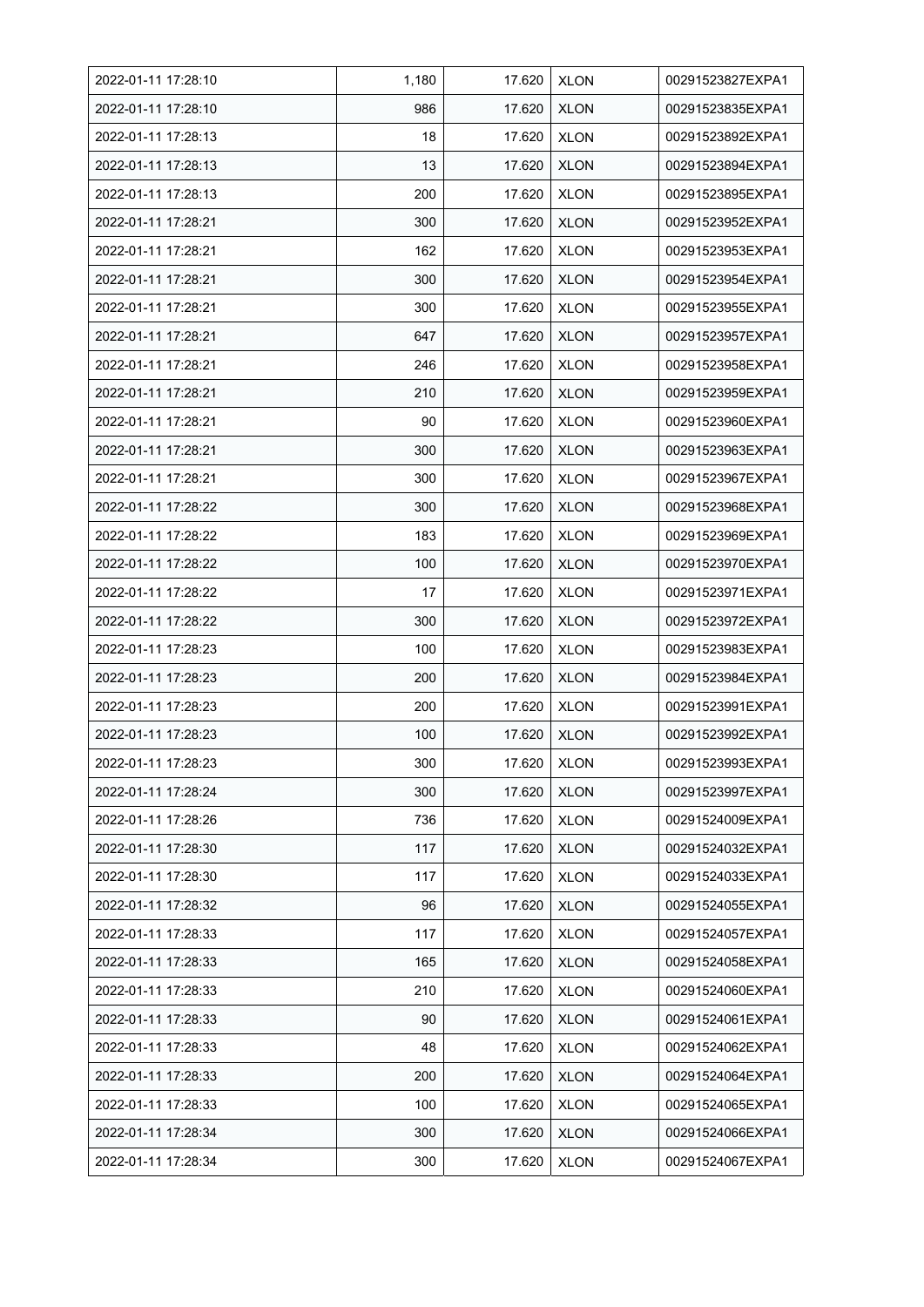| | | | | |
|---|---|---|---|---|
| 2022-01-11 17:28:10 | 1,180 | 17.620 | XLON | 00291523827EXPA1 |
| 2022-01-11 17:28:10 | 986 | 17.620 | XLON | 00291523835EXPA1 |
| 2022-01-11 17:28:13 | 18 | 17.620 | XLON | 00291523892EXPA1 |
| 2022-01-11 17:28:13 | 13 | 17.620 | XLON | 00291523894EXPA1 |
| 2022-01-11 17:28:13 | 200 | 17.620 | XLON | 00291523895EXPA1 |
| 2022-01-11 17:28:21 | 300 | 17.620 | XLON | 00291523952EXPA1 |
| 2022-01-11 17:28:21 | 162 | 17.620 | XLON | 00291523953EXPA1 |
| 2022-01-11 17:28:21 | 300 | 17.620 | XLON | 00291523954EXPA1 |
| 2022-01-11 17:28:21 | 300 | 17.620 | XLON | 00291523955EXPA1 |
| 2022-01-11 17:28:21 | 647 | 17.620 | XLON | 00291523957EXPA1 |
| 2022-01-11 17:28:21 | 246 | 17.620 | XLON | 00291523958EXPA1 |
| 2022-01-11 17:28:21 | 210 | 17.620 | XLON | 00291523959EXPA1 |
| 2022-01-11 17:28:21 | 90 | 17.620 | XLON | 00291523960EXPA1 |
| 2022-01-11 17:28:21 | 300 | 17.620 | XLON | 00291523963EXPA1 |
| 2022-01-11 17:28:21 | 300 | 17.620 | XLON | 00291523967EXPA1 |
| 2022-01-11 17:28:22 | 300 | 17.620 | XLON | 00291523968EXPA1 |
| 2022-01-11 17:28:22 | 183 | 17.620 | XLON | 00291523969EXPA1 |
| 2022-01-11 17:28:22 | 100 | 17.620 | XLON | 00291523970EXPA1 |
| 2022-01-11 17:28:22 | 17 | 17.620 | XLON | 00291523971EXPA1 |
| 2022-01-11 17:28:22 | 300 | 17.620 | XLON | 00291523972EXPA1 |
| 2022-01-11 17:28:23 | 100 | 17.620 | XLON | 00291523983EXPA1 |
| 2022-01-11 17:28:23 | 200 | 17.620 | XLON | 00291523984EXPA1 |
| 2022-01-11 17:28:23 | 200 | 17.620 | XLON | 00291523991EXPA1 |
| 2022-01-11 17:28:23 | 100 | 17.620 | XLON | 00291523992EXPA1 |
| 2022-01-11 17:28:23 | 300 | 17.620 | XLON | 00291523993EXPA1 |
| 2022-01-11 17:28:24 | 300 | 17.620 | XLON | 00291523997EXPA1 |
| 2022-01-11 17:28:26 | 736 | 17.620 | XLON | 00291524009EXPA1 |
| 2022-01-11 17:28:30 | 117 | 17.620 | XLON | 00291524032EXPA1 |
| 2022-01-11 17:28:30 | 117 | 17.620 | XLON | 00291524033EXPA1 |
| 2022-01-11 17:28:32 | 96 | 17.620 | XLON | 00291524055EXPA1 |
| 2022-01-11 17:28:33 | 117 | 17.620 | XLON | 00291524057EXPA1 |
| 2022-01-11 17:28:33 | 165 | 17.620 | XLON | 00291524058EXPA1 |
| 2022-01-11 17:28:33 | 210 | 17.620 | XLON | 00291524060EXPA1 |
| 2022-01-11 17:28:33 | 90 | 17.620 | XLON | 00291524061EXPA1 |
| 2022-01-11 17:28:33 | 48 | 17.620 | XLON | 00291524062EXPA1 |
| 2022-01-11 17:28:33 | 200 | 17.620 | XLON | 00291524064EXPA1 |
| 2022-01-11 17:28:33 | 100 | 17.620 | XLON | 00291524065EXPA1 |
| 2022-01-11 17:28:34 | 300 | 17.620 | XLON | 00291524066EXPA1 |
| 2022-01-11 17:28:34 | 300 | 17.620 | XLON | 00291524067EXPA1 |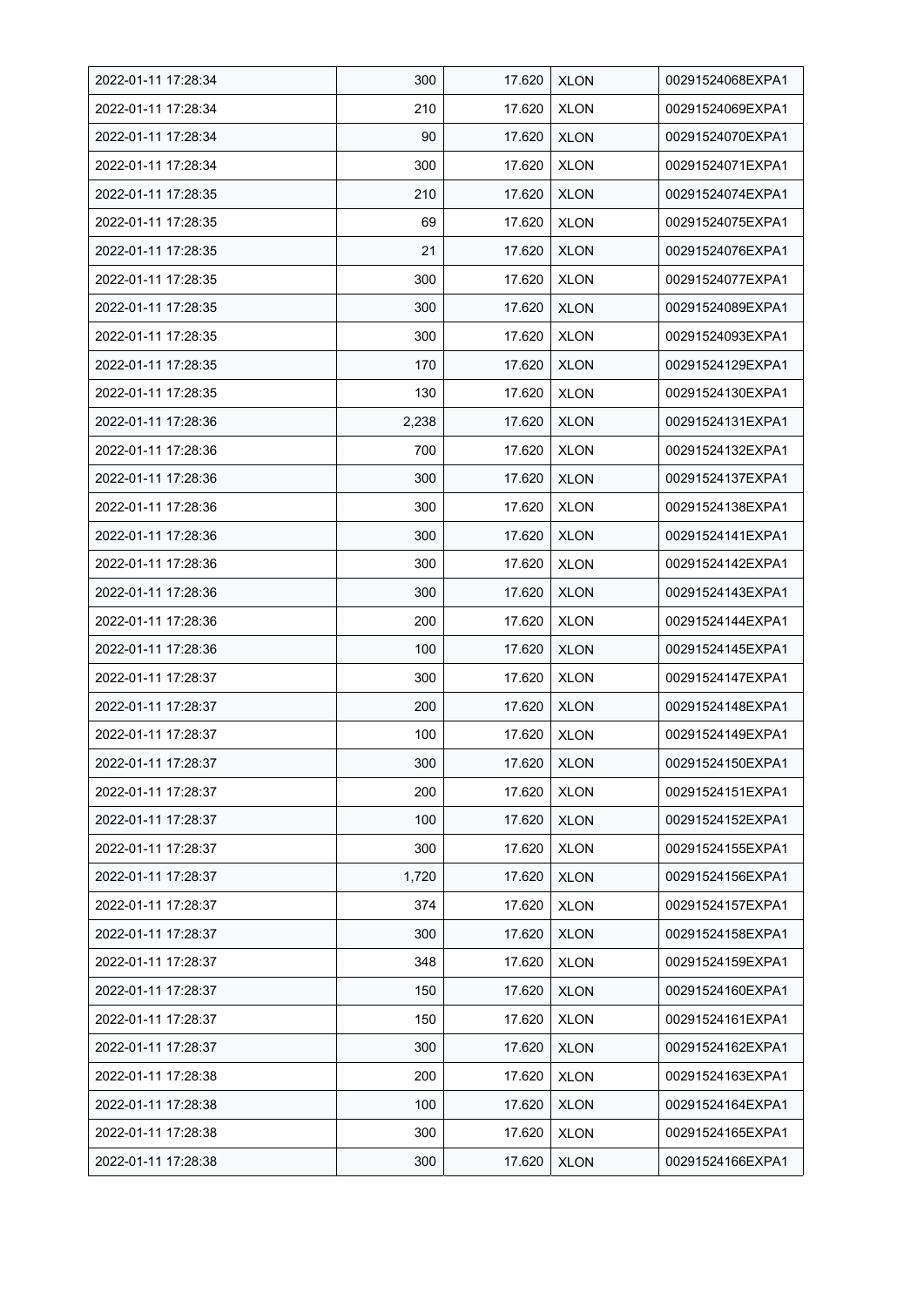| 2022-01-11 17:28:34 | 300 | 17.620 | XLON | 00291524068EXPA1 |
|---|---|---|---|---|
| 2022-01-11 17:28:34 | 210 | 17.620 | XLON | 00291524069EXPA1 |
| 2022-01-11 17:28:34 | 90 | 17.620 | XLON | 00291524070EXPA1 |
| 2022-01-11 17:28:34 | 300 | 17.620 | XLON | 00291524071EXPA1 |
| 2022-01-11 17:28:35 | 210 | 17.620 | XLON | 00291524074EXPA1 |
| 2022-01-11 17:28:35 | 69 | 17.620 | XLON | 00291524075EXPA1 |
| 2022-01-11 17:28:35 | 21 | 17.620 | XLON | 00291524076EXPA1 |
| 2022-01-11 17:28:35 | 300 | 17.620 | XLON | 00291524077EXPA1 |
| 2022-01-11 17:28:35 | 300 | 17.620 | XLON | 00291524089EXPA1 |
| 2022-01-11 17:28:35 | 300 | 17.620 | XLON | 00291524093EXPA1 |
| 2022-01-11 17:28:35 | 170 | 17.620 | XLON | 00291524129EXPA1 |
| 2022-01-11 17:28:35 | 130 | 17.620 | XLON | 00291524130EXPA1 |
| 2022-01-11 17:28:36 | 2,238 | 17.620 | XLON | 00291524131EXPA1 |
| 2022-01-11 17:28:36 | 700 | 17.620 | XLON | 00291524132EXPA1 |
| 2022-01-11 17:28:36 | 300 | 17.620 | XLON | 00291524137EXPA1 |
| 2022-01-11 17:28:36 | 300 | 17.620 | XLON | 00291524138EXPA1 |
| 2022-01-11 17:28:36 | 300 | 17.620 | XLON | 00291524141EXPA1 |
| 2022-01-11 17:28:36 | 300 | 17.620 | XLON | 00291524142EXPA1 |
| 2022-01-11 17:28:36 | 300 | 17.620 | XLON | 00291524143EXPA1 |
| 2022-01-11 17:28:36 | 200 | 17.620 | XLON | 00291524144EXPA1 |
| 2022-01-11 17:28:36 | 100 | 17.620 | XLON | 00291524145EXPA1 |
| 2022-01-11 17:28:37 | 300 | 17.620 | XLON | 00291524147EXPA1 |
| 2022-01-11 17:28:37 | 200 | 17.620 | XLON | 00291524148EXPA1 |
| 2022-01-11 17:28:37 | 100 | 17.620 | XLON | 00291524149EXPA1 |
| 2022-01-11 17:28:37 | 300 | 17.620 | XLON | 00291524150EXPA1 |
| 2022-01-11 17:28:37 | 200 | 17.620 | XLON | 00291524151EXPA1 |
| 2022-01-11 17:28:37 | 100 | 17.620 | XLON | 00291524152EXPA1 |
| 2022-01-11 17:28:37 | 300 | 17.620 | XLON | 00291524155EXPA1 |
| 2022-01-11 17:28:37 | 1,720 | 17.620 | XLON | 00291524156EXPA1 |
| 2022-01-11 17:28:37 | 374 | 17.620 | XLON | 00291524157EXPA1 |
| 2022-01-11 17:28:37 | 300 | 17.620 | XLON | 00291524158EXPA1 |
| 2022-01-11 17:28:37 | 348 | 17.620 | XLON | 00291524159EXPA1 |
| 2022-01-11 17:28:37 | 150 | 17.620 | XLON | 00291524160EXPA1 |
| 2022-01-11 17:28:37 | 150 | 17.620 | XLON | 00291524161EXPA1 |
| 2022-01-11 17:28:37 | 300 | 17.620 | XLON | 00291524162EXPA1 |
| 2022-01-11 17:28:38 | 200 | 17.620 | XLON | 00291524163EXPA1 |
| 2022-01-11 17:28:38 | 100 | 17.620 | XLON | 00291524164EXPA1 |
| 2022-01-11 17:28:38 | 300 | 17.620 | XLON | 00291524165EXPA1 |
| 2022-01-11 17:28:38 | 300 | 17.620 | XLON | 00291524166EXPA1 |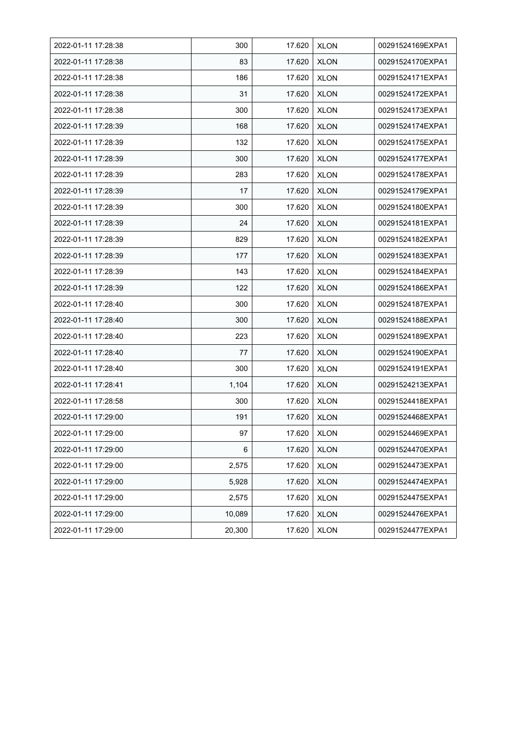| | | | | |
|---|---|---|---|---|
| 2022-01-11 17:28:38 | 300 | 17.620 | XLON | 00291524169EXPA1 |
| 2022-01-11 17:28:38 | 83 | 17.620 | XLON | 00291524170EXPA1 |
| 2022-01-11 17:28:38 | 186 | 17.620 | XLON | 00291524171EXPA1 |
| 2022-01-11 17:28:38 | 31 | 17.620 | XLON | 00291524172EXPA1 |
| 2022-01-11 17:28:38 | 300 | 17.620 | XLON | 00291524173EXPA1 |
| 2022-01-11 17:28:39 | 168 | 17.620 | XLON | 00291524174EXPA1 |
| 2022-01-11 17:28:39 | 132 | 17.620 | XLON | 00291524175EXPA1 |
| 2022-01-11 17:28:39 | 300 | 17.620 | XLON | 00291524177EXPA1 |
| 2022-01-11 17:28:39 | 283 | 17.620 | XLON | 00291524178EXPA1 |
| 2022-01-11 17:28:39 | 17 | 17.620 | XLON | 00291524179EXPA1 |
| 2022-01-11 17:28:39 | 300 | 17.620 | XLON | 00291524180EXPA1 |
| 2022-01-11 17:28:39 | 24 | 17.620 | XLON | 00291524181EXPA1 |
| 2022-01-11 17:28:39 | 829 | 17.620 | XLON | 00291524182EXPA1 |
| 2022-01-11 17:28:39 | 177 | 17.620 | XLON | 00291524183EXPA1 |
| 2022-01-11 17:28:39 | 143 | 17.620 | XLON | 00291524184EXPA1 |
| 2022-01-11 17:28:39 | 122 | 17.620 | XLON | 00291524186EXPA1 |
| 2022-01-11 17:28:40 | 300 | 17.620 | XLON | 00291524187EXPA1 |
| 2022-01-11 17:28:40 | 300 | 17.620 | XLON | 00291524188EXPA1 |
| 2022-01-11 17:28:40 | 223 | 17.620 | XLON | 00291524189EXPA1 |
| 2022-01-11 17:28:40 | 77 | 17.620 | XLON | 00291524190EXPA1 |
| 2022-01-11 17:28:40 | 300 | 17.620 | XLON | 00291524191EXPA1 |
| 2022-01-11 17:28:41 | 1,104 | 17.620 | XLON | 00291524213EXPA1 |
| 2022-01-11 17:28:58 | 300 | 17.620 | XLON | 00291524418EXPA1 |
| 2022-01-11 17:29:00 | 191 | 17.620 | XLON | 00291524468EXPA1 |
| 2022-01-11 17:29:00 | 97 | 17.620 | XLON | 00291524469EXPA1 |
| 2022-01-11 17:29:00 | 6 | 17.620 | XLON | 00291524470EXPA1 |
| 2022-01-11 17:29:00 | 2,575 | 17.620 | XLON | 00291524473EXPA1 |
| 2022-01-11 17:29:00 | 5,928 | 17.620 | XLON | 00291524474EXPA1 |
| 2022-01-11 17:29:00 | 2,575 | 17.620 | XLON | 00291524475EXPA1 |
| 2022-01-11 17:29:00 | 10,089 | 17.620 | XLON | 00291524476EXPA1 |
| 2022-01-11 17:29:00 | 20,300 | 17.620 | XLON | 00291524477EXPA1 |